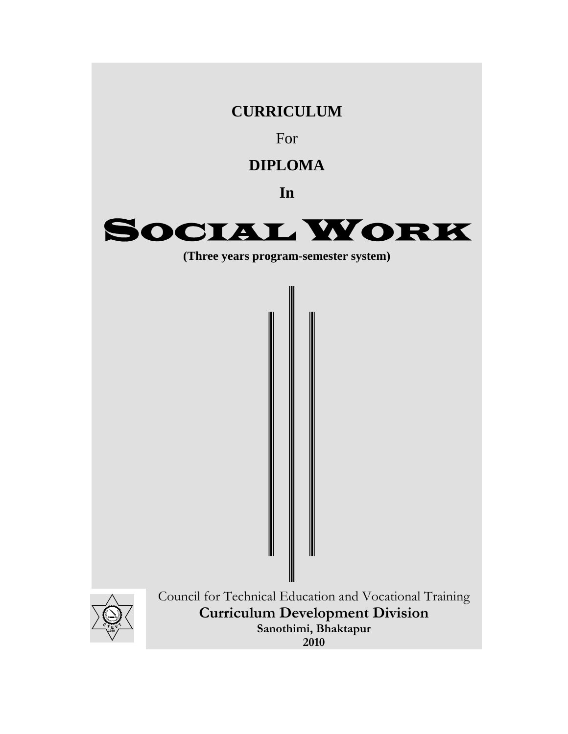**CURRICULUM**

For

**DIPLOMA**

**In**

# SOCIAL WORK

**(Three years program-semester system)**

Council for Technical Education and Vocational Training

**Curriculum Development Division**

**Sanothimi, Bhaktapur**

**2010**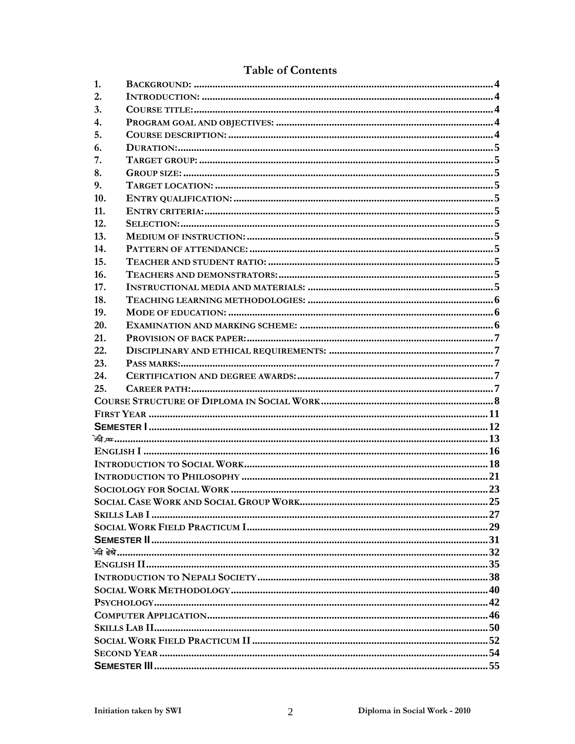# Table of Contents

1. BACKGROUND: ....................................................................................................4
2. INTRODUCTION: .................................................................................................4
3. COURSE TITLE:.....................................................................................................4
4. PROGRAM GOAL AND OBJECTIVES: ....................................................................4
5. COURSE DESCRIPTION: ........................................................................................4
6. DURATION:............................................................................................................5
7. TARGET GROUP: ...................................................................................................5
8. GROUP SIZE: .........................................................................................................5
9. TARGET LOCATION: ..............................................................................................5
10. ENTRY QUALIFICATION: .......................................................................................5
11. ENTRY CRITERIA:..................................................................................................5
12. SELECTION:...........................................................................................................5
13. MEDIUM OF INSTRUCTION: ..................................................................................5
14. PATTERN OF ATTENDANCE: ..................................................................................5
15. TEACHER AND STUDENT RATIO: ...........................................................................5
16. TEACHERS AND DEMONSTRATORS:.......................................................................5
17. INSTRUCTIONAL MEDIA AND MATERIALS: ............................................................5
18. TEACHING LEARNING METHODOLOGIES: ............................................................6
19. MODE OF EDUCATION: .........................................................................................6
20. EXAMINATION AND MARKING SCHEME: ...............................................................6
21. PROVISION OF BACK PAPER:..................................................................................7
22. DISCIPLINARY AND ETHICAL REQUIREMENTS: .....................................................7
23. PASS MARKS:.........................................................................................................7
24. CERTIFICATION AND DEGREE AWARDS:................................................................7
25. CAREER PATH:.......................................................................................................7

COURSE STRUCTURE OF DIPLOMA IN SOCIAL WORK ..................................................8
FIRST YEAR .............................................................................................................11
SEMESTER I .............................................................................................................12
नेपाली प्रथम..............................................................................................................13
ENGLISH I ...............................................................................................................16
INTRODUCTION TO SOCIAL WORK............................................................................18
INTRODUCTION TO PHILOSOPHY .............................................................................21
SOCIOLOGY FOR SOCIAL WORK ...............................................................................23
SOCIAL CASE WORK AND SOCIAL GROUP WORK.......................................................25
SKILLS LAB I ...........................................................................................................27
SOCIAL WORK FIELD PRACTICUM I..........................................................................29
SEMESTER II ...........................................................................................................31
नेपाली द्वितीय............................................................................................................32
ENGLISH II..............................................................................................................35
INTRODUCTION TO NEPALI SOCIETY........................................................................38
SOCIAL WORK METHODOLOGY.................................................................................40
PSYCHOLOGY...........................................................................................................42
COMPUTER APPLICATION.........................................................................................46
SKILLS LAB II..........................................................................................................50
SOCIAL WORK FIELD PRACTICUM II ........................................................................52
SECOND YEAR .........................................................................................................54
SEMESTER III ..........................................................................................................55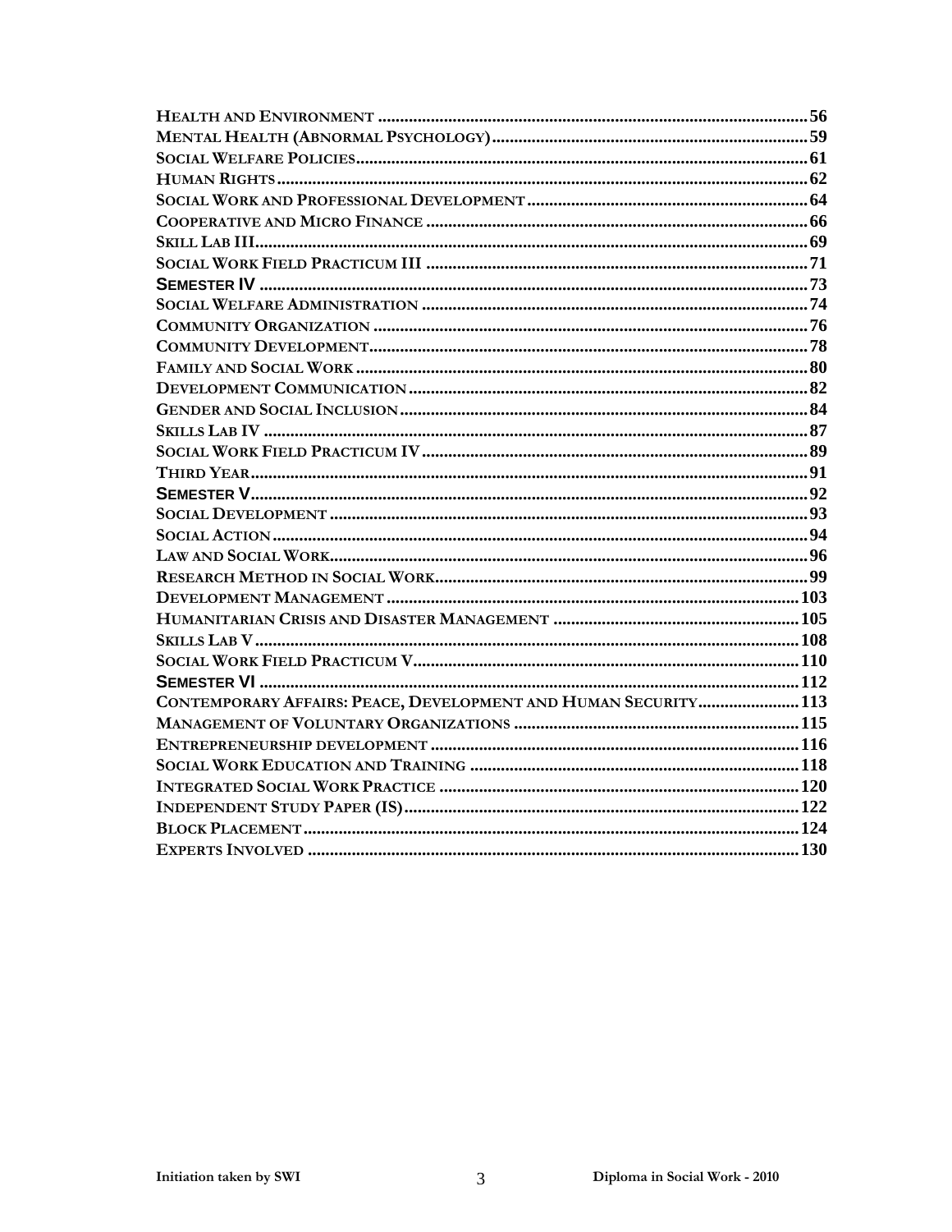Health and Environment ..... 56
Mental Health (Abnormal Psychology) ..... 59
Social Welfare Policies ..... 61
Human Rights ..... 62
Social Work and Professional Development ..... 64
Cooperative and Micro Finance ..... 66
Skill Lab III ..... 69
Social Work Field Practicum III ..... 71
Semester IV ..... 73
Social Welfare Administration ..... 74
Community Organization ..... 76
Community Development ..... 78
Family and Social Work ..... 80
Development Communication ..... 82
Gender and Social Inclusion ..... 84
Skills Lab IV ..... 87
Social Work Field Practicum IV ..... 89
Third Year ..... 91
Semester V ..... 92
Social Development ..... 93
Social Action ..... 94
Law and Social Work ..... 96
Research Method in Social Work ..... 99
Development Management ..... 103
Humanitarian Crisis and Disaster Management ..... 105
Skills Lab V ..... 108
Social Work Field Practicum V ..... 110
Semester VI ..... 112
Contemporary Affairs: Peace, Development and Human Security ..... 113
Management of Voluntary Organizations ..... 115
Entrepreneurship development ..... 116
Social Work Education and Training ..... 118
Integrated Social Work Practice ..... 120
Independent Study Paper (IS) ..... 122
Block Placement ..... 124
Experts Involved ..... 130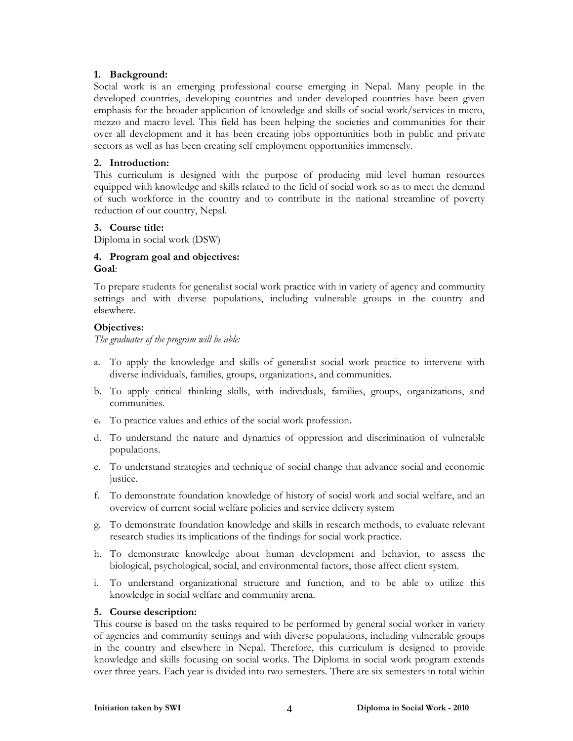**1. Background:**

Social work is an emerging professional course emerging in Nepal. Many people in the developed countries, developing countries and under developed countries have been given emphasis for the broader application of knowledge and skills of social work/services in micro, mezzo and macro level. This field has been helping the societies and communities for their over all development and it has been creating jobs opportunities both in public and private sectors as well as has been creating self employment opportunities immensely.

**2. Introduction:**

This curriculum is designed with the purpose of producing mid level human resources equipped with knowledge and skills related to the field of social work so as to meet the demand of such workforce in the country and to contribute in the national streamline of poverty reduction of our country, Nepal.

**3. Course title:**

Diploma in social work (DSW)

**4. Program goal and objectives:**

**Goal**:

To prepare students for generalist social work practice with in variety of agency and community settings and with diverse populations, including vulnerable groups in the country and elsewhere.

**Objectives:**

*The graduates of the program will be able:*

a. To apply the knowledge and skills of generalist social work practice to intervene with diverse individuals, families, groups, organizations, and communities.

b. To apply critical thinking skills, with individuals, families, groups, organizations, and communities.

c. To practice values and ethics of the social work profession.

d. To understand the nature and dynamics of oppression and discrimination of vulnerable populations.

e. To understand strategies and technique of social change that advance social and economic justice.

f. To demonstrate foundation knowledge of history of social work and social welfare, and an overview of current social welfare policies and service delivery system

g. To demonstrate foundation knowledge and skills in research methods, to evaluate relevant research studies its implications of the findings for social work practice.

h. To demonstrate knowledge about human development and behavior, to assess the biological, psychological, social, and environmental factors, those affect client system.

i. To understand organizational structure and function, and to be able to utilize this knowledge in social welfare and community arena.

**5. Course description:**

This course is based on the tasks required to be performed by general social worker in variety of agencies and community settings and with diverse populations, including vulnerable groups in the country and elsewhere in Nepal. Therefore, this curriculum is designed to provide knowledge and skills focusing on social works. The Diploma in social work program extends over three years. Each year is divided into two semesters. There are six semesters in total within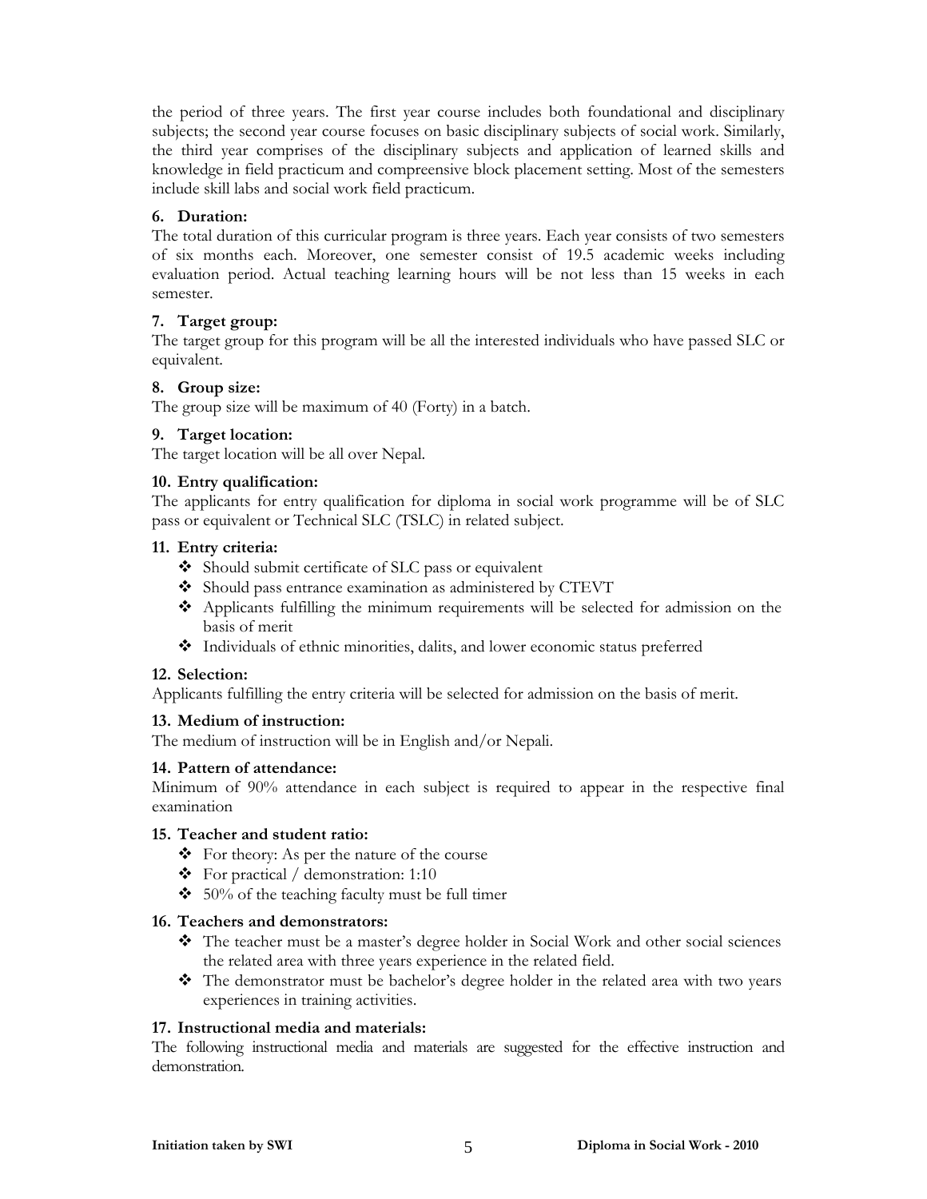the period of three years. The first year course includes both foundational and disciplinary subjects; the second year course focuses on basic disciplinary subjects of social work. Similarly, the third year comprises of the disciplinary subjects and application of learned skills and knowledge in field practicum and compreensive block placement setting. Most of the semesters include skill labs and social work field practicum.

### 6. Duration:

The total duration of this curricular program is three years. Each year consists of two semesters of six months each. Moreover, one semester consist of 19.5 academic weeks including evaluation period. Actual teaching learning hours will be not less than 15 weeks in each semester.

### 7. Target group:

The target group for this program will be all the interested individuals who have passed SLC or equivalent.

### 8. Group size:

The group size will be maximum of 40 (Forty) in a batch.

### 9. Target location:

The target location will be all over Nepal.

### 10. Entry qualification:

The applicants for entry qualification for diploma in social work programme will be of SLC pass or equivalent or Technical SLC (TSLC) in related subject.

### 11. Entry criteria:

- Should submit certificate of SLC pass or equivalent
- Should pass entrance examination as administered by CTEVT
- Applicants fulfilling the minimum requirements will be selected for admission on the basis of merit
- Individuals of ethnic minorities, dalits, and lower economic status preferred

### 12. Selection:

Applicants fulfilling the entry criteria will be selected for admission on the basis of merit.

### 13. Medium of instruction:

The medium of instruction will be in English and/or Nepali.

### 14. Pattern of attendance:

Minimum of 90% attendance in each subject is required to appear in the respective final examination

### 15. Teacher and student ratio:

- For theory: As per the nature of the course
- For practical / demonstration: 1:10
- 50% of the teaching faculty must be full timer

### 16. Teachers and demonstrators:

- The teacher must be a master's degree holder in Social Work and other social sciences the related area with three years experience in the related field.
- The demonstrator must be bachelor's degree holder in the related area with two years experiences in training activities.

### 17. Instructional media and materials:

The following instructional media and materials are suggested for the effective instruction and demonstration.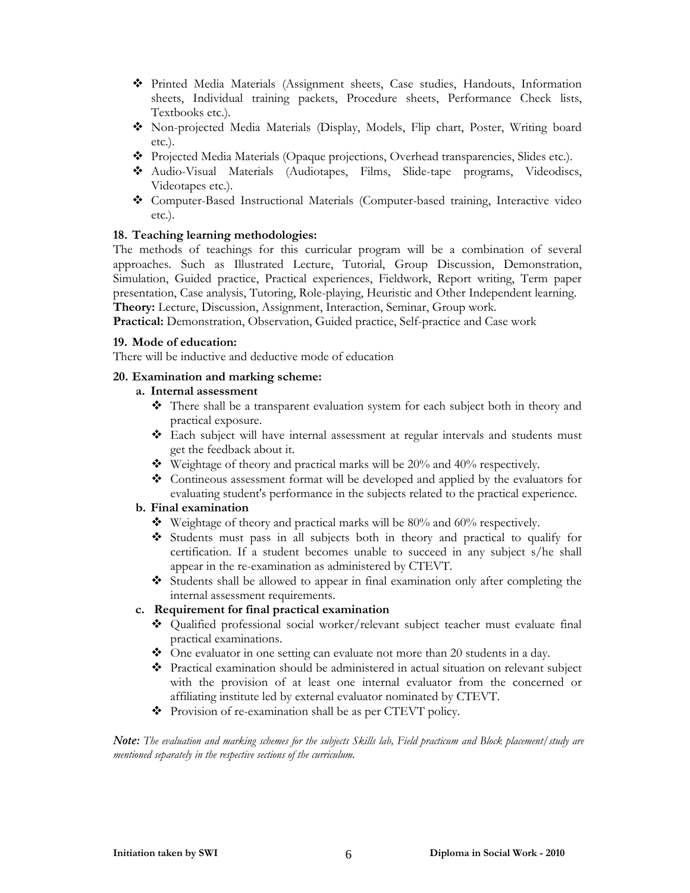- Printed Media Materials (Assignment sheets, Case studies, Handouts, Information sheets, Individual training packets, Procedure sheets, Performance Check lists, Textbooks etc.).
- Non-projected Media Materials (Display, Models, Flip chart, Poster, Writing board etc.).
- Projected Media Materials (Opaque projections, Overhead transparencies, Slides etc.).
- Audio-Visual Materials (Audiotapes, Films, Slide-tape programs, Videodiscs, Videotapes etc.).
- Computer-Based Instructional Materials (Computer-based training, Interactive video etc.).

**18. Teaching learning methodologies:**

The methods of teachings for this curricular program will be a combination of several approaches. Such as Illustrated Lecture, Tutorial, Group Discussion, Demonstration, Simulation, Guided practice, Practical experiences, Fieldwork, Report writing, Term paper presentation, Case analysis, Tutoring, Role-playing, Heuristic and Other Independent learning.

**Theory:** Lecture, Discussion, Assignment, Interaction, Seminar, Group work.

**Practical:** Demonstration, Observation, Guided practice, Self-practice and Case work

**19. Mode of education:**

There will be inductive and deductive mode of education

**20. Examination and marking scheme:**

**a. Internal assessment**

- There shall be a transparent evaluation system for each subject both in theory and practical exposure.
- Each subject will have internal assessment at regular intervals and students must get the feedback about it.
- Weightage of theory and practical marks will be 20% and 40% respectively.
- Contineous assessment format will be developed and applied by the evaluators for evaluating student's performance in the subjects related to the practical experience.

**b. Final examination**

- Weightage of theory and practical marks will be 80% and 60% respectively.
- Students must pass in all subjects both in theory and practical to qualify for certification. If a student becomes unable to succeed in any subject s/he shall appear in the re-examination as administered by CTEVT.
- Students shall be allowed to appear in final examination only after completing the internal assessment requirements.

**c. Requirement for final practical examination**

- Qualified professional social worker/relevant subject teacher must evaluate final practical examinations.
- One evaluator in one setting can evaluate not more than 20 students in a day.
- Practical examination should be administered in actual situation on relevant subject with the provision of at least one internal evaluator from the concerned or affiliating institute led by external evaluator nominated by CTEVT.
- Provision of re-examination shall be as per CTEVT policy.

***Note:*** *The evaluation and marking schemes for the subjects Skills lab, Field practicum and Block placement/study are mentioned separately in the respective sections of the curriculum.*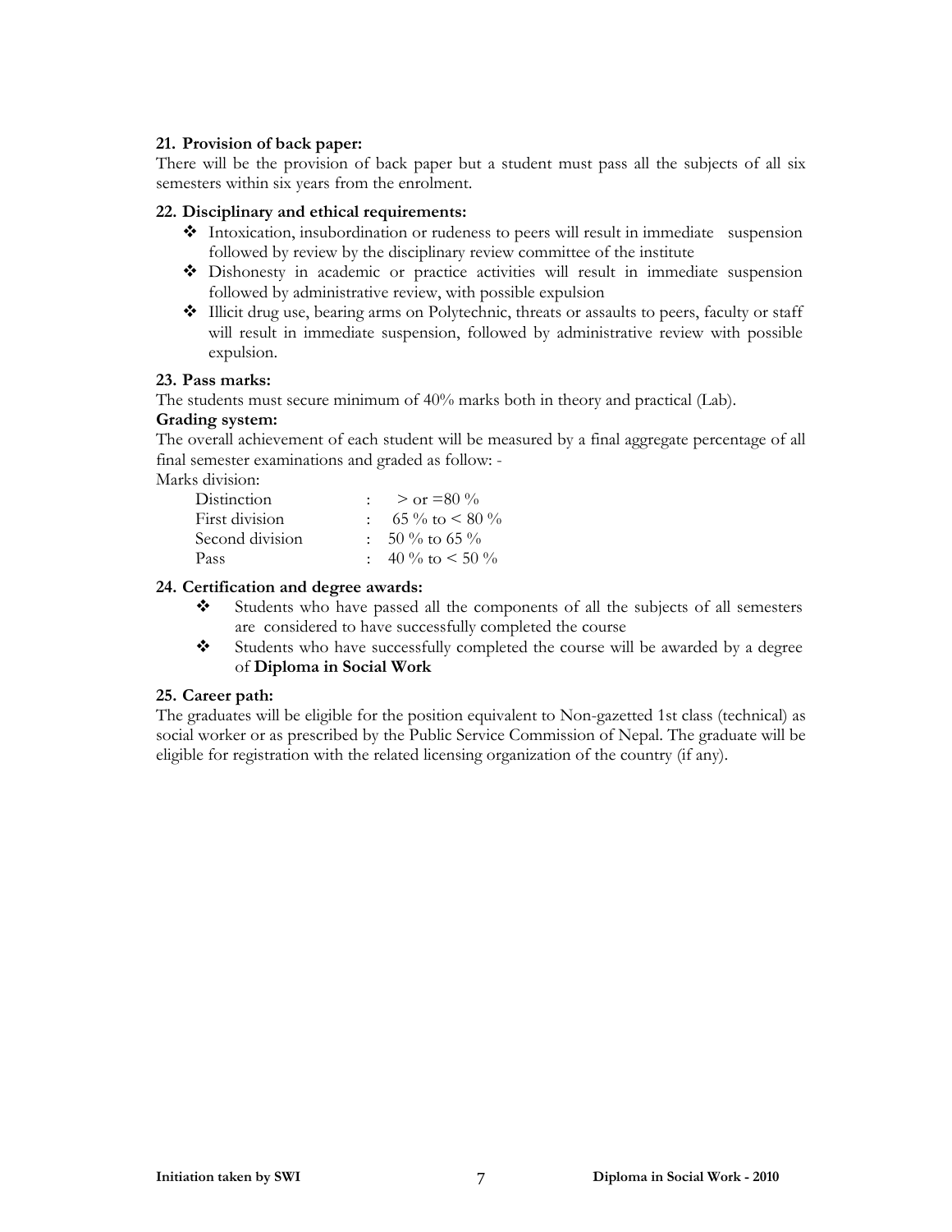## 21. Provision of back paper:

There will be the provision of back paper but a student must pass all the subjects of all six semesters within six years from the enrolment.

## 22. Disciplinary and ethical requirements:

- Intoxication, insubordination or rudeness to peers will result in immediate suspension followed by review by the disciplinary review committee of the institute
- Dishonesty in academic or practice activities will result in immediate suspension followed by administrative review, with possible expulsion
- Illicit drug use, bearing arms on Polytechnic, threats or assaults to peers, faculty or staff will result in immediate suspension, followed by administrative review with possible expulsion.

## 23. Pass marks:

The students must secure minimum of 40% marks both in theory and practical (Lab).

**Grading system:**

The overall achievement of each student will be measured by a final aggregate percentage of all final semester examinations and graded as follow: -

Marks division:

| | | |
|---|---|---|
| Distinction | : | > or =80 % |
| First division | : | 65 % to < 80 % |
| Second division | : | 50 % to 65 % |
| Pass | : | 40 % to < 50 % |

## 24. Certification and degree awards:

- Students who have passed all the components of all the subjects of all semesters are considered to have successfully completed the course
- Students who have successfully completed the course will be awarded by a degree of **Diploma in Social Work**

## 25. Career path:

The graduates will be eligible for the position equivalent to Non-gazetted 1st class (technical) as social worker or as prescribed by the Public Service Commission of Nepal. The graduate will be eligible for registration with the related licensing organization of the country (if any).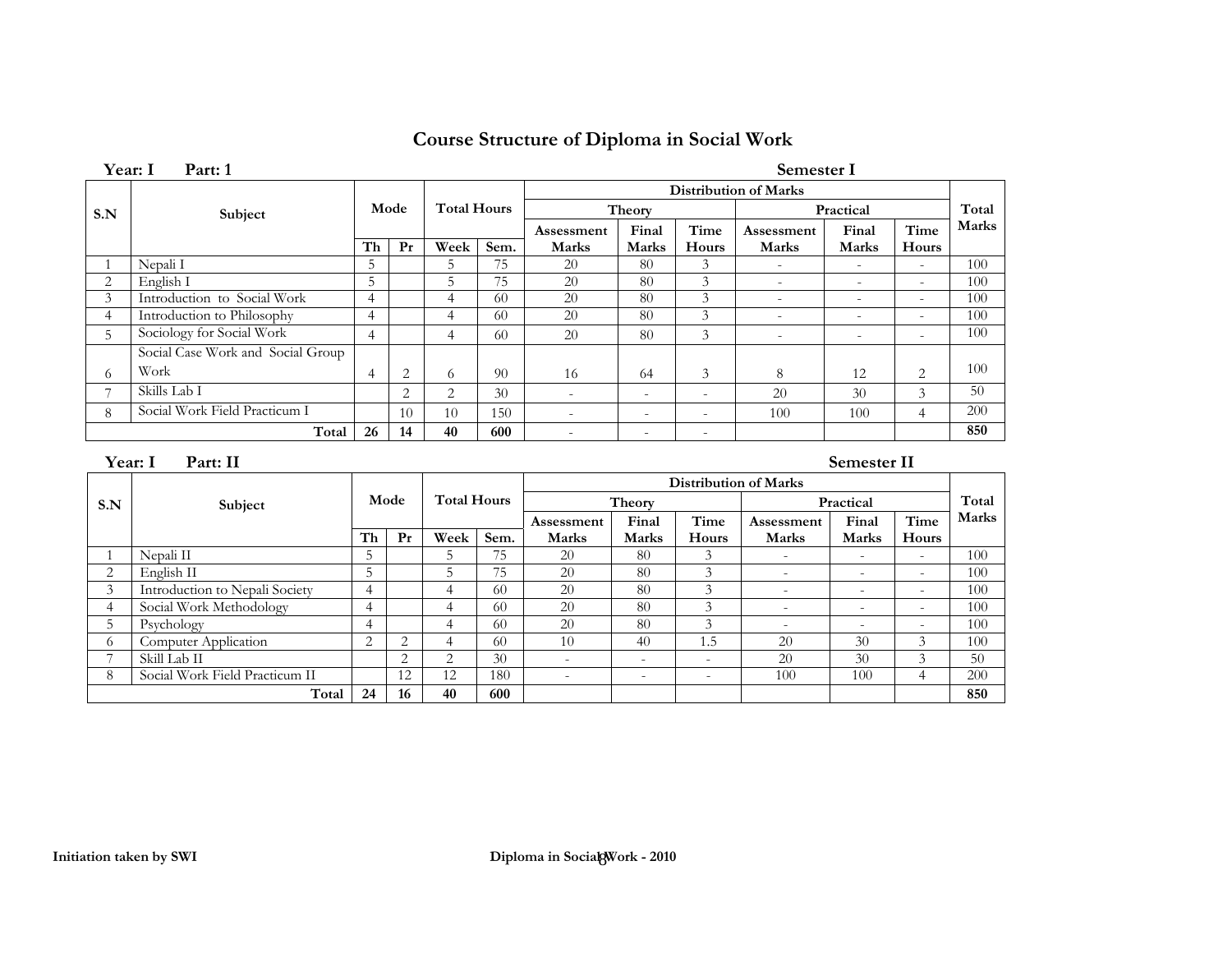# Course Structure of Diploma in Social Work

**Year: I Part: 1** **Semester I**

| S.N | Subject | Mode | | Total Hours | | Distribution of Marks | | | | | | Total Marks |
|---|---|---|---|---|---|---|---|---|---|---|---|---|
| | | | | | | Theory | | | Practical | | | |
| | | | | | | Assessment Marks | Final Marks | Time Hours | Assessment Marks | Final Marks | Time Hours | |
| | | Th | Pr | Week | Sem. | | | | | | | |
| 1 | Nepali I | 5 | | 5 | 75 | 20 | 80 | 3 | - | - | - | 100 |
| 2 | English I | 5 | | 5 | 75 | 20 | 80 | 3 | - | - | - | 100 |
| 3 | Introduction to Social Work | 4 | | 4 | 60 | 20 | 80 | 3 | - | - | - | 100 |
| 4 | Introduction to Philosophy | 4 | | 4 | 60 | 20 | 80 | 3 | - | - | - | 100 |
| 5 | Sociology for Social Work | 4 | | 4 | 60 | 20 | 80 | 3 | - | - | - | 100 |
| 6 | Social Case Work and Social Group Work | 4 | 2 | 6 | 90 | 16 | 64 | 3 | 8 | 12 | 2 | 100 |
| 7 | Skills Lab I | | 2 | 2 | 30 | - | - | - | 20 | 30 | 3 | 50 |
| 8 | Social Work Field Practicum I | | 10 | 10 | 150 | - | - | - | 100 | 100 | 4 | 200 |
| | **Total** | **26** | **14** | **40** | **600** | - | - | - | | | | **850** |

**Year: I Part: II** **Semester II**

| S.N | Subject | Mode | | Total Hours | | Distribution of Marks | | | | | | Total Marks |
|---|---|---|---|---|---|---|---|---|---|---|---|---|
| | | | | | | Theory | | | Practical | | | |
| | | | | | | Assessment Marks | Final Marks | Time Hours | Assessment Marks | Final Marks | Time Hours | |
| | | Th | Pr | Week | Sem. | | | | | | | |
| 1 | Nepali II | 5 | | 5 | 75 | 20 | 80 | 3 | - | - | - | 100 |
| 2 | English II | 5 | | 5 | 75 | 20 | 80 | 3 | - | - | - | 100 |
| 3 | Introduction to Nepali Society | 4 | | 4 | 60 | 20 | 80 | 3 | - | - | - | 100 |
| 4 | Social Work Methodology | 4 | | 4 | 60 | 20 | 80 | 3 | - | - | - | 100 |
| 5 | Psychology | 4 | | 4 | 60 | 20 | 80 | 3 | - | - | - | 100 |
| 6 | Computer Application | 2 | 2 | 4 | 60 | 10 | 40 | 1.5 | 20 | 30 | 3 | 100 |
| 7 | Skill Lab II | | 2 | 2 | 30 | - | - | - | 20 | 30 | 3 | 50 |
| 8 | Social Work Field Practicum II | | 12 | 12 | 180 | - | - | - | 100 | 100 | 4 | 200 |
| | **Total** | **24** | **16** | **40** | **600** | | | | | | | **850** |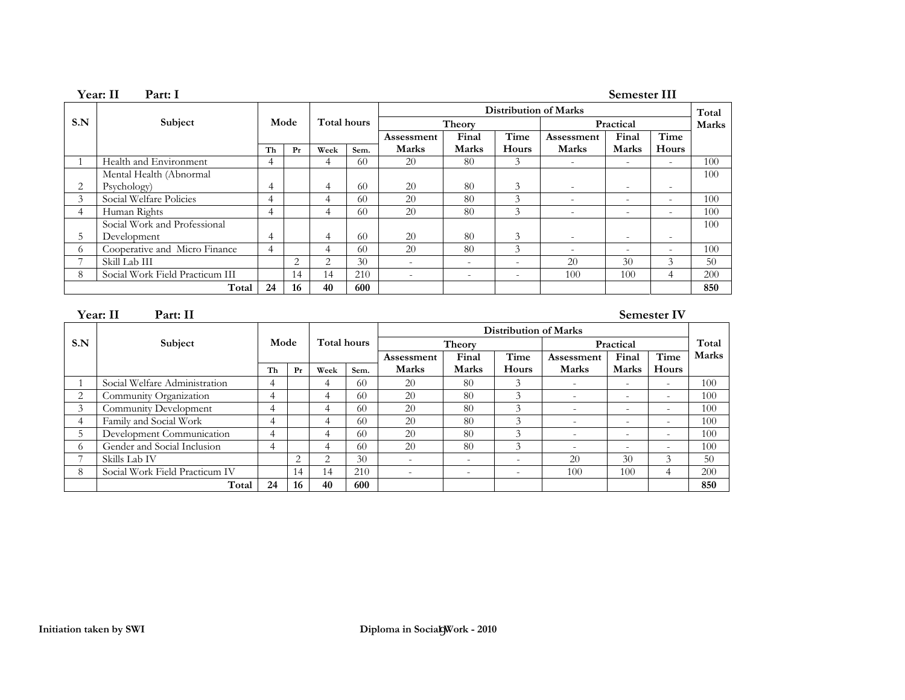**Year: II Part: I** **Semester III**

| S.N | Subject | Mode | | Total hours | | Distribution of Marks | | | | | | Total Marks |
|---|---|---|---|---|---|---|---|---|---|---|---|---|
| | | | | | | Theory | | | Practical | | | |
| | | | | | | Assessment Marks | Final Marks | Time Hours | Assessment Marks | Final Marks | Time Hours | |
| | | Th | Pr | Week | Sem. | | | | | | | |
| 1 | Health and Environment | 4 | | 4 | 60 | 20 | 80 | 3 | - | - | - | 100 |
| 2 | Mental Health (Abnormal Psychology) | 4 | | 4 | 60 | 20 | 80 | 3 | - | - | - | 100 |
| 3 | Social Welfare Policies | 4 | | 4 | 60 | 20 | 80 | 3 | - | - | - | 100 |
| 4 | Human Rights | 4 | | 4 | 60 | 20 | 80 | 3 | - | - | - | 100 |
| 5 | Social Work and Professional Development | 4 | | 4 | 60 | 20 | 80 | 3 | - | - | - | 100 |
| 6 | Cooperative and Micro Finance | 4 | | 4 | 60 | 20 | 80 | 3 | - | - | - | 100 |
| 7 | Skill Lab III | | 2 | 2 | 30 | - | - | - | 20 | 30 | 3 | 50 |
| 8 | Social Work Field Practicum III | | 14 | 14 | 210 | - | - | - | 100 | 100 | 4 | 200 |
| | **Total** | **24** | **16** | **40** | **600** | | | | | | | **850** |

**Year: II Part: II** **Semester IV**

| S.N | Subject | Mode | | Total hours | | Distribution of Marks | | | | | | Total Marks |
|---|---|---|---|---|---|---|---|---|---|---|---|---|
| | | | | | | Theory | | | Practical | | | |
| | | | | | | Assessment Marks | Final Marks | Time Hours | Assessment Marks | Final Marks | Time Hours | |
| | | Th | Pr | Week | Sem. | | | | | | | |
| 1 | Social Welfare Administration | 4 | | 4 | 60 | 20 | 80 | 3 | - | - | - | 100 |
| 2 | Community Organization | 4 | | 4 | 60 | 20 | 80 | 3 | - | - | - | 100 |
| 3 | Community Development | 4 | | 4 | 60 | 20 | 80 | 3 | - | - | - | 100 |
| 4 | Family and Social Work | 4 | | 4 | 60 | 20 | 80 | 3 | - | - | - | 100 |
| 5 | Development Communication | 4 | | 4 | 60 | 20 | 80 | 3 | - | - | - | 100 |
| 6 | Gender and Social Inclusion | 4 | | 4 | 60 | 20 | 80 | 3 | - | - | - | 100 |
| 7 | Skills Lab IV | | 2 | 2 | 30 | - | - | - | 20 | 30 | 3 | 50 |
| 8 | Social Work Field Practicum IV | | 14 | 14 | 210 | - | - | - | 100 | 100 | 4 | 200 |
| | **Total** | **24** | **16** | **40** | **600** | | | | | | | **850** |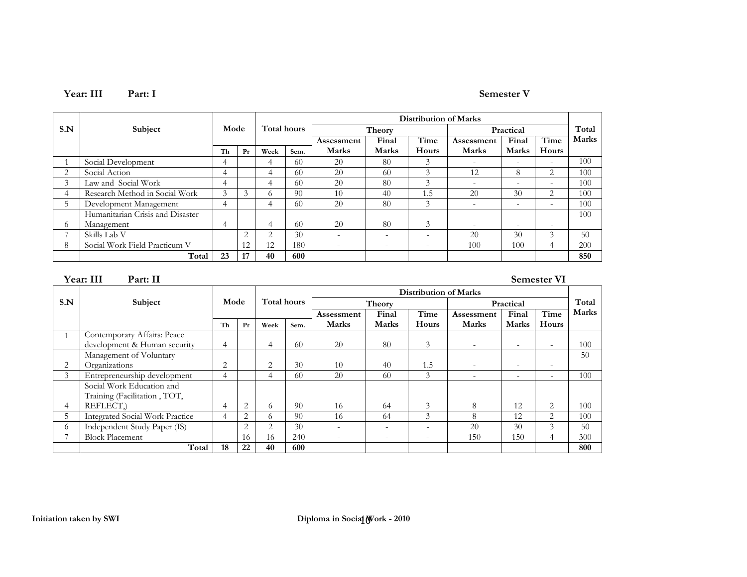**Year: III Part: I** **Semester V**

| S.N | Subject | Mode | | Total hours | | Distribution of Marks | | | | | | Total Marks |
|---|---|---|---|---|---|---|---|---|---|---|---|---|
| | | | | | | Theory | | | Practical | | | |
| | | | | | | Assessment Marks | Final Marks | Time Hours | Assessment Marks | Final Marks | Time Hours | |
| | | Th | Pr | Week | Sem. | | | | | | | |
| 1 | Social Development | 4 | | 4 | 60 | 20 | 80 | 3 | - | - | - | 100 |
| 2 | Social Action | 4 | | 4 | 60 | 20 | 60 | 3 | 12 | 8 | 2 | 100 |
| 3 | Law and Social Work | 4 | | 4 | 60 | 20 | 80 | 3 | - | - | - | 100 |
| 4 | Research Method in Social Work | 3 | 3 | 6 | 90 | 10 | 40 | 1.5 | 20 | 30 | 2 | 100 |
| 5 | Development Management | 4 | | 4 | 60 | 20 | 80 | 3 | - | - | - | 100 |
| 6 | Humanitarian Crisis and Disaster Management | 4 | | 4 | 60 | 20 | 80 | 3 | - | - | - | 100 |
| 7 | Skills Lab V | | 2 | 2 | 30 | - | - | - | 20 | 30 | 3 | 50 |
| 8 | Social Work Field Practicum V | | 12 | 12 | 180 | - | - | - | 100 | 100 | 4 | 200 |
| | **Total** | **23** | **17** | **40** | **600** | | | | | | | **850** |

**Year: III Part: II** **Semester VI**

| S.N | Subject | Mode | | Total hours | | Distribution of Marks | | | | | | Total Marks |
|---|---|---|---|---|---|---|---|---|---|---|---|---|
| | | | | | | Theory | | | Practical | | | |
| | | | | | | Assessment Marks | Final Marks | Time Hours | Assessment Marks | Final Marks | Time Hours | |
| | | Th | Pr | Week | Sem. | | | | | | | |
| 1 | Contemporary Affairs: Peace development & Human security | 4 | | 4 | 60 | 20 | 80 | 3 | - | - | - | 100 |
| 2 | Management of Voluntary Organizations | 2 | | 2 | 30 | 10 | 40 | 1.5 | - | - | - | 50 |
| 3 | Entrepreneurship development | 4 | | 4 | 60 | 20 | 60 | 3 | - | - | - | 100 |
| 4 | Social Work Education and Training (Facilitation , TOT, REFLECT,) | 4 | 2 | 6 | 90 | 16 | 64 | 3 | 8 | 12 | 2 | 100 |
| 5 | Integrated Social Work Practice | 4 | 2 | 6 | 90 | 16 | 64 | 3 | 8 | 12 | 2 | 100 |
| 6 | Independent Study Paper (IS) | | 2 | 2 | 30 | - | - | - | 20 | 30 | 3 | 50 |
| 7 | Block Placement | | 16 | 16 | 240 | - | - | - | 150 | 150 | 4 | 300 |
| | **Total** | **18** | **22** | **40** | **600** | | | | | | | **800** |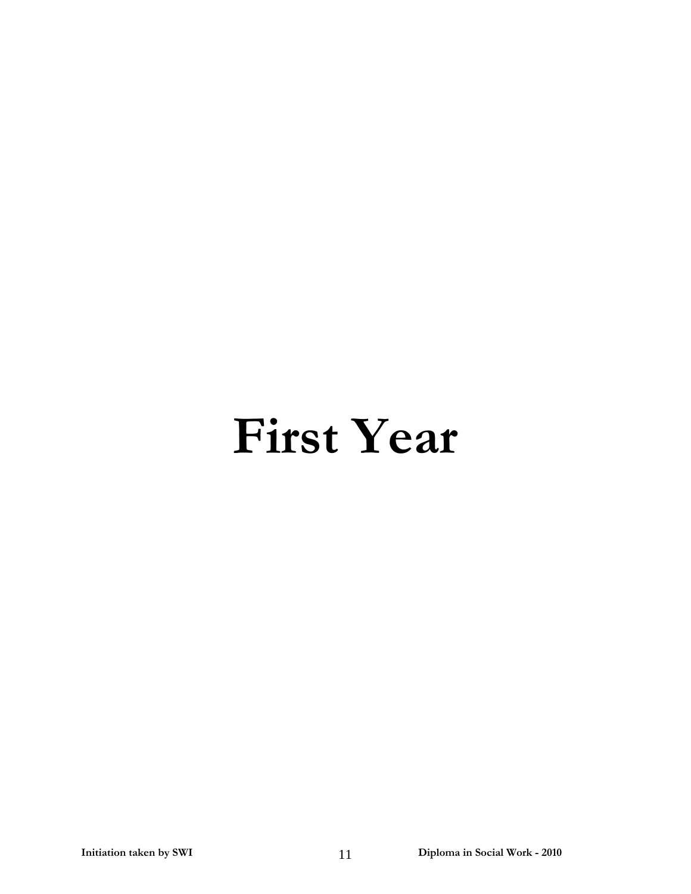# First Year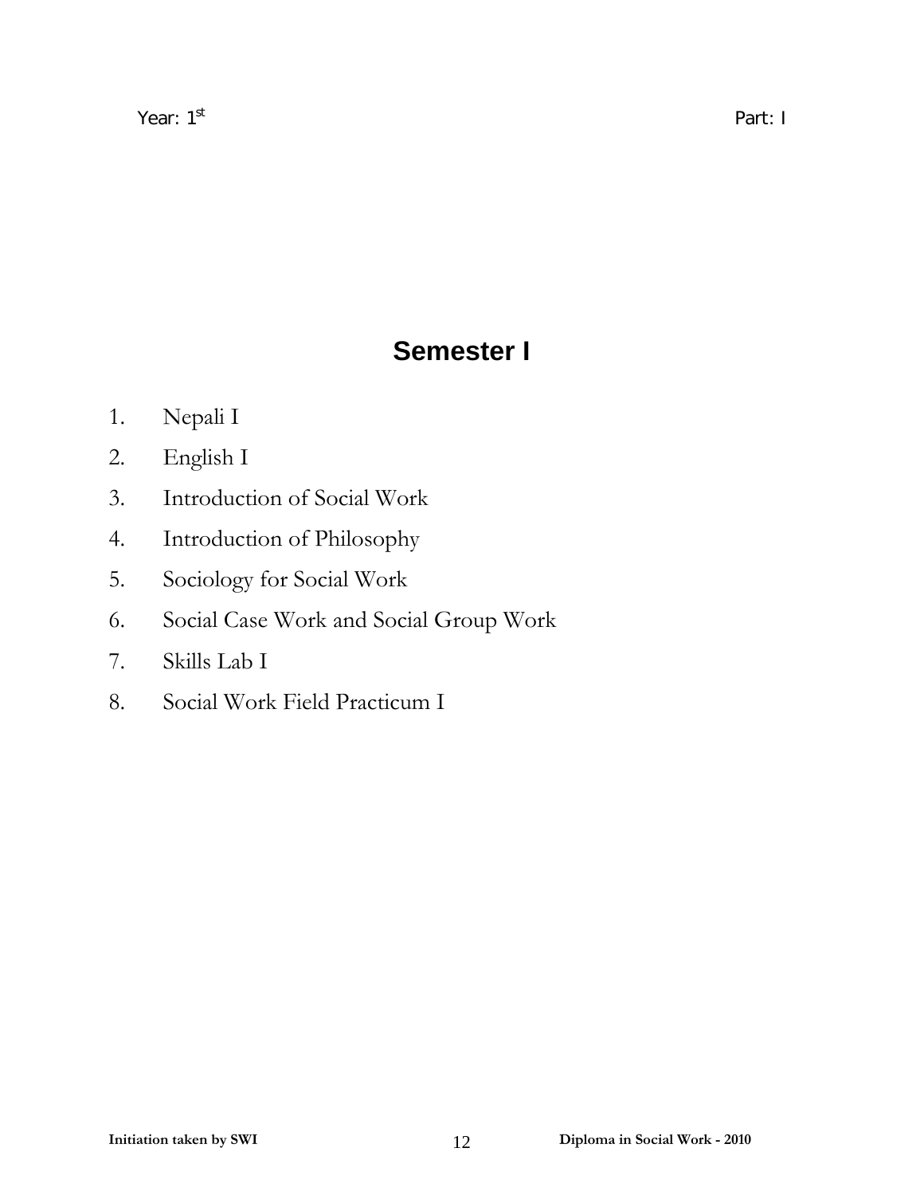Year: 1st Part: I

# Semester I

1. Nepali I
2. English I
3. Introduction of Social Work
4. Introduction of Philosophy
5. Sociology for Social Work
6. Social Case Work and Social Group Work
7. Skills Lab I
8. Social Work Field Practicum I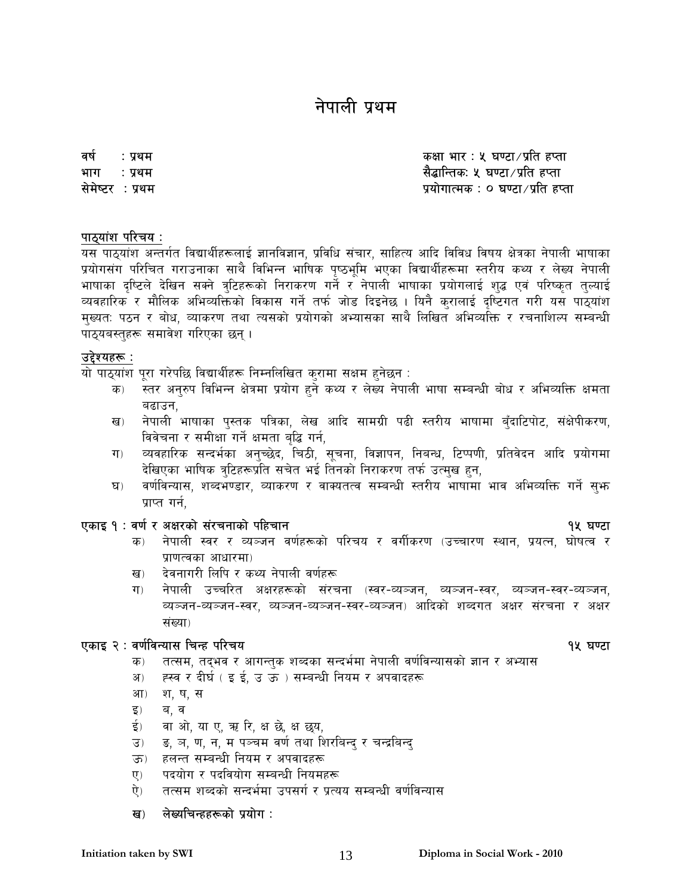# नेपाली प्रथम

वर्ष : प्रथम
भाग : प्रथम
सेमेष्टर : प्रथम

कक्षा भार : ५ घण्टा/प्रति हप्ता
सैद्धान्तिकः ५ घण्टा/प्रति हप्ता
प्रयोगात्मक : ० घण्टा/प्रति हप्ता

**पाठ्यांश परिचय :**

यस पाठ्यांश अन्तर्गत विद्यार्थीहरूलाई ज्ञानविज्ञान, प्रविधि संचार, साहित्य आदि विविध विषय क्षेत्रका नेपाली भाषाका प्रयोगसंग परिचित गराउनाका साथै विभिन्न भाषिक पृष्ठभूमि भएका विद्यार्थीहरूमा स्तरीय कथ्य र लेख्य नेपाली भाषाका दृष्टिले देखिन सक्ने त्रुटिहरूको निराकरण गर्ने र नेपाली भाषाका प्रयोगलाई शुद्ध एवं परिष्कृत तुल्याई व्यवहारिक र मौलिक अभिव्यक्तिको विकास गर्ने तर्फ जोड दिइनेछ । यिनै कुरालाई दृष्टिगत गरी यस पाठ्यांश मुख्यतः पठन र बोध, व्याकरण तथा त्यसको प्रयोगको अभ्यासका साथै लिखित अभिव्यक्ति र रचनाशिल्प सम्बन्धी पाठ्यवस्तुहरू समावेश गरिएका छन् ।

**उद्देश्यहरू :**

यो पाठ्यांश पूरा गरेपछि विद्यार्थीहरू निम्नलिखित कुरामा सक्षम हुनेछन :

क) स्तर अनुरुप विभिन्न क्षेत्रमा प्रयोग हुने कथ्य र लेख्य नेपाली भाषा सम्बन्धी बोध र अभिव्यक्ति क्षमता बढाउन,

ख) नेपाली भाषाका पुस्तक पत्रिका, लेख आदि सामग्री पढी स्तरीय भाषामा बुँदाटिपोट, संक्षेपीकरण, विवेचना र समीक्षा गर्ने क्षमता बृद्धि गर्न,

ग) व्यवहारिक सन्दर्भका अनुच्छेद, चिठी, सूचना, विज्ञापन, निबन्ध, टिप्पणी, प्रतिवेदन आदि प्रयोगमा देखिएका भाषिक त्रुटिहरूप्रति सचेत भई तिनको निराकरण तर्फ उत्मुख हुन,

घ) वर्णविन्यास, शब्दभण्डार, व्याकरण र वाक्यतत्व सम्बन्धी स्तरीय भाषामा भाव अभिव्यक्ति गर्ने सुझ प्राप्त गर्न,

**एकाइ १ : वर्ण र अक्षरको संरचनाको पहिचान** — १५ घण्टा

क) नेपाली स्वर र व्यञ्जन वर्णहरूको परिचय र वर्गीकरण (उच्चारण स्थान, प्रयत्न, घोषत्व र प्राणत्वका आधारमा)

ख) देवनागरी लिपि र कथ्य नेपाली वर्णहरू

ग) नेपाली उच्चरित अक्षरहरूको संरचना (स्वर-व्यञ्जन, व्यञ्जन-स्वर, व्यञ्जन-स्वर-व्यञ्जन, व्यञ्जन-व्यञ्जन-स्वर, व्यञ्जन-व्यञ्जन-स्वर-व्यञ्जन) आदिको शब्दगत अक्षर संरचना र अक्षर संख्या)

**एकाइ २ : वर्णविन्यास चिन्ह परिचय** — १५ घण्टा

क) तत्सम, तद्भव र आगन्तुक शब्दका सन्दर्भमा नेपाली वर्णविन्यासको ज्ञान र अभ्यास

अ) ह्स्व र दीर्घ ( इ ई, उ ऊ ) सम्बन्धी नियम र अपवादहरू

आ) श, ष, स

इ) ब, व

ई) वा ओ, या ए, ऋ रि, क्ष छे, क्ष छ्य,

उ) ङ, ञ, ण, न, म पञ्चम वर्ण तथा शिरबिन्दु र चन्द्रबिन्दु

ऊ) हलन्त सम्बन्धी नियम र अपवादहरू

ए) पदयोग र पदवियोग सम्बन्धी नियमहरू

ऐ) तत्सम शब्दको सन्दर्भमा उपसर्ग र प्रत्यय सम्बन्धी वर्णविन्यास

**ख) लेख्यचिन्हहरूको प्रयोग :**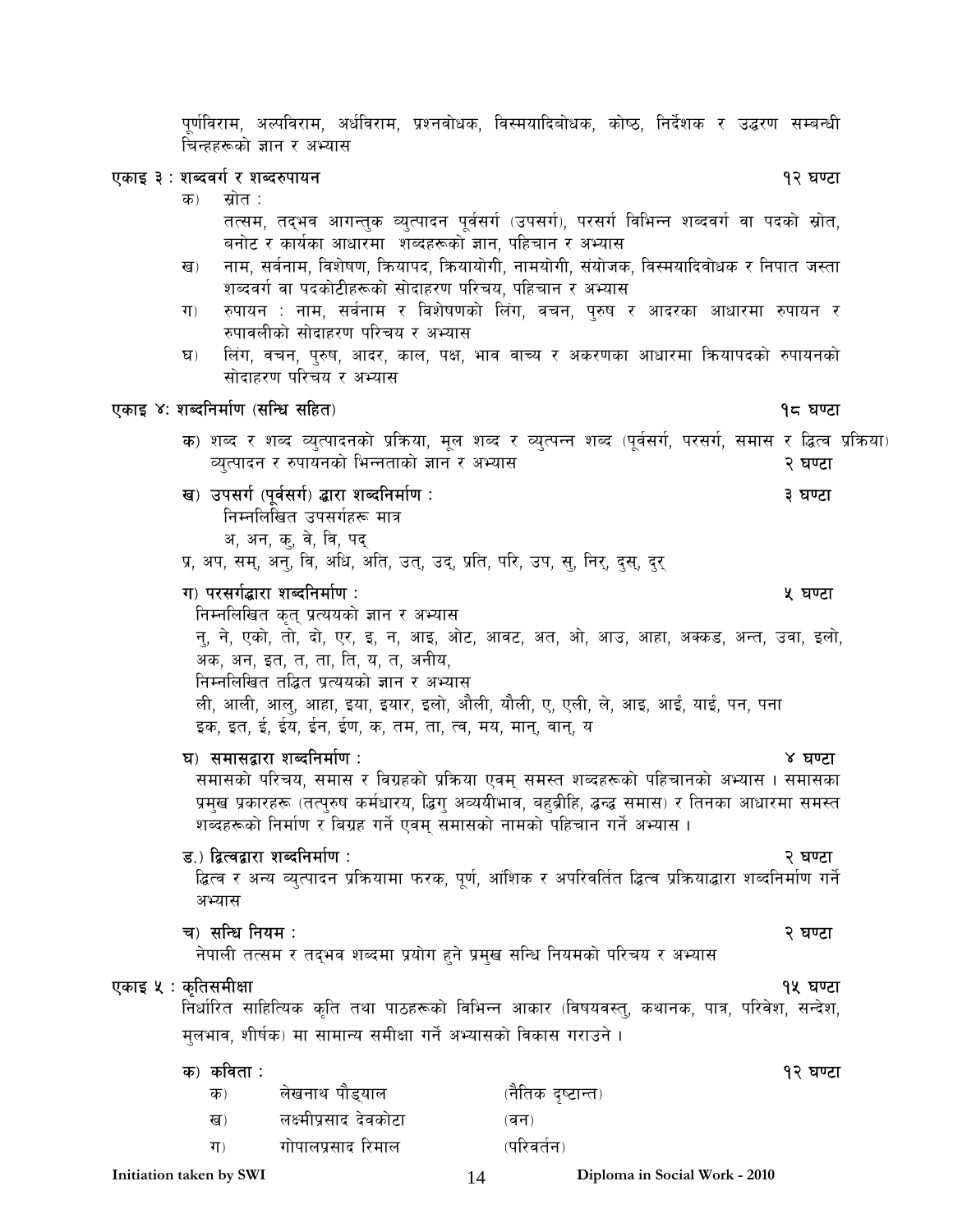पूर्णविराम, अल्पविराम, अर्धविराम, प्रश्नवोधक, विस्मयादिवोधक, कोष्ठ, निर्देशक र उद्धरण सम्बन्धी चिन्हहरूको ज्ञान र अभ्यास

**एकाइ ३ : शब्दवर्ग र शब्दरुपायन** — **१२ घण्टा**

क) स्रोत :
तत्सम, तद्भव आगन्तुक व्युत्पादन पूर्वसर्ग (उपसर्ग), परसर्ग विभिन्न शब्दवर्ग वा पदको स्रोत, बनोट र कार्यका आधारमा शब्दहरूको ज्ञान, पहिचान र अभ्यास

ख) नाम, सर्वनाम, विशेषण, क्रियापद, क्रियायोगी, नामयोगी, संयोजक, विस्मयादिवोधक र निपात जस्ता शब्दवर्ग वा पदकोटीहरूको सोदाहरण परिचय, पहिचान र अभ्यास

ग) रुपायन : नाम, सर्वनाम र विशेषणको लिंग, वचन, पुरुष र आदरका आधारमा रुपायन र रुपावलीको सोदाहरण परिचय र अभ्यास

घ) लिंग, वचन, पुरुष, आदर, काल, पक्ष, भाव वाच्य र अकरणका आधारमा क्रियापदको रुपायनको सोदाहरण परिचय र अभ्यास

**एकाइ ४: शब्दनिर्माण (सन्धि सहित)** — **१८ घण्टा**

**क)** शब्द र शब्द व्युत्पादनको प्रक्रिया, मूल शब्द र व्युत्पन्न शब्द (पूर्वसर्ग, परसर्ग, समास र द्वित्व प्रक्रिया) व्युत्पादन र रुपायनको भिन्नताको ज्ञान र अभ्यास — **२ घण्टा**

**ख) उपसर्ग (पूर्वसर्ग) द्वारा शब्दनिर्माण :** — **३ घण्टा**
निम्नलिखित उपसर्गहरू मात्र
अ, अन, कु, वे, वि, पद्
प्र, अप, सम्, अनु, वि, अधि, अति, उत्, उद्, प्रति, परि, उप, सु, निर्, दुस्, दुर्

**ग) परसर्गद्वारा शब्दनिर्माण :** — **५ घण्टा**
निम्नलिखित कृत् प्रत्ययको ज्ञान र अभ्यास
नु, ने, एको, तो, दो, एर, इ, न, आइ, ओट, आवट, अत, ओ, आउ, आहा, अक्कड, अन्त, उवा, इलो, अक, अन, इत, त, ता, ति, य, त, अनीय,
निम्नलिखित तद्धित प्रत्ययको ज्ञान र अभ्यास
ली, आली, आलु, आहा, इया, इयार, इलो, औली, यौली, ए, एली, ले, आइ, आईं, याईं, पन, पना
इक, इत, ई, ईय, ईन, ईण, क, तम, ता, त्व, मय, मान्, वान्, य

**घ) समासद्वारा शब्दनिर्माण :** — **४ घण्टा**
समासको परिचय, समास र विग्रहको प्रक्रिया एवम् समस्त शब्दहरूको पहिचानको अभ्यास । समासका प्रमुख प्रकारहरू (तत्पुरुष कर्मधारय, द्विगु अव्ययीभाव, बहुव्रीहि, द्वन्द्व समास) र तिनका आधारमा समस्त शब्दहरूको निर्माण र विग्रह गर्ने एवम् समासको नामको पहिचान गर्ने अभ्यास ।

**ङ.) द्वित्वद्वारा शब्दनिर्माण :** — **२ घण्टा**
द्वित्व र अन्य व्युत्पादन प्रक्रियामा फरक, पूर्ण, आंशिक र अपरिवर्तित द्वित्व प्रक्रियाद्धारा शब्दनिर्माण गर्ने अभ्यास

**च) सन्धि नियम :** — **२ घण्टा**
नेपाली तत्सम र तद्भव शब्दमा प्रयोग हुने प्रमुख सन्धि नियमको परिचय र अभ्यास

**एकाइ ५ : कृतिसमीक्षा** — **१५ घण्टा**
निर्धारित साहित्यिक कृति तथा पाठहरूको विभिन्न आकार (विषयवस्तु, कथानक, पात्र, परिवेश, सन्देश, मुलभाव, शीर्षक) मा सामान्य समीक्षा गर्ने अभ्यासको विकास गराउने ।

**क) कविता :** — **१२ घण्टा**

| | | |
|---|---|---|
| क) | लेखनाथ पौड्याल | (नैतिक दृष्टान्त) |
| ख) | लक्ष्मीप्रसाद देवकोटा | (वन) |
| ग) | गोपालप्रसाद रिमाल | (परिवर्तन) |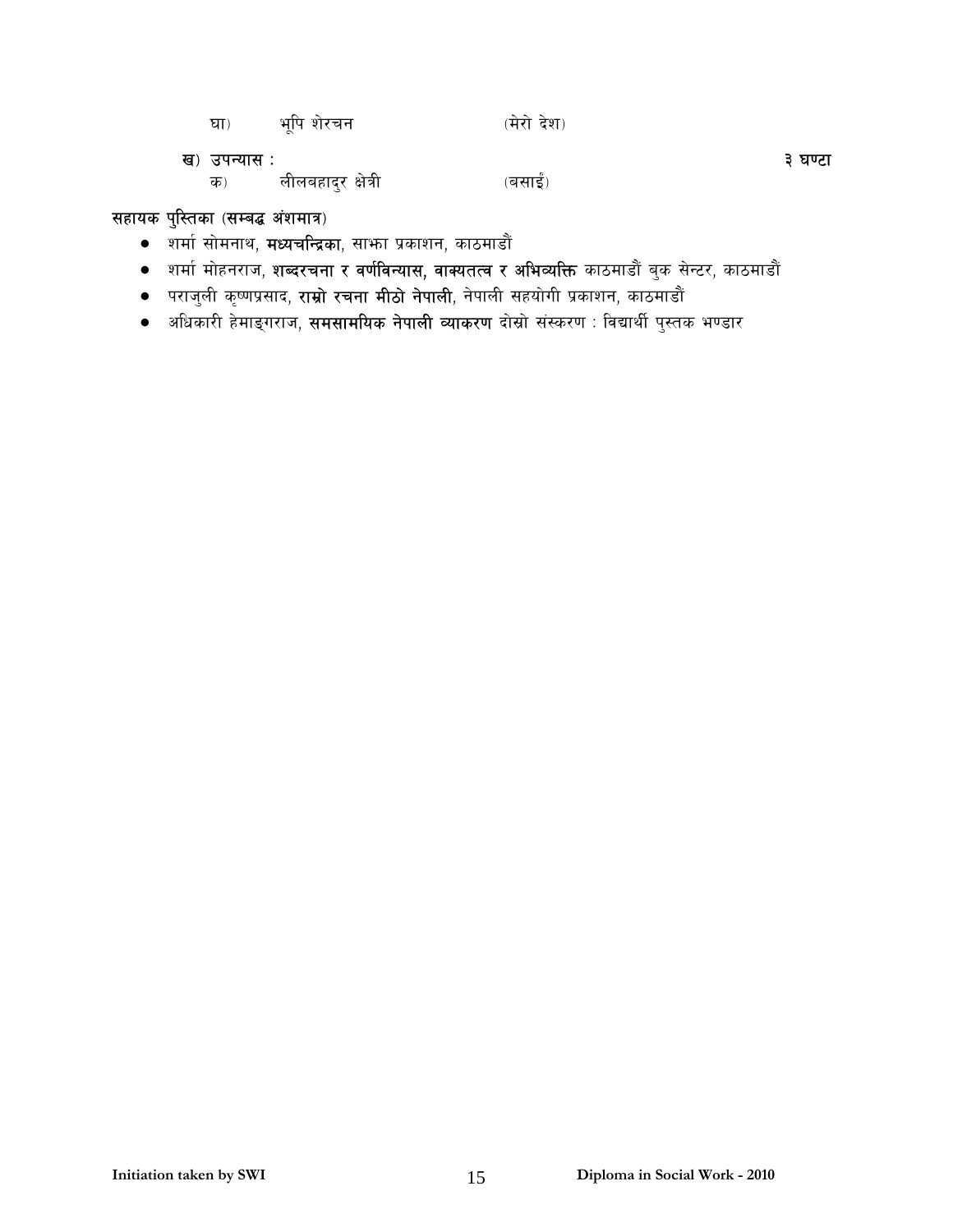घा) भूपि शेरचन (मेरो देश)

**ख) उपन्यास :** **३ घण्टा**

क) लीलबहादुर क्षेत्री (बसाईं)

**सहायक पुस्तिका (सम्बद्ध अंशमात्र)**

- शर्मा सोमनाथ, **मध्यचन्द्रिका**, साझा प्रकाशन, काठमाडौं
- शर्मा मोहनराज, **शब्दरचना र वर्णविन्यास, वाक्यतत्व र अभिव्यक्ति** काठमाडौं बुक सेन्टर, काठमाडौं
- पराजुली कृष्णप्रसाद, **राम्रो रचना मीठो नेपाली**, नेपाली सहयोगी प्रकाशन, काठमाडौं
- अधिकारी हेमाङ्गराज, **समसामयिक नेपाली व्याकरण** दोस्रो संस्करण : विद्यार्थी पुस्तक भण्डार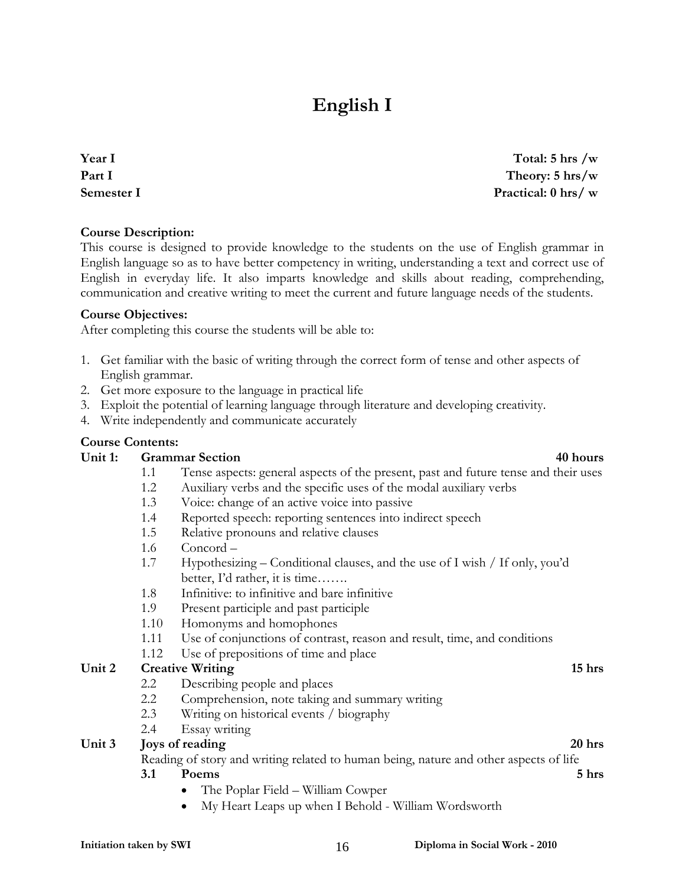# English I

**Year I** — **Total: 5 hrs /w**
**Part I** — **Theory: 5 hrs/w**
**Semester I** — **Practical: 0 hrs/ w**

**Course Description:**
This course is designed to provide knowledge to the students on the use of English grammar in English language so as to have better competency in writing, understanding a text and correct use of English in everyday life. It also imparts knowledge and skills about reading, comprehending, communication and creative writing to meet the current and future language needs of the students.

**Course Objectives:**
After completing this course the students will be able to:

1. Get familiar with the basic of writing through the correct form of tense and other aspects of English grammar.
2. Get more exposure to the language in practical life
3. Exploit the potential of learning language through literature and developing creativity.
4. Write independently and communicate accurately

**Course Contents:**

**Unit 1: Grammar Section** — **40 hours**

- 1.1 Tense aspects: general aspects of the present, past and future tense and their uses
- 1.2 Auxiliary verbs and the specific uses of the modal auxiliary verbs
- 1.3 Voice: change of an active voice into passive
- 1.4 Reported speech: reporting sentences into indirect speech
- 1.5 Relative pronouns and relative clauses
- 1.6 Concord –
- 1.7 Hypothesizing – Conditional clauses, and the use of I wish / If only, you'd better, I'd rather, it is time…….
- 1.8 Infinitive: to infinitive and bare infinitive
- 1.9 Present participle and past participle
- 1.10 Homonyms and homophones
- 1.11 Use of conjunctions of contrast, reason and result, time, and conditions
- 1.12 Use of prepositions of time and place

**Unit 2 Creative Writing** — **15 hrs**

- 2.2 Describing people and places
- 2.2 Comprehension, note taking and summary writing
- 2.3 Writing on historical events / biography
- 2.4 Essay writing

**Unit 3 Joys of reading** — **20 hrs**

Reading of story and writing related to human being, nature and other aspects of life

**3.1 Poems** — **5 hrs**

- The Poplar Field – William Cowper
- My Heart Leaps up when I Behold - William Wordsworth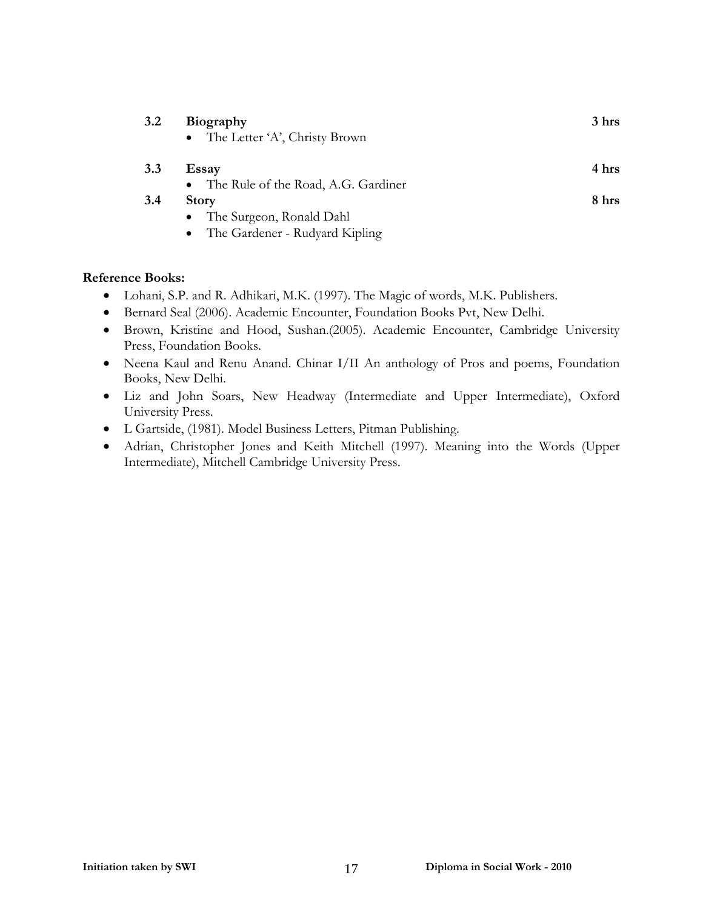**3.2 Biography** **3 hrs**

- The Letter 'A', Christy Brown

**3.3 Essay** **4 hrs**

- The Rule of the Road, A.G. Gardiner

**3.4 Story** **8 hrs**

- The Surgeon, Ronald Dahl
- The Gardener - Rudyard Kipling

**Reference Books:**

- Lohani, S.P. and R. Adhikari, M.K. (1997). The Magic of words, M.K. Publishers.
- Bernard Seal (2006). Academic Encounter, Foundation Books Pvt, New Delhi.
- Brown, Kristine and Hood, Sushan.(2005). Academic Encounter, Cambridge University Press, Foundation Books.
- Neena Kaul and Renu Anand. Chinar I/II An anthology of Pros and poems, Foundation Books, New Delhi.
- Liz and John Soars, New Headway (Intermediate and Upper Intermediate), Oxford University Press.
- L Gartside, (1981). Model Business Letters, Pitman Publishing.
- Adrian, Christopher Jones and Keith Mitchell (1997). Meaning into the Words (Upper Intermediate), Mitchell Cambridge University Press.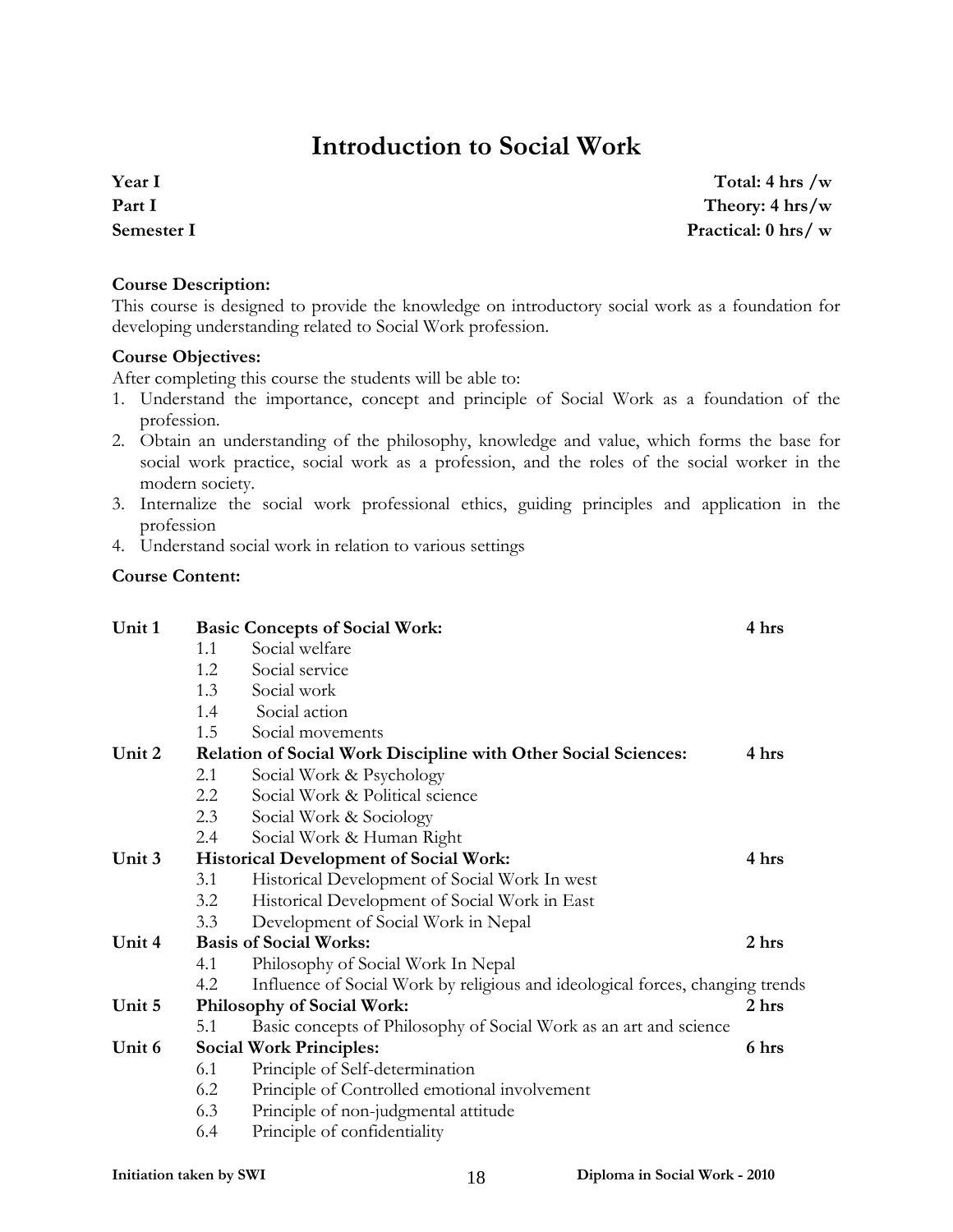# Introduction to Social Work

| | |
|---|---|
| **Year I** | **Total: 4 hrs /w** |
| **Part I** | **Theory: 4 hrs/w** |
| **Semester I** | **Practical: 0 hrs/ w** |

**Course Description:**
This course is designed to provide the knowledge on introductory social work as a foundation for developing understanding related to Social Work profession.

**Course Objectives:**
After completing this course the students will be able to:

1. Understand the importance, concept and principle of Social Work as a foundation of the profession.
2. Obtain an understanding of the philosophy, knowledge and value, which forms the base for social work practice, social work as a profession, and the roles of the social worker in the modern society.
3. Internalize the social work professional ethics, guiding principles and application in the profession
4. Understand social work in relation to various settings

**Course Content:**

| | | | |
|---|---|---|---|
| **Unit 1** | **Basic Concepts of Social Work:** | | **4 hrs** |
| | 1.1 | Social welfare | |
| | 1.2 | Social service | |
| | 1.3 | Social work | |
| | 1.4 | Social action | |
| | 1.5 | Social movements | |
| **Unit 2** | **Relation of Social Work Discipline with Other Social Sciences:** | | **4 hrs** |
| | 2.1 | Social Work & Psychology | |
| | 2.2 | Social Work & Political science | |
| | 2.3 | Social Work & Sociology | |
| | 2.4 | Social Work & Human Right | |
| **Unit 3** | **Historical Development of Social Work:** | | **4 hrs** |
| | 3.1 | Historical Development of Social Work In west | |
| | 3.2 | Historical Development of Social Work in East | |
| | 3.3 | Development of Social Work in Nepal | |
| **Unit 4** | **Basis of Social Works:** | | **2 hrs** |
| | 4.1 | Philosophy of Social Work In Nepal | |
| | 4.2 | Influence of Social Work by religious and ideological forces, changing trends | |
| **Unit 5** | **Philosophy of Social Work:** | | **2 hrs** |
| | 5.1 | Basic concepts of Philosophy of Social Work as an art and science | |
| **Unit 6** | **Social Work Principles:** | | **6 hrs** |
| | 6.1 | Principle of Self-determination | |
| | 6.2 | Principle of Controlled emotional involvement | |
| | 6.3 | Principle of non-judgmental attitude | |
| | 6.4 | Principle of confidentiality | |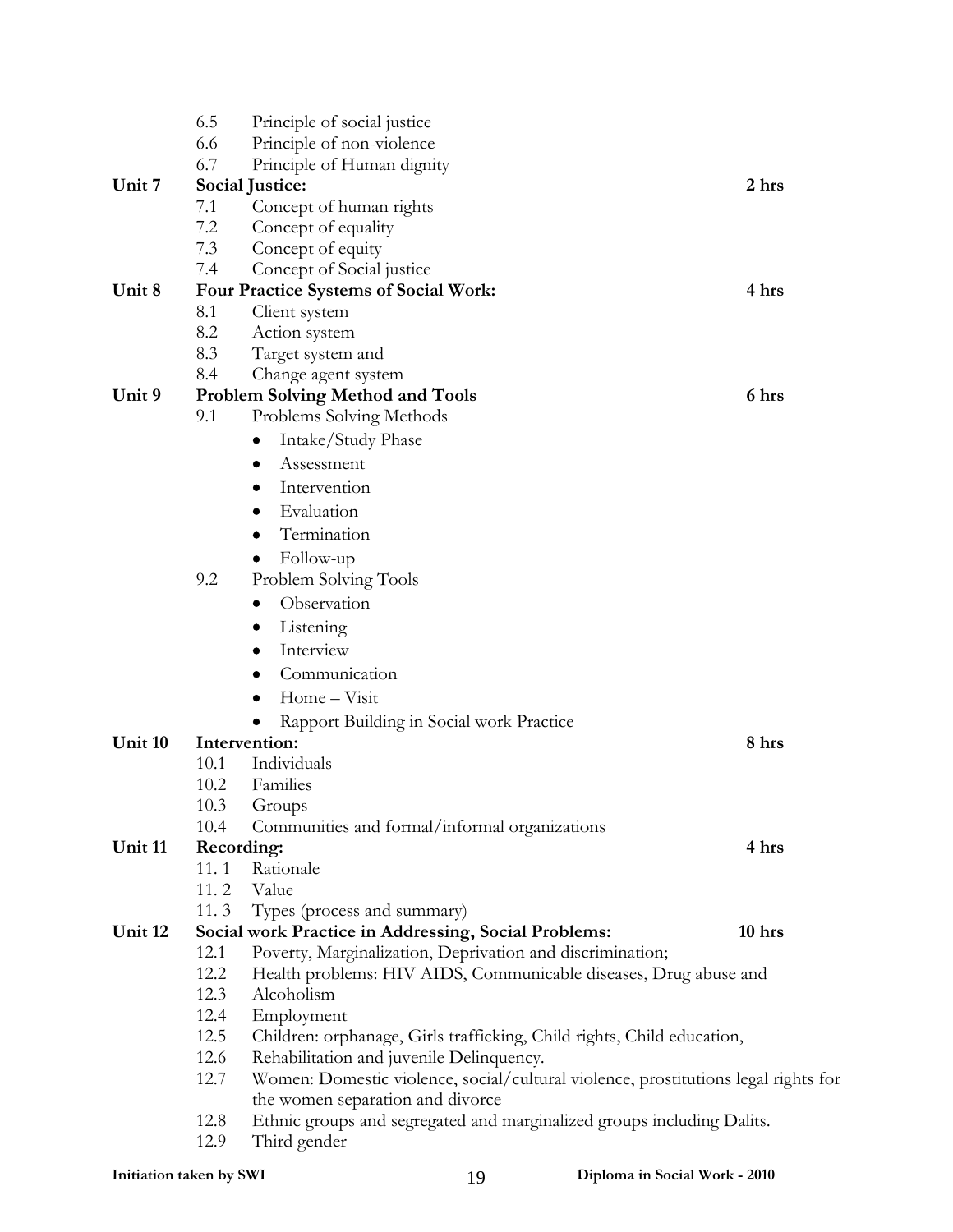6.5 Principle of social justice
6.6 Principle of non-violence
6.7 Principle of Human dignity

**Unit 7 Social Justice:** **2 hrs**

7.1 Concept of human rights
7.2 Concept of equality
7.3 Concept of equity
7.4 Concept of Social justice

**Unit 8 Four Practice Systems of Social Work:** **4 hrs**

8.1 Client system
8.2 Action system
8.3 Target system and
8.4 Change agent system

**Unit 9 Problem Solving Method and Tools** **6 hrs**

9.1 Problems Solving Methods
- Intake/Study Phase
- Assessment
- Intervention
- Evaluation
- Termination
- Follow-up

9.2 Problem Solving Tools
- Observation
- Listening
- Interview
- Communication
- Home – Visit
- Rapport Building in Social work Practice

**Unit 10 Intervention:** **8 hrs**

10.1 Individuals
10.2 Families
10.3 Groups
10.4 Communities and formal/informal organizations

**Unit 11 Recording:** **4 hrs**

11. 1 Rationale
11. 2 Value
11. 3 Types (process and summary)

**Unit 12 Social work Practice in Addressing, Social Problems:** **10 hrs**

12.1 Poverty, Marginalization, Deprivation and discrimination;
12.2 Health problems: HIV AIDS, Communicable diseases, Drug abuse and
12.3 Alcoholism
12.4 Employment
12.5 Children: orphanage, Girls trafficking, Child rights, Child education,
12.6 Rehabilitation and juvenile Delinquency.
12.7 Women: Domestic violence, social/cultural violence, prostitutions legal rights for the women separation and divorce
12.8 Ethnic groups and segregated and marginalized groups including Dalits.
12.9 Third gender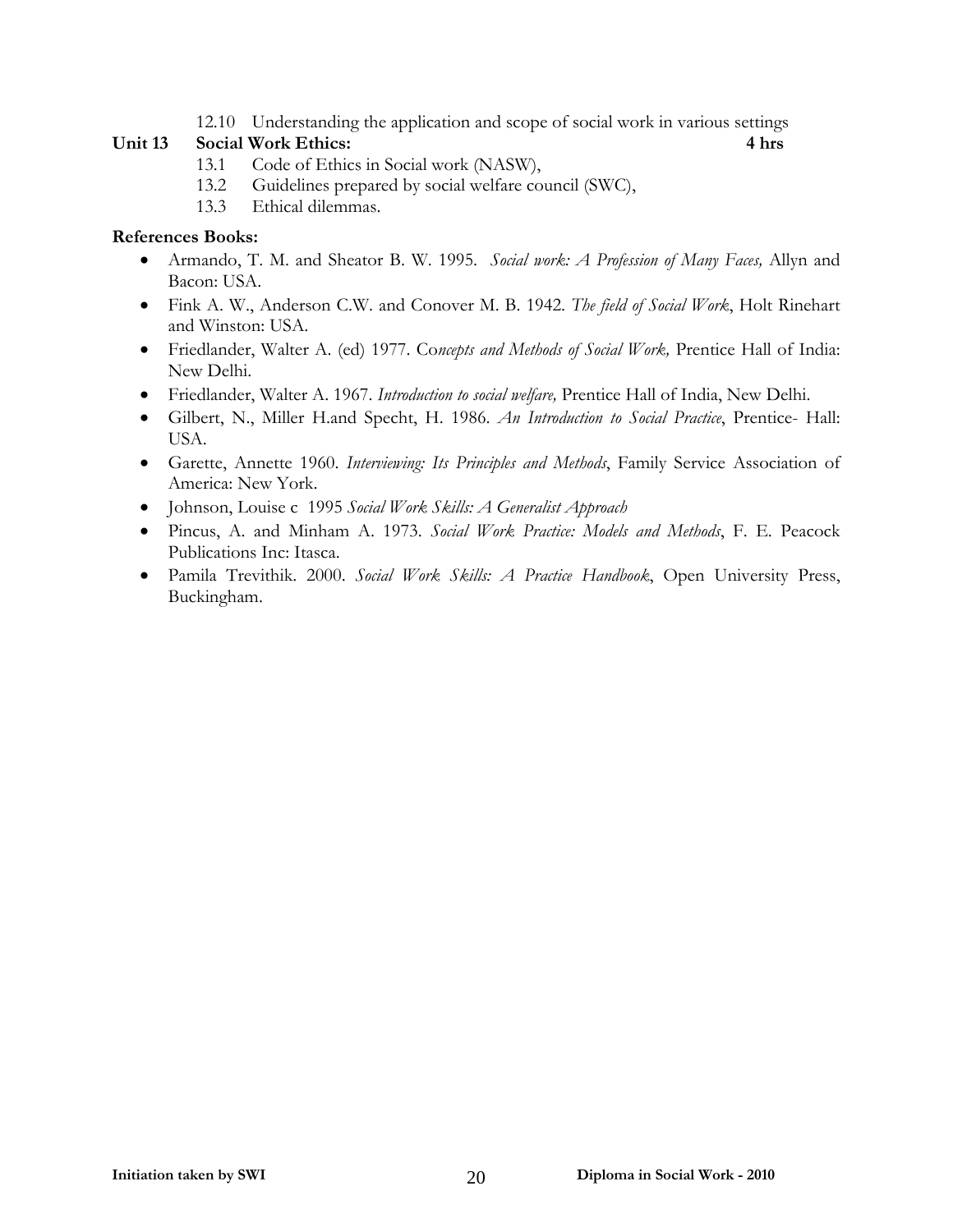12.10 Understanding the application and scope of social work in various settings

**Unit 13 Social Work Ethics: 4 hrs**

13.1 Code of Ethics in Social work (NASW),

13.2 Guidelines prepared by social welfare council (SWC),

13.3 Ethical dilemmas.

**References Books:**

- Armando, T. M. and Sheator B. W. 1995. *Social work: A Profession of Many Faces,* Allyn and Bacon: USA.
- Fink A. W., Anderson C.W. and Conover M. B. 1942. *The field of Social Work*, Holt Rinehart and Winston: USA.
- Friedlander, Walter A. (ed) 1977. Co*ncepts and Methods of Social Work,* Prentice Hall of India: New Delhi.
- Friedlander, Walter A. 1967. *Introduction to social welfare,* Prentice Hall of India, New Delhi.
- Gilbert, N., Miller H.and Specht, H. 1986. *An Introduction to Social Practice*, Prentice- Hall: USA.
- Garette, Annette 1960. *Interviewing: Its Principles and Methods*, Family Service Association of America: New York.
- Johnson, Louise c 1995 *Social Work Skills: A Generalist Approach*
- Pincus, A. and Minham A. 1973. *Social Work Practice: Models and Methods*, F. E. Peacock Publications Inc: Itasca.
- Pamila Trevithik. 2000. *Social Work Skills: A Practice Handbook*, Open University Press, Buckingham.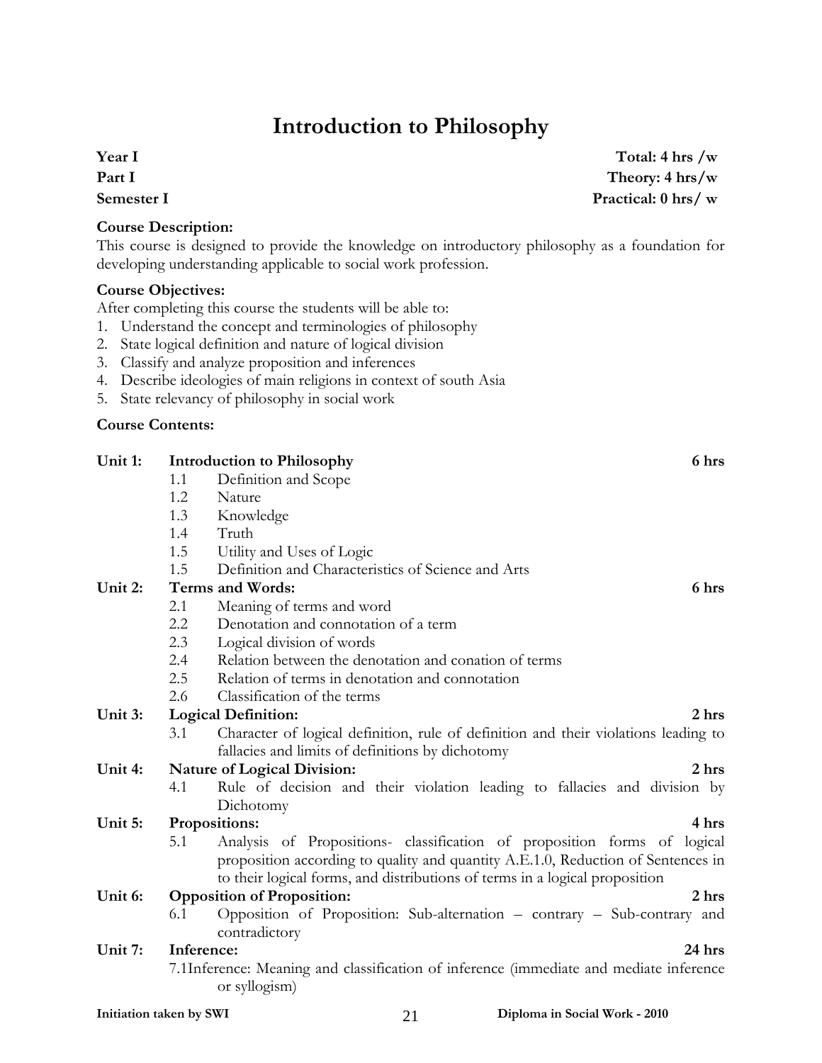# Introduction to Philosophy

**Year I** **Total: 4 hrs /w**
**Part I** **Theory: 4 hrs/w**
**Semester I** **Practical: 0 hrs/ w**

**Course Description:**
This course is designed to provide the knowledge on introductory philosophy as a foundation for developing understanding applicable to social work profession.

**Course Objectives:**
After completing this course the students will be able to:

1. Understand the concept and terminologies of philosophy
2. State logical definition and nature of logical division
3. Classify and analyze proposition and inferences
4. Describe ideologies of main religions in context of south Asia
5. State relevancy of philosophy in social work

**Course Contents:**

**Unit 1: Introduction to Philosophy** **6 hrs**

- 1.1 Definition and Scope
- 1.2 Nature
- 1.3 Knowledge
- 1.4 Truth
- 1.5 Utility and Uses of Logic
- 1.5 Definition and Characteristics of Science and Arts

**Unit 2: Terms and Words:** **6 hrs**

- 2.1 Meaning of terms and word
- 2.2 Denotation and connotation of a term
- 2.3 Logical division of words
- 2.4 Relation between the denotation and conation of terms
- 2.5 Relation of terms in denotation and connotation
- 2.6 Classification of the terms

**Unit 3: Logical Definition:** **2 hrs**

- 3.1 Character of logical definition, rule of definition and their violations leading to fallacies and limits of definitions by dichotomy

**Unit 4: Nature of Logical Division:** **2 hrs**

- 4.1 Rule of decision and their violation leading to fallacies and division by Dichotomy

**Unit 5: Propositions:** **4 hrs**

- 5.1 Analysis of Propositions- classification of proposition forms of logical proposition according to quality and quantity A.E.1.0, Reduction of Sentences in to their logical forms, and distributions of terms in a logical proposition

**Unit 6: Opposition of Proposition:** **2 hrs**

- 6.1 Opposition of Proposition: Sub-alternation – contrary – Sub-contrary and contradictory

**Unit 7: Inference:** **24 hrs**

- 7.1 Inference: Meaning and classification of inference (immediate and mediate inference or syllogism)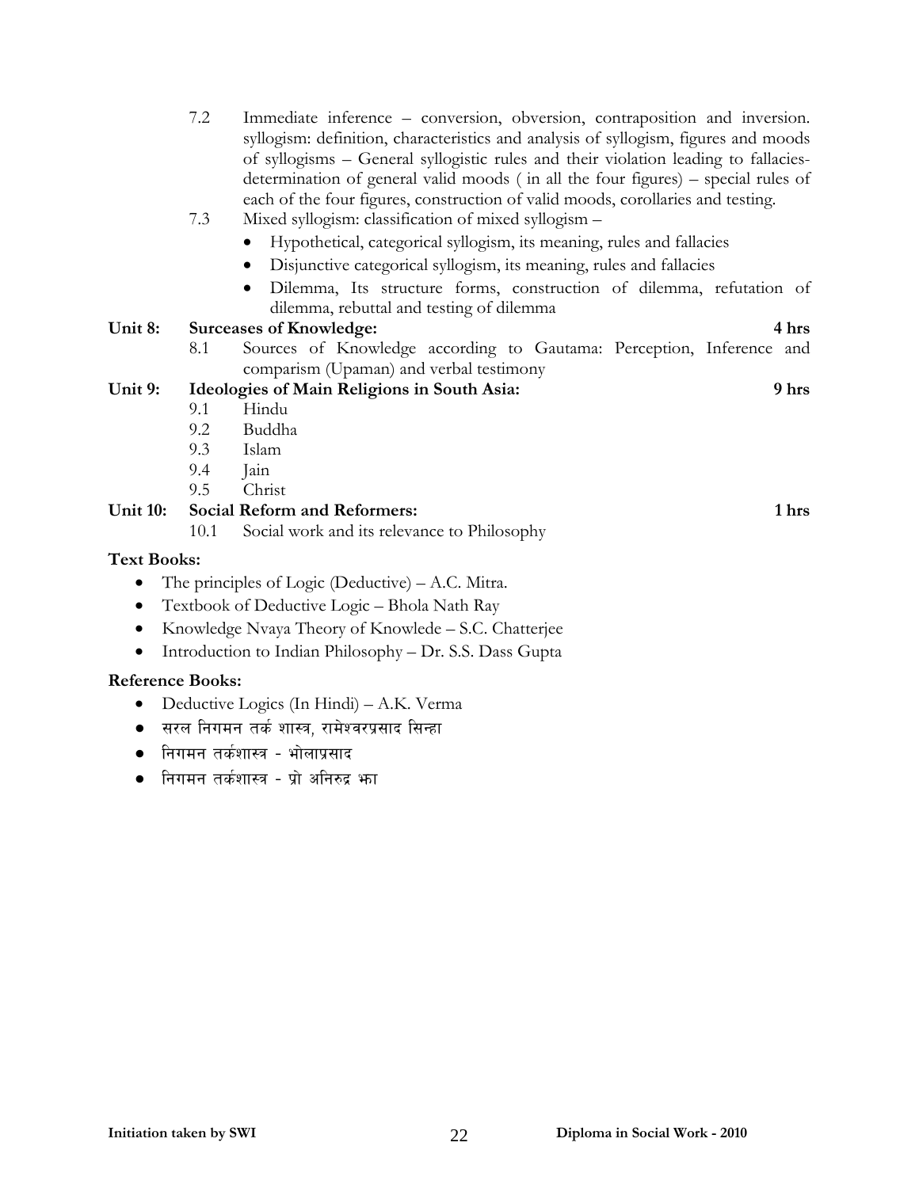7.2 Immediate inference – conversion, obversion, contraposition and inversion. syllogism: definition, characteristics and analysis of syllogism, figures and moods of syllogisms – General syllogistic rules and their violation leading to fallacies-determination of general valid moods ( in all the four figures) – special rules of each of the four figures, construction of valid moods, corollaries and testing.

7.3 Mixed syllogism: classification of mixed syllogism –

- Hypothetical, categorical syllogism, its meaning, rules and fallacies
- Disjunctive categorical syllogism, its meaning, rules and fallacies
- Dilemma, Its structure forms, construction of dilemma, refutation of dilemma, rebuttal and testing of dilemma

**Unit 8: Surceases of Knowledge: 4 hrs**

8.1 Sources of Knowledge according to Gautama: Perception, Inference and comparism (Upaman) and verbal testimony

**Unit 9: Ideologies of Main Religions in South Asia: 9 hrs**

9.1 Hindu
9.2 Buddha
9.3 Islam
9.4 Jain
9.5 Christ

**Unit 10: Social Reform and Reformers: 1 hrs**

10.1 Social work and its relevance to Philosophy

**Text Books:**

- The principles of Logic (Deductive) – A.C. Mitra.
- Textbook of Deductive Logic – Bhola Nath Ray
- Knowledge Nvaya Theory of Knowlede – S.C. Chatterjee
- Introduction to Indian Philosophy – Dr. S.S. Dass Gupta

**Reference Books:**

- Deductive Logics (In Hindi) – A.K. Verma
- सरल निगमन तर्क शास्त्र, रामेश्वरप्रसाद सिन्हा
- निगमन तर्कशास्त्र - भोलाप्रसाद
- निगमन तर्कशास्त्र - प्रो अनिरुद्र झा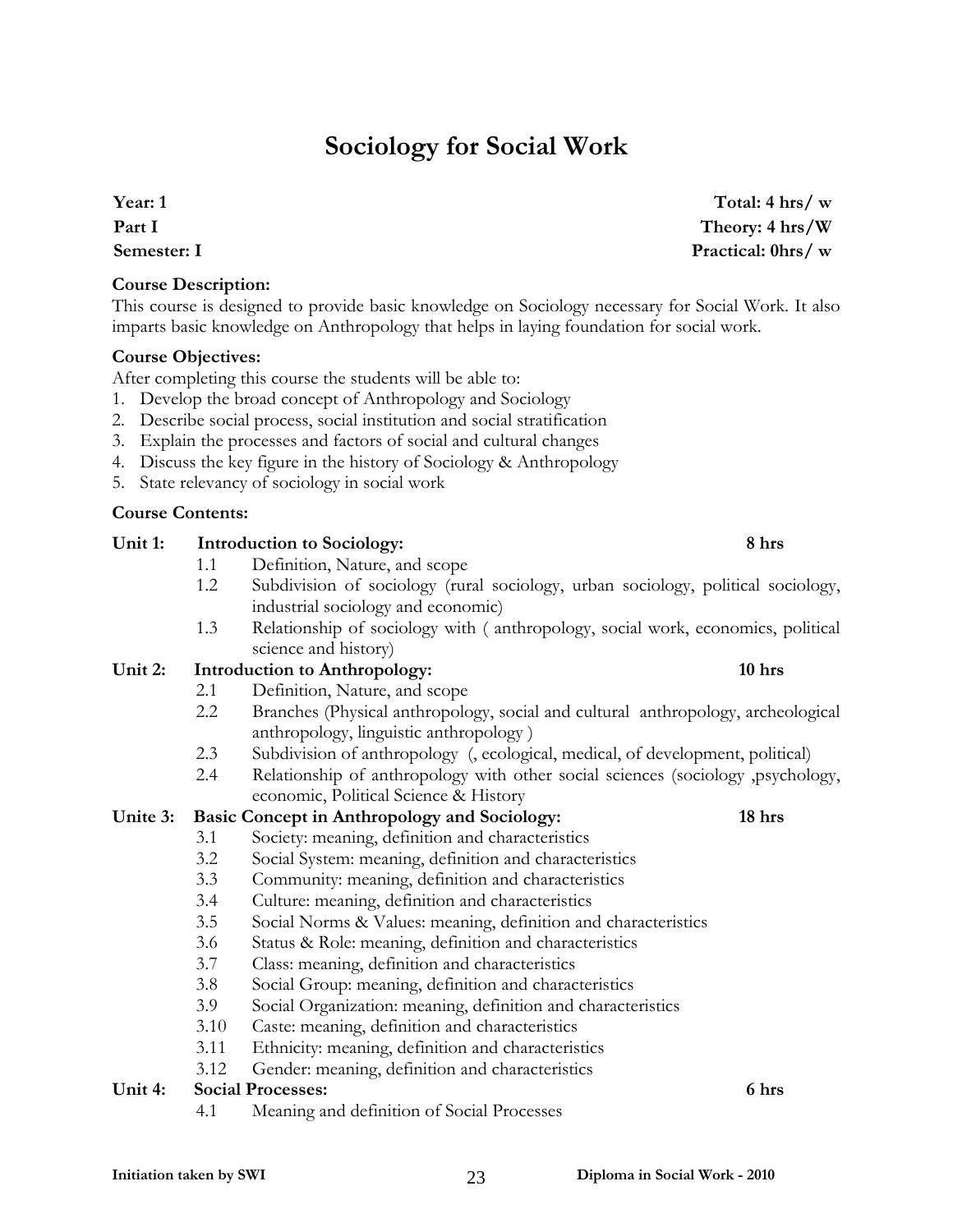# Sociology for Social Work

**Year: 1** **Total: 4 hrs/ w**
**Part I** **Theory: 4 hrs/W**
**Semester: I** **Practical: 0hrs/ w**

**Course Description:**
This course is designed to provide basic knowledge on Sociology necessary for Social Work. It also imparts basic knowledge on Anthropology that helps in laying foundation for social work.

**Course Objectives:**
After completing this course the students will be able to:
1. Develop the broad concept of Anthropology and Sociology
2. Describe social process, social institution and social stratification
3. Explain the processes and factors of social and cultural changes
4. Discuss the key figure in the history of Sociology & Anthropology
5. State relevancy of sociology in social work

**Course Contents:**

**Unit 1: Introduction to Sociology:** **8 hrs**

- 1.1 Definition, Nature, and scope
- 1.2 Subdivision of sociology (rural sociology, urban sociology, political sociology, industrial sociology and economic)
- 1.3 Relationship of sociology with ( anthropology, social work, economics, political science and history)

**Unit 2: Introduction to Anthropology:** **10 hrs**

- 2.1 Definition, Nature, and scope
- 2.2 Branches (Physical anthropology, social and cultural anthropology, archeological anthropology, linguistic anthropology )
- 2.3 Subdivision of anthropology (, ecological, medical, of development, political)
- 2.4 Relationship of anthropology with other social sciences (sociology ,psychology, economic, Political Science & History

**Unite 3: Basic Concept in Anthropology and Sociology:** **18 hrs**

- 3.1 Society: meaning, definition and characteristics
- 3.2 Social System: meaning, definition and characteristics
- 3.3 Community: meaning, definition and characteristics
- 3.4 Culture: meaning, definition and characteristics
- 3.5 Social Norms & Values: meaning, definition and characteristics
- 3.6 Status & Role: meaning, definition and characteristics
- 3.7 Class: meaning, definition and characteristics
- 3.8 Social Group: meaning, definition and characteristics
- 3.9 Social Organization: meaning, definition and characteristics
- 3.10 Caste: meaning, definition and characteristics
- 3.11 Ethnicity: meaning, definition and characteristics
- 3.12 Gender: meaning, definition and characteristics

**Unit 4: Social Processes:** **6 hrs**

- 4.1 Meaning and definition of Social Processes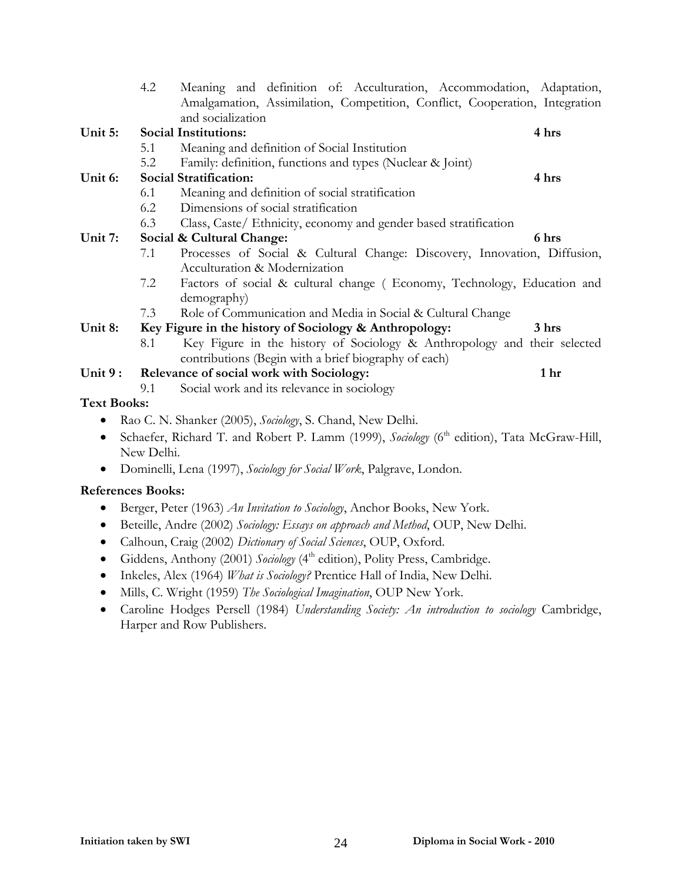4.2 Meaning and definition of: Acculturation, Accommodation, Adaptation, Amalgamation, Assimilation, Competition, Conflict, Cooperation, Integration and socialization

**Unit 5: Social Institutions:** **4 hrs**

5.1 Meaning and definition of Social Institution

5.2 Family: definition, functions and types (Nuclear & Joint)

**Unit 6: Social Stratification:** **4 hrs**

6.1 Meaning and definition of social stratification

6.2 Dimensions of social stratification

6.3 Class, Caste/ Ethnicity, economy and gender based stratification

**Unit 7: Social & Cultural Change:** **6 hrs**

7.1 Processes of Social & Cultural Change: Discovery, Innovation, Diffusion, Acculturation & Modernization

7.2 Factors of social & cultural change ( Economy, Technology, Education and demography)

7.3 Role of Communication and Media in Social & Cultural Change

**Unit 8: Key Figure in the history of Sociology & Anthropology:** **3 hrs**

8.1 Key Figure in the history of Sociology & Anthropology and their selected contributions (Begin with a brief biography of each)

**Unit 9 : Relevance of social work with Sociology:** **1 hr**

9.1 Social work and its relevance in sociology

**Text Books:**

- Rao C. N. Shanker (2005), *Sociology*, S. Chand, New Delhi.
- Schaefer, Richard T. and Robert P. Lamm (1999), *Sociology* (6th edition), Tata McGraw-Hill, New Delhi.
- Dominelli, Lena (1997), *Sociology for Social Work*, Palgrave, London.

**References Books:**

- Berger, Peter (1963) *An Invitation to Sociology*, Anchor Books, New York.
- Beteille, Andre (2002) *Sociology: Essays on approach and Method*, OUP, New Delhi.
- Calhoun, Craig (2002) *Dictionary of Social Sciences*, OUP, Oxford.
- Giddens, Anthony (2001) *Sociology* (4th edition), Polity Press, Cambridge.
- Inkeles, Alex (1964) *What is Sociology?* Prentice Hall of India, New Delhi.
- Mills, C. Wright (1959) *The Sociological Imagination*, OUP New York.
- Caroline Hodges Persell (1984) *Understanding Society: An introduction to sociology* Cambridge, Harper and Row Publishers.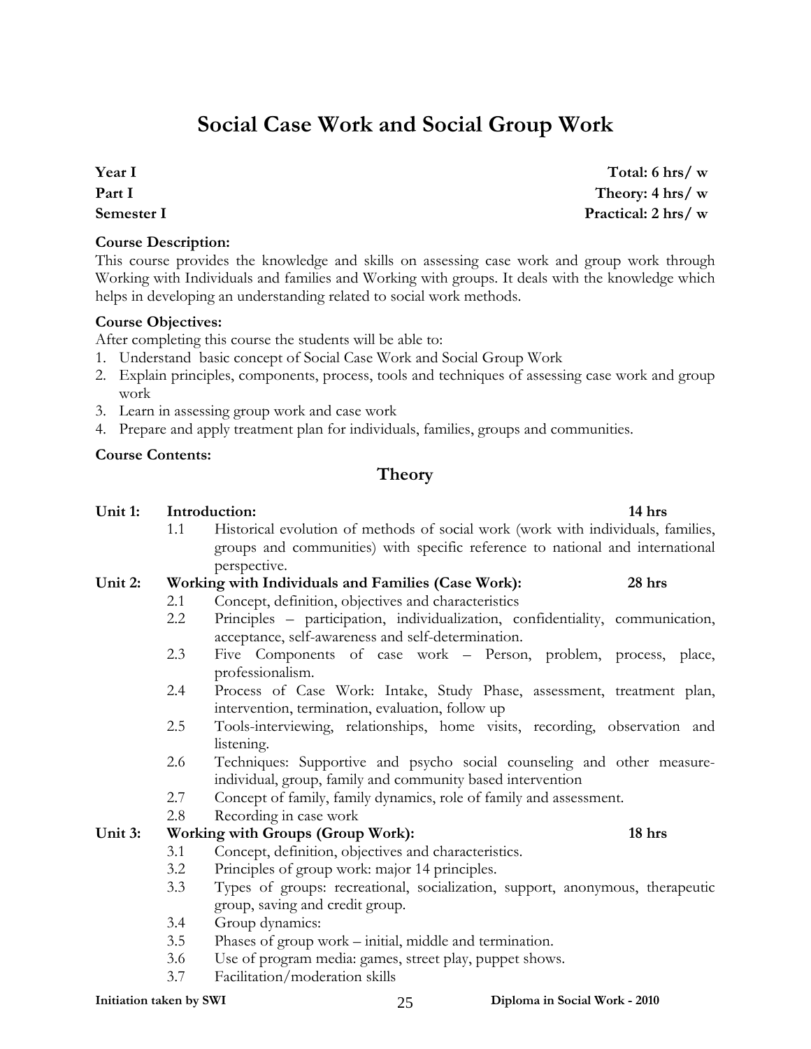# Social Case Work and Social Group Work

**Year I** — **Total: 6 hrs/ w**
**Part I** — **Theory: 4 hrs/ w**
**Semester I** — **Practical: 2 hrs/ w**

**Course Description:**
This course provides the knowledge and skills on assessing case work and group work through Working with Individuals and families and Working with groups. It deals with the knowledge which helps in developing an understanding related to social work methods.

**Course Objectives:**
After completing this course the students will be able to:

1. Understand basic concept of Social Case Work and Social Group Work
2. Explain principles, components, process, tools and techniques of assessing case work and group work
3. Learn in assessing group work and case work
4. Prepare and apply treatment plan for individuals, families, groups and communities.

**Course Contents:**

## Theory

**Unit 1: Introduction: 14 hrs**

- 1.1 Historical evolution of methods of social work (work with individuals, families, groups and communities) with specific reference to national and international perspective.

**Unit 2: Working with Individuals and Families (Case Work): 28 hrs**

- 2.1 Concept, definition, objectives and characteristics
- 2.2 Principles – participation, individualization, confidentiality, communication, acceptance, self-awareness and self-determination.
- 2.3 Five Components of case work – Person, problem, process, place, professionalism.
- 2.4 Process of Case Work: Intake, Study Phase, assessment, treatment plan, intervention, termination, evaluation, follow up
- 2.5 Tools-interviewing, relationships, home visits, recording, observation and listening.
- 2.6 Techniques: Supportive and psycho social counseling and other measure-individual, group, family and community based intervention
- 2.7 Concept of family, family dynamics, role of family and assessment.
- 2.8 Recording in case work

**Unit 3: Working with Groups (Group Work): 18 hrs**

- 3.1 Concept, definition, objectives and characteristics.
- 3.2 Principles of group work: major 14 principles.
- 3.3 Types of groups: recreational, socialization, support, anonymous, therapeutic group, saving and credit group.
- 3.4 Group dynamics:
- 3.5 Phases of group work – initial, middle and termination.
- 3.6 Use of program media: games, street play, puppet shows.
- 3.7 Facilitation/moderation skills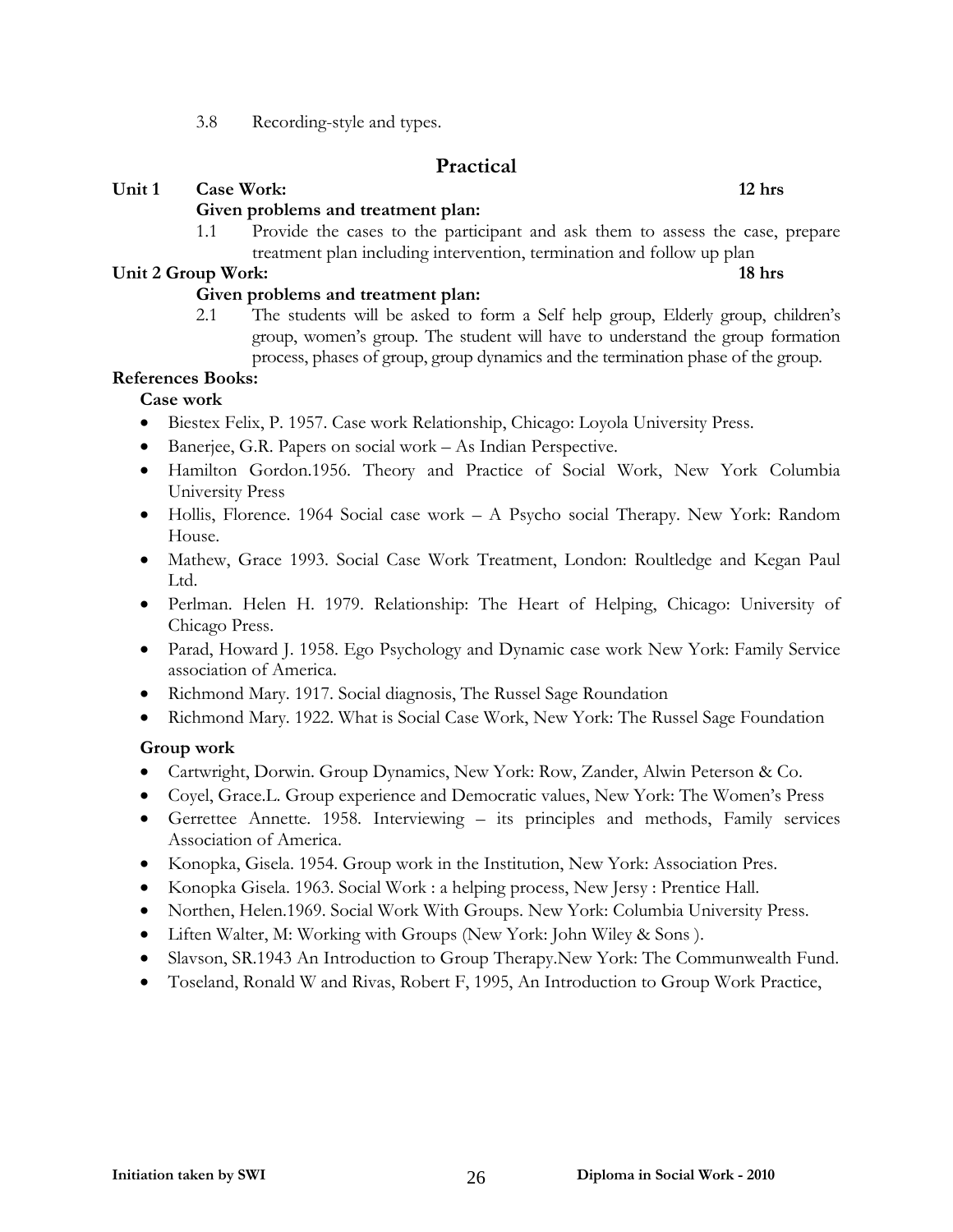3.8 Recording-style and types.

## Practical

**Unit 1 Case Work: 12 hrs**

**Given problems and treatment plan:**

1.1 Provide the cases to the participant and ask them to assess the case, prepare treatment plan including intervention, termination and follow up plan

**Unit 2 Group Work: 18 hrs**

**Given problems and treatment plan:**

2.1 The students will be asked to form a Self help group, Elderly group, children's group, women's group. The student will have to understand the group formation process, phases of group, group dynamics and the termination phase of the group.

**References Books:**

**Case work**

- Biestex Felix, P. 1957. Case work Relationship, Chicago: Loyola University Press.
- Banerjee, G.R. Papers on social work – As Indian Perspective.
- Hamilton Gordon.1956. Theory and Practice of Social Work, New York Columbia University Press
- Hollis, Florence. 1964 Social case work – A Psycho social Therapy. New York: Random House.
- Mathew, Grace 1993. Social Case Work Treatment, London: Roultledge and Kegan Paul Ltd.
- Perlman. Helen H. 1979. Relationship: The Heart of Helping, Chicago: University of Chicago Press.
- Parad, Howard J. 1958. Ego Psychology and Dynamic case work New York: Family Service association of America.
- Richmond Mary. 1917. Social diagnosis, The Russel Sage Roundation
- Richmond Mary. 1922. What is Social Case Work, New York: The Russel Sage Foundation

**Group work**

- Cartwright, Dorwin. Group Dynamics, New York: Row, Zander, Alwin Peterson & Co.
- Coyel, Grace.L. Group experience and Democratic values, New York: The Women's Press
- Gerrettee Annette. 1958. Interviewing – its principles and methods, Family services Association of America.
- Konopka, Gisela. 1954. Group work in the Institution, New York: Association Pres.
- Konopka Gisela. 1963. Social Work : a helping process, New Jersy : Prentice Hall.
- Northen, Helen.1969. Social Work With Groups. New York: Columbia University Press.
- Liften Walter, M: Working with Groups (New York: John Wiley & Sons ).
- Slavson, SR.1943 An Introduction to Group Therapy.New York: The Communwealth Fund.
- Toseland, Ronald W and Rivas, Robert F, 1995, An Introduction to Group Work Practice,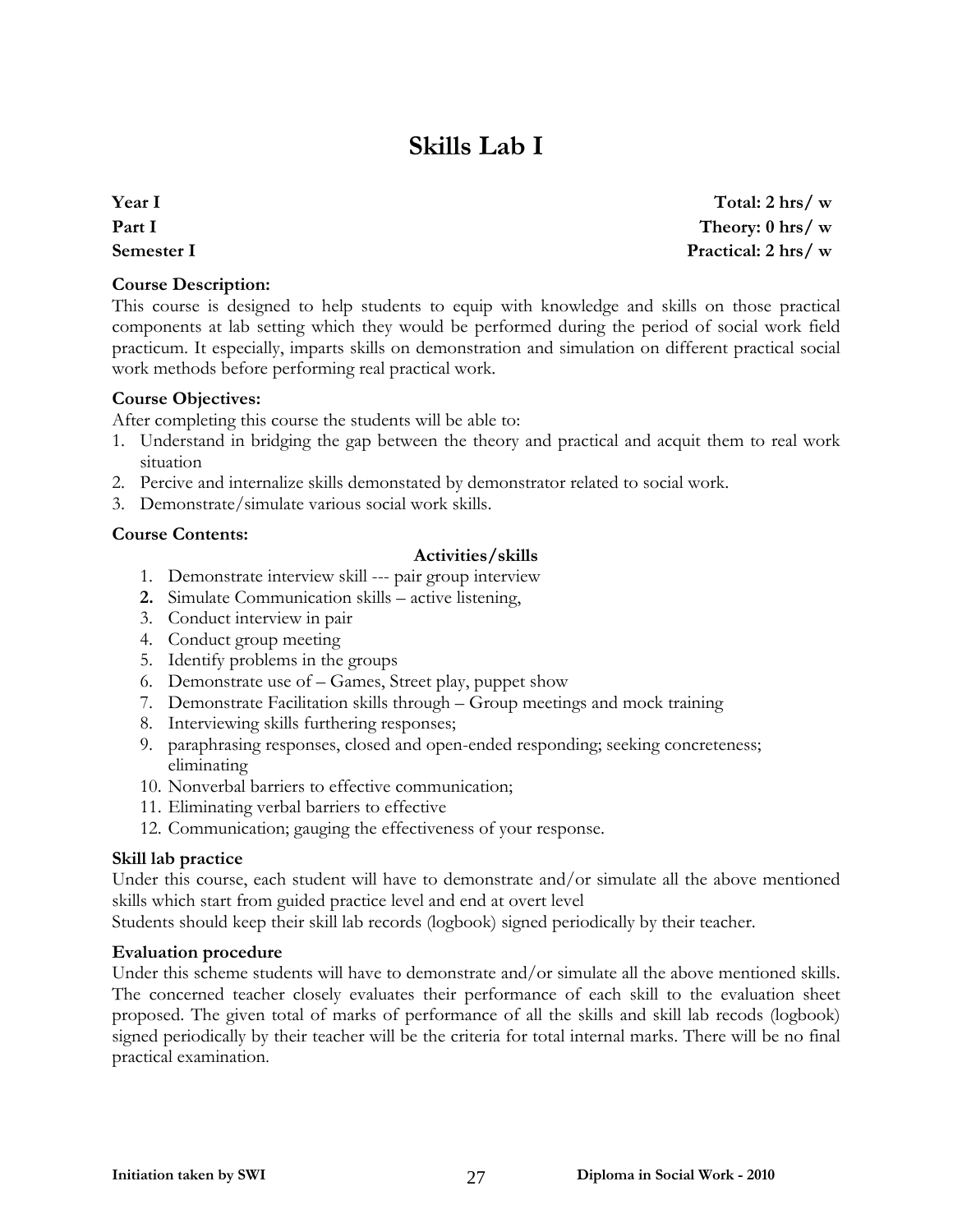# Skills Lab I

**Year I** **Total: 2 hrs/ w**
**Part I** **Theory: 0 hrs/ w**
**Semester I** **Practical: 2 hrs/ w**

**Course Description:**
This course is designed to help students to equip with knowledge and skills on those practical components at lab setting which they would be performed during the period of social work field practicum. It especially, imparts skills on demonstration and simulation on different practical social work methods before performing real practical work.

**Course Objectives:**
After completing this course the students will be able to:

1. Understand in bridging the gap between the theory and practical and acquit them to real work situation
2. Percive and internalize skills demonstated by demonstrator related to social work.
3. Demonstrate/simulate various social work skills.

**Course Contents:**

**Activities/skills**

1. Demonstrate interview skill --- pair group interview
2. Simulate Communication skills – active listening,
3. Conduct interview in pair
4. Conduct group meeting
5. Identify problems in the groups
6. Demonstrate use of – Games, Street play, puppet show
7. Demonstrate Facilitation skills through – Group meetings and mock training
8. Interviewing skills furthering responses;
9. paraphrasing responses, closed and open-ended responding; seeking concreteness; eliminating
10. Nonverbal barriers to effective communication;
11. Eliminating verbal barriers to effective
12. Communication; gauging the effectiveness of your response.

**Skill lab practice**
Under this course, each student will have to demonstrate and/or simulate all the above mentioned skills which start from guided practice level and end at overt level
Students should keep their skill lab records (logbook) signed periodically by their teacher.

**Evaluation procedure**
Under this scheme students will have to demonstrate and/or simulate all the above mentioned skills. The concerned teacher closely evaluates their performance of each skill to the evaluation sheet proposed. The given total of marks of performance of all the skills and skill lab recods (logbook) signed periodically by their teacher will be the criteria for total internal marks. There will be no final practical examination.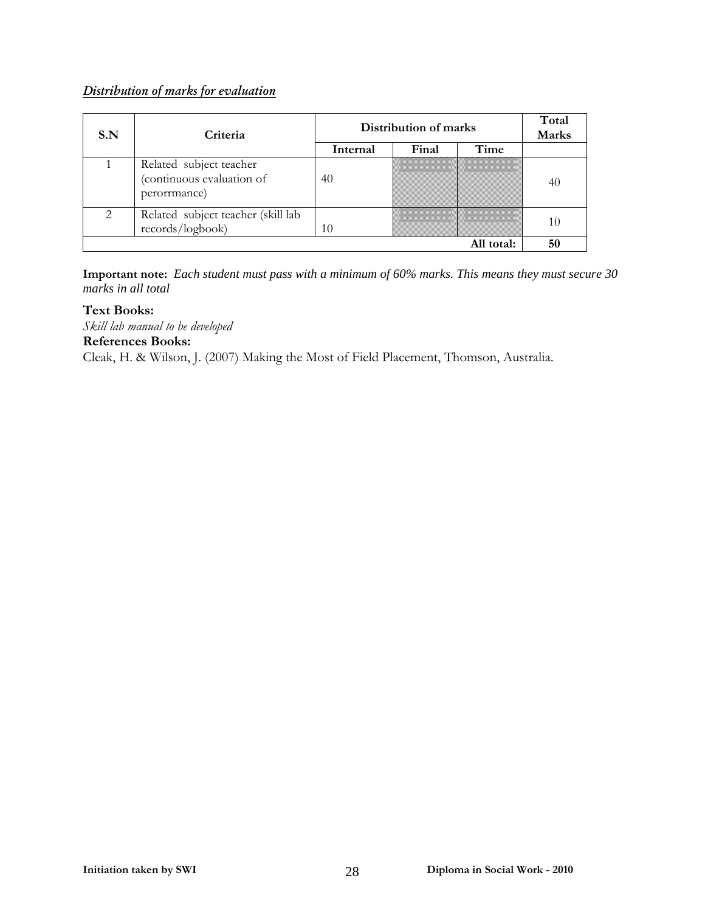***Distribution of marks for evaluation***

| S.N | Criteria | Distribution of marks | | | Total Marks |
|---|---|---|---|---|---|
| | | Internal | Final | Time | |
| 1 | Related subject teacher (continuous evaluation of perorrmance) | 40 | | | 40 |
| 2 | Related subject teacher (skill lab records/logbook) | 10 | | | 10 |
| | | | | All total: | 50 |

**Important note:** *Each student must pass with a minimum of 60% marks. This means they must secure 30 marks in all total*

**Text Books:**

*Skill lab manual to be developed*

**References Books:**

Cleak, H. & Wilson, J. (2007) Making the Most of Field Placement, Thomson, Australia.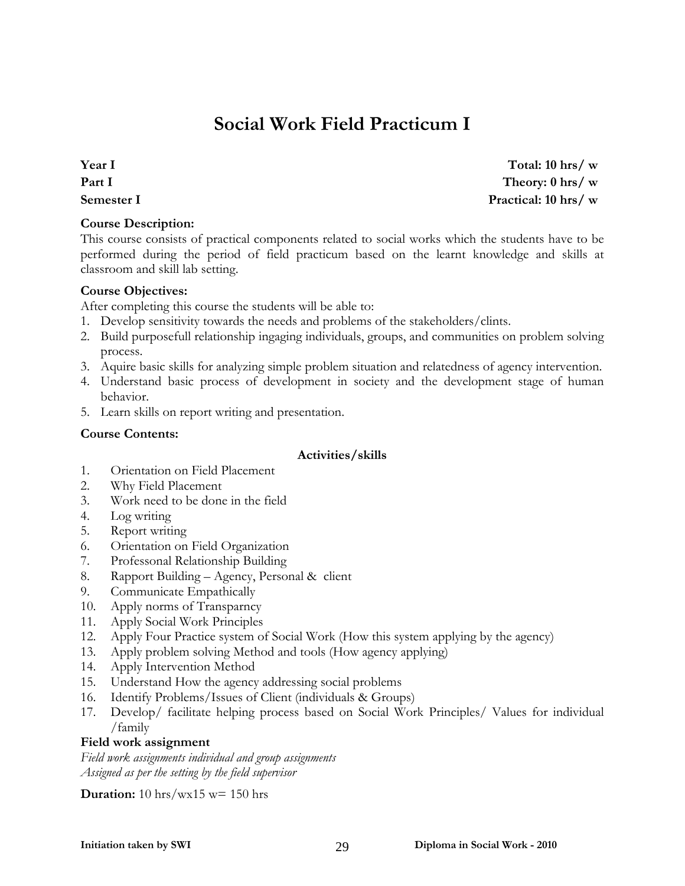# Social Work Field Practicum I

**Year I** **Total: 10 hrs/ w**
**Part I** **Theory: 0 hrs/ w**
**Semester I** **Practical: 10 hrs/ w**

**Course Description:**
This course consists of practical components related to social works which the students have to be performed during the period of field practicum based on the learnt knowledge and skills at classroom and skill lab setting.

**Course Objectives:**
After completing this course the students will be able to:
1. Develop sensitivity towards the needs and problems of the stakeholders/clints.
2. Build purposefull relationship ingaging individuals, groups, and communities on problem solving process.
3. Aquire basic skills for analyzing simple problem situation and relatedness of agency intervention.
4. Understand basic process of development in society and the development stage of human behavior.
5. Learn skills on report writing and presentation.

**Course Contents:**

**Activities/skills**

1. Orientation on Field Placement
2. Why Field Placement
3. Work need to be done in the field
4. Log writing
5. Report writing
6. Orientation on Field Organization
7. Professonal Relationship Building
8. Rapport Building – Agency, Personal & client
9. Communicate Empathically
10. Apply norms of Transparncy
11. Apply Social Work Principles
12. Apply Four Practice system of Social Work (How this system applying by the agency)
13. Apply problem solving Method and tools (How agency applying)
14. Apply Intervention Method
15. Understand How the agency addressing social problems
16. Identify Problems/Issues of Client (individuals & Groups)
17. Develop/ facilitate helping process based on Social Work Principles/ Values for individual /family

**Field work assignment**
*Field work assignments individual and group assignments*
*Assigned as per the setting by the field supervisor*

**Duration:** 10 hrs/wx15 w= 150 hrs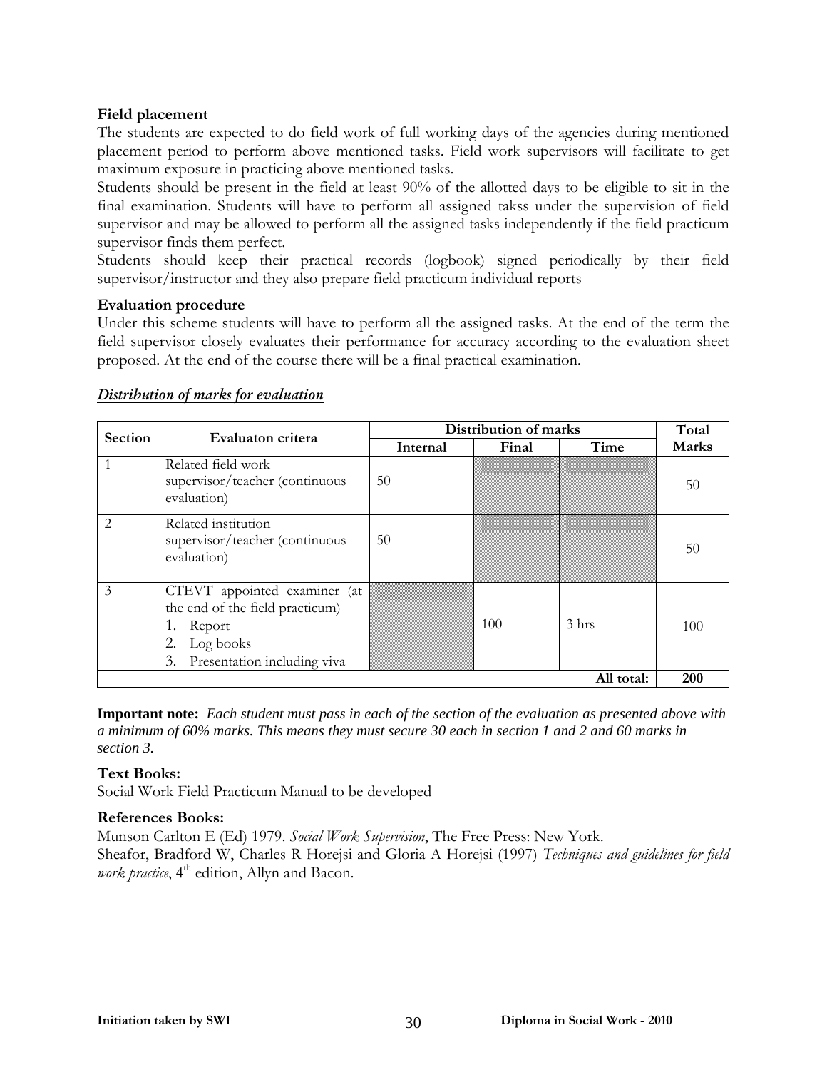**Field placement**

The students are expected to do field work of full working days of the agencies during mentioned placement period to perform above mentioned tasks. Field work supervisors will facilitate to get maximum exposure in practicing above mentioned tasks.

Students should be present in the field at least 90% of the allotted days to be eligible to sit in the final examination. Students will have to perform all assigned takss under the supervision of field supervisor and may be allowed to perform all the assigned tasks independently if the field practicum supervisor finds them perfect.

Students should keep their practical records (logbook) signed periodically by their field supervisor/instructor and they also prepare field practicum individual reports

**Evaluation procedure**

Under this scheme students will have to perform all the assigned tasks. At the end of the term the field supervisor closely evaluates their performance for accuracy according to the evaluation sheet proposed. At the end of the course there will be a final practical examination.

***Distribution of marks for evaluation***

| Section | Evaluaton critera | Distribution of marks | | | Total Marks |
|---|---|---|---|---|---|
| | | Internal | Final | Time | |
| 1 | Related field work supervisor/teacher (continuous evaluation) | 50 | | | 50 |
| 2 | Related institution supervisor/teacher (continuous evaluation) | 50 | | | 50 |
| 3 | CTEVT appointed examiner (at the end of the field practicum) 1. Report 2. Log books 3. Presentation including viva | | 100 | 3 hrs | 100 |
| | | | | All total: | **200** |

**Important note:** *Each student must pass in each of the section of the evaluation as presented above with a minimum of 60% marks. This means they must secure 30 each in section 1 and 2 and 60 marks in section 3.*

**Text Books:**

Social Work Field Practicum Manual to be developed

**References Books:**

Munson Carlton E (Ed) 1979. *Social Work Supervision*, The Free Press: New York.

Sheafor, Bradford W, Charles R Horejsi and Gloria A Horejsi (1997) *Techniques and guidelines for field work practice*, 4th edition, Allyn and Bacon.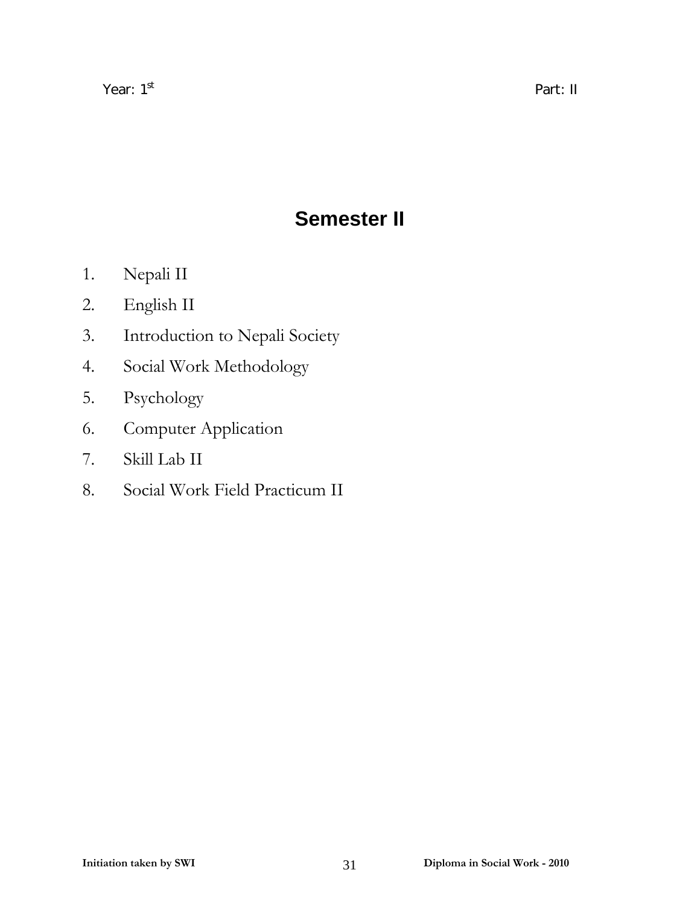Year: 1st Part: II

# Semester II

1. Nepali II
2. English II
3. Introduction to Nepali Society
4. Social Work Methodology
5. Psychology
6. Computer Application
7. Skill Lab II
8. Social Work Field Practicum II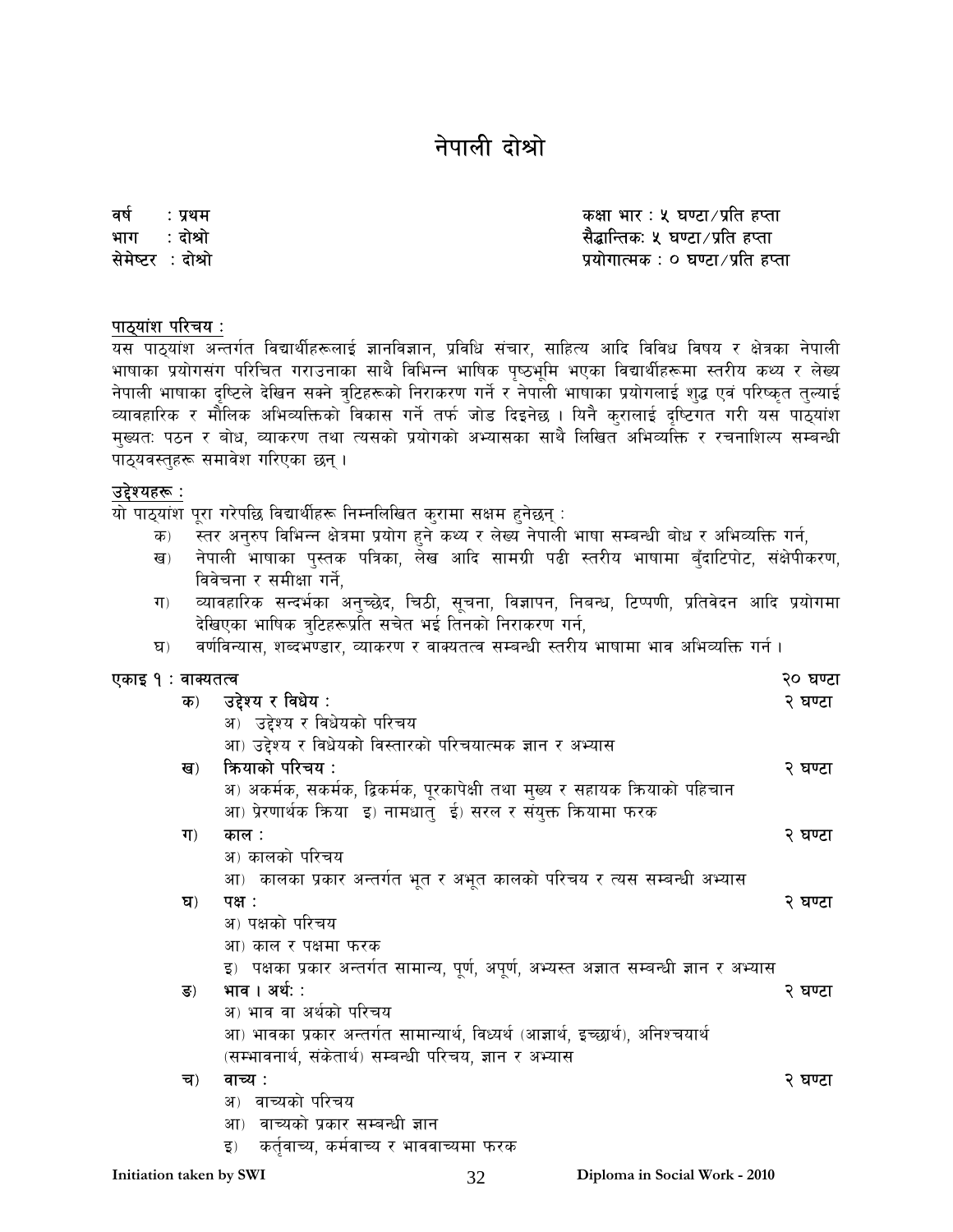# नेपाली दोश्रो

वर्ष : प्रथम
भाग : दोश्रो
सेमेष्टर : दोश्रो

कक्षा भार : ५ घण्टा/प्रति हप्ता
सैद्धान्तिकः ५ घण्टा/प्रति हप्ता
प्रयोगात्मक : ० घण्टा/प्रति हप्ता

**पाठ्यांश परिचय :**

यस पाठ्यांश अन्तर्गत विद्यार्थीहरूलाई ज्ञानविज्ञान, प्रविधि संचार, साहित्य आदि विविध विषय र क्षेत्रका नेपाली भाषाका प्रयोगसंग परिचित गराउनाका साथै विभिन्न भाषिक पृष्ठभूमि भएका विद्यार्थीहरूमा स्तरीय कथ्य र लेख्य नेपाली भाषाका दृष्टिले देखिन सक्ने त्रुटिहरूको निराकरण गर्ने र नेपाली भाषाका प्रयोगलाई शुद्ध एवं परिष्कृत तुल्याई व्यावहारिक र मौलिक अभिव्यक्तिको विकास गर्ने तर्फ जोड दिइनेछ । यिनै कुरालाई दृष्टिगत गरी यस पाठ्यांश मुख्यतः पठन र बोध, व्याकरण तथा त्यसको प्रयोगको अभ्यासका साथै लिखित अभिव्यक्ति र रचनाशिल्प सम्बन्धी पाठ्यवस्तुहरू समावेश गरिएका छन् ।

**उद्देश्यहरू :**

यो पाठ्यांश पूरा गरेपछि विद्यार्थीहरू निम्नलिखित कुरामा सक्षम हुनेछन् :

क) स्तर अनुरुप विभिन्न क्षेत्रमा प्रयोग हुने कथ्य र लेख्य नेपाली भाषा सम्बन्धी बोध र अभिव्यक्ति गर्न,
ख) नेपाली भाषाका पुस्तक पत्रिका, लेख आदि सामग्री पढी स्तरीय भाषामा बुँदाटिपोट, संक्षेपीकरण, विवेचना र समीक्षा गर्ने,
ग) व्यावहारिक सन्दर्भका अनुच्छेद, चिठी, सूचना, विज्ञापन, निबन्ध, टिप्पणी, प्रतिवेदन आदि प्रयोगमा देखिएका भाषिक त्रुटिहरूप्रति सचेत भई तिनको निराकरण गर्न,
घ) वर्णविन्यास, शब्दभण्डार, व्याकरण र वाक्यतत्व सम्बन्धी स्तरीय भाषामा भाव अभिव्यक्ति गर्न ।

**एकाइ १ : वाक्यतत्व** — २० घण्टा

क) **उद्देश्य र विधेय :** — २ घण्टा
- अ) उद्देश्य र विधेयको परिचय
- आ) उद्देश्य र विधेयको विस्तारको परिचयात्मक ज्ञान र अभ्यास

ख) **क्रियाको परिचय :** — २ घण्टा
- अ) अकर्मक, सकर्मक, द्विकर्मक, पूरकापेक्षी तथा मुख्य र सहायक क्रियाको पहिचान
- आ) प्रेरणार्थक क्रिया इ) नामधातु ई) सरल र संयुक्त क्रियामा फरक

ग) **काल :** — २ घण्टा
- अ) कालको परिचय
- आ) कालका प्रकार अन्तर्गत भूत र अभूत कालको परिचय र त्यस सम्बन्धी अभ्यास

घ) **पक्ष :** — २ घण्टा
- अ) पक्षको परिचय
- आ) काल र पक्षमा फरक
- इ) पक्षका प्रकार अन्तर्गत सामान्य, पूर्ण, अपूर्ण, अभ्यस्त अज्ञात सम्बन्धी ज्ञान र अभ्यास

ङ) **भाव । अर्थः :** — २ घण्टा
- अ) भाव वा अर्थको परिचय
- आ) भावका प्रकार अन्तर्गत सामान्यार्थ, विध्यर्थ (आज्ञार्थ, इच्छार्थ), अनिश्चयार्थ (सम्भावनार्थ, संकेतार्थ) सम्बन्धी परिचय, ज्ञान र अभ्यास

च) **वाच्य :** — २ घण्टा
- अ) वाच्यको परिचय
- आ) वाच्यको प्रकार सम्बन्धी ज्ञान
- इ) कर्तृवाच्य, कर्मवाच्य र भाववाच्यमा फरक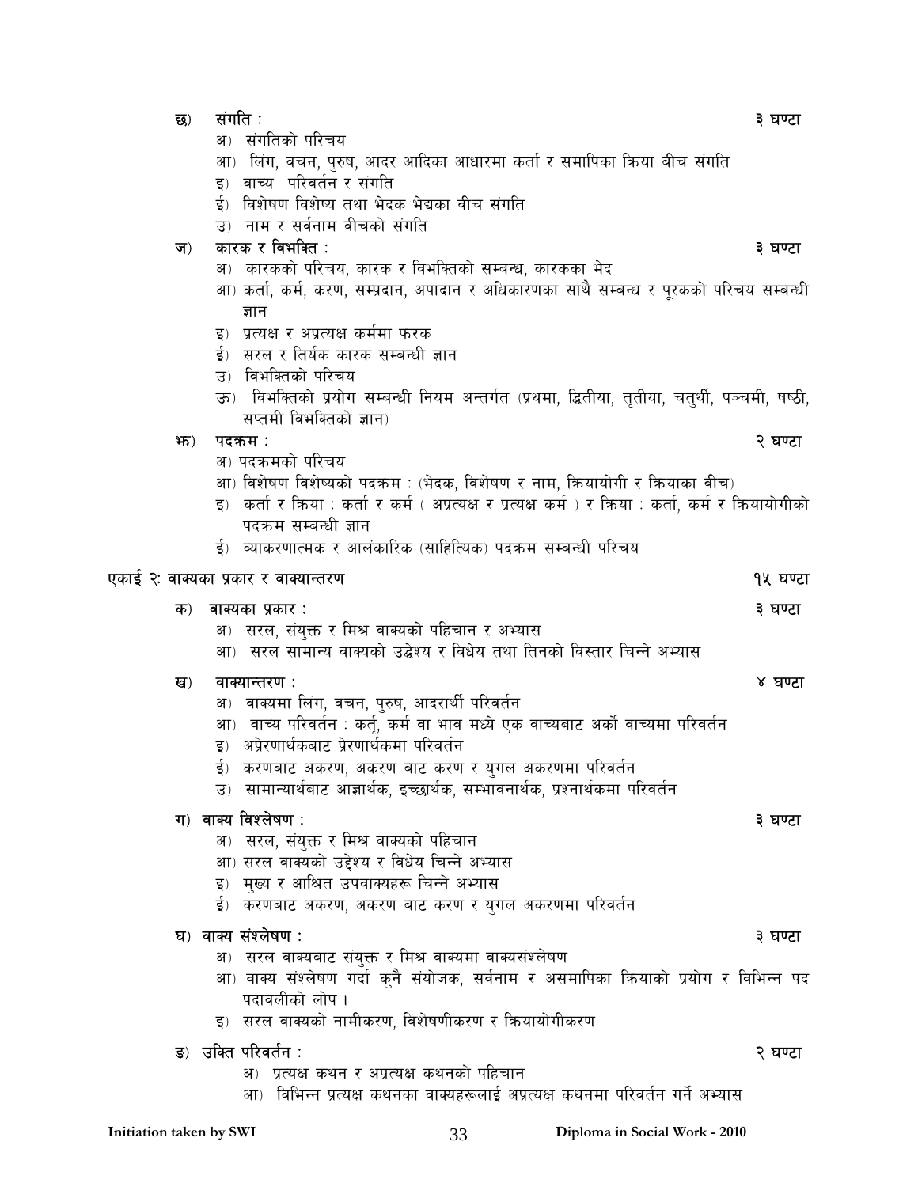**छ) संगति :** ३ घण्टा

अ) संगतिको परिचय

आ) लिंग, वचन, पुरुष, आदर आदिका आधारमा कर्ता र समापिका क्रिया बीच संगति

इ) वाच्य परिवर्तन र संगति

ई) विशेषण विशेष्य तथा भेदक भेद्यका बीच संगति

उ) नाम र सर्वनाम बीचको संगति

**ज) कारक र विभक्ति :** ३ घण्टा

अ) कारकको परिचय, कारक र विभक्तिको सम्बन्ध, कारकका भेद

आ) कर्ता, कर्म, करण, सम्प्रदान, अपादान र अधिकारणका साथै सम्बन्ध र पूरकको परिचय सम्बन्धी ज्ञान

इ) प्रत्यक्ष र अप्रत्यक्ष कर्ममा फरक

ई) सरल र तिर्यक कारक सम्बन्धी ज्ञान

उ) विभक्तिको परिचय

ऊ) विभक्तिको प्रयोग सम्बन्धी नियम अन्तर्गत (प्रथमा, द्धितीया, तृतीया, चतुर्थी, पञ्चमी, षष्ठी, सप्तमी विभक्तिको ज्ञान)

**झ) पदक्रम :** २ घण्टा

अ) पदक्रमको परिचय

आ) विशेषण विशेष्यको पदक्रम : (भेदक, विशेषण र नाम, क्रियायोगी र क्रियाका बीच)

इ) कर्ता र क्रिया : कर्ता र कर्म ( अप्रत्यक्ष र प्रत्यक्ष कर्म ) र क्रिया : कर्ता, कर्म र क्रियायोगीको पदक्रम सम्बन्धी ज्ञान

ई) व्याकरणात्मक र आलंकारिक (साहित्यिक) पदक्रम सम्बन्धी परिचय

## एकाई २: वाक्यका प्रकार र वाक्यान्तरण — १५ घण्टा

**क) वाक्यका प्रकार :** ३ घण्टा

अ) सरल, संयुक्त र मिश्र वाक्यको पहिचान र अभ्यास

आ) सरल सामान्य वाक्यको उद्धेश्य र विधेय तथा तिनको विस्तार चिन्ने अभ्यास

**ख) वाक्यान्तरण :** ४ घण्टा

अ) वाक्यमा लिंग, वचन, पुरुष, आदरार्थी परिवर्तन

आ) वाच्य परिवर्तन : कर्तृ, कर्म वा भाव मध्ये एक वाच्यबाट अर्को वाच्यमा परिवर्तन

इ) अप्रेरणार्थकबाट प्रेरणार्थकमा परिवर्तन

ई) करणबाट अकरण, अकरण बाट करण र युगल अकरणमा परिवर्तन

उ) सामान्यार्थबाट आज्ञार्थक, इच्छार्थक, सम्भावनार्थक, प्रश्नार्थकमा परिवर्तन

**ग) वाक्य विश्लेषण :** ३ घण्टा

अ) सरल, संयुक्त र मिश्र वाक्यको पहिचान

आ) सरल वाक्यको उद्दे श्य र विधेय चिन्ने अभ्यास

इ) मुख्य र आश्रित उपवाक्यहरू चिन्ने अभ्यास

ई) करणबाट अकरण, अकरण बाट करण र युगल अकरणमा परिवर्तन

**घ) वाक्य संश्लेषण :** ३ घण्टा

अ) सरल वाक्यबाट संयुक्त र मिश्र वाक्यमा वाक्यसंश्लेषण

आ) वाक्य संश्लेषण गर्दा कुनै संयोजक, सर्वनाम र असमापिका क्रियाको प्रयोग र विभिन्न पद पदावलीको लोप ।

इ) सरल वाक्यको नामीकरण, विशेषणीकरण र क्रियायोगीकरण

**ङ) उक्ति परिवर्तन :** २ घण्टा

अ) प्रत्यक्ष कथन र अप्रत्यक्ष कथनको पहिचान

आ) विभिन्न प्रत्यक्ष कथनका वाक्यहरूलाई अप्रत्यक्ष कथनमा परिवर्तन गर्ने अभ्यास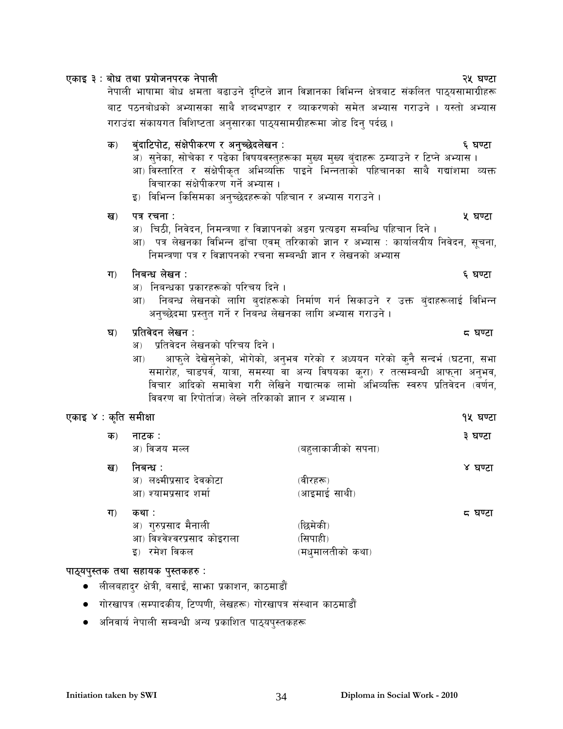**एकाइ ३ : बोध तथा प्रयोजनपरक नेपाली** **२५ घण्टा**

नेपाली भाषामा बोध क्षमता बढाउने दृष्टिले ज्ञान विज्ञानका विभिन्न क्षेत्रबाट संकलित पाठ्यसामाग्रीहरू बाट पठनबोधको अभ्यासका साथै शब्दभण्डार र व्याकरणको समेत अभ्यास गराउने । यस्तो अभ्यास गराउंदा संकायगत विशिष्टता अनुसारका पाठ्यसामग्रीहरूमा जोड दिनु पर्दछ ।

**क) बुंदाटिपोट, संक्षेपीकरण र अनुच्छेदलेखन :** **६ घण्टा**

- अ) सुनेका, सोचेका र पढेका विषयवस्तुहरूका मुख्य मुख्य बुंदाहरू ठम्याउने र टिप्ने अभ्यास ।
- आ) विस्तारित र संक्षेपीकृत अभिव्यक्ति पाइने भिन्नताको पहिचानका साथै गद्यांशमा व्यक्त विचारका संक्षेपीकरण गर्ने अभ्यास ।
- इ) विभिन्न किसिमका अनुच्छेदहरूको पहिचान र अभ्यास गराउने ।

**ख) पत्र रचना :** **५ घण्टा**

- अ) चिठी, निवेदन, निमन्त्रणा र विज्ञापनको अङग प्रत्यङग सम्बन्धि पहिचान दिने ।
- आ) पत्र लेखनका विभिन्न ढाँचा एवम् तरिकाको ज्ञान र अभ्यास : कार्यालयीय निवेदन, सूचना, निमन्त्रणा पत्र र विज्ञापनको रचना सम्बन्धी ज्ञान र लेखनको अभ्यास

**ग) निबन्ध लेखन :** **६ घण्टा**

- अ) निबन्धका प्रकारहरूको परिचय दिने ।
- आ) निबन्ध लेखनको लागि बुदांहरूको निर्माण गर्न सिकाउने र उक्त बुंदाहरूलाई विभिन्न अनुच्छेदमा प्रस्तुत गर्ने र निबन्ध लेखनका लागि अभ्यास गराउने ।

**घ) प्रतिवेदन लेखन :** **८ घण्टा**

- अ) प्रतिवेदन लेखनको परिचय दिने ।
- आ) आफुले देखेसुनेको, भोगेको, अनुभव गरेको र अध्ययन गरेको कुनै सन्दर्भ (घटना, सभा समारोह, चाडपर्व, यात्रा, समस्या वा अन्य विषयका कुरा) र तत्सम्बन्धी आफ्ना अनुभव, विचार आदिको समावेश गरी लेखिने गद्यात्मक लामो अभिव्यक्ति स्वरुप प्रतिवेदन (वर्णन, विवरण वा रिपोर्ताज) लेख्ने तरिकाको ज्ञान र अभ्यास ।

**एकाइ ४ : कृति समीक्षा** **१५ घण्टा**

**क) नाटक :** **३ घण्टा**

- अ) विजय मल्ल (बहुलाकाजीको सपना)

**ख) निबन्ध :** **४ घण्टा**

- अ) लक्ष्मीप्रसाद देवकोटा (वीरहरू)
- आ) श्यामप्रसाद शर्मा (आइमाई साथी)

**ग) कथा :** **८ घण्टा**

- अ) गुरुप्रसाद मैनाली (छिमेकी)
- आ) विश्वेश्वरप्रसाद कोइराला (सिपाही)
- इ) रमेश विकल (मधुमालतीको कथा)

**पाठ्यपुस्तक तथा सहायक पुस्तकहरु :**

- लीलबहादुर क्षेत्री, बसाइँ, साझा प्रकाशन, काठमाडौं
- गोरखापत्र (सम्पादकीय, टिप्पणी, लेखहरू) गोरखापत्र संस्थान काठमाडौं
- अनिवार्य नेपाली सम्बन्धी अन्य प्रकाशित पाठ्यपुस्तकहरू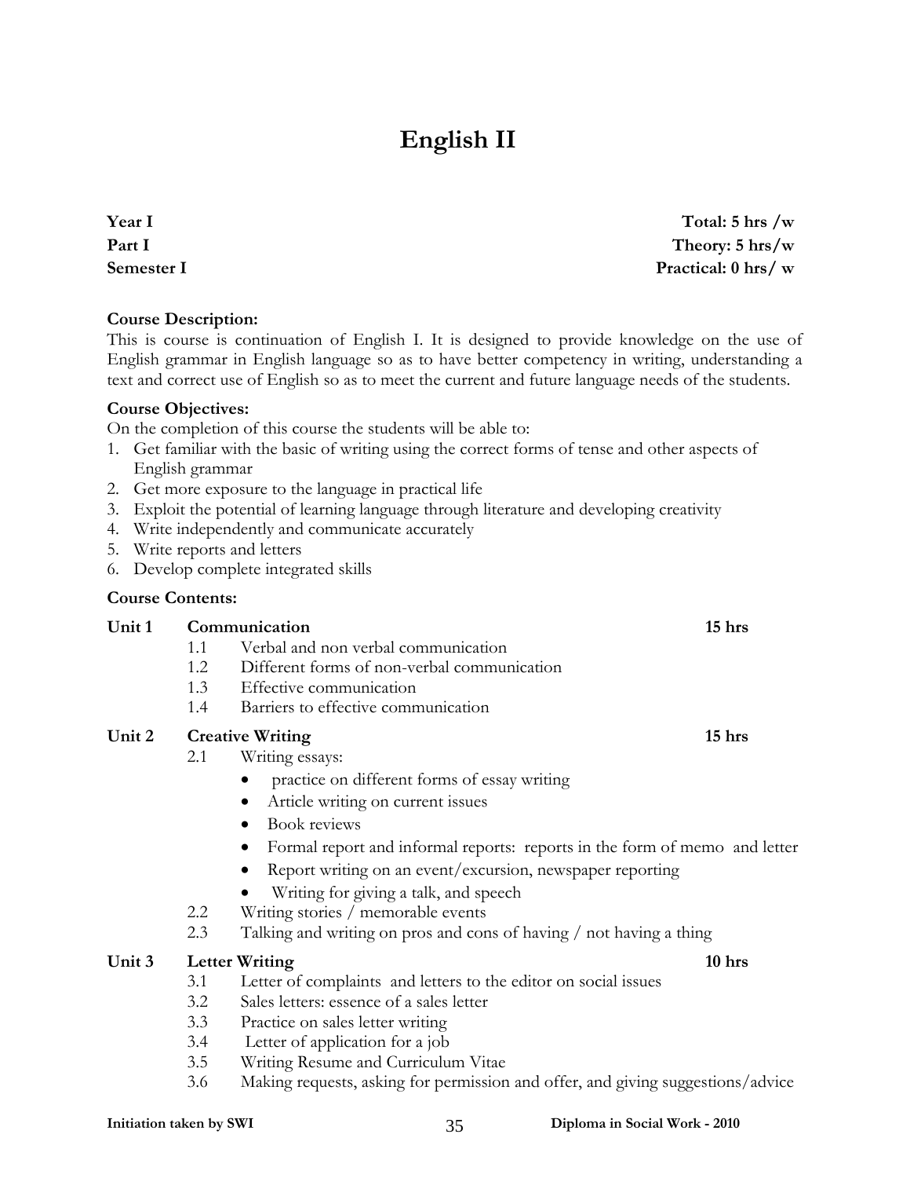# English II

**Year I** **Total: 5 hrs /w**
**Part I** **Theory: 5 hrs/w**
**Semester I** **Practical: 0 hrs/ w**

**Course Description:**
This is course is continuation of English I. It is designed to provide knowledge on the use of English grammar in English language so as to have better competency in writing, understanding a text and correct use of English so as to meet the current and future language needs of the students.

**Course Objectives:**
On the completion of this course the students will be able to:

1. Get familiar with the basic of writing using the correct forms of tense and other aspects of English grammar
2. Get more exposure to the language in practical life
3. Exploit the potential of learning language through literature and developing creativity
4. Write independently and communicate accurately
5. Write reports and letters
6. Develop complete integrated skills

**Course Contents:**

**Unit 1 Communication** **15 hrs**

- 1.1 Verbal and non verbal communication
- 1.2 Different forms of non-verbal communication
- 1.3 Effective communication
- 1.4 Barriers to effective communication

**Unit 2 Creative Writing** **15 hrs**

- 2.1 Writing essays:
  - practice on different forms of essay writing
  - Article writing on current issues
  - Book reviews
  - Formal report and informal reports: reports in the form of memo and letter
  - Report writing on an event/excursion, newspaper reporting
  - Writing for giving a talk, and speech
- 2.2 Writing stories / memorable events
- 2.3 Talking and writing on pros and cons of having / not having a thing

**Unit 3 Letter Writing** **10 hrs**

- 3.1 Letter of complaints and letters to the editor on social issues
- 3.2 Sales letters: essence of a sales letter
- 3.3 Practice on sales letter writing
- 3.4 Letter of application for a job
- 3.5 Writing Resume and Curriculum Vitae
- 3.6 Making requests, asking for permission and offer, and giving suggestions/advice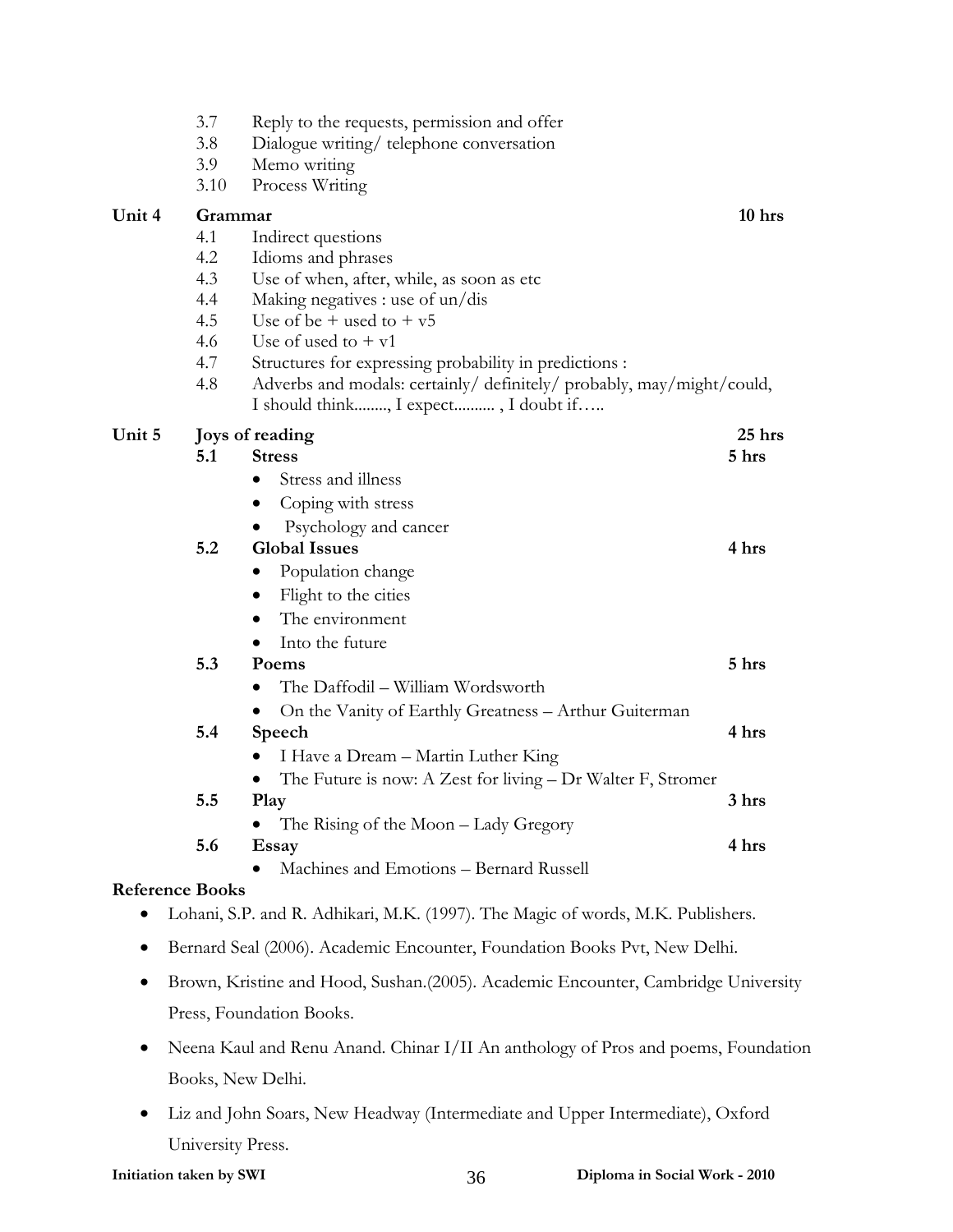3.7 Reply to the requests, permission and offer
3.8 Dialogue writing/ telephone conversation
3.9 Memo writing
3.10 Process Writing

**Unit 4 Grammar** **10 hrs**

4.1 Indirect questions
4.2 Idioms and phrases
4.3 Use of when, after, while, as soon as etc
4.4 Making negatives : use of un/dis
4.5 Use of be + used to + v5
4.6 Use of used to + v1
4.7 Structures for expressing probability in predictions :
4.8 Adverbs and modals: certainly/ definitely/ probably, may/might/could, I should think........, I expect.......... , I doubt if…..

**Unit 5 Joys of reading** **25 hrs**

**5.1 Stress** **5 hrs**

- Stress and illness
- Coping with stress
- Psychology and cancer

**5.2 Global Issues** **4 hrs**

- Population change
- Flight to the cities
- The environment
- Into the future

**5.3 Poems** **5 hrs**

- The Daffodil – William Wordsworth
- On the Vanity of Earthly Greatness – Arthur Guiterman

**5.4 Speech** **4 hrs**

- I Have a Dream – Martin Luther King
- The Future is now: A Zest for living – Dr Walter F, Stromer

**5.5 Play** **3 hrs**

- The Rising of the Moon – Lady Gregory

**5.6 Essay** **4 hrs**

- Machines and Emotions – Bernard Russell

**Reference Books**

- Lohani, S.P. and R. Adhikari, M.K. (1997). The Magic of words, M.K. Publishers.
- Bernard Seal (2006). Academic Encounter, Foundation Books Pvt, New Delhi.
- Brown, Kristine and Hood, Sushan.(2005). Academic Encounter, Cambridge University Press, Foundation Books.
- Neena Kaul and Renu Anand. Chinar I/II An anthology of Pros and poems, Foundation Books, New Delhi.
- Liz and John Soars, New Headway (Intermediate and Upper Intermediate), Oxford University Press.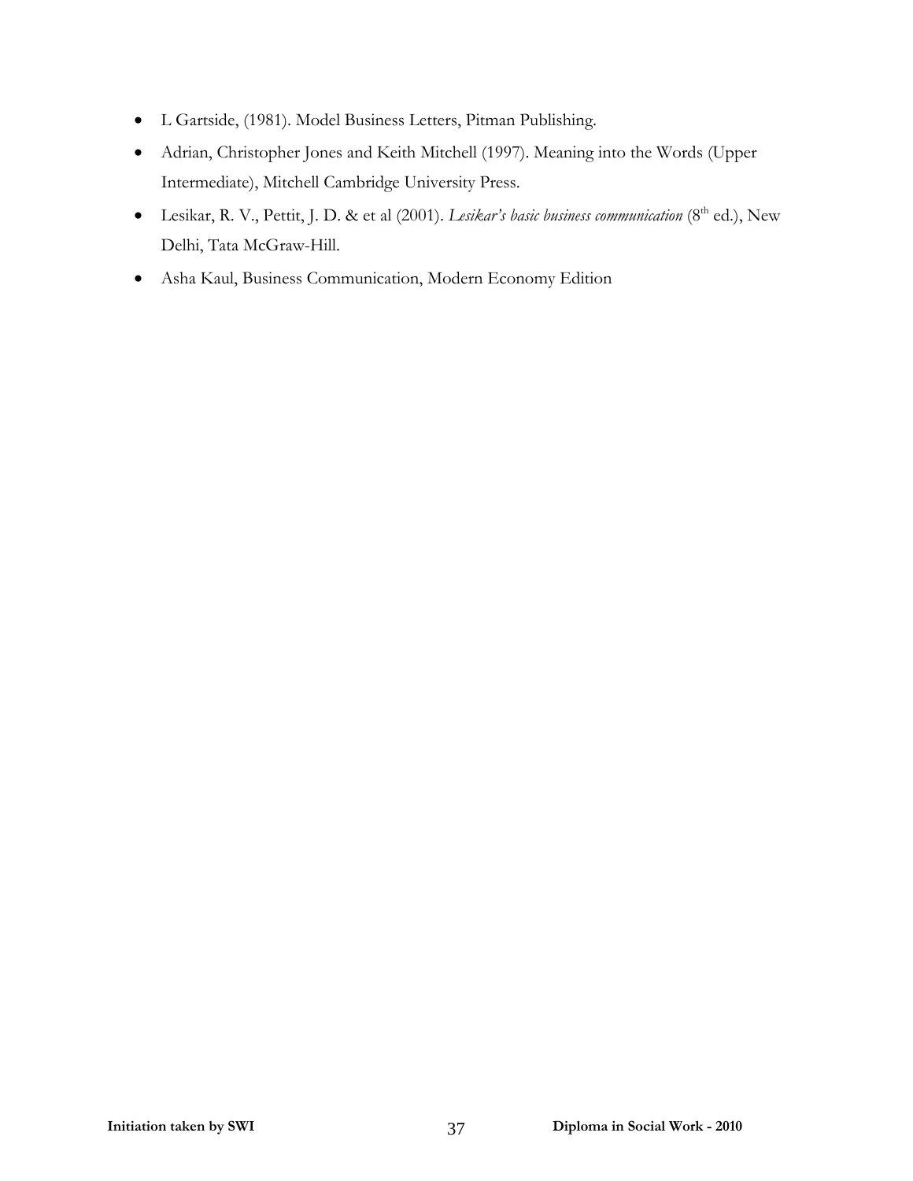- L Gartside, (1981). Model Business Letters, Pitman Publishing.
- Adrian, Christopher Jones and Keith Mitchell (1997). Meaning into the Words (Upper Intermediate), Mitchell Cambridge University Press.
- Lesikar, R. V., Pettit, J. D. & et al (2001). *Lesikar's basic business communication* ($8^{th}$ ed.), New Delhi, Tata McGraw-Hill.
- Asha Kaul, Business Communication, Modern Economy Edition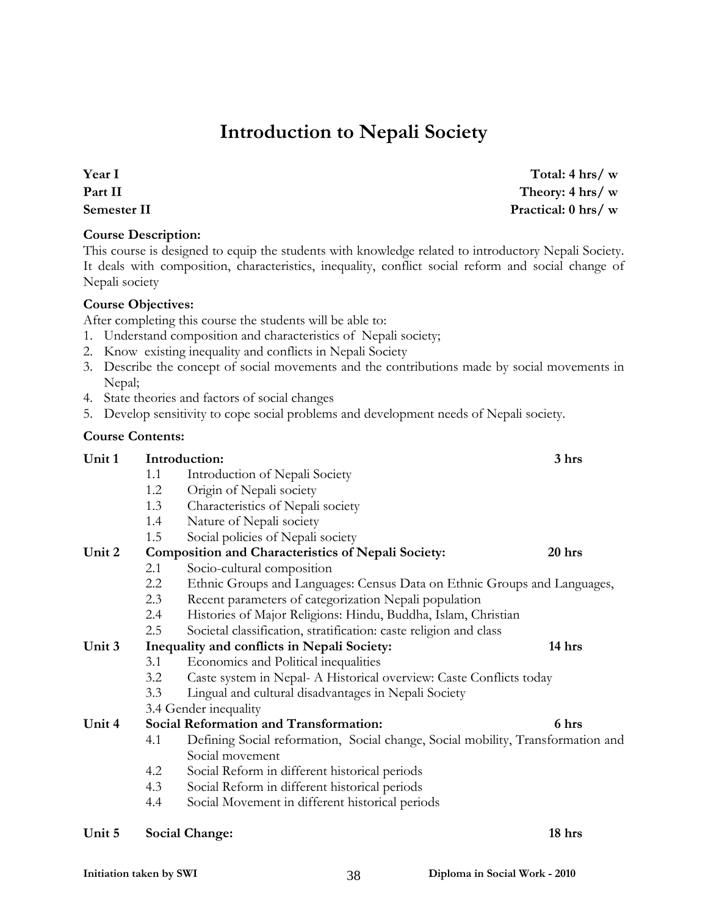# Introduction to Nepali Society

**Year I** — **Total: 4 hrs/ w**
**Part II** — **Theory: 4 hrs/ w**
**Semester II** — **Practical: 0 hrs/ w**

**Course Description:**
This course is designed to equip the students with knowledge related to introductory Nepali Society. It deals with composition, characteristics, inequality, conflict social reform and social change of Nepali society

**Course Objectives:**
After completing this course the students will be able to:

1. Understand composition and characteristics of Nepali society;
2. Know existing inequality and conflicts in Nepali Society
3. Describe the concept of social movements and the contributions made by social movements in Nepal;
4. State theories and factors of social changes
5. Develop sensitivity to cope social problems and development needs of Nepali society.

**Course Contents:**

**Unit 1 Introduction: 3 hrs**

- 1.1 Introduction of Nepali Society
- 1.2 Origin of Nepali society
- 1.3 Characteristics of Nepali society
- 1.4 Nature of Nepali society
- 1.5 Social policies of Nepali society

**Unit 2 Composition and Characteristics of Nepali Society: 20 hrs**

- 2.1 Socio-cultural composition
- 2.2 Ethnic Groups and Languages: Census Data on Ethnic Groups and Languages,
- 2.3 Recent parameters of categorization Nepali population
- 2.4 Histories of Major Religions: Hindu, Buddha, Islam, Christian
- 2.5 Societal classification, stratification: caste religion and class

**Unit 3 Inequality and conflicts in Nepali Society: 14 hrs**

- 3.1 Economics and Political inequalities
- 3.2 Caste system in Nepal- A Historical overview: Caste Conflicts today
- 3.3 Lingual and cultural disadvantages in Nepali Society
- 3.4 Gender inequality

**Unit 4 Social Reformation and Transformation: 6 hrs**

- 4.1 Defining Social reformation, Social change, Social mobility, Transformation and Social movement
- 4.2 Social Reform in different historical periods
- 4.3 Social Reform in different historical periods
- 4.4 Social Movement in different historical periods

**Unit 5 Social Change: 18 hrs**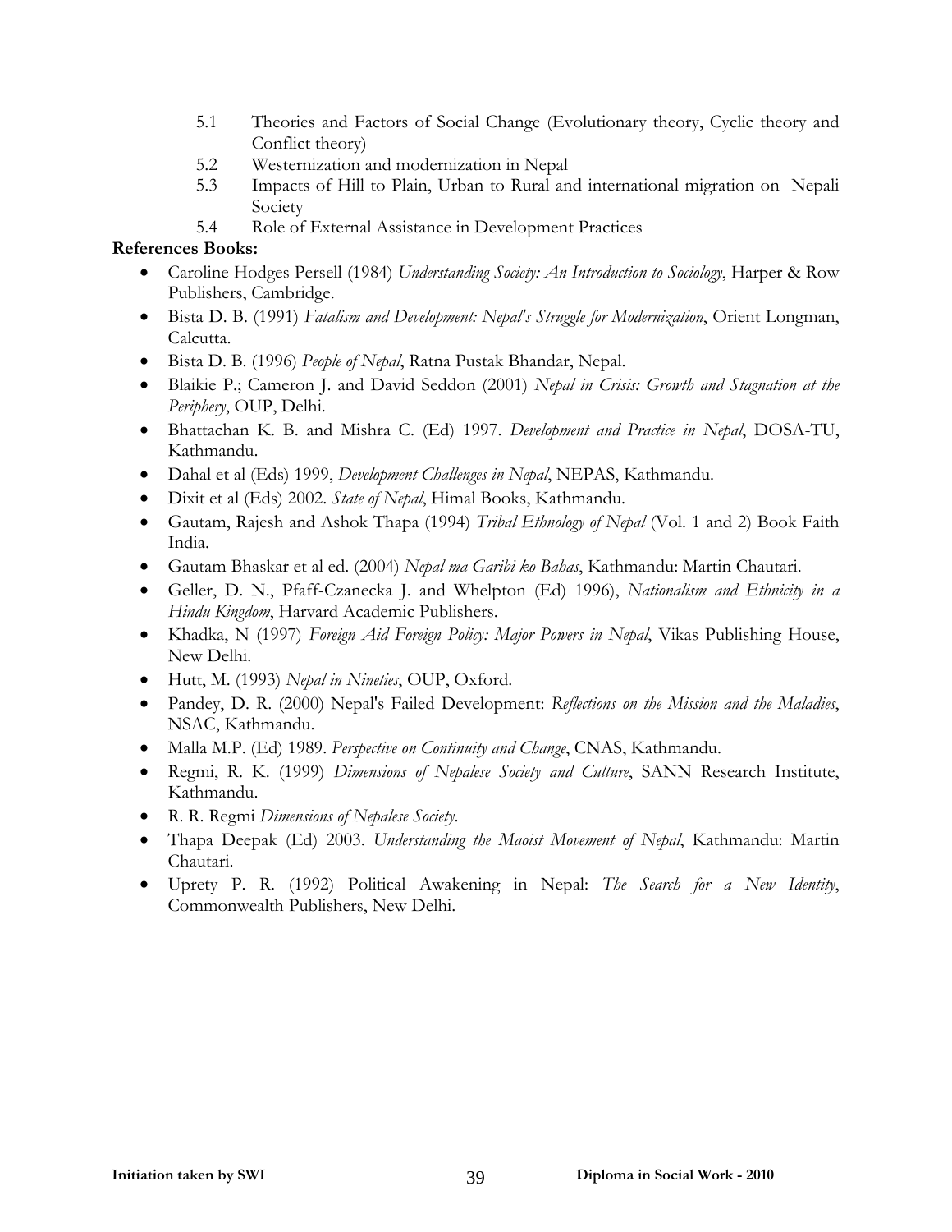5.1 Theories and Factors of Social Change (Evolutionary theory, Cyclic theory and Conflict theory)

5.2 Westernization and modernization in Nepal

5.3 Impacts of Hill to Plain, Urban to Rural and international migration on Nepali Society

5.4 Role of External Assistance in Development Practices

**References Books:**

- Caroline Hodges Persell (1984) *Understanding Society: An Introduction to Sociology*, Harper & Row Publishers, Cambridge.
- Bista D. B. (1991) *Fatalism and Development: Nepal's Struggle for Modernization*, Orient Longman, Calcutta.
- Bista D. B. (1996) *People of Nepal*, Ratna Pustak Bhandar, Nepal.
- Blaikie P.; Cameron J. and David Seddon (2001) *Nepal in Crisis: Growth and Stagnation at the Periphery*, OUP, Delhi.
- Bhattachan K. B. and Mishra C. (Ed) 1997. *Development and Practice in Nepal*, DOSA-TU, Kathmandu.
- Dahal et al (Eds) 1999, *Development Challenges in Nepal*, NEPAS, Kathmandu.
- Dixit et al (Eds) 2002. *State of Nepal*, Himal Books, Kathmandu.
- Gautam, Rajesh and Ashok Thapa (1994) *Tribal Ethnology of Nepal* (Vol. 1 and 2) Book Faith India.
- Gautam Bhaskar et al ed. (2004) *Nepal ma Garibi ko Bahas*, Kathmandu: Martin Chautari.
- Geller, D. N., Pfaff-Czanecka J. and Whelpton (Ed) 1996), *Nationalism and Ethnicity in a Hindu Kingdom*, Harvard Academic Publishers.
- Khadka, N (1997) *Foreign Aid Foreign Policy: Major Powers in Nepal*, Vikas Publishing House, New Delhi.
- Hutt, M. (1993) *Nepal in Nineties*, OUP, Oxford.
- Pandey, D. R. (2000) Nepal's Failed Development: *Reflections on the Mission and the Maladies*, NSAC, Kathmandu.
- Malla M.P. (Ed) 1989. *Perspective on Continuity and Change*, CNAS, Kathmandu.
- Regmi, R. K. (1999) *Dimensions of Nepalese Society and Culture*, SANN Research Institute, Kathmandu.
- R. R. Regmi *Dimensions of Nepalese Society*.
- Thapa Deepak (Ed) 2003. *Understanding the Maoist Movement of Nepal*, Kathmandu: Martin Chautari.
- Uprety P. R. (1992) Political Awakening in Nepal: *The Search for a New Identity*, Commonwealth Publishers, New Delhi.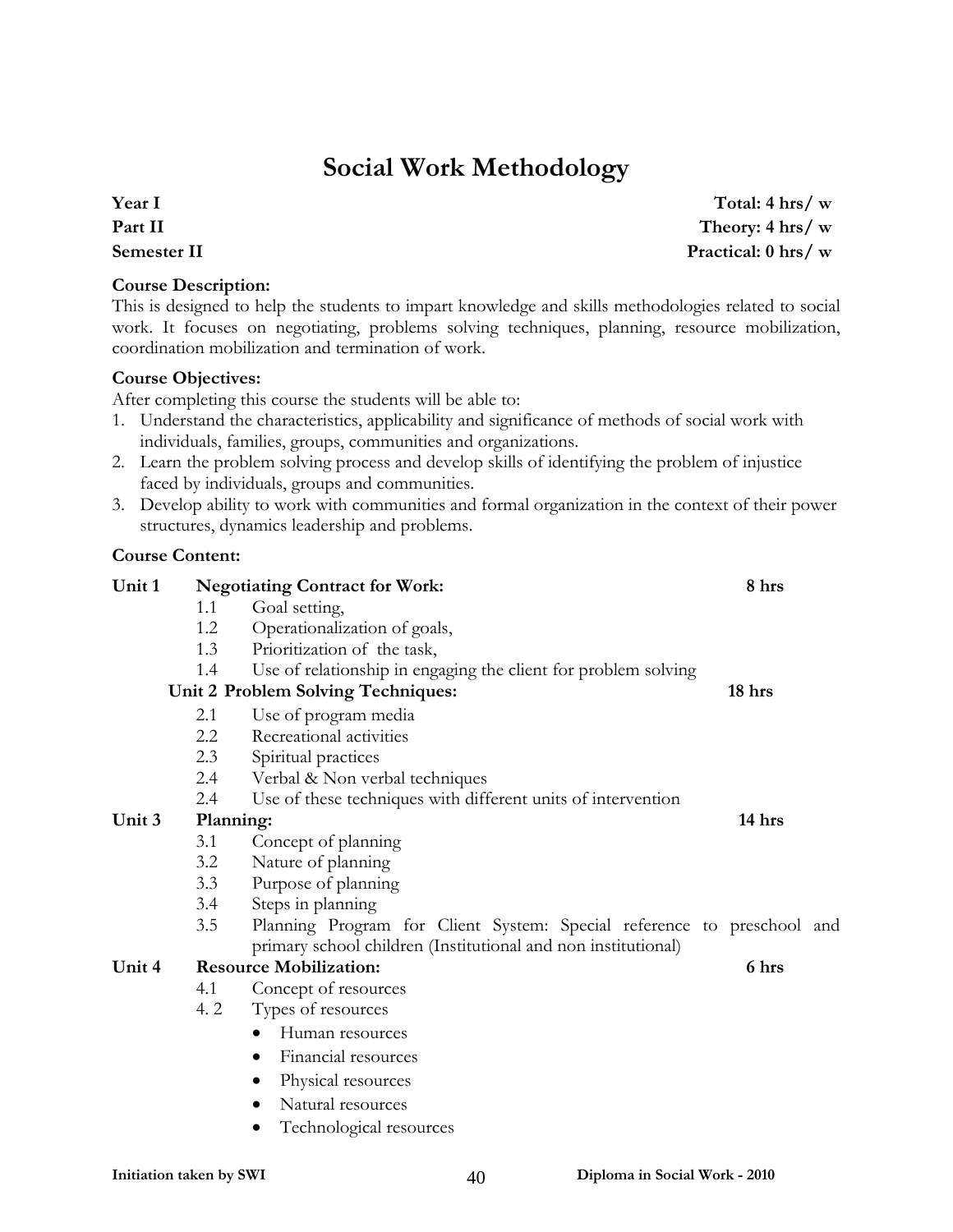# Social Work Methodology

**Year I** — **Total: 4 hrs/ w**
**Part II** — **Theory: 4 hrs/ w**
**Semester II** — **Practical: 0 hrs/ w**

**Course Description:**
This is designed to help the students to impart knowledge and skills methodologies related to social work. It focuses on negotiating, problems solving techniques, planning, resource mobilization, coordination mobilization and termination of work.

**Course Objectives:**
After completing this course the students will be able to:
1. Understand the characteristics, applicability and significance of methods of social work with individuals, families, groups, communities and organizations.
2. Learn the problem solving process and develop skills of identifying the problem of injustice faced by individuals, groups and communities.
3. Develop ability to work with communities and formal organization in the context of their power structures, dynamics leadership and problems.

**Course Content:**

**Unit 1 Negotiating Contract for Work:** **8 hrs**
- 1.1 Goal setting,
- 1.2 Operationalization of goals,
- 1.3 Prioritization of the task,
- 1.4 Use of relationship in engaging the client for problem solving

**Unit 2 Problem Solving Techniques:** **18 hrs**
- 2.1 Use of program media
- 2.2 Recreational activities
- 2.3 Spiritual practices
- 2.4 Verbal & Non verbal techniques
- 2.4 Use of these techniques with different units of intervention

**Unit 3 Planning:** **14 hrs**
- 3.1 Concept of planning
- 3.2 Nature of planning
- 3.3 Purpose of planning
- 3.4 Steps in planning
- 3.5 Planning Program for Client System: Special reference to preschool and primary school children (Institutional and non institutional)

**Unit 4 Resource Mobilization:** **6 hrs**
- 4.1 Concept of resources
- 4. 2 Types of resources
  - Human resources
  - Financial resources
  - Physical resources
  - Natural resources
  - Technological resources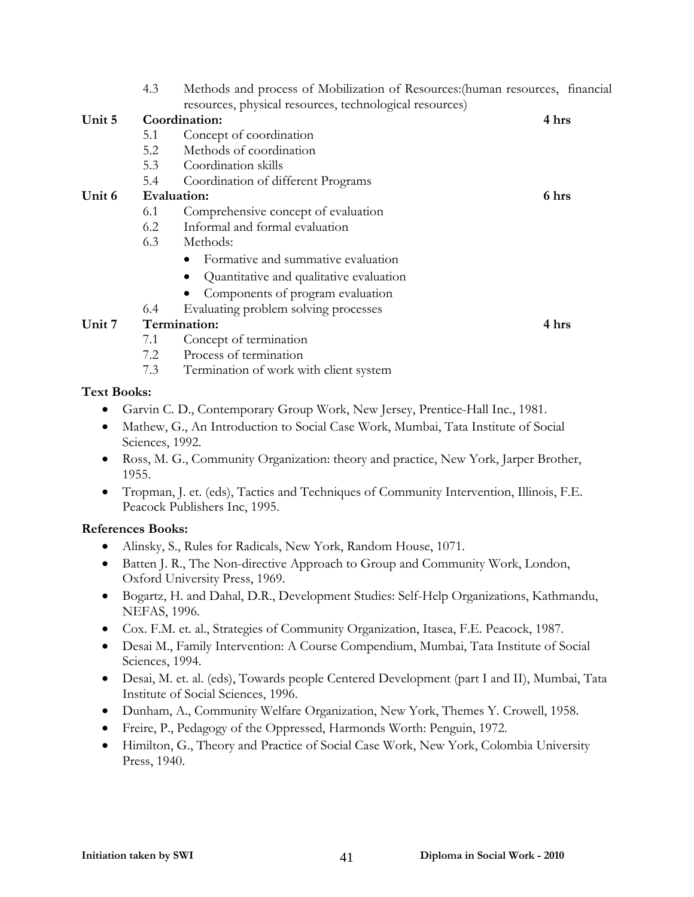4.3 Methods and process of Mobilization of Resources:(human resources, financial resources, physical resources, technological resources)

**Unit 5 Coordination: 4 hrs**

- 5.1 Concept of coordination
- 5.2 Methods of coordination
- 5.3 Coordination skills
- 5.4 Coordination of different Programs

**Unit 6 Evaluation: 6 hrs**

- 6.1 Comprehensive concept of evaluation
- 6.2 Informal and formal evaluation
- 6.3 Methods:
  - Formative and summative evaluation
  - Quantitative and qualitative evaluation
  - Components of program evaluation
- 6.4 Evaluating problem solving processes

**Unit 7 Termination: 4 hrs**

- 7.1 Concept of termination
- 7.2 Process of termination
- 7.3 Termination of work with client system

**Text Books:**

- Garvin C. D., Contemporary Group Work, New Jersey, Prentice-Hall Inc., 1981.
- Mathew, G., An Introduction to Social Case Work, Mumbai, Tata Institute of Social Sciences, 1992.
- Ross, M. G., Community Organization: theory and practice, New York, Jarper Brother, 1955.
- Tropman, J. et. (eds), Tactics and Techniques of Community Intervention, Illinois, F.E. Peacock Publishers Inc, 1995.

**References Books:**

- Alinsky, S., Rules for Radicals, New York, Random House, 1071.
- Batten J. R., The Non-directive Approach to Group and Community Work, London, Oxford University Press, 1969.
- Bogartz, H. and Dahal, D.R., Development Studies: Self-Help Organizations, Kathmandu, NEFAS, 1996.
- Cox. F.M. et. al., Strategies of Community Organization, Itasea, F.E. Peacock, 1987.
- Desai M., Family Intervention: A Course Compendium, Mumbai, Tata Institute of Social Sciences, 1994.
- Desai, M. et. al. (eds), Towards people Centered Development (part I and II), Mumbai, Tata Institute of Social Sciences, 1996.
- Dunham, A., Community Welfare Organization, New York, Themes Y. Crowell, 1958.
- Freire, P., Pedagogy of the Oppressed, Harmonds Worth: Penguin, 1972.
- Himilton, G., Theory and Practice of Social Case Work, New York, Colombia University Press, 1940.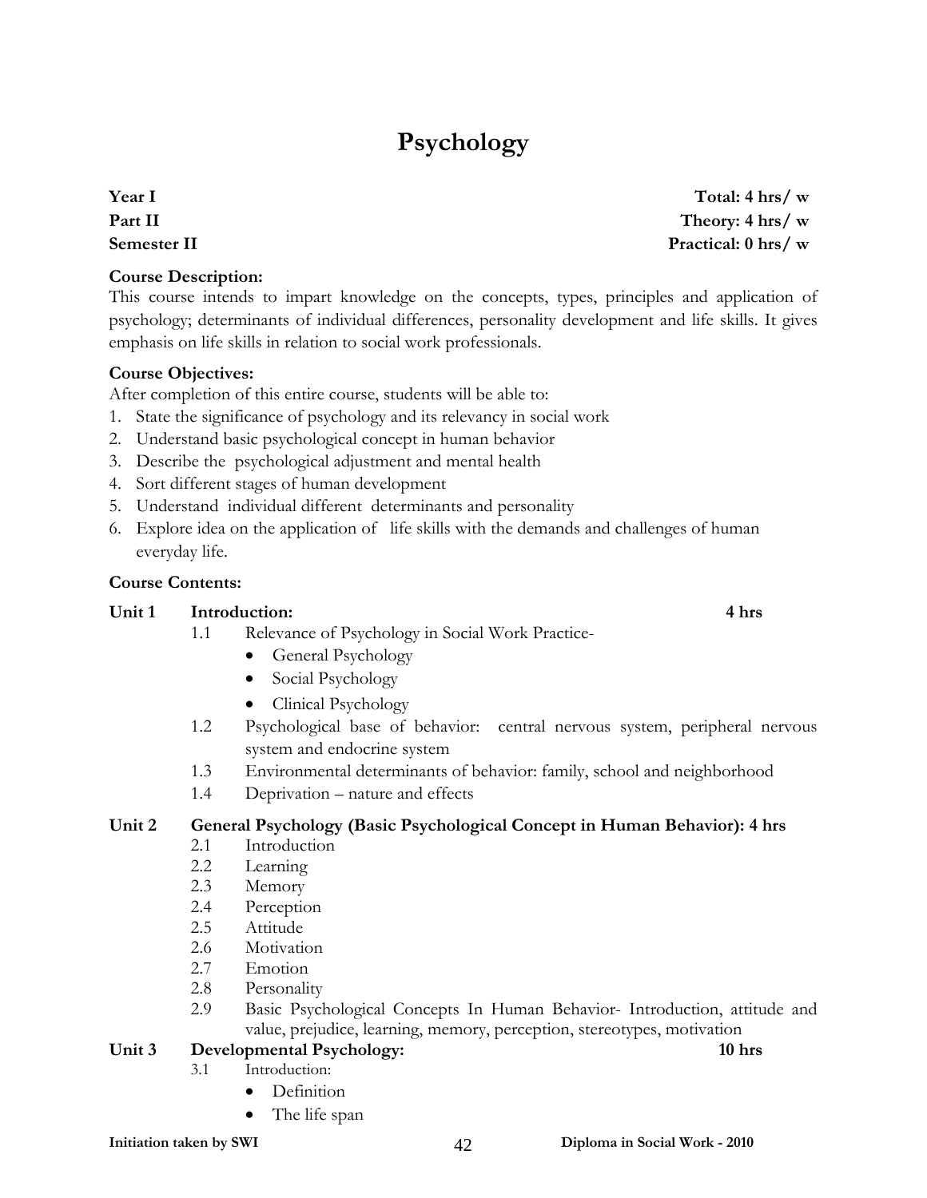# Psychology

**Year I** — **Total: 4 hrs/ w**
**Part II** — **Theory: 4 hrs/ w**
**Semester II** — **Practical: 0 hrs/ w**

**Course Description:**
This course intends to impart knowledge on the concepts, types, principles and application of psychology; determinants of individual differences, personality development and life skills. It gives emphasis on life skills in relation to social work professionals.

**Course Objectives:**
After completion of this entire course, students will be able to:

1. State the significance of psychology and its relevancy in social work
2. Understand basic psychological concept in human behavior
3. Describe the psychological adjustment and mental health
4. Sort different stages of human development
5. Understand individual different determinants and personality
6. Explore idea on the application of life skills with the demands and challenges of human everyday life.

**Course Contents:**

**Unit 1 Introduction: 4 hrs**

1.1 Relevance of Psychology in Social Work Practice-
- General Psychology
- Social Psychology
- Clinical Psychology

1.2 Psychological base of behavior: central nervous system, peripheral nervous system and endocrine system

1.3 Environmental determinants of behavior: family, school and neighborhood

1.4 Deprivation – nature and effects

**Unit 2 General Psychology (Basic Psychological Concept in Human Behavior): 4 hrs**

2.1 Introduction
2.2 Learning
2.3 Memory
2.4 Perception
2.5 Attitude
2.6 Motivation
2.7 Emotion
2.8 Personality
2.9 Basic Psychological Concepts In Human Behavior- Introduction, attitude and value, prejudice, learning, memory, perception, stereotypes, motivation

**Unit 3 Developmental Psychology: 10 hrs**

3.1 Introduction:
- Definition
- The life span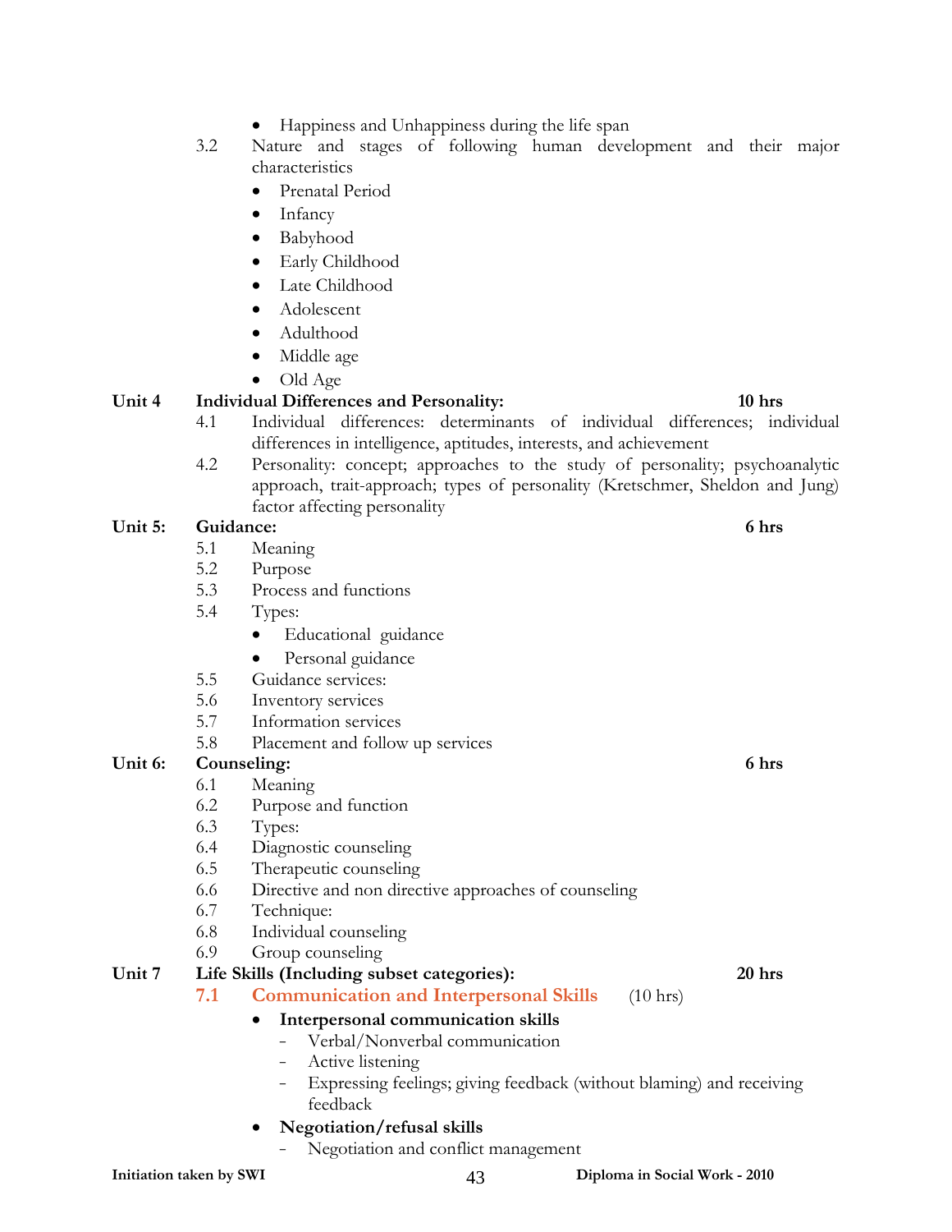- Happiness and Unhappiness during the life span

3.2 Nature and stages of following human development and their major characteristics

- Prenatal Period
- Infancy
- Babyhood
- Early Childhood
- Late Childhood
- Adolescent
- Adulthood
- Middle age
- Old Age

**Unit 4 Individual Differences and Personality: 10 hrs**

4.1 Individual differences: determinants of individual differences; individual differences in intelligence, aptitudes, interests, and achievement

4.2 Personality: concept; approaches to the study of personality; psychoanalytic approach, trait-approach; types of personality (Kretschmer, Sheldon and Jung) factor affecting personality

**Unit 5: Guidance: 6 hrs**

5.1 Meaning
5.2 Purpose
5.3 Process and functions
5.4 Types:

- Educational guidance
- Personal guidance

5.5 Guidance services:
5.6 Inventory services
5.7 Information services
5.8 Placement and follow up services

**Unit 6: Counseling: 6 hrs**

6.1 Meaning
6.2 Purpose and function
6.3 Types:
6.4 Diagnostic counseling
6.5 Therapeutic counseling
6.6 Directive and non directive approaches of counseling
6.7 Technique:
6.8 Individual counseling
6.9 Group counseling

**Unit 7 Life Skills (Including subset categories): 20 hrs**

**7.1 Communication and Interpersonal Skills** (10 hrs)

- **Interpersonal communication skills**
  - Verbal/Nonverbal communication
  - Active listening
  - Expressing feelings; giving feedback (without blaming) and receiving feedback
- **Negotiation/refusal skills**
  - Negotiation and conflict management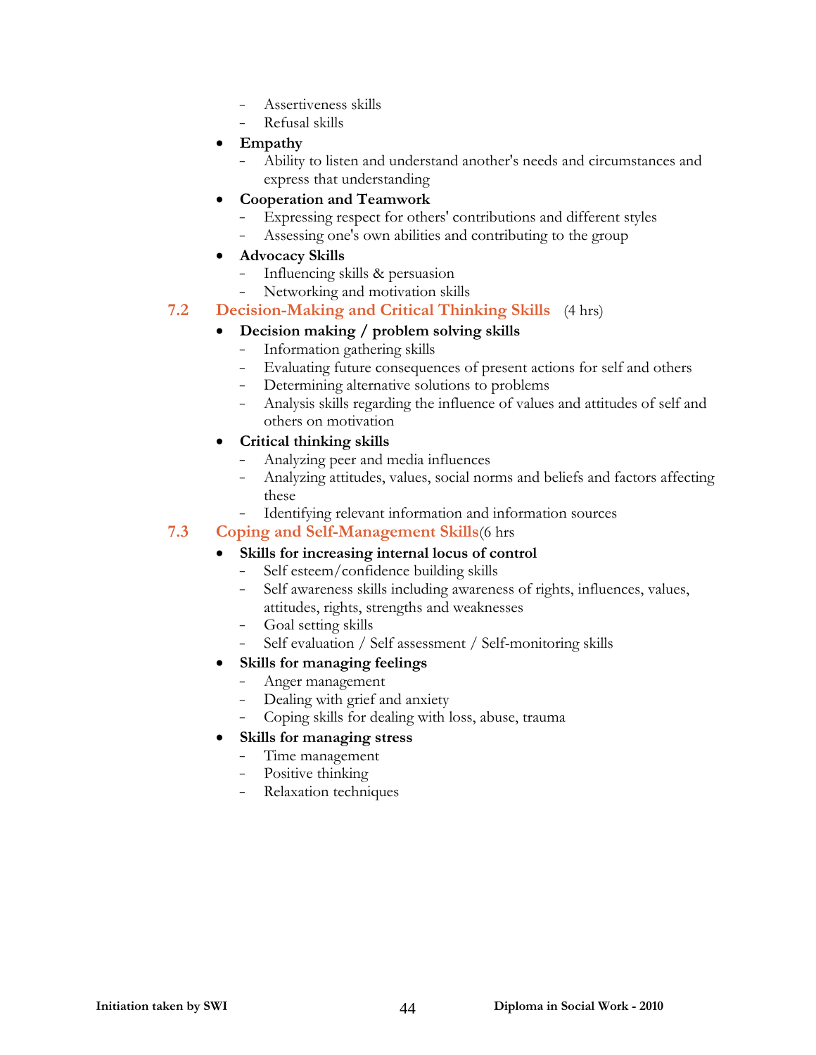- Assertiveness skills
  - Refusal skills
- **Empathy**
  - Ability to listen and understand another's needs and circumstances and express that understanding
- **Cooperation and Teamwork**
  - Expressing respect for others' contributions and different styles
  - Assessing one's own abilities and contributing to the group
- **Advocacy Skills**
  - Influencing skills & persuasion
  - Networking and motivation skills

### 7.2 Decision-Making and Critical Thinking Skills (4 hrs)

- **Decision making / problem solving skills**
  - Information gathering skills
  - Evaluating future consequences of present actions for self and others
  - Determining alternative solutions to problems
  - Analysis skills regarding the influence of values and attitudes of self and others on motivation
- **Critical thinking skills**
  - Analyzing peer and media influences
  - Analyzing attitudes, values, social norms and beliefs and factors affecting these
  - Identifying relevant information and information sources

### 7.3 Coping and Self-Management Skills(6 hrs

- **Skills for increasing internal locus of control**
  - Self esteem/confidence building skills
  - Self awareness skills including awareness of rights, influences, values, attitudes, rights, strengths and weaknesses
  - Goal setting skills
  - Self evaluation / Self assessment / Self-monitoring skills
- **Skills for managing feelings**
  - Anger management
  - Dealing with grief and anxiety
  - Coping skills for dealing with loss, abuse, trauma
- **Skills for managing stress**
  - Time management
  - Positive thinking
  - Relaxation techniques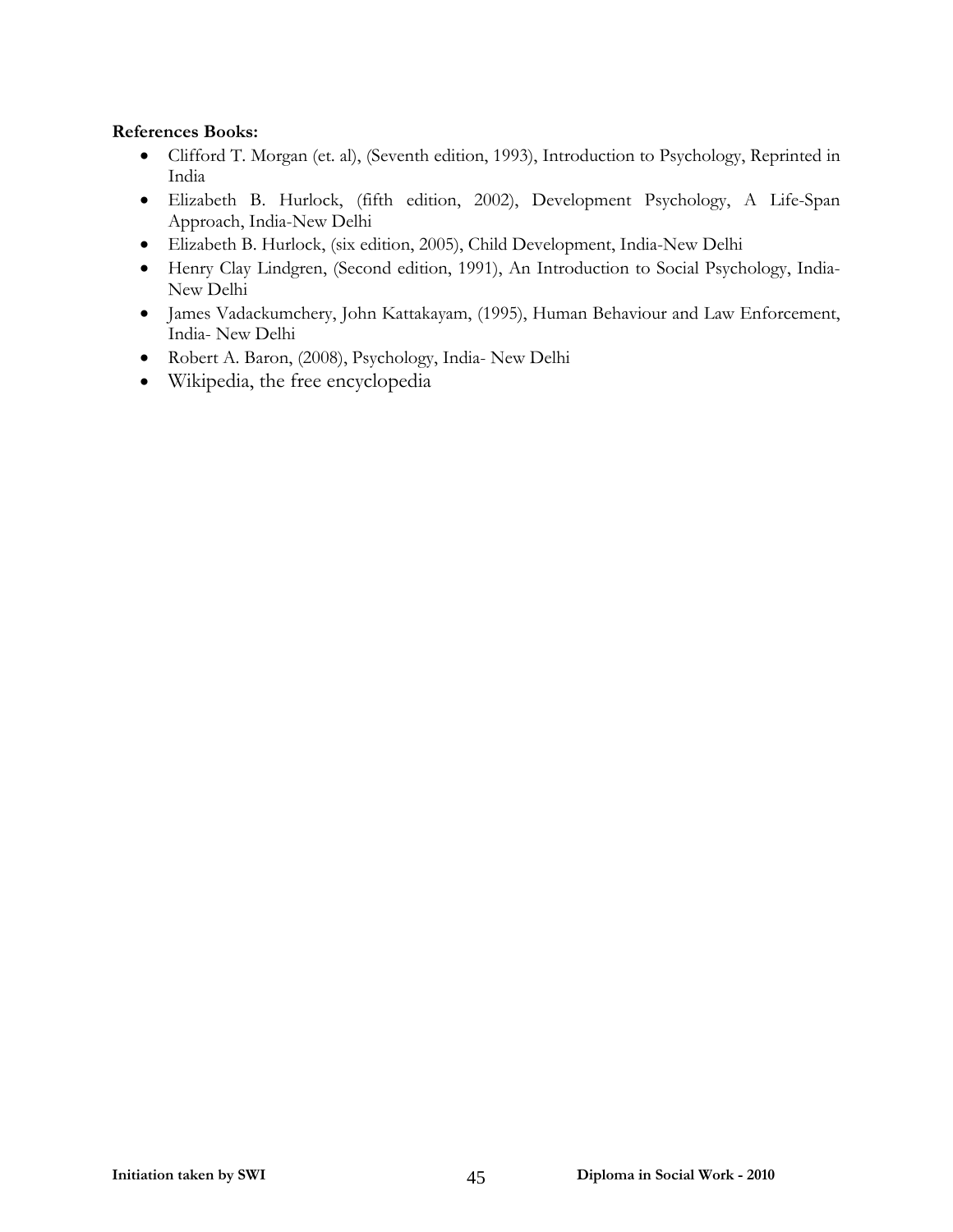**References Books:**

- Clifford T. Morgan (et. al), (Seventh edition, 1993), Introduction to Psychology, Reprinted in India
- Elizabeth B. Hurlock, (fifth edition, 2002), Development Psychology, A Life-Span Approach, India-New Delhi
- Elizabeth B. Hurlock, (six edition, 2005), Child Development, India-New Delhi
- Henry Clay Lindgren, (Second edition, 1991), An Introduction to Social Psychology, India-New Delhi
- James Vadackumchery, John Kattakayam, (1995), Human Behaviour and Law Enforcement, India- New Delhi
- Robert A. Baron, (2008), Psychology, India- New Delhi
- Wikipedia, the free encyclopedia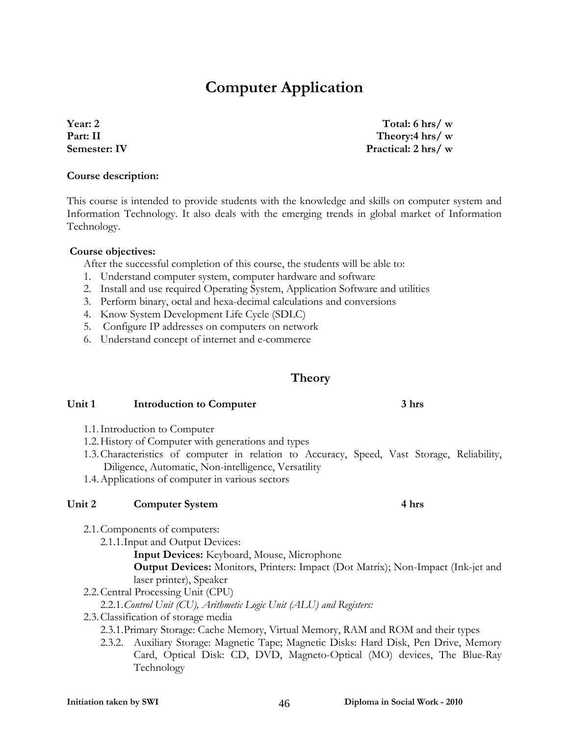# Computer Application

**Year: 2** — **Total: 6 hrs/ w**
**Part: II** — **Theory:4 hrs/ w**
**Semester: IV** — **Practical: 2 hrs/ w**

**Course description:**

This course is intended to provide students with the knowledge and skills on computer system and Information Technology. It also deals with the emerging trends in global market of Information Technology.

**Course objectives:**

After the successful completion of this course, the students will be able to:

1. Understand computer system, computer hardware and software
2. Install and use required Operating System, Application Software and utilities
3. Perform binary, octal and hexa-decimal calculations and conversions
4. Know System Development Life Cycle (SDLC)
5. Configure IP addresses on computers on network
6. Understand concept of internet and e-commerce

## Theory

### Unit 1 Introduction to Computer — 3 hrs

1.1. Introduction to Computer
1.2. History of Computer with generations and types
1.3. Characteristics of computer in relation to Accuracy, Speed, Vast Storage, Reliability, Diligence, Automatic, Non-intelligence, Versatility
1.4. Applications of computer in various sectors

### Unit 2 Computer System — 4 hrs

2.1. Components of computers:
- 2.1.1. Input and Output Devices:
  - **Input Devices:** Keyboard, Mouse, Microphone
  - **Output Devices:** Monitors, Printers: Impact (Dot Matrix); Non-Impact (Ink-jet and laser printer), Speaker

2.2. Central Processing Unit (CPU)
- 2.2.1. *Control Unit (CU), Arithmetic Logic Unit (ALU) and Registers:*

2.3. Classification of storage media
- 2.3.1. Primary Storage: Cache Memory, Virtual Memory, RAM and ROM and their types
- 2.3.2. Auxiliary Storage: Magnetic Tape; Magnetic Disks: Hard Disk, Pen Drive, Memory Card, Optical Disk: CD, DVD, Magneto-Optical (MO) devices, The Blue-Ray Technology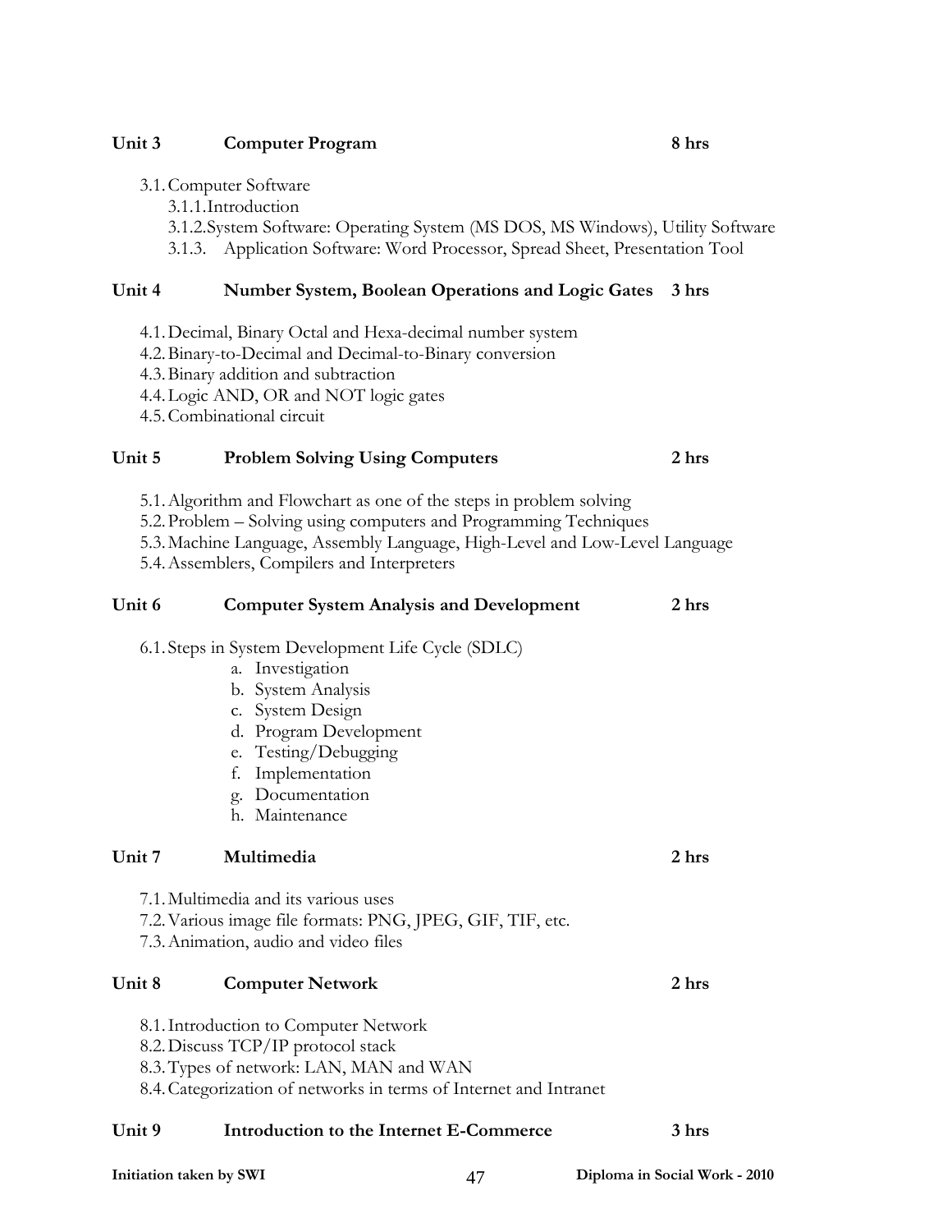**Unit 3 Computer Program 8 hrs**

3.1. Computer Software
  3.1.1. Introduction
  3.1.2. System Software: Operating System (MS DOS, MS Windows), Utility Software
  3.1.3. Application Software: Word Processor, Spread Sheet, Presentation Tool

**Unit 4 Number System, Boolean Operations and Logic Gates 3 hrs**

4.1. Decimal, Binary Octal and Hexa-decimal number system
4.2. Binary-to-Decimal and Decimal-to-Binary conversion
4.3. Binary addition and subtraction
4.4. Logic AND, OR and NOT logic gates
4.5. Combinational circuit

**Unit 5 Problem Solving Using Computers 2 hrs**

5.1. Algorithm and Flowchart as one of the steps in problem solving
5.2. Problem – Solving using computers and Programming Techniques
5.3. Machine Language, Assembly Language, High-Level and Low-Level Language
5.4. Assemblers, Compilers and Interpreters

**Unit 6 Computer System Analysis and Development 2 hrs**

6.1. Steps in System Development Life Cycle (SDLC)
  a. Investigation
  b. System Analysis
  c. System Design
  d. Program Development
  e. Testing/Debugging
  f. Implementation
  g. Documentation
  h. Maintenance

**Unit 7 Multimedia 2 hrs**

7.1. Multimedia and its various uses
7.2. Various image file formats: PNG, JPEG, GIF, TIF, etc.
7.3. Animation, audio and video files

**Unit 8 Computer Network 2 hrs**

8.1. Introduction to Computer Network
8.2. Discuss TCP/IP protocol stack
8.3. Types of network: LAN, MAN and WAN
8.4. Categorization of networks in terms of Internet and Intranet

**Unit 9 Introduction to the Internet E-Commerce 3 hrs**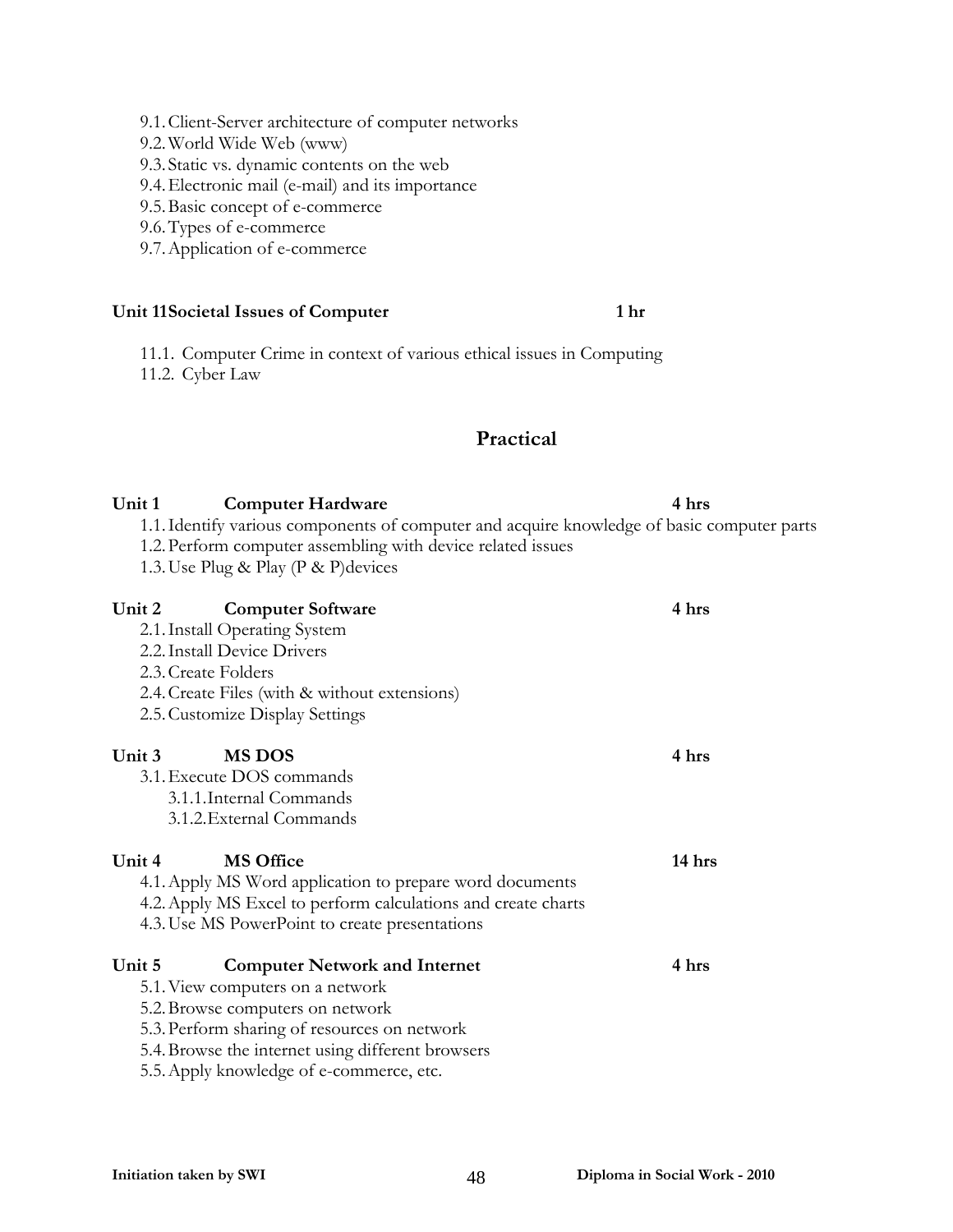9.1. Client-Server architecture of computer networks
9.2. World Wide Web (www)
9.3. Static vs. dynamic contents on the web
9.4. Electronic mail (e-mail) and its importance
9.5. Basic concept of e-commerce
9.6. Types of e-commerce
9.7. Application of e-commerce

**Unit 11 Societal Issues of Computer** **1 hr**

11.1. Computer Crime in context of various ethical issues in Computing
11.2. Cyber Law

## Practical

**Unit 1 Computer Hardware** **4 hrs**

1.1. Identify various components of computer and acquire knowledge of basic computer parts
1.2. Perform computer assembling with device related issues
1.3. Use Plug & Play (P & P)devices

**Unit 2 Computer Software** **4 hrs**

2.1. Install Operating System
2.2. Install Device Drivers
2.3. Create Folders
2.4. Create Files (with & without extensions)
2.5. Customize Display Settings

**Unit 3 MS DOS** **4 hrs**

3.1. Execute DOS commands
 3.1.1. Internal Commands
 3.1.2. External Commands

**Unit 4 MS Office** **14 hrs**

4.1. Apply MS Word application to prepare word documents
4.2. Apply MS Excel to perform calculations and create charts
4.3. Use MS PowerPoint to create presentations

**Unit 5 Computer Network and Internet** **4 hrs**

5.1. View computers on a network
5.2. Browse computers on network
5.3. Perform sharing of resources on network
5.4. Browse the internet using different browsers
5.5. Apply knowledge of e-commerce, etc.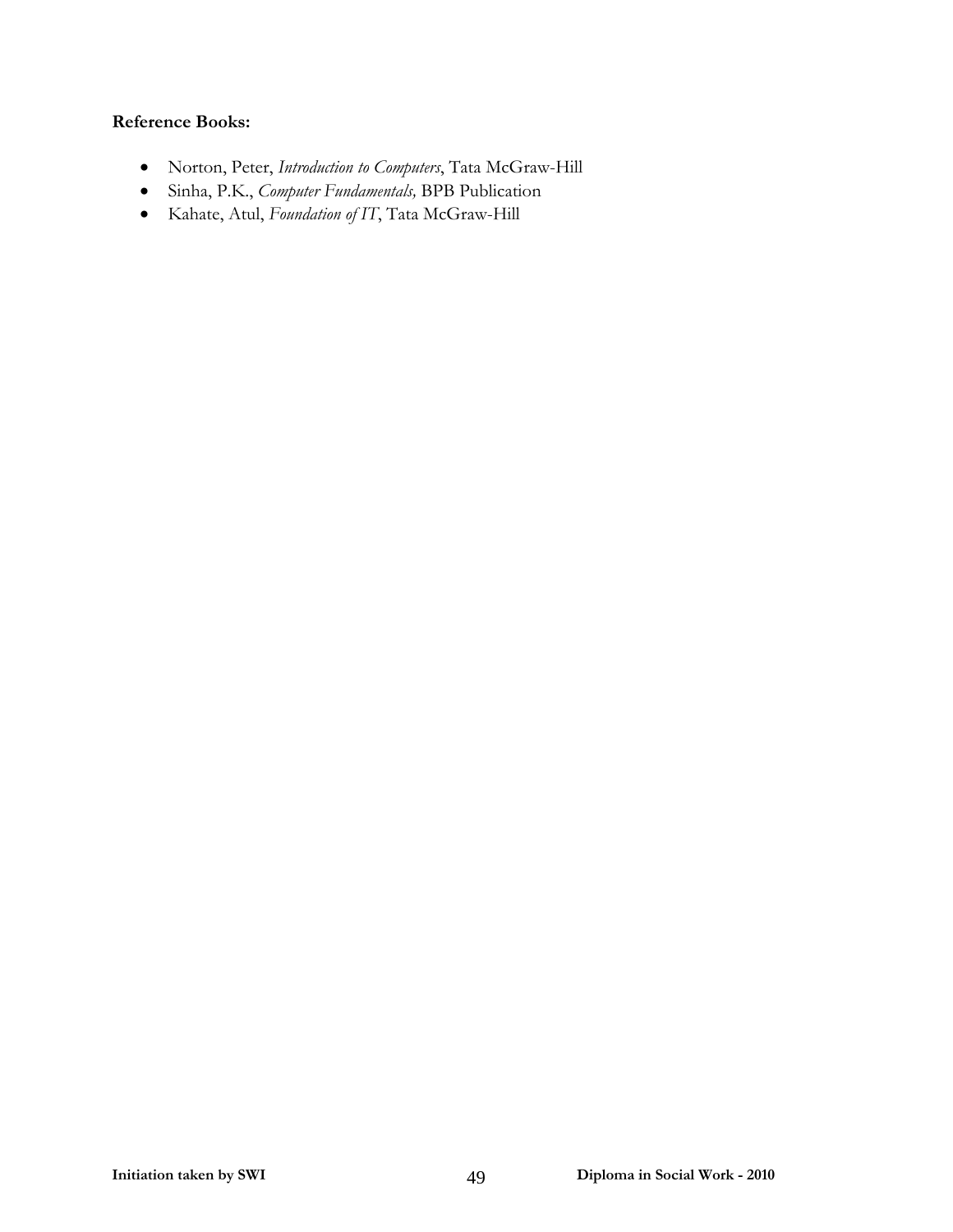**Reference Books:**

- Norton, Peter, *Introduction to Computers*, Tata McGraw-Hill
- Sinha, P.K., *Computer Fundamentals,* BPB Publication
- Kahate, Atul, *Foundation of IT*, Tata McGraw-Hill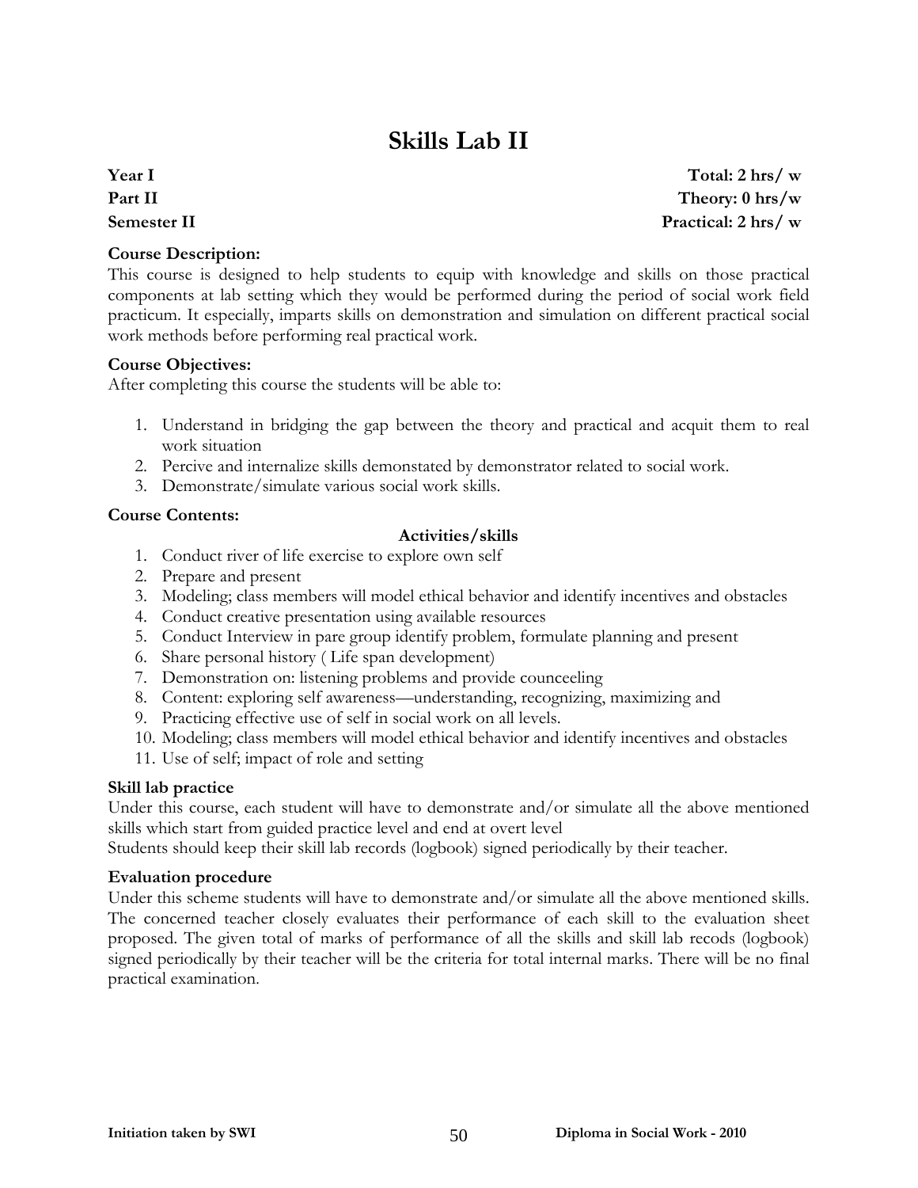# Skills Lab II

**Year I** **Total: 2 hrs/ w**
**Part II** **Theory: 0 hrs/w**
**Semester II** **Practical: 2 hrs/ w**

**Course Description:**
This course is designed to help students to equip with knowledge and skills on those practical components at lab setting which they would be performed during the period of social work field practicum. It especially, imparts skills on demonstration and simulation on different practical social work methods before performing real practical work.

**Course Objectives:**
After completing this course the students will be able to:

1. Understand in bridging the gap between the theory and practical and acquit them to real work situation
2. Percive and internalize skills demonstated by demonstrator related to social work.
3. Demonstrate/simulate various social work skills.

**Course Contents:**

**Activities/skills**

1. Conduct river of life exercise to explore own self
2. Prepare and present
3. Modeling; class members will model ethical behavior and identify incentives and obstacles
4. Conduct creative presentation using available resources
5. Conduct Interview in pare group identify problem, formulate planning and present
6. Share personal history ( Life span development)
7. Demonstration on: listening problems and provide counceeling
8. Content: exploring self awareness—understanding, recognizing, maximizing and
9. Practicing effective use of self in social work on all levels.
10. Modeling; class members will model ethical behavior and identify incentives and obstacles
11. Use of self; impact of role and setting

**Skill lab practice**
Under this course, each student will have to demonstrate and/or simulate all the above mentioned skills which start from guided practice level and end at overt level
Students should keep their skill lab records (logbook) signed periodically by their teacher.

**Evaluation procedure**
Under this scheme students will have to demonstrate and/or simulate all the above mentioned skills. The concerned teacher closely evaluates their performance of each skill to the evaluation sheet proposed. The given total of marks of performance of all the skills and skill lab recods (logbook) signed periodically by their teacher will be the criteria for total internal marks. There will be no final practical examination.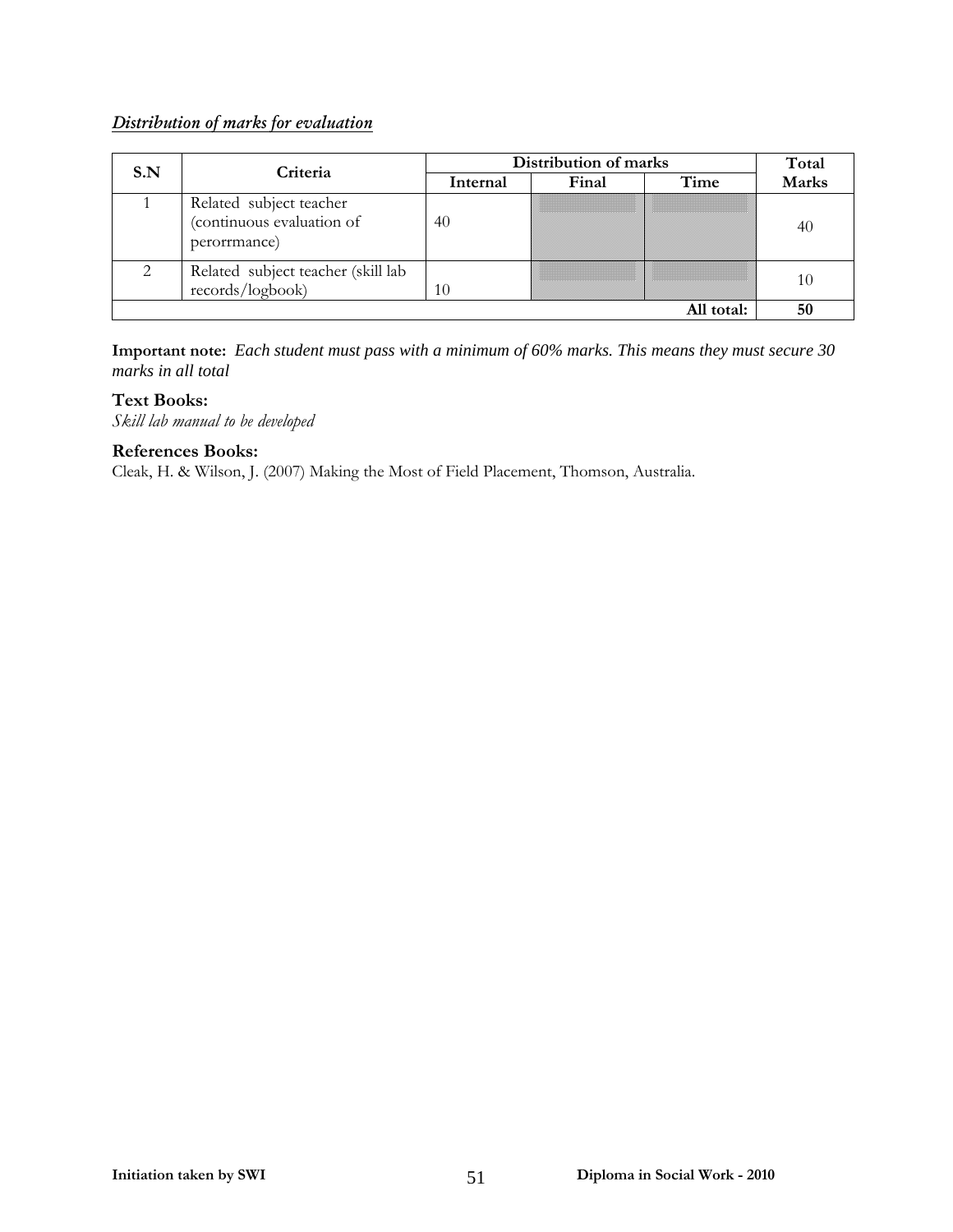***Distribution of marks for evaluation***

| S.N | Criteria | Distribution of marks | | | Total Marks |
|---|---|---|---|---|---|
| | | Internal | Final | Time | |
| 1 | Related subject teacher (continuous evaluation of perorrmance) | 40 | | | 40 |
| 2 | Related subject teacher (skill lab records/logbook) | 10 | | | 10 |
| | | | | **All total:** | **50** |

**Important note:** *Each student must pass with a minimum of 60% marks. This means they must secure 30 marks in all total*

**Text Books:**
*Skill lab manual to be developed*

**References Books:**
Cleak, H. & Wilson, J. (2007) Making the Most of Field Placement, Thomson, Australia.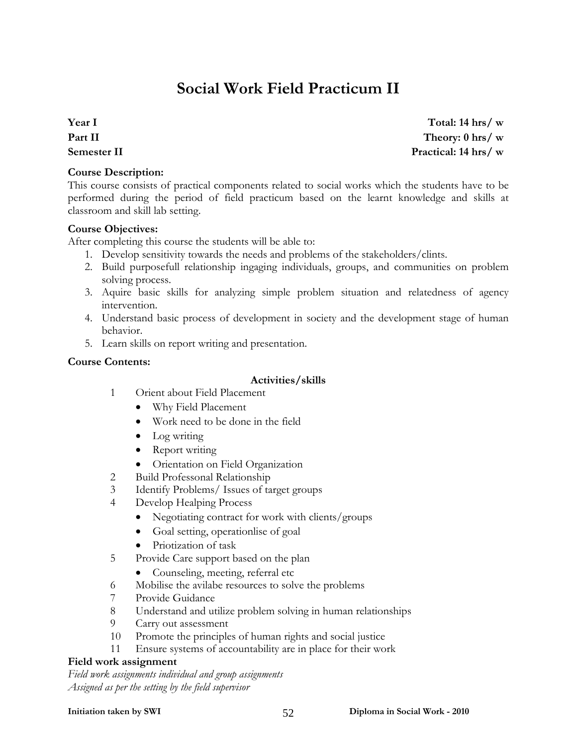# Social Work Field Practicum II

**Year I** **Total: 14 hrs/ w**
**Part II** **Theory: 0 hrs/ w**
**Semester II** **Practical: 14 hrs/ w**

**Course Description:**
This course consists of practical components related to social works which the students have to be performed during the period of field practicum based on the learnt knowledge and skills at classroom and skill lab setting.

**Course Objectives:**
After completing this course the students will be able to:

1. Develop sensitivity towards the needs and problems of the stakeholders/clints.
2. Build purposefull relationship ingaging individuals, groups, and communities on problem solving process.
3. Aquire basic skills for analyzing simple problem situation and relatedness of agency intervention.
4. Understand basic process of development in society and the development stage of human behavior.
5. Learn skills on report writing and presentation.

**Course Contents:**

**Activities/skills**

1 Orient about Field Placement
- Why Field Placement
- Work need to be done in the field
- Log writing
- Report writing
- Orientation on Field Organization

2 Build Professonal Relationship
3 Identify Problems/ Issues of target groups
4 Develop Healping Process
- Negotiating contract for work with clients/groups
- Goal setting, operationlise of goal
- Priotization of task

5 Provide Care support based on the plan
- Counseling, meeting, referral etc

6 Mobilise the avilabe resources to solve the problems
7 Provide Guidance
8 Understand and utilize problem solving in human relationships
9 Carry out assessment
10 Promote the principles of human rights and social justice
11 Ensure systems of accountability are in place for their work

**Field work assignment**
*Field work assignments individual and group assignments*
*Assigned as per the setting by the field supervisor*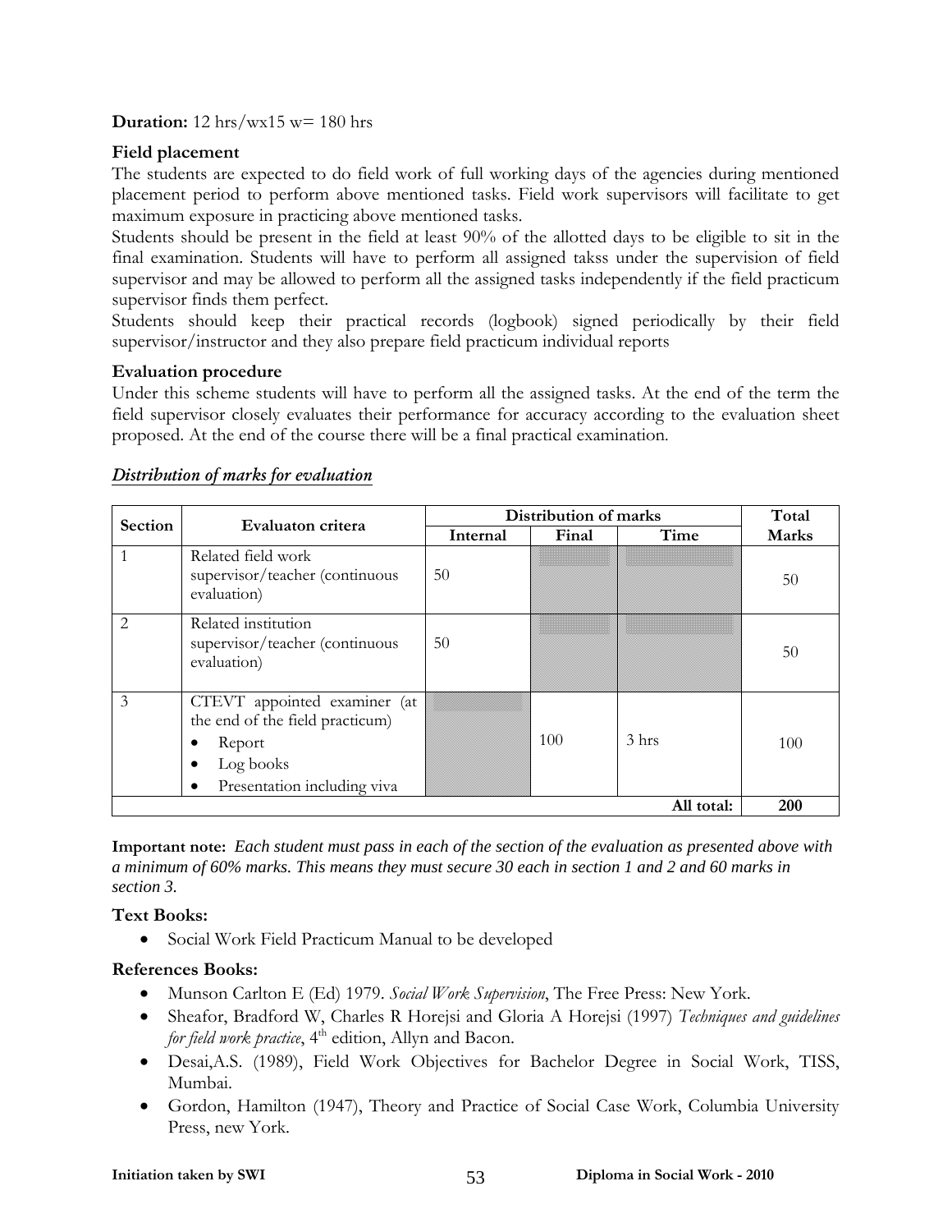**Duration:** 12 hrs/wx15 w= 180 hrs

**Field placement**

The students are expected to do field work of full working days of the agencies during mentioned placement period to perform above mentioned tasks. Field work supervisors will facilitate to get maximum exposure in practicing above mentioned tasks.

Students should be present in the field at least 90% of the allotted days to be eligible to sit in the final examination. Students will have to perform all assigned takss under the supervision of field supervisor and may be allowed to perform all the assigned tasks independently if the field practicum supervisor finds them perfect.

Students should keep their practical records (logbook) signed periodically by their field supervisor/instructor and they also prepare field practicum individual reports

**Evaluation procedure**

Under this scheme students will have to perform all the assigned tasks. At the end of the term the field supervisor closely evaluates their performance for accuracy according to the evaluation sheet proposed. At the end of the course there will be a final practical examination.

*Distribution of marks for evaluation*

| Section | Evaluaton critera | Distribution of marks | | | Total Marks |
|---|---|---|---|---|---|
| | | Internal | Final | Time | |
| 1 | Related field work supervisor/teacher (continuous evaluation) | 50 | | | 50 |
| 2 | Related institution supervisor/teacher (continuous evaluation) | 50 | | | 50 |
| 3 | CTEVT appointed examiner (at the end of the field practicum)<br>• Report<br>• Log books<br>• Presentation including viva | | 100 | 3 hrs | 100 |
| | | | | All total: | 200 |

**Important note:** *Each student must pass in each of the section of the evaluation as presented above with a minimum of 60% marks. This means they must secure 30 each in section 1 and 2 and 60 marks in section 3.*

**Text Books:**

- Social Work Field Practicum Manual to be developed

**References Books:**

- Munson Carlton E (Ed) 1979. *Social Work Supervision*, The Free Press: New York.
- Sheafor, Bradford W, Charles R Horejsi and Gloria A Horejsi (1997) *Techniques and guidelines for field work practice*, 4th edition, Allyn and Bacon.
- Desai,A.S. (1989), Field Work Objectives for Bachelor Degree in Social Work, TISS, Mumbai.
- Gordon, Hamilton (1947), Theory and Practice of Social Case Work, Columbia University Press, new York.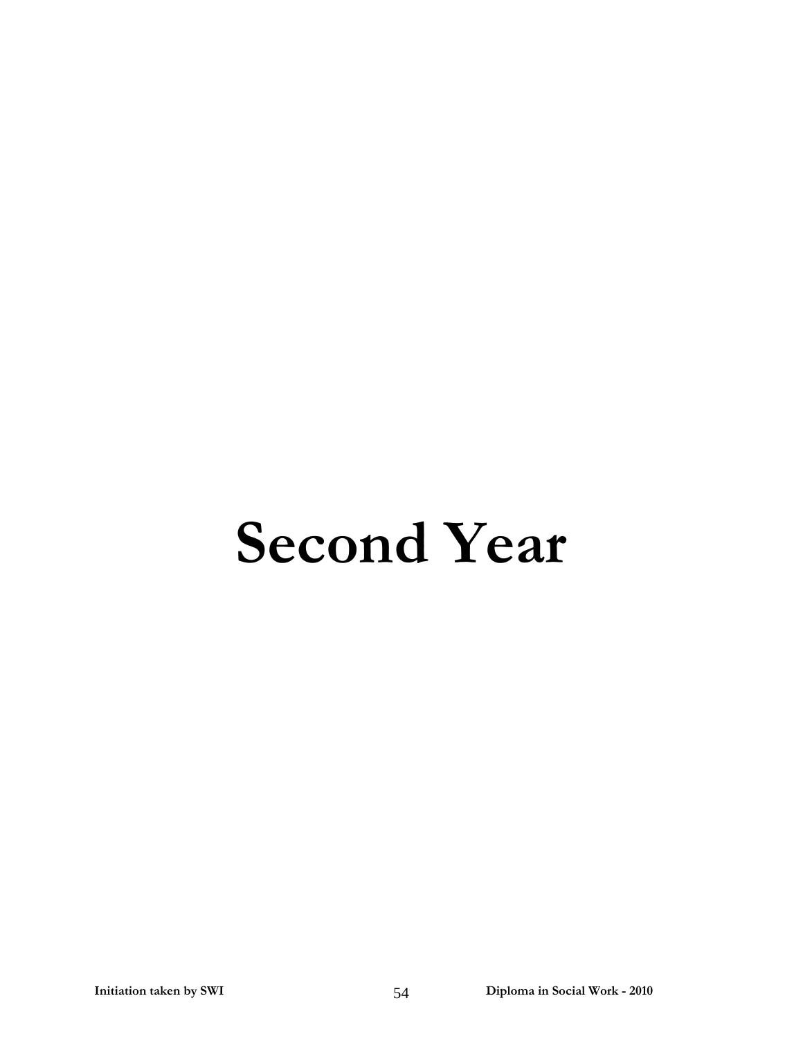# Second Year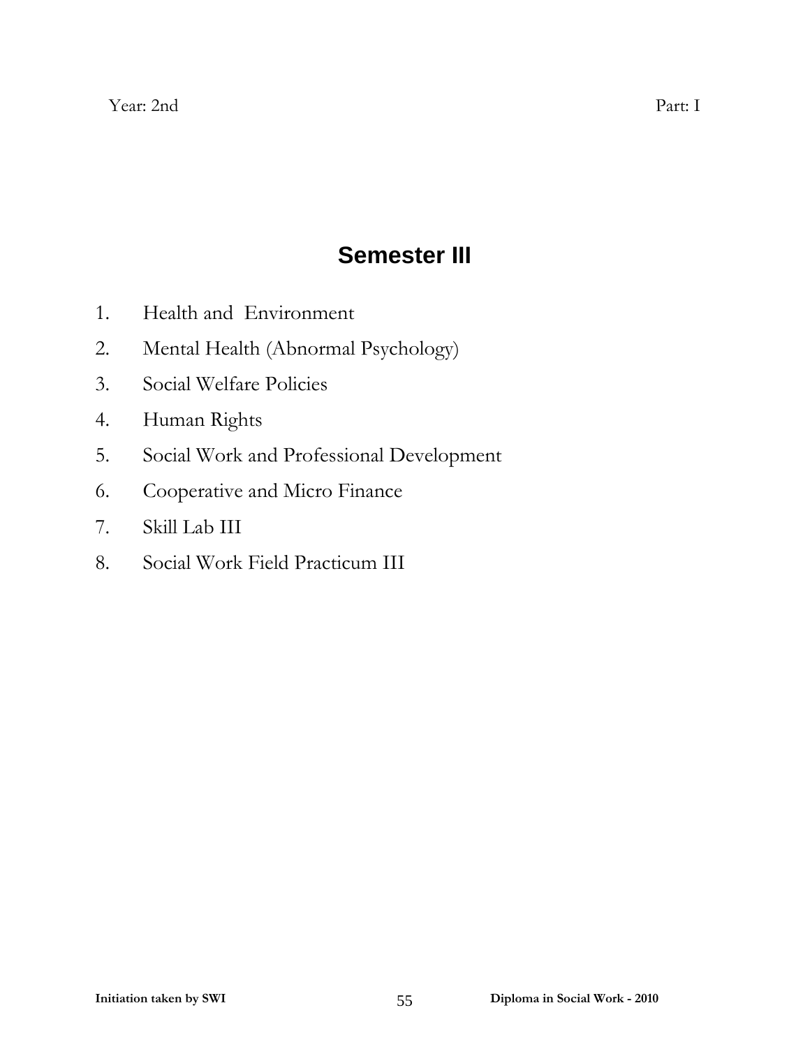Year: 2nd Part: I

# Semester III

1. Health and Environment
2. Mental Health (Abnormal Psychology)
3. Social Welfare Policies
4. Human Rights
5. Social Work and Professional Development
6. Cooperative and Micro Finance
7. Skill Lab III
8. Social Work Field Practicum III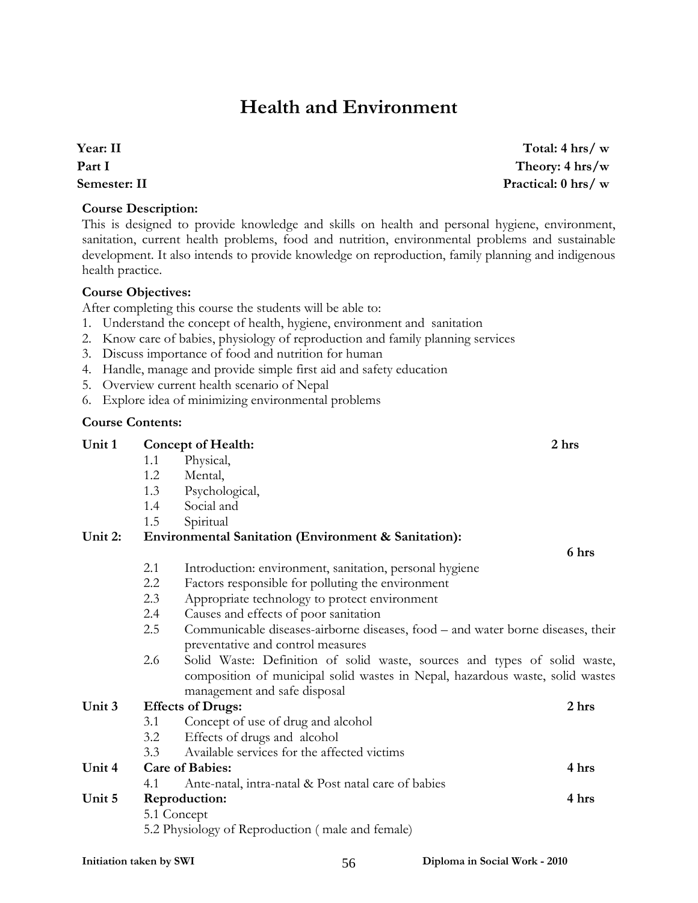# Health and Environment

**Year: II** | **Total: 4 hrs/ w**
**Part I** | **Theory: 4 hrs/w**
**Semester: II** | **Practical: 0 hrs/ w**

**Course Description:**

This is designed to provide knowledge and skills on health and personal hygiene, environment, sanitation, current health problems, food and nutrition, environmental problems and sustainable development. It also intends to provide knowledge on reproduction, family planning and indigenous health practice.

**Course Objectives:**

After completing this course the students will be able to:

1. Understand the concept of health, hygiene, environment and sanitation
2. Know care of babies, physiology of reproduction and family planning services
3. Discuss importance of food and nutrition for human
4. Handle, manage and provide simple first aid and safety education
5. Overview current health scenario of Nepal
6. Explore idea of minimizing environmental problems

**Course Contents:**

**Unit 1 Concept of Health:** **2 hrs**

- 1.1 Physical,
- 1.2 Mental,
- 1.3 Psychological,
- 1.4 Social and
- 1.5 Spiritual

**Unit 2: Environmental Sanitation (Environment & Sanitation):** **6 hrs**

- 2.1 Introduction: environment, sanitation, personal hygiene
- 2.2 Factors responsible for polluting the environment
- 2.3 Appropriate technology to protect environment
- 2.4 Causes and effects of poor sanitation
- 2.5 Communicable diseases-airborne diseases, food – and water borne diseases, their preventative and control measures
- 2.6 Solid Waste: Definition of solid waste, sources and types of solid waste, composition of municipal solid wastes in Nepal, hazardous waste, solid wastes management and safe disposal

**Unit 3 Effects of Drugs:** **2 hrs**

- 3.1 Concept of use of drug and alcohol
- 3.2 Effects of drugs and alcohol
- 3.3 Available services for the affected victims

**Unit 4 Care of Babies:** **4 hrs**

- 4.1 Ante-natal, intra-natal & Post natal care of babies

**Unit 5 Reproduction:** **4 hrs**

- 5.1 Concept
- 5.2 Physiology of Reproduction ( male and female)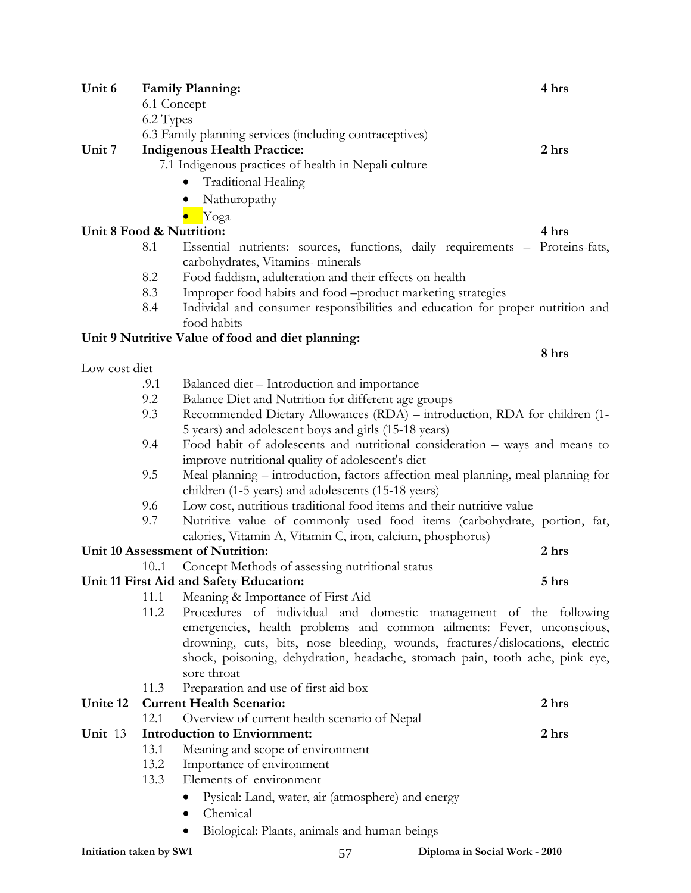**Unit 6 Family Planning:** **4 hrs**

6.1 Concept

6.2 Types

6.3 Family planning services (including contraceptives)

**Unit 7 Indigenous Health Practice:** **2 hrs**

7.1 Indigenous practices of health in Nepali culture

- Traditional Healing
- Nathuropathy
- Yoga

**Unit 8 Food & Nutrition:** **4 hrs**

8.1 Essential nutrients: sources, functions, daily requirements – Proteins-fats, carbohydrates, Vitamins- minerals

8.2 Food faddism, adulteration and their effects on health

8.3 Improper food habits and food –product marketing strategies

8.4 Individal and consumer responsibilities and education for proper nutrition and food habits

**Unit 9 Nutritive Value of food and diet planning:** **8 hrs**

Low cost diet

.9.1 Balanced diet – Introduction and importance

9.2 Balance Diet and Nutrition for different age groups

9.3 Recommended Dietary Allowances (RDA) – introduction, RDA for children (1-5 years) and adolescent boys and girls (15-18 years)

9.4 Food habit of adolescents and nutritional consideration – ways and means to improve nutritional quality of adolescent's diet

9.5 Meal planning – introduction, factors affection meal planning, meal planning for children (1-5 years) and adolescents (15-18 years)

9.6 Low cost, nutritious traditional food items and their nutritive value

9.7 Nutritive value of commonly used food items (carbohydrate, portion, fat, calories, Vitamin A, Vitamin C, iron, calcium, phosphorus)

**Unit 10 Assessment of Nutrition:** **2 hrs**

10..1 Concept Methods of assessing nutritional status

**Unit 11 First Aid and Safety Education:** **5 hrs**

11.1 Meaning & Importance of First Aid

11.2 Procedures of individual and domestic management of the following emergencies, health problems and common ailments: Fever, unconscious, drowning, cuts, bits, nose bleeding, wounds, fractures/dislocations, electric shock, poisoning, dehydration, headache, stomach pain, tooth ache, pink eye, sore throat

11.3 Preparation and use of first aid box

**Unite 12 Current Health Scenario:** **2 hrs**

12.1 Overview of current health scenario of Nepal

**Unit 13 Introduction to Enviornment:** **2 hrs**

13.1 Meaning and scope of environment

13.2 Importance of environment

13.3 Elements of environment

- Pysical: Land, water, air (atmosphere) and energy
- Chemical
- Biological: Plants, animals and human beings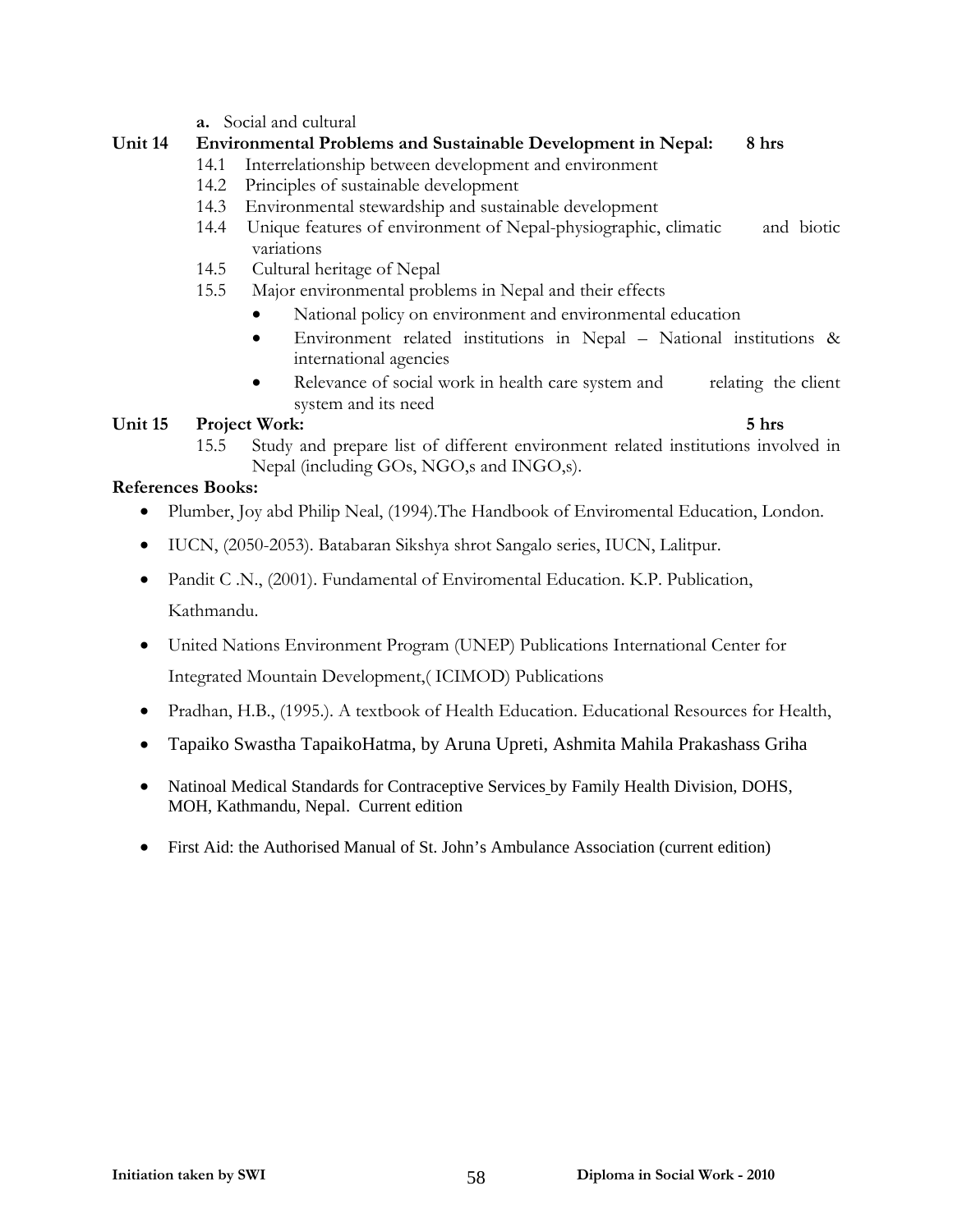**a.** Social and cultural

**Unit 14 Environmental Problems and Sustainable Development in Nepal: 8 hrs**

14.1 Interrelationship between development and environment

14.2 Principles of sustainable development

14.3 Environmental stewardship and sustainable development

14.4 Unique features of environment of Nepal-physiographic, climatic and biotic variations

14.5 Cultural heritage of Nepal

15.5 Major environmental problems in Nepal and their effects

- National policy on environment and environmental education
- Environment related institutions in Nepal – National institutions & international agencies
- Relevance of social work in health care system and relating the client system and its need

**Unit 15 Project Work: 5 hrs**

15.5 Study and prepare list of different environment related institutions involved in Nepal (including GOs, NGO,s and INGO,s).

**References Books:**

- Plumber, Joy abd Philip Neal, (1994).The Handbook of Enviromental Education, London.
- IUCN, (2050-2053). Batabaran Sikshya shrot Sangalo series, IUCN, Lalitpur.
- Pandit C .N., (2001). Fundamental of Enviromental Education. K.P. Publication, Kathmandu.
- United Nations Environment Program (UNEP) Publications International Center for Integrated Mountain Development,( ICIMOD) Publications
- Pradhan, H.B., (1995.). A textbook of Health Education. Educational Resources for Health,
- Tapaiko Swastha TapaikoHatma, by Aruna Upreti, Ashmita Mahila Prakashass Griha
- Natinoal Medical Standards for Contraceptive Services by Family Health Division, DOHS, MOH, Kathmandu, Nepal. Current edition
- First Aid: the Authorised Manual of St. John's Ambulance Association (current edition)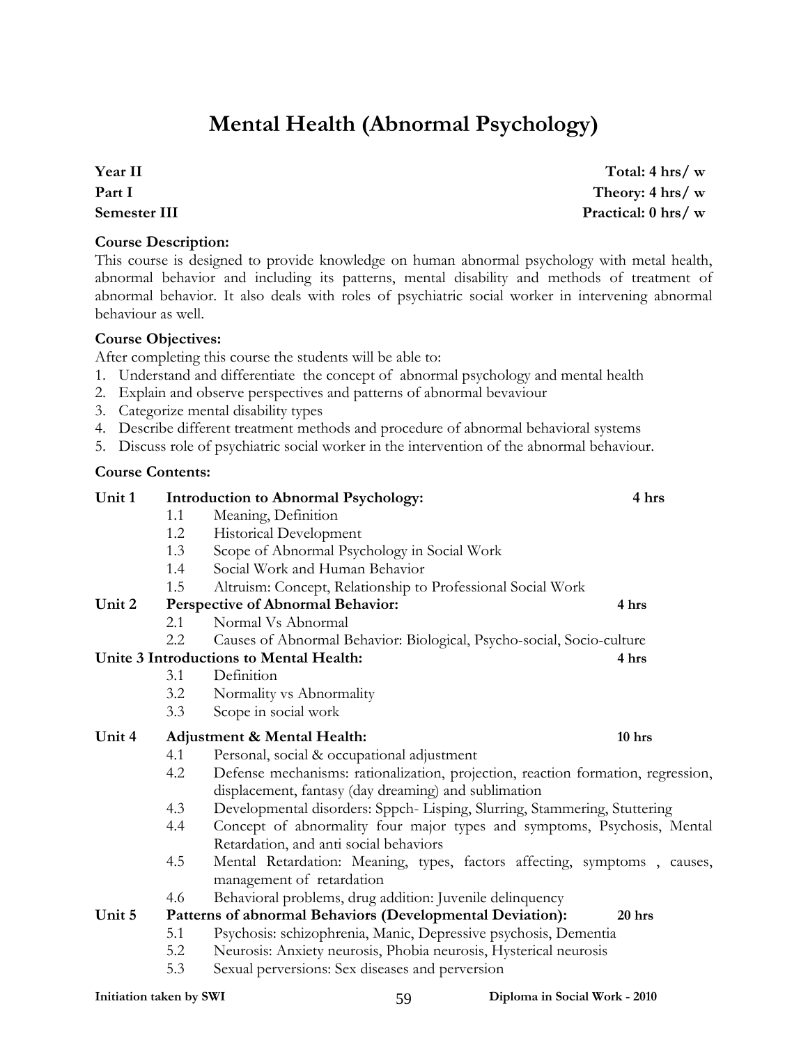# Mental Health (Abnormal Psychology)

**Year II** **Total: 4 hrs/ w**
**Part I** **Theory: 4 hrs/ w**
**Semester III** **Practical: 0 hrs/ w**

**Course Description:**
This course is designed to provide knowledge on human abnormal psychology with metal health, abnormal behavior and including its patterns, mental disability and methods of treatment of abnormal behavior. It also deals with roles of psychiatric social worker in intervening abnormal behaviour as well.

**Course Objectives:**
After completing this course the students will be able to:

1. Understand and differentiate the concept of abnormal psychology and mental health
2. Explain and observe perspectives and patterns of abnormal bevaviour
3. Categorize mental disability types
4. Describe different treatment methods and procedure of abnormal behavioral systems
5. Discuss role of psychiatric social worker in the intervention of the abnormal behaviour.

**Course Contents:**

**Unit 1 Introduction to Abnormal Psychology: 4 hrs**

- 1.1 Meaning, Definition
- 1.2 Historical Development
- 1.3 Scope of Abnormal Psychology in Social Work
- 1.4 Social Work and Human Behavior
- 1.5 Altruism: Concept, Relationship to Professional Social Work

**Unit 2 Perspective of Abnormal Behavior: 4 hrs**

- 2.1 Normal Vs Abnormal
- 2.2 Causes of Abnormal Behavior: Biological, Psycho-social, Socio-culture

**Unite 3 Introductions to Mental Health: 4 hrs**

- 3.1 Definition
- 3.2 Normality vs Abnormality
- 3.3 Scope in social work

**Unit 4 Adjustment & Mental Health: 10 hrs**

- 4.1 Personal, social & occupational adjustment
- 4.2 Defense mechanisms: rationalization, projection, reaction formation, regression, displacement, fantasy (day dreaming) and sublimation
- 4.3 Developmental disorders: Sppch- Lisping, Slurring, Stammering, Stuttering
- 4.4 Concept of abnormality four major types and symptoms, Psychosis, Mental Retardation, and anti social behaviors
- 4.5 Mental Retardation: Meaning, types, factors affecting, symptoms , causes, management of retardation
- 4.6 Behavioral problems, drug addition: Juvenile delinquency

**Unit 5 Patterns of abnormal Behaviors (Developmental Deviation): 20 hrs**

- 5.1 Psychosis: schizophrenia, Manic, Depressive psychosis, Dementia
- 5.2 Neurosis: Anxiety neurosis, Phobia neurosis, Hysterical neurosis
- 5.3 Sexual perversions: Sex diseases and perversion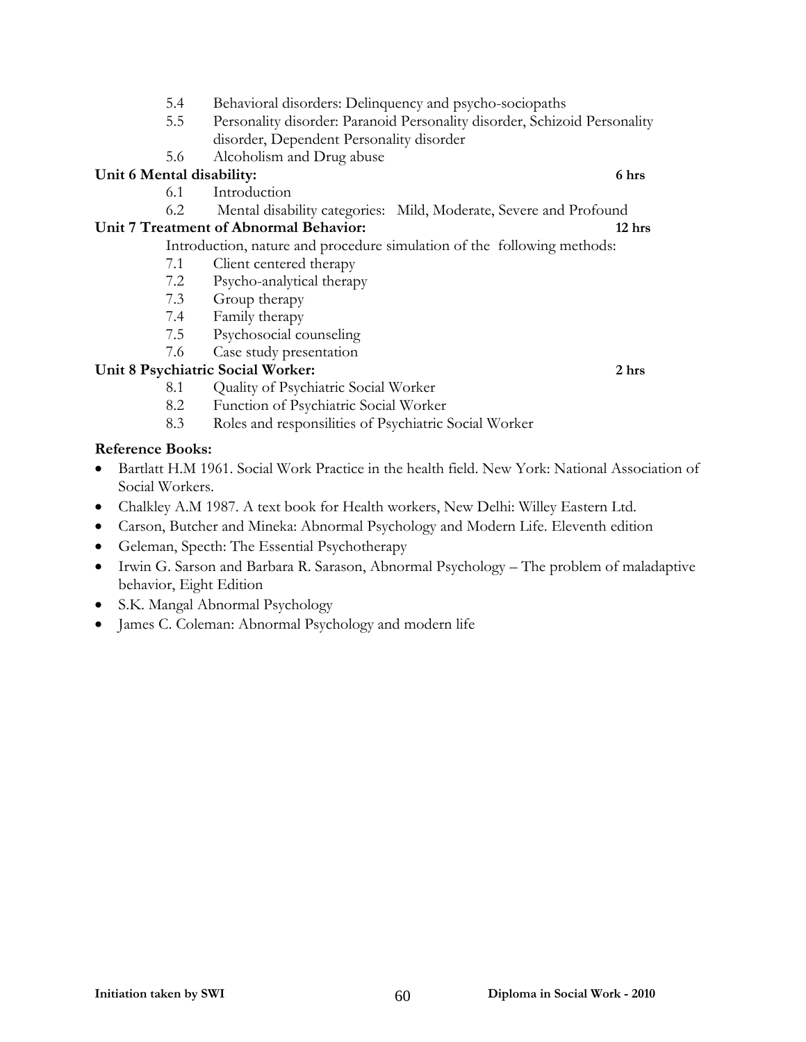5.4 Behavioral disorders: Delinquency and psycho-sociopaths

5.5 Personality disorder: Paranoid Personality disorder, Schizoid Personality disorder, Dependent Personality disorder

5.6 Alcoholism and Drug abuse

**Unit 6 Mental disability: 6 hrs**

6.1 Introduction

6.2 Mental disability categories: Mild, Moderate, Severe and Profound

**Unit 7 Treatment of Abnormal Behavior: 12 hrs**

Introduction, nature and procedure simulation of the following methods:

7.1 Client centered therapy

7.2 Psycho-analytical therapy

7.3 Group therapy

7.4 Family therapy

7.5 Psychosocial counseling

7.6 Case study presentation

**Unit 8 Psychiatric Social Worker: 2 hrs**

8.1 Quality of Psychiatric Social Worker

8.2 Function of Psychiatric Social Worker

8.3 Roles and responsilities of Psychiatric Social Worker

**Reference Books:**

- Bartlatt H.M 1961. Social Work Practice in the health field. New York: National Association of Social Workers.
- Chalkley A.M 1987. A text book for Health workers, New Delhi: Willey Eastern Ltd.
- Carson, Butcher and Mineka: Abnormal Psychology and Modern Life. Eleventh edition
- Geleman, Specth: The Essential Psychotherapy
- Irwin G. Sarson and Barbara R. Sarason, Abnormal Psychology – The problem of maladaptive behavior, Eight Edition
- S.K. Mangal Abnormal Psychology
- James C. Coleman: Abnormal Psychology and modern life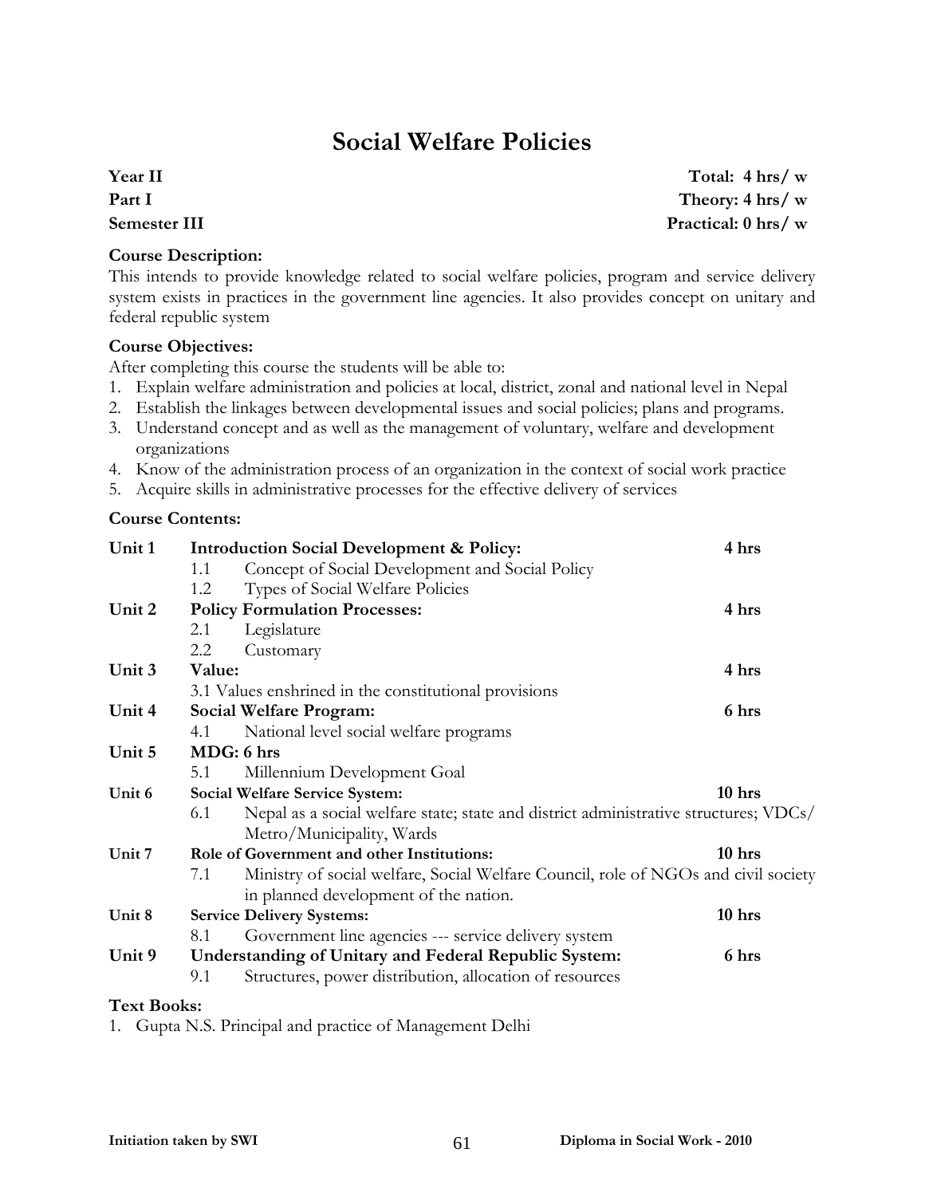# Social Welfare Policies

| **Year II** | **Total: 4 hrs/ w** |
|---|---|
| **Part I** | **Theory: 4 hrs/ w** |
| **Semester III** | **Practical: 0 hrs/ w** |

**Course Description:**

This intends to provide knowledge related to social welfare policies, program and service delivery system exists in practices in the government line agencies. It also provides concept on unitary and federal republic system

**Course Objectives:**

After completing this course the students will be able to:

1. Explain welfare administration and policies at local, district, zonal and national level in Nepal
2. Establish the linkages between developmental issues and social policies; plans and programs.
3. Understand concept and as well as the management of voluntary, welfare and development organizations
4. Know of the administration process of an organization in the context of social work practice
5. Acquire skills in administrative processes for the effective delivery of services

**Course Contents:**

| Unit | Content | Hours |
|---|---|---|
| **Unit 1** | **Introduction Social Development & Policy:** | **4 hrs** |
| | 1.1 Concept of Social Development and Social Policy | |
| | 1.2 Types of Social Welfare Policies | |
| **Unit 2** | **Policy Formulation Processes:** | **4 hrs** |
| | 2.1 Legislature | |
| | 2.2 Customary | |
| **Unit 3** | **Value:** | **4 hrs** |
| | 3.1 Values enshrined in the constitutional provisions | |
| **Unit 4** | **Social Welfare Program:** | **6 hrs** |
| | 4.1 National level social welfare programs | |
| **Unit 5** | **MDG: 6 hrs** | |
| | 5.1 Millennium Development Goal | |
| **Unit 6** | **Social Welfare Service System:** | **10 hrs** |
| | 6.1 Nepal as a social welfare state; state and district administrative structures; VDCs/ Metro/Municipality, Wards | |
| **Unit 7** | **Role of Government and other Institutions:** | **10 hrs** |
| | 7.1 Ministry of social welfare, Social Welfare Council, role of NGOs and civil society in planned development of the nation. | |
| **Unit 8** | **Service Delivery Systems:** | **10 hrs** |
| | 8.1 Government line agencies --- service delivery system | |
| **Unit 9** | **Understanding of Unitary and Federal Republic System:** | **6 hrs** |
| | 9.1 Structures, power distribution, allocation of resources | |

**Text Books:**

1. Gupta N.S. Principal and practice of Management Delhi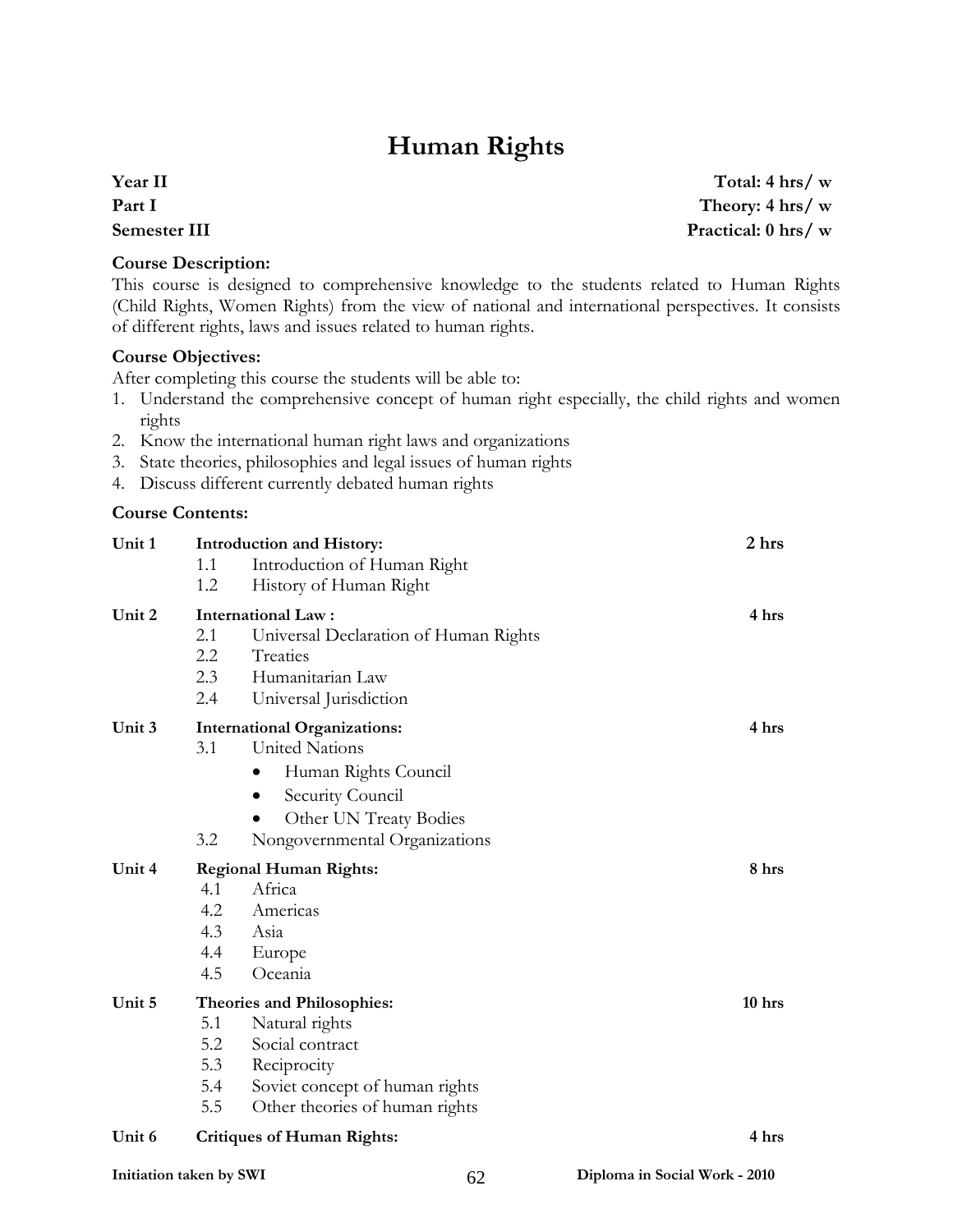# Human Rights

**Year II** **Total: 4 hrs/ w**
**Part I** **Theory: 4 hrs/ w**
**Semester III** **Practical: 0 hrs/ w**

**Course Description:**
This course is designed to comprehensive knowledge to the students related to Human Rights (Child Rights, Women Rights) from the view of national and international perspectives. It consists of different rights, laws and issues related to human rights.

**Course Objectives:**
After completing this course the students will be able to:

1. Understand the comprehensive concept of human right especially, the child rights and women rights
2. Know the international human right laws and organizations
3. State theories, philosophies and legal issues of human rights
4. Discuss different currently debated human rights

**Course Contents:**

**Unit 1** **Introduction and History:** **2 hrs**
- 1.1 Introduction of Human Right
- 1.2 History of Human Right

**Unit 2** **International Law :** **4 hrs**
- 2.1 Universal Declaration of Human Rights
- 2.2 Treaties
- 2.3 Humanitarian Law
- 2.4 Universal Jurisdiction

**Unit 3** **International Organizations:** **4 hrs**
- 3.1 United Nations
  - Human Rights Council
  - Security Council
  - Other UN Treaty Bodies
- 3.2 Nongovernmental Organizations

**Unit 4** **Regional Human Rights:** **8 hrs**
- 4.1 Africa
- 4.2 Americas
- 4.3 Asia
- 4.4 Europe
- 4.5 Oceania

**Unit 5** **Theories and Philosophies:** **10 hrs**
- 5.1 Natural rights
- 5.2 Social contract
- 5.3 Reciprocity
- 5.4 Soviet concept of human rights
- 5.5 Other theories of human rights

**Unit 6** **Critiques of Human Rights:** **4 hrs**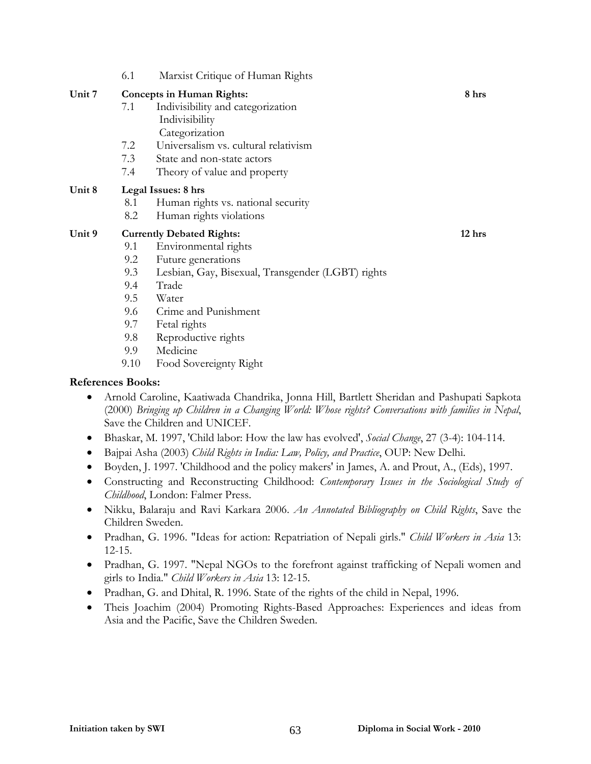6.1 Marxist Critique of Human Rights

**Unit 7 Concepts in Human Rights:** **8 hrs**

- 7.1 Indivisibility and categorization
  - Indivisibility
  - Categorization
- 7.2 Universalism vs. cultural relativism
- 7.3 State and non-state actors
- 7.4 Theory of value and property

**Unit 8 Legal Issues: 8 hrs**

- 8.1 Human rights vs. national security
- 8.2 Human rights violations

**Unit 9 Currently Debated Rights:** **12 hrs**

- 9.1 Environmental rights
- 9.2 Future generations
- 9.3 Lesbian, Gay, Bisexual, Transgender (LGBT) rights
- 9.4 Trade
- 9.5 Water
- 9.6 Crime and Punishment
- 9.7 Fetal rights
- 9.8 Reproductive rights
- 9.9 Medicine
- 9.10 Food Sovereignty Right

**References Books:**

- Arnold Caroline, Kaatiwada Chandrika, Jonna Hill, Bartlett Sheridan and Pashupati Sapkota (2000) *Bringing up Children in a Changing World: Whose rights? Conversations with families in Nepal*, Save the Children and UNICEF.
- Bhaskar, M. 1997, 'Child labor: How the law has evolved', *Social Change*, 27 (3-4): 104-114.
- Bajpai Asha (2003) *Child Rights in India: Law, Policy, and Practice*, OUP: New Delhi.
- Boyden, J. 1997. 'Childhood and the policy makers' in James, A. and Prout, A., (Eds), 1997.
- Constructing and Reconstructing Childhood: *Contemporary Issues in the Sociological Study of Childhood*, London: Falmer Press.
- Nikku, Balaraju and Ravi Karkara 2006. *An Annotated Bibliography on Child Rights*, Save the Children Sweden.
- Pradhan, G. 1996. "Ideas for action: Repatriation of Nepali girls." *Child Workers in Asia* 13: 12-15.
- Pradhan, G. 1997. "Nepal NGOs to the forefront against trafficking of Nepali women and girls to India." *Child Workers in Asia* 13: 12-15.
- Pradhan, G. and Dhital, R. 1996. State of the rights of the child in Nepal, 1996.
- Theis Joachim (2004) Promoting Rights-Based Approaches: Experiences and ideas from Asia and the Pacific, Save the Children Sweden.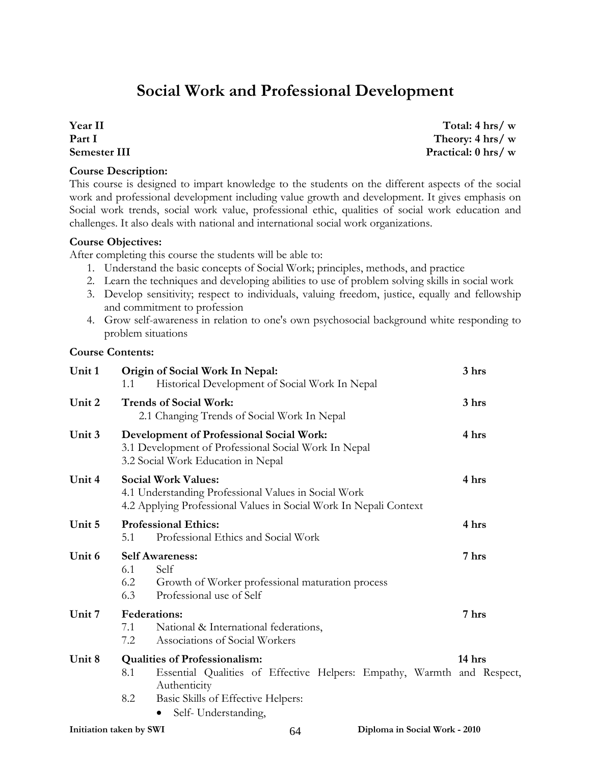# Social Work and Professional Development

**Year II** | **Total: 4 hrs/ w**
**Part I** | **Theory: 4 hrs/ w**
**Semester III** | **Practical: 0 hrs/ w**

**Course Description:**
This course is designed to impart knowledge to the students on the different aspects of the social work and professional development including value growth and development. It gives emphasis on Social work trends, social work value, professional ethic, qualities of social work education and challenges. It also deals with national and international social work organizations.

**Course Objectives:**
After completing this course the students will be able to:

1. Understand the basic concepts of Social Work; principles, methods, and practice
2. Learn the techniques and developing abilities to use of problem solving skills in social work
3. Develop sensitivity; respect to individuals, valuing freedom, justice, equally and fellowship and commitment to profession
4. Grow self-awareness in relation to one's own psychosocial background white responding to problem situations

**Course Contents:**

**Unit 1 — Origin of Social Work In Nepal:** **3 hrs**
- 1.1 Historical Development of Social Work In Nepal

**Unit 2 — Trends of Social Work:** **3 hrs**
- 2.1 Changing Trends of Social Work In Nepal

**Unit 3 — Development of Professional Social Work:** **4 hrs**
- 3.1 Development of Professional Social Work In Nepal
- 3.2 Social Work Education in Nepal

**Unit 4 — Social Work Values:** **4 hrs**
- 4.1 Understanding Professional Values in Social Work
- 4.2 Applying Professional Values in Social Work In Nepali Context

**Unit 5 — Professional Ethics:** **4 hrs**
- 5.1 Professional Ethics and Social Work

**Unit 6 — Self Awareness:** **7 hrs**
- 6.1 Self
- 6.2 Growth of Worker professional maturation process
- 6.3 Professional use of Self

**Unit 7 — Federations:** **7 hrs**
- 7.1 National & International federations,
- 7.2 Associations of Social Workers

**Unit 8 — Qualities of Professionalism:** **14 hrs**
- 8.1 Essential Qualities of Effective Helpers: Empathy, Warmth and Respect, Authenticity
- 8.2 Basic Skills of Effective Helpers:
  - Self- Understanding,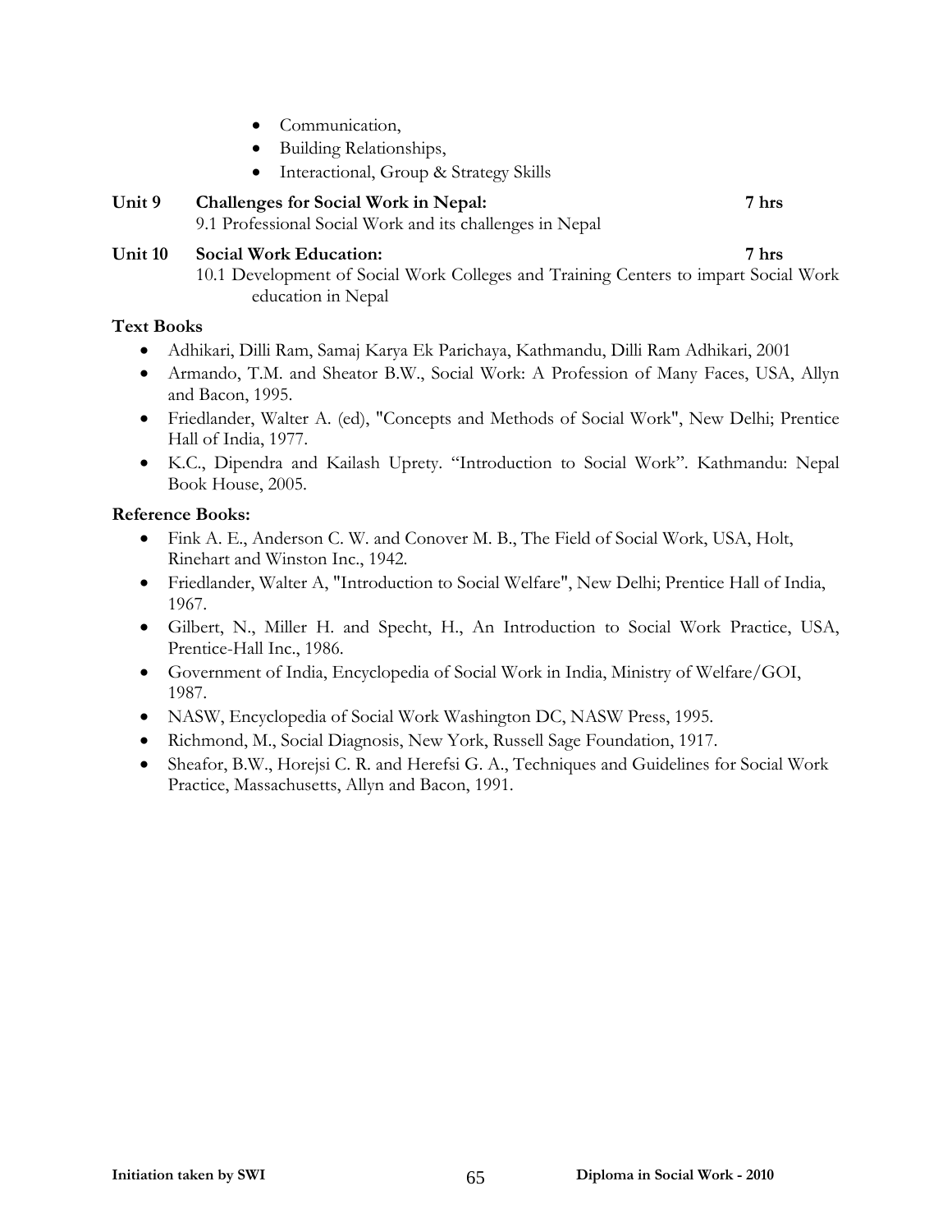- Communication,
- Building Relationships,
- Interactional, Group & Strategy Skills

**Unit 9 Challenges for Social Work in Nepal: 7 hrs**

9.1 Professional Social Work and its challenges in Nepal

**Unit 10 Social Work Education: 7 hrs**

10.1 Development of Social Work Colleges and Training Centers to impart Social Work education in Nepal

**Text Books**

- Adhikari, Dilli Ram, Samaj Karya Ek Parichaya, Kathmandu, Dilli Ram Adhikari, 2001
- Armando, T.M. and Sheator B.W., Social Work: A Profession of Many Faces, USA, Allyn and Bacon, 1995.
- Friedlander, Walter A. (ed), "Concepts and Methods of Social Work", New Delhi; Prentice Hall of India, 1977.
- K.C., Dipendra and Kailash Uprety. "Introduction to Social Work". Kathmandu: Nepal Book House, 2005.

**Reference Books:**

- Fink A. E., Anderson C. W. and Conover M. B., The Field of Social Work, USA, Holt, Rinehart and Winston Inc., 1942.
- Friedlander, Walter A, "Introduction to Social Welfare", New Delhi; Prentice Hall of India, 1967.
- Gilbert, N., Miller H. and Specht, H., An Introduction to Social Work Practice, USA, Prentice-Hall Inc., 1986.
- Government of India, Encyclopedia of Social Work in India, Ministry of Welfare/GOI, 1987.
- NASW, Encyclopedia of Social Work Washington DC, NASW Press, 1995.
- Richmond, M., Social Diagnosis, New York, Russell Sage Foundation, 1917.
- Sheafor, B.W., Horejsi C. R. and Herefsi G. A., Techniques and Guidelines for Social Work Practice, Massachusetts, Allyn and Bacon, 1991.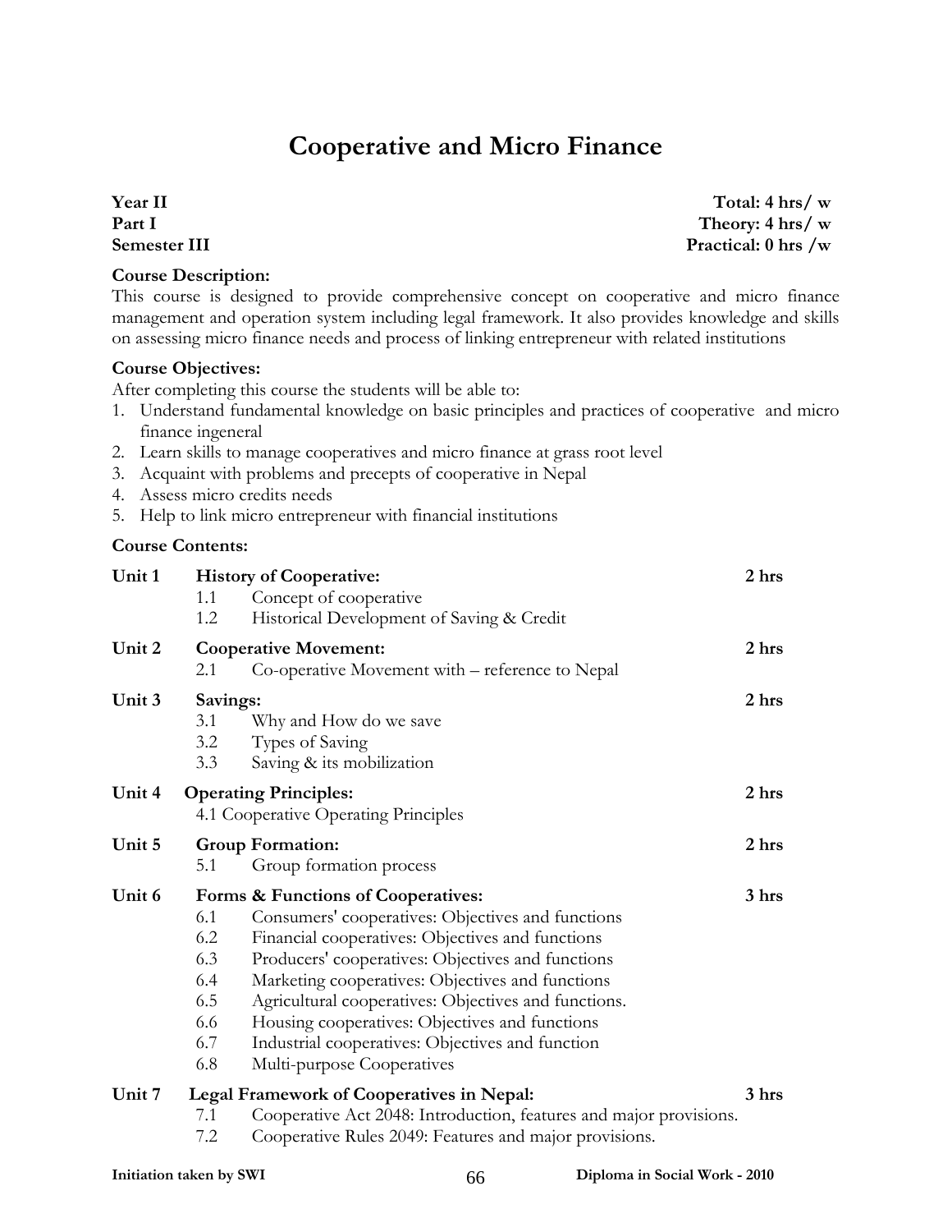# Cooperative and Micro Finance

| | |
|---|---|
| **Year II** | **Total: 4 hrs/ w** |
| **Part I** | **Theory: 4 hrs/ w** |
| **Semester III** | **Practical: 0 hrs /w** |

**Course Description:**
This course is designed to provide comprehensive concept on cooperative and micro finance management and operation system including legal framework. It also provides knowledge and skills on assessing micro finance needs and process of linking entrepreneur with related institutions

**Course Objectives:**
After completing this course the students will be able to:

1. Understand fundamental knowledge on basic principles and practices of cooperative and micro finance ingeneral
2. Learn skills to manage cooperatives and micro finance at grass root level
3. Acquaint with problems and precepts of cooperative in Nepal
4. Assess micro credits needs
5. Help to link micro entrepreneur with financial institutions

**Course Contents:**

**Unit 1 History of Cooperative:** **2 hrs**
- 1.1 Concept of cooperative
- 1.2 Historical Development of Saving & Credit

**Unit 2 Cooperative Movement:** **2 hrs**
- 2.1 Co-operative Movement with – reference to Nepal

**Unit 3 Savings:** **2 hrs**
- 3.1 Why and How do we save
- 3.2 Types of Saving
- 3.3 Saving & its mobilization

**Unit 4 Operating Principles:** **2 hrs**
- 4.1 Cooperative Operating Principles

**Unit 5 Group Formation:** **2 hrs**
- 5.1 Group formation process

**Unit 6 Forms & Functions of Cooperatives:** **3 hrs**
- 6.1 Consumers' cooperatives: Objectives and functions
- 6.2 Financial cooperatives: Objectives and functions
- 6.3 Producers' cooperatives: Objectives and functions
- 6.4 Marketing cooperatives: Objectives and functions
- 6.5 Agricultural cooperatives: Objectives and functions.
- 6.6 Housing cooperatives: Objectives and functions
- 6.7 Industrial cooperatives: Objectives and function
- 6.8 Multi-purpose Cooperatives

**Unit 7 Legal Framework of Cooperatives in Nepal:** **3 hrs**
- 7.1 Cooperative Act 2048: Introduction, features and major provisions.
- 7.2 Cooperative Rules 2049: Features and major provisions.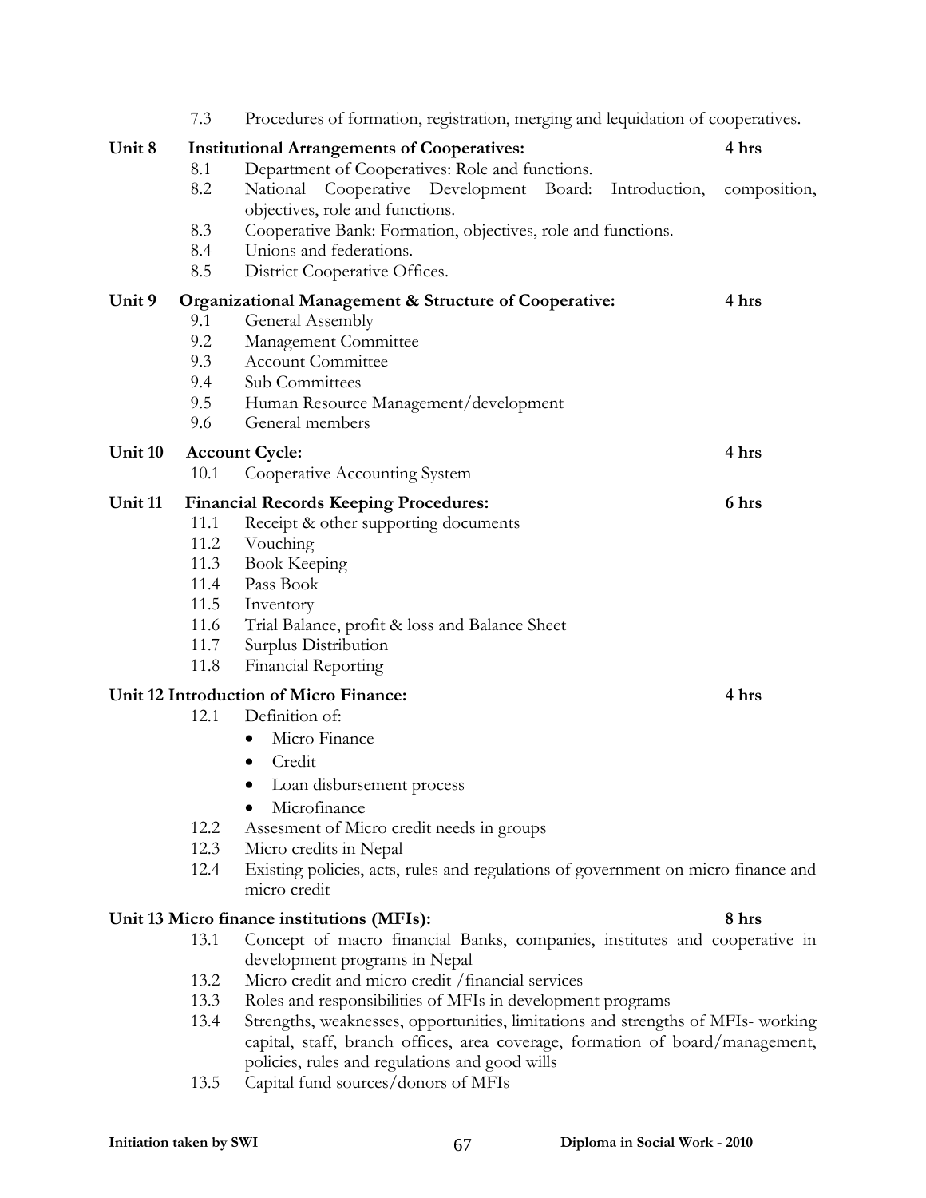7.3 Procedures of formation, registration, merging and lequidation of cooperatives.

**Unit 8 Institutional Arrangements of Cooperatives:** **4 hrs**

- 8.1 Department of Cooperatives: Role and functions.
- 8.2 National Cooperative Development Board: Introduction, composition, objectives, role and functions.
- 8.3 Cooperative Bank: Formation, objectives, role and functions.
- 8.4 Unions and federations.
- 8.5 District Cooperative Offices.

**Unit 9 Organizational Management & Structure of Cooperative:** **4 hrs**

- 9.1 General Assembly
- 9.2 Management Committee
- 9.3 Account Committee
- 9.4 Sub Committees
- 9.5 Human Resource Management/development
- 9.6 General members

**Unit 10 Account Cycle:** **4 hrs**

- 10.1 Cooperative Accounting System

**Unit 11 Financial Records Keeping Procedures:** **6 hrs**

- 11.1 Receipt & other supporting documents
- 11.2 Vouching
- 11.3 Book Keeping
- 11.4 Pass Book
- 11.5 Inventory
- 11.6 Trial Balance, profit & loss and Balance Sheet
- 11.7 Surplus Distribution
- 11.8 Financial Reporting

**Unit 12 Introduction of Micro Finance:** **4 hrs**

- 12.1 Definition of:
  - Micro Finance
  - Credit
  - Loan disbursement process
  - Microfinance
- 12.2 Assesment of Micro credit needs in groups
- 12.3 Micro credits in Nepal
- 12.4 Existing policies, acts, rules and regulations of government on micro finance and micro credit

**Unit 13 Micro finance institutions (MFIs):** **8 hrs**

- 13.1 Concept of macro financial Banks, companies, institutes and cooperative in development programs in Nepal
- 13.2 Micro credit and micro credit /financial services
- 13.3 Roles and responsibilities of MFIs in development programs
- 13.4 Strengths, weaknesses, opportunities, limitations and strengths of MFIs- working capital, staff, branch offices, area coverage, formation of board/management, policies, rules and regulations and good wills
- 13.5 Capital fund sources/donors of MFIs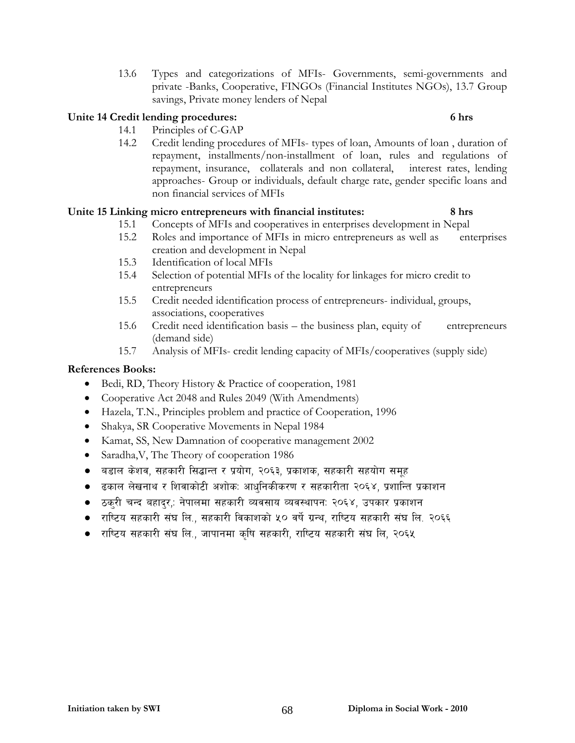13.6 Types and categorizations of MFIs- Governments, semi-governments and private -Banks, Cooperative, FINGOs (Financial Institutes NGOs), 13.7 Group savings, Private money lenders of Nepal

**Unite 14 Credit lending procedures: 6 hrs**

14.1 Principles of C-GAP

14.2 Credit lending procedures of MFIs- types of loan, Amounts of loan , duration of repayment, installments/non-installment of loan, rules and regulations of repayment, insurance, collaterals and non collateral, interest rates, lending approaches- Group or individuals, default charge rate, gender specific loans and non financial services of MFIs

**Unite 15 Linking micro entrepreneurs with financial institutes: 8 hrs**

15.1 Concepts of MFIs and cooperatives in enterprises development in Nepal

15.2 Roles and importance of MFIs in micro entrepreneurs as well as enterprises creation and development in Nepal

15.3 Identification of local MFIs

15.4 Selection of potential MFIs of the locality for linkages for micro credit to entrepreneurs

15.5 Credit needed identification process of entrepreneurs- individual, groups, associations, cooperatives

15.6 Credit need identification basis – the business plan, equity of entrepreneurs (demand side)

15.7 Analysis of MFIs- credit lending capacity of MFIs/cooperatives (supply side)

**References Books:**

- Bedi, RD, Theory History & Practice of cooperation, 1981
- Cooperative Act 2048 and Rules 2049 (With Amendments)
- Hazela, T.N., Principles problem and practice of Cooperation, 1996
- Shakya, SR Cooperative Movements in Nepal 1984
- Kamat, SS, New Damnation of cooperative management 2002
- Saradha,V, The Theory of cooperation 1986
- बडाल केशव, सहकारी सिद्धान्त र प्रयोग, २०६३, प्रकाशक, सहकारी सहयोग समूह
- ढकाल लेखनाथ र शिवाकोटी अशोकः आधुनिकीकरण र सहकारीता २०६४, प्रशान्ति प्रकाशन
- ठकुरी चन्द बहादुर,: नेपालमा सहकारी व्यवसाय व्यवस्थापनः २०६४, उपकार प्रकाशन
- राष्टिय सहकारी संघ लि., सहकारी विकाशको ५० वर्षे ग्रन्थ, राष्टिय सहकारी संघ लि. २०६६
- राष्टिय सहकारी संघ लि., जापानमा कृषि सहकारी, राष्टिय सहकारी संघ लि, २०६५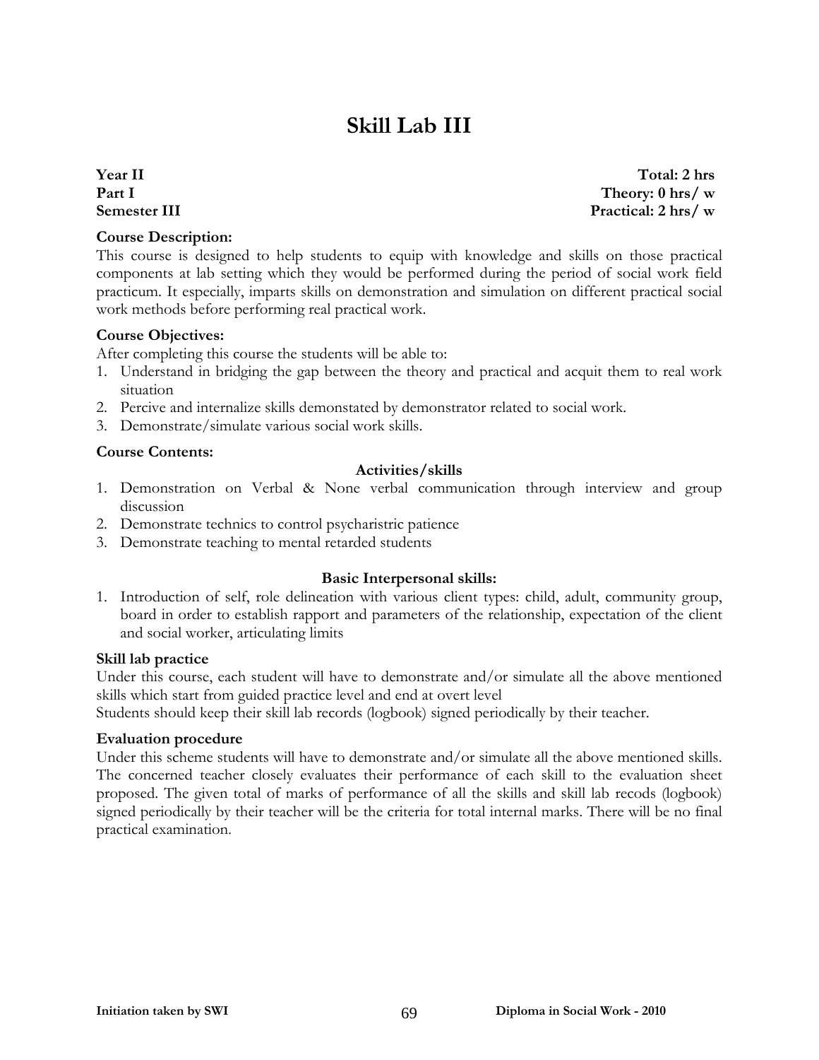# Skill Lab III

**Year II** **Total: 2 hrs**
**Part I** **Theory: 0 hrs/ w**
**Semester III** **Practical: 2 hrs/ w**

**Course Description:**

This course is designed to help students to equip with knowledge and skills on those practical components at lab setting which they would be performed during the period of social work field practicum. It especially, imparts skills on demonstration and simulation on different practical social work methods before performing real practical work.

**Course Objectives:**

After completing this course the students will be able to:

1. Understand in bridging the gap between the theory and practical and acquit them to real work situation
2. Percive and internalize skills demonstated by demonstrator related to social work.
3. Demonstrate/simulate various social work skills.

**Course Contents:**

**Activities/skills**

1. Demonstration on Verbal & None verbal communication through interview and group discussion
2. Demonstrate technics to control psycharistric patience
3. Demonstrate teaching to mental retarded students

**Basic Interpersonal skills:**

1. Introduction of self, role delineation with various client types: child, adult, community group, board in order to establish rapport and parameters of the relationship, expectation of the client and social worker, articulating limits

**Skill lab practice**

Under this course, each student will have to demonstrate and/or simulate all the above mentioned skills which start from guided practice level and end at overt level

Students should keep their skill lab records (logbook) signed periodically by their teacher.

**Evaluation procedure**

Under this scheme students will have to demonstrate and/or simulate all the above mentioned skills. The concerned teacher closely evaluates their performance of each skill to the evaluation sheet proposed. The given total of marks of performance of all the skills and skill lab recods (logbook) signed periodically by their teacher will be the criteria for total internal marks. There will be no final practical examination.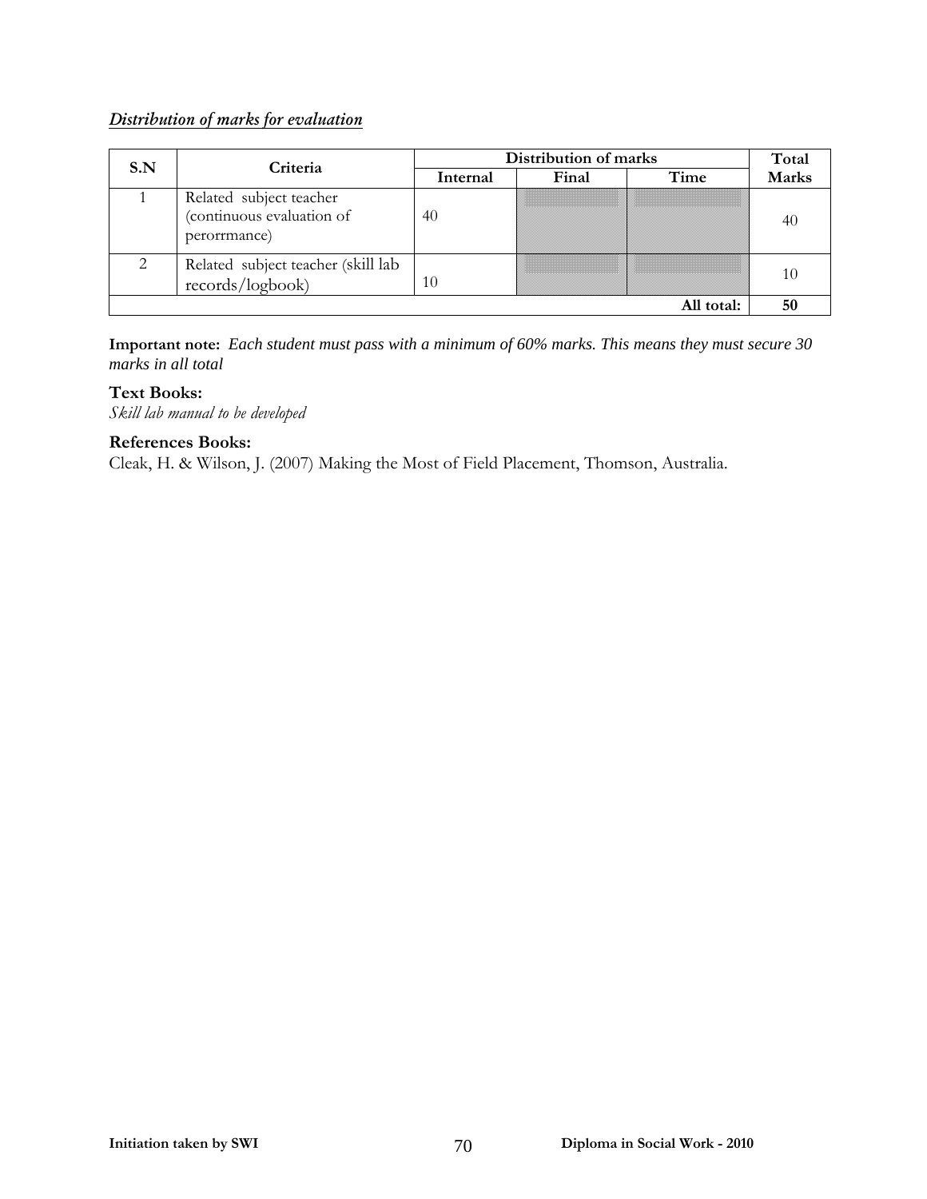***Distribution of marks for evaluation***

| S.N | Criteria | Distribution of marks | | | Total Marks |
|---|---|---|---|---|---|
| | | Internal | Final | Time | |
| 1 | Related subject teacher (continuous evaluation of perorrmance) | 40 | | | 40 |
| 2 | Related subject teacher (skill lab records/logbook) | 10 | | | 10 |
| | | | | All total: | 50 |

**Important note:** *Each student must pass with a minimum of 60% marks. This means they must secure 30 marks in all total*

**Text Books:**

*Skill lab manual to be developed*

**References Books:**

Cleak, H. & Wilson, J. (2007) Making the Most of Field Placement, Thomson, Australia.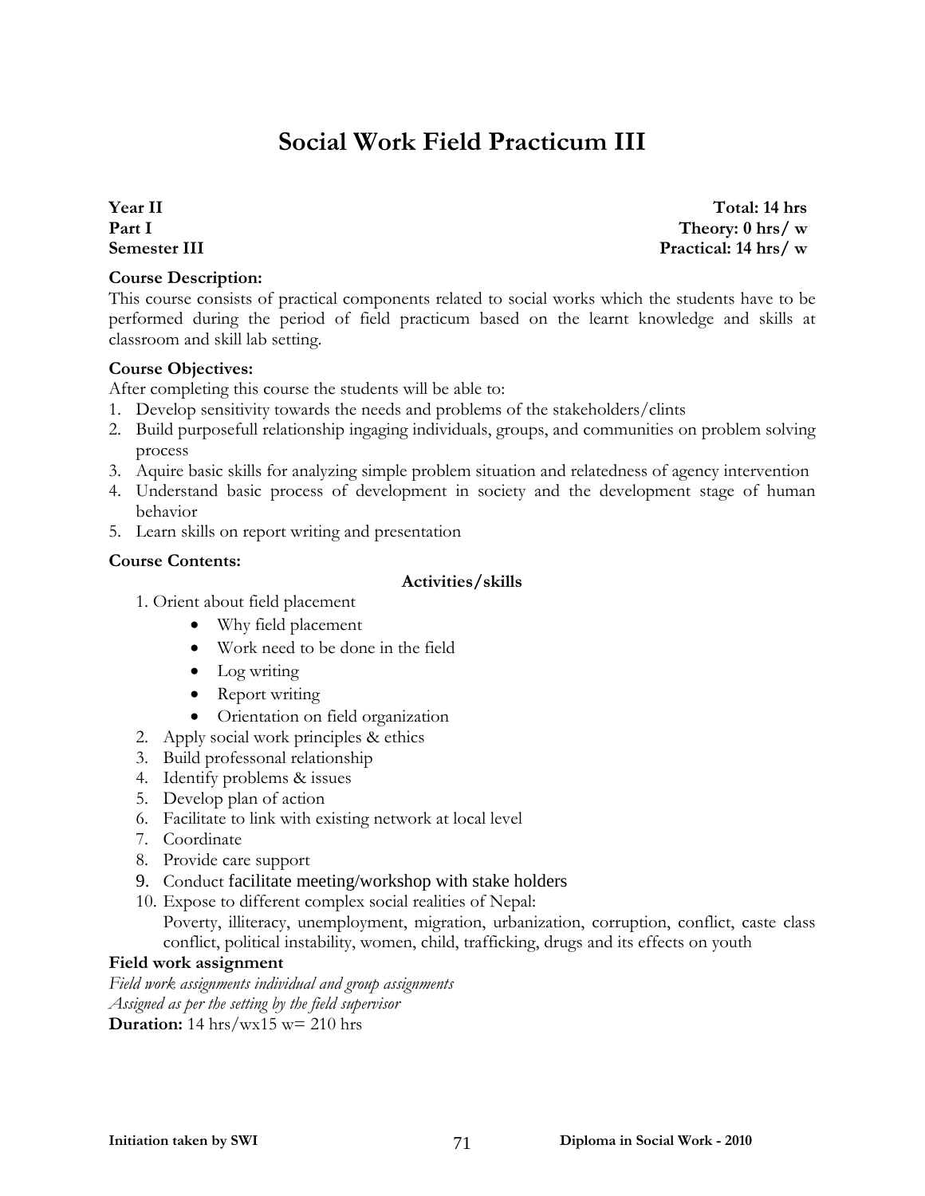# Social Work Field Practicum III

**Year II** **Total: 14 hrs**
**Part I** **Theory: 0 hrs/ w**
**Semester III** **Practical: 14 hrs/ w**

**Course Description:**
This course consists of practical components related to social works which the students have to be performed during the period of field practicum based on the learnt knowledge and skills at classroom and skill lab setting.

**Course Objectives:**
After completing this course the students will be able to:
1. Develop sensitivity towards the needs and problems of the stakeholders/clints
2. Build purposefull relationship ingaging individuals, groups, and communities on problem solving process
3. Aquire basic skills for analyzing simple problem situation and relatedness of agency intervention
4. Understand basic process of development in society and the development stage of human behavior
5. Learn skills on report writing and presentation

**Course Contents:**

**Activities/skills**

1. Orient about field placement
   - Why field placement
   - Work need to be done in the field
   - Log writing
   - Report writing
   - Orientation on field organization
2. Apply social work principles & ethics
3. Build professonal relationship
4. Identify problems & issues
5. Develop plan of action
6. Facilitate to link with existing network at local level
7. Coordinate
8. Provide care support
9. Conduct facilitate meeting/workshop with stake holders
10. Expose to different complex social realities of Nepal:
    Poverty, illiteracy, unemployment, migration, urbanization, corruption, conflict, caste class conflict, political instability, women, child, trafficking, drugs and its effects on youth

**Field work assignment**
*Field work assignments individual and group assignments*
*Assigned as per the setting by the field supervisor*
**Duration:** 14 hrs/wx15 w= 210 hrs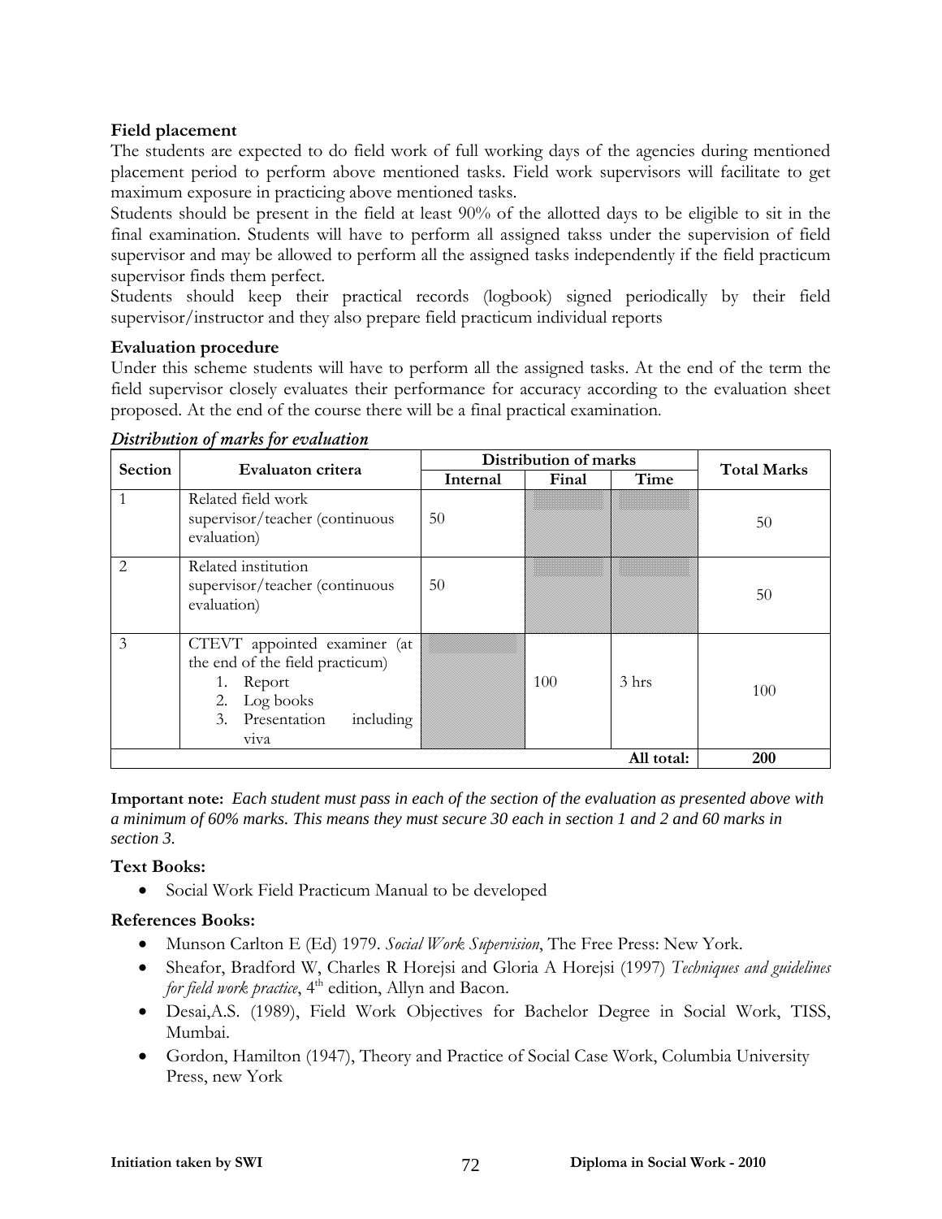**Field placement**

The students are expected to do field work of full working days of the agencies during mentioned placement period to perform above mentioned tasks. Field work supervisors will facilitate to get maximum exposure in practicing above mentioned tasks.

Students should be present in the field at least 90% of the allotted days to be eligible to sit in the final examination. Students will have to perform all assigned takss under the supervision of field supervisor and may be allowed to perform all the assigned tasks independently if the field practicum supervisor finds them perfect.

Students should keep their practical records (logbook) signed periodically by their field supervisor/instructor and they also prepare field practicum individual reports

**Evaluation procedure**

Under this scheme students will have to perform all the assigned tasks. At the end of the term the field supervisor closely evaluates their performance for accuracy according to the evaluation sheet proposed. At the end of the course there will be a final practical examination.

***Distribution of marks for evaluation***

| Section | Evaluaton critera | Distribution of marks | | | Total Marks |
|---|---|---|---|---|---|
| | | Internal | Final | Time | |
| 1 | Related field work supervisor/teacher (continuous evaluation) | 50 | | | 50 |
| 2 | Related institution supervisor/teacher (continuous evaluation) | 50 | | | 50 |
| 3 | CTEVT appointed examiner (at the end of the field practicum) 1. Report 2. Log books 3. Presentation including viva | | 100 | 3 hrs | 100 |
| | | | | All total: | **200** |

**Important note:** *Each student must pass in each of the section of the evaluation as presented above with a minimum of 60% marks. This means they must secure 30 each in section 1 and 2 and 60 marks in section 3.*

**Text Books:**

- Social Work Field Practicum Manual to be developed

**References Books:**

- Munson Carlton E (Ed) 1979. *Social Work Supervision*, The Free Press: New York.
- Sheafor, Bradford W, Charles R Horejsi and Gloria A Horejsi (1997) *Techniques and guidelines for field work practice*, 4th edition, Allyn and Bacon.
- Desai,A.S. (1989), Field Work Objectives for Bachelor Degree in Social Work, TISS, Mumbai.
- Gordon, Hamilton (1947), Theory and Practice of Social Case Work, Columbia University Press, new York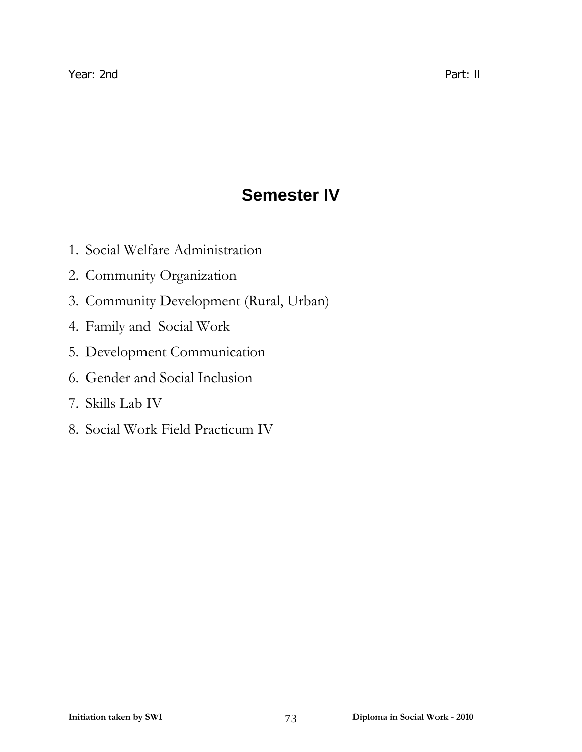Year: 2nd Part: II

# Semester IV

1. Social Welfare Administration
2. Community Organization
3. Community Development (Rural, Urban)
4. Family and Social Work
5. Development Communication
6. Gender and Social Inclusion
7. Skills Lab IV
8. Social Work Field Practicum IV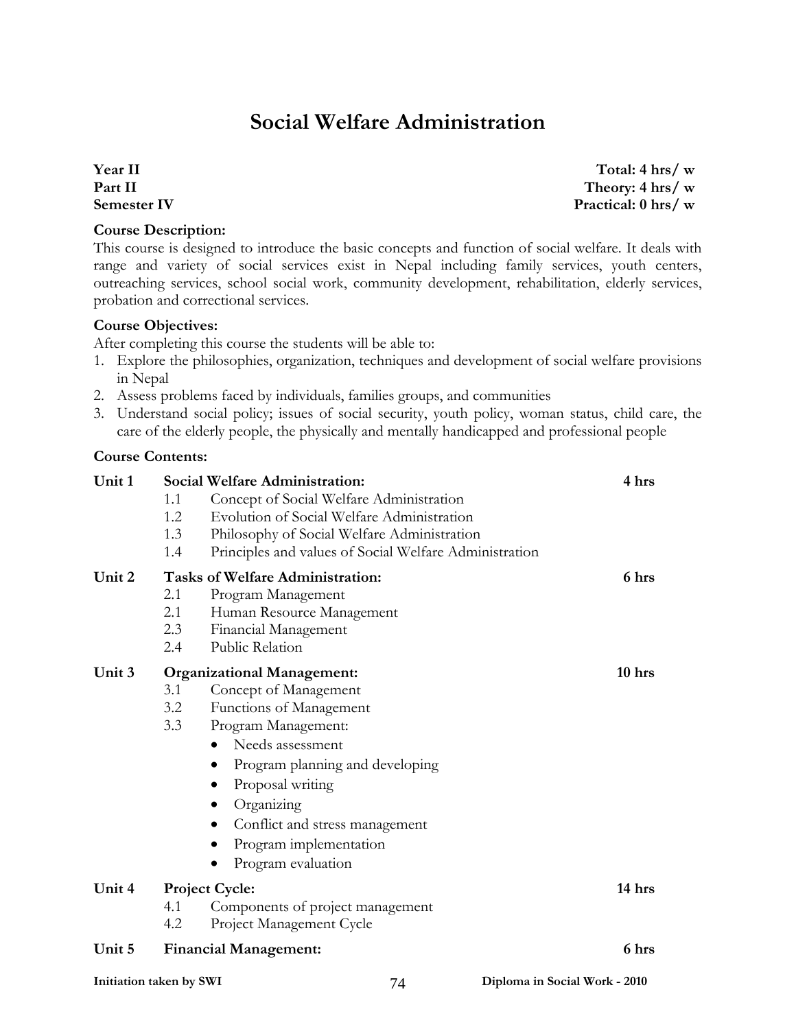# Social Welfare Administration

| | |
|---|---|
| **Year II** | **Total: 4 hrs/ w** |
| **Part II** | **Theory: 4 hrs/ w** |
| **Semester IV** | **Practical: 0 hrs/ w** |

**Course Description:**

This course is designed to introduce the basic concepts and function of social welfare. It deals with range and variety of social services exist in Nepal including family services, youth centers, outreaching services, school social work, community development, rehabilitation, elderly services, probation and correctional services.

**Course Objectives:**

After completing this course the students will be able to:

1. Explore the philosophies, organization, techniques and development of social welfare provisions in Nepal
2. Assess problems faced by individuals, families groups, and communities
3. Understand social policy; issues of social security, youth policy, woman status, child care, the care of the elderly people, the physically and mentally handicapped and professional people

**Course Contents:**

**Unit 1 Social Welfare Administration:** **4 hrs**

- 1.1 Concept of Social Welfare Administration
- 1.2 Evolution of Social Welfare Administration
- 1.3 Philosophy of Social Welfare Administration
- 1.4 Principles and values of Social Welfare Administration

**Unit 2 Tasks of Welfare Administration:** **6 hrs**

- 2.1 Program Management
- 2.1 Human Resource Management
- 2.3 Financial Management
- 2.4 Public Relation

**Unit 3 Organizational Management:** **10 hrs**

- 3.1 Concept of Management
- 3.2 Functions of Management
- 3.3 Program Management:
  - Needs assessment
  - Program planning and developing
  - Proposal writing
  - Organizing
  - Conflict and stress management
  - Program implementation
  - Program evaluation

**Unit 4 Project Cycle:** **14 hrs**

- 4.1 Components of project management
- 4.2 Project Management Cycle

**Unit 5 Financial Management:** **6 hrs**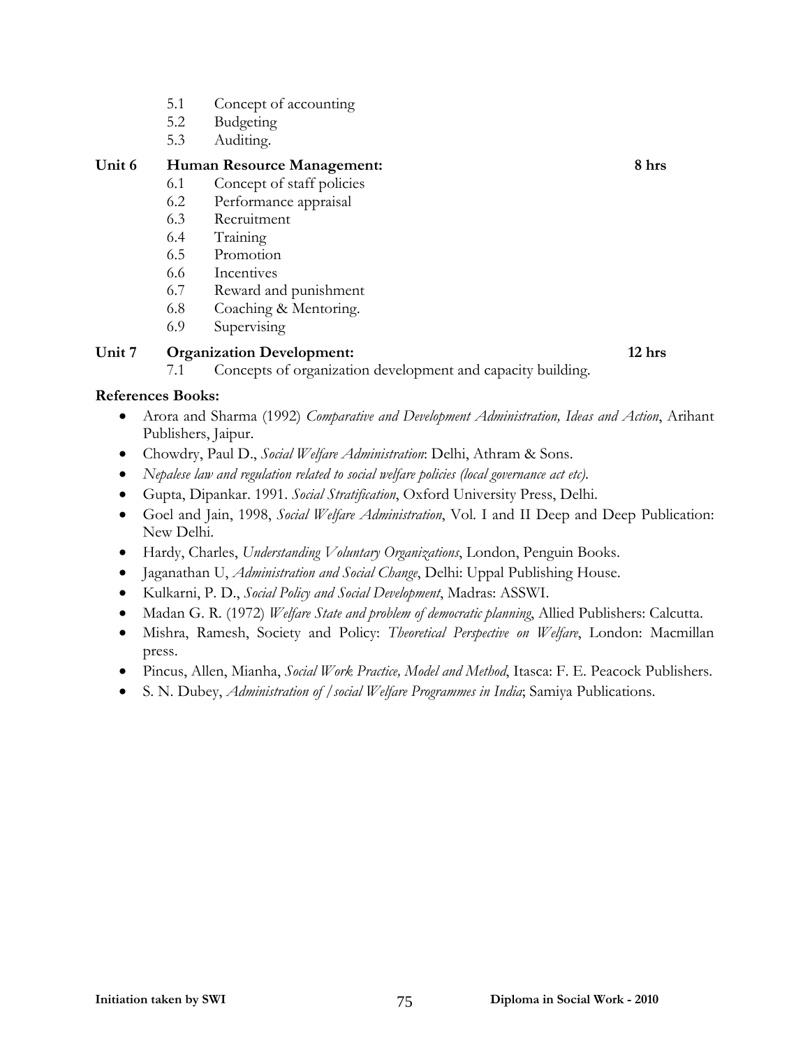- 5.1 Concept of accounting
- 5.2 Budgeting
- 5.3 Auditing.

**Unit 6 Human Resource Management: 8 hrs**

- 6.1 Concept of staff policies
- 6.2 Performance appraisal
- 6.3 Recruitment
- 6.4 Training
- 6.5 Promotion
- 6.6 Incentives
- 6.7 Reward and punishment
- 6.8 Coaching & Mentoring.
- 6.9 Supervising

**Unit 7 Organization Development: 12 hrs**

- 7.1 Concepts of organization development and capacity building.

**References Books:**

- Arora and Sharma (1992) *Comparative and Development Administration, Ideas and Action*, Arihant Publishers, Jaipur.
- Chowdry, Paul D., *Social Welfare Administration*: Delhi, Athram & Sons.
- *Nepalese law and regulation related to social welfare policies (local governance act etc).*
- Gupta, Dipankar. 1991. *Social Stratification*, Oxford University Press, Delhi.
- Goel and Jain, 1998, *Social Welfare Administration*, Vol. I and II Deep and Deep Publication: New Delhi.
- Hardy, Charles, *Understanding Voluntary Organizations*, London, Penguin Books.
- Jaganathan U, *Administration and Social Change*, Delhi: Uppal Publishing House.
- Kulkarni, P. D., *Social Policy and Social Development*, Madras: ASSWI.
- Madan G. R. (1972) *Welfare State and problem of democratic planning*, Allied Publishers: Calcutta.
- Mishra, Ramesh, Society and Policy: *Theoretical Perspective on Welfare*, London: Macmillan press.
- Pincus, Allen, Mianha, *Social Work Practice, Model and Method*, Itasca: F. E. Peacock Publishers.
- S. N. Dubey, *Administration of /social Welfare Programmes in India*; Samiya Publications.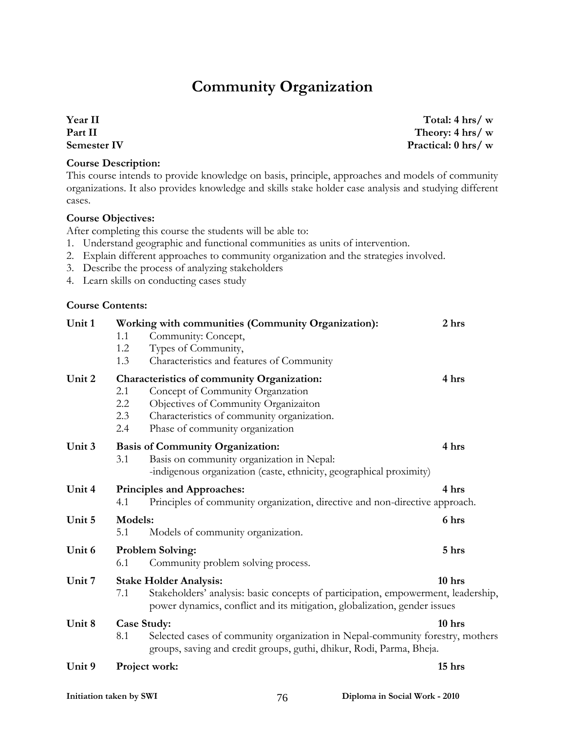# Community Organization

**Year II** **Total: 4 hrs/ w**
**Part II** **Theory: 4 hrs/ w**
**Semester IV** **Practical: 0 hrs/ w**

**Course Description:**
This course intends to provide knowledge on basis, principle, approaches and models of community organizations. It also provides knowledge and skills stake holder case analysis and studying different cases.

**Course Objectives:**
After completing this course the students will be able to:
1. Understand geographic and functional communities as units of intervention.
2. Explain different approaches to community organization and the strategies involved.
3. Describe the process of analyzing stakeholders
4. Learn skills on conducting cases study

**Course Contents:**

**Unit 1** **Working with communities (Community Organization):** **2 hrs**
- 1.1 Community: Concept,
- 1.2 Types of Community,
- 1.3 Characteristics and features of Community

**Unit 2** **Characteristics of community Organization:** **4 hrs**
- 2.1 Concept of Community Organzation
- 2.2 Objectives of Community Organizaiton
- 2.3 Characteristics of community organization.
- 2.4 Phase of community organization

**Unit 3** **Basis of Community Organization:** **4 hrs**
- 3.1 Basis on community organization in Nepal:
  -indigenous organization (caste, ethnicity, geographical proximity)

**Unit 4** **Principles and Approaches:** **4 hrs**
- 4.1 Principles of community organization, directive and non-directive approach.

**Unit 5** **Models:** **6 hrs**
- 5.1 Models of community organization.

**Unit 6** **Problem Solving:** **5 hrs**
- 6.1 Community problem solving process.

**Unit 7** **Stake Holder Analysis:** **10 hrs**
- 7.1 Stakeholders' analysis: basic concepts of participation, empowerment, leadership, power dynamics, conflict and its mitigation, globalization, gender issues

**Unit 8** **Case Study:** **10 hrs**
- 8.1 Selected cases of community organization in Nepal-community forestry, mothers groups, saving and credit groups, guthi, dhikur, Rodi, Parma, Bheja.

**Unit 9** **Project work:** **15 hrs**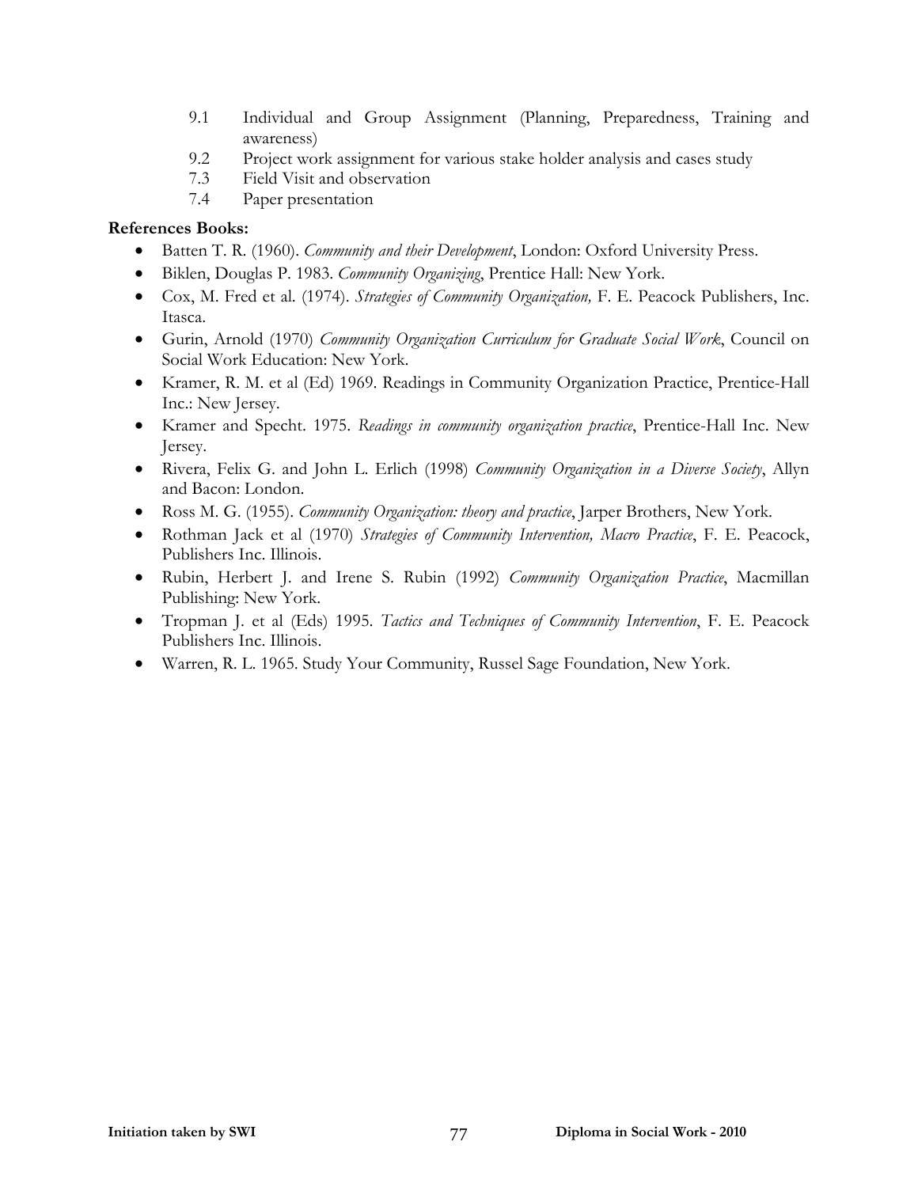9.1 Individual and Group Assignment (Planning, Preparedness, Training and awareness)
9.2 Project work assignment for various stake holder analysis and cases study
7.3 Field Visit and observation
7.4 Paper presentation

**References Books:**

- Batten T. R. (1960). *Community and their Development*, London: Oxford University Press.
- Biklen, Douglas P. 1983. *Community Organizing*, Prentice Hall: New York.
- Cox, M. Fred et al. (1974). *Strategies of Community Organization,* F. E. Peacock Publishers, Inc. Itasca.
- Gurin, Arnold (1970) *Community Organization Curriculum for Graduate Social Work*, Council on Social Work Education: New York.
- Kramer, R. M. et al (Ed) 1969. Readings in Community Organization Practice, Prentice-Hall Inc.: New Jersey.
- Kramer and Specht. 1975. *Readings in community organization practice*, Prentice-Hall Inc. New Jersey.
- Rivera, Felix G. and John L. Erlich (1998) *Community Organization in a Diverse Society*, Allyn and Bacon: London.
- Ross M. G. (1955). *Community Organization: theory and practice*, Jarper Brothers, New York.
- Rothman Jack et al (1970) *Strategies of Community Intervention, Macro Practice*, F. E. Peacock, Publishers Inc. Illinois.
- Rubin, Herbert J. and Irene S. Rubin (1992) *Community Organization Practice*, Macmillan Publishing: New York.
- Tropman J. et al (Eds) 1995. *Tactics and Techniques of Community Intervention*, F. E. Peacock Publishers Inc. Illinois.
- Warren, R. L. 1965. Study Your Community, Russel Sage Foundation, New York.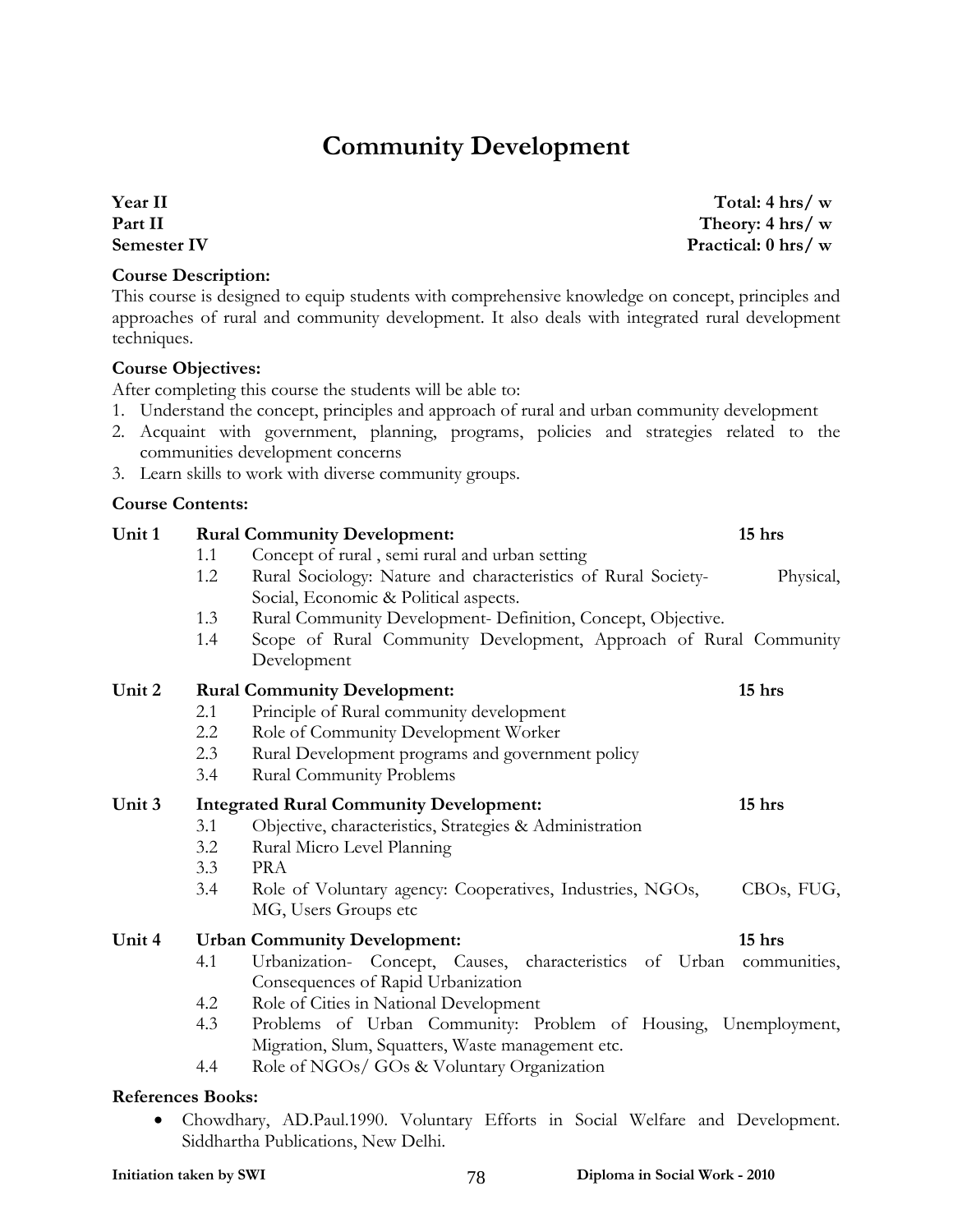# Community Development

**Year II** — **Total: 4 hrs/ w**
**Part II** — **Theory: 4 hrs/ w**
**Semester IV** — **Practical: 0 hrs/ w**

**Course Description:**
This course is designed to equip students with comprehensive knowledge on concept, principles and approaches of rural and community development. It also deals with integrated rural development techniques.

**Course Objectives:**
After completing this course the students will be able to:
1. Understand the concept, principles and approach of rural and urban community development
2. Acquaint with government, planning, programs, policies and strategies related to the communities development concerns
3. Learn skills to work with diverse community groups.

**Course Contents:**

**Unit 1 Rural Community Development:** **15 hrs**
- 1.1 Concept of rural , semi rural and urban setting
- 1.2 Rural Sociology: Nature and characteristics of Rural Society- Physical, Social, Economic & Political aspects.
- 1.3 Rural Community Development- Definition, Concept, Objective.
- 1.4 Scope of Rural Community Development, Approach of Rural Community Development

**Unit 2 Rural Community Development:** **15 hrs**
- 2.1 Principle of Rural community development
- 2.2 Role of Community Development Worker
- 2.3 Rural Development programs and government policy
- 3.4 Rural Community Problems

**Unit 3 Integrated Rural Community Development:** **15 hrs**
- 3.1 Objective, characteristics, Strategies & Administration
- 3.2 Rural Micro Level Planning
- 3.3 PRA
- 3.4 Role of Voluntary agency: Cooperatives, Industries, NGOs, CBOs, FUG, MG, Users Groups etc

**Unit 4 Urban Community Development:** **15 hrs**
- 4.1 Urbanization- Concept, Causes, characteristics of Urban communities, Consequences of Rapid Urbanization
- 4.2 Role of Cities in National Development
- 4.3 Problems of Urban Community: Problem of Housing, Unemployment, Migration, Slum, Squatters, Waste management etc.
- 4.4 Role of NGOs/ GOs & Voluntary Organization

**References Books:**
- Chowdhary, AD.Paul.1990. Voluntary Efforts in Social Welfare and Development. Siddhartha Publications, New Delhi.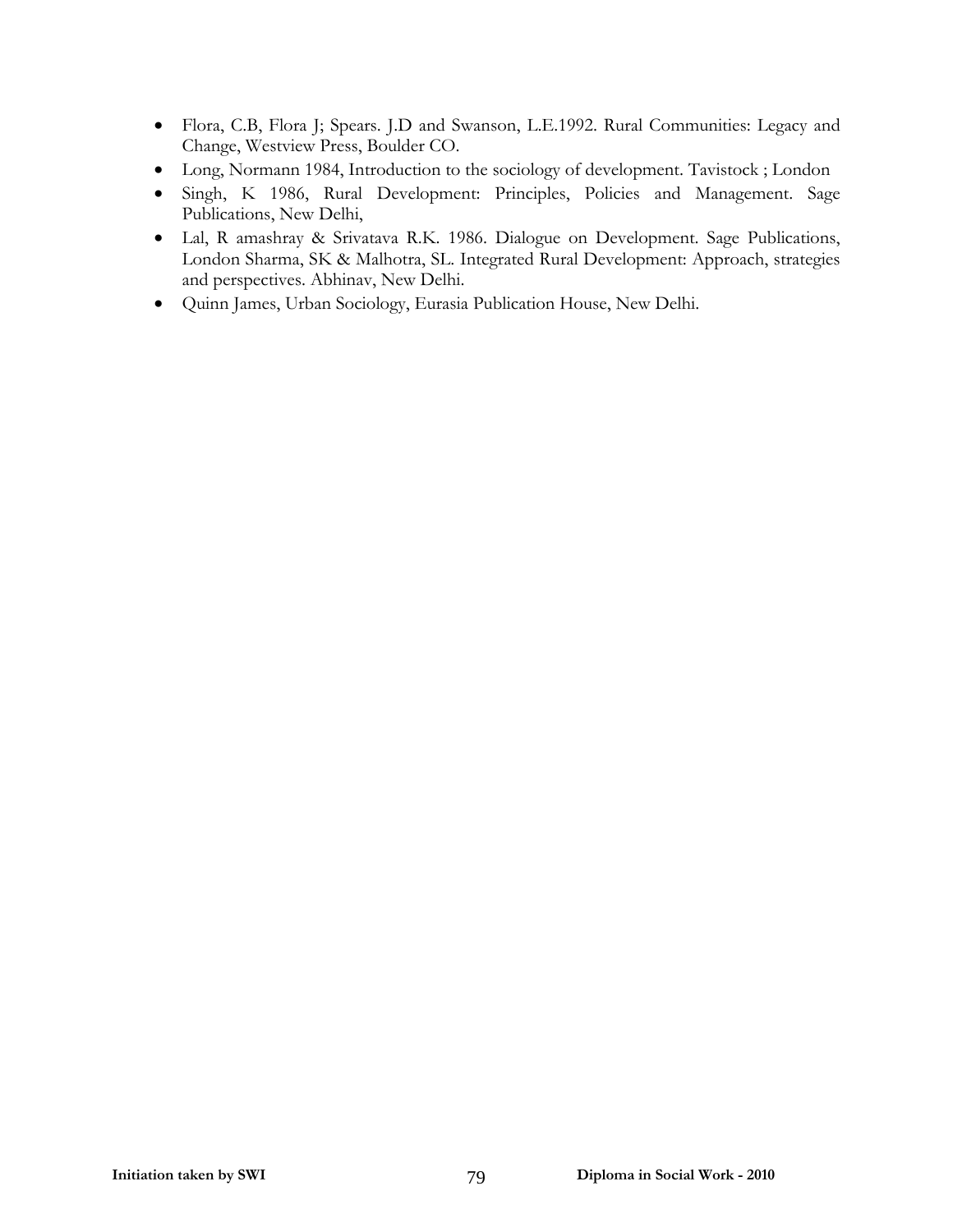- Flora, C.B, Flora J; Spears. J.D and Swanson, L.E.1992. Rural Communities: Legacy and Change, Westview Press, Boulder CO.
- Long, Normann 1984, Introduction to the sociology of development. Tavistock ; London
- Singh, K 1986, Rural Development: Principles, Policies and Management. Sage Publications, New Delhi,
- Lal, R amashray & Srivatava R.K. 1986. Dialogue on Development. Sage Publications, London Sharma, SK & Malhotra, SL. Integrated Rural Development: Approach, strategies and perspectives. Abhinav, New Delhi.
- Quinn James, Urban Sociology, Eurasia Publication House, New Delhi.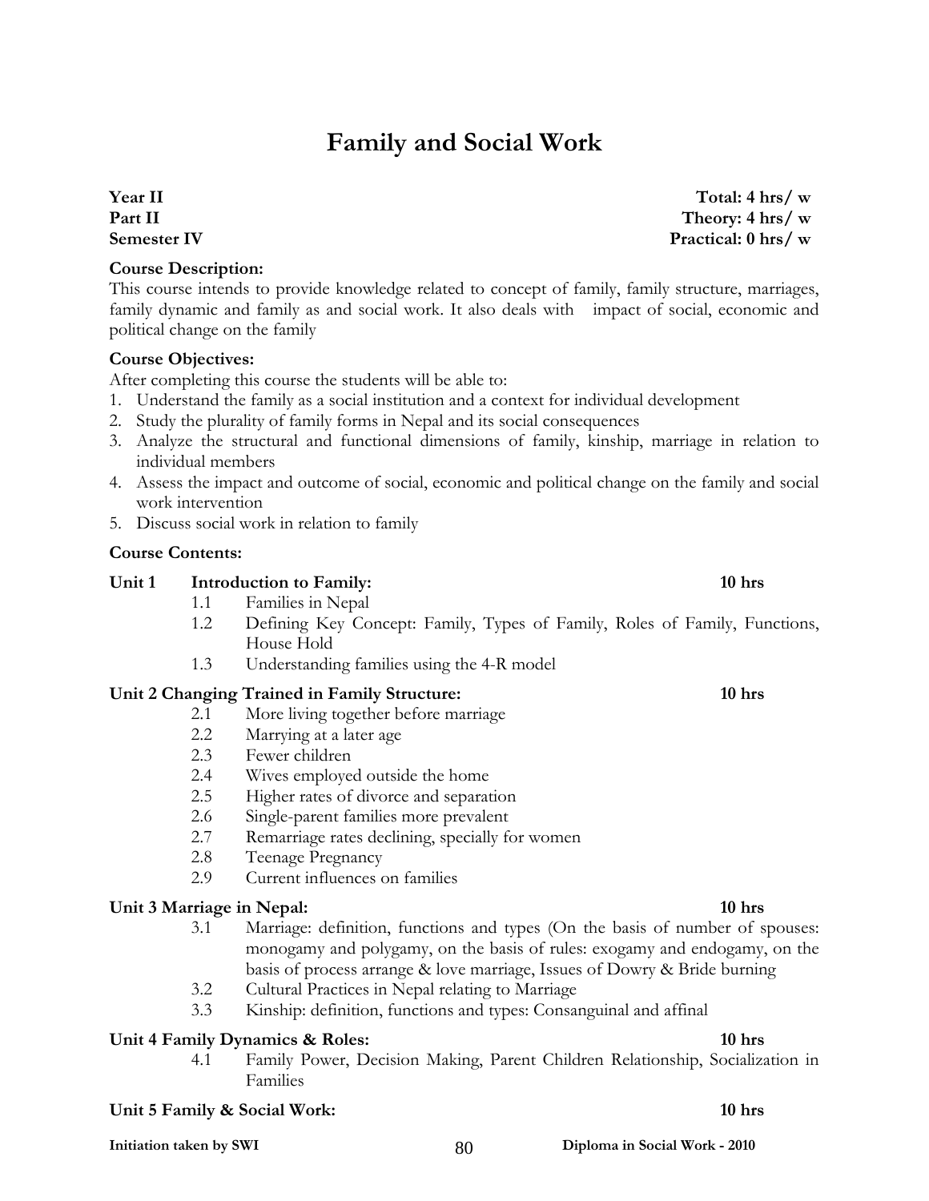# Family and Social Work

**Year II** **Total: 4 hrs/ w**
**Part II** **Theory: 4 hrs/ w**
**Semester IV** **Practical: 0 hrs/ w**

**Course Description:**
This course intends to provide knowledge related to concept of family, family structure, marriages, family dynamic and family as and social work. It also deals with impact of social, economic and political change on the family

**Course Objectives:**
After completing this course the students will be able to:

1. Understand the family as a social institution and a context for individual development
2. Study the plurality of family forms in Nepal and its social consequences
3. Analyze the structural and functional dimensions of family, kinship, marriage in relation to individual members
4. Assess the impact and outcome of social, economic and political change on the family and social work intervention
5. Discuss social work in relation to family

**Course Contents:**

**Unit 1 Introduction to Family:** **10 hrs**

- 1.1 Families in Nepal
- 1.2 Defining Key Concept: Family, Types of Family, Roles of Family, Functions, House Hold
- 1.3 Understanding families using the 4-R model

**Unit 2 Changing Trained in Family Structure:** **10 hrs**

- 2.1 More living together before marriage
- 2.2 Marrying at a later age
- 2.3 Fewer children
- 2.4 Wives employed outside the home
- 2.5 Higher rates of divorce and separation
- 2.6 Single-parent families more prevalent
- 2.7 Remarriage rates declining, specially for women
- 2.8 Teenage Pregnancy
- 2.9 Current influences on families

**Unit 3 Marriage in Nepal:** **10 hrs**

- 3.1 Marriage: definition, functions and types (On the basis of number of spouses: monogamy and polygamy, on the basis of rules: exogamy and endogamy, on the basis of process arrange & love marriage, Issues of Dowry & Bride burning
- 3.2 Cultural Practices in Nepal relating to Marriage
- 3.3 Kinship: definition, functions and types: Consanguinal and affinal

**Unit 4 Family Dynamics & Roles:** **10 hrs**

- 4.1 Family Power, Decision Making, Parent Children Relationship, Socialization in Families

**Unit 5 Family & Social Work:** **10 hrs**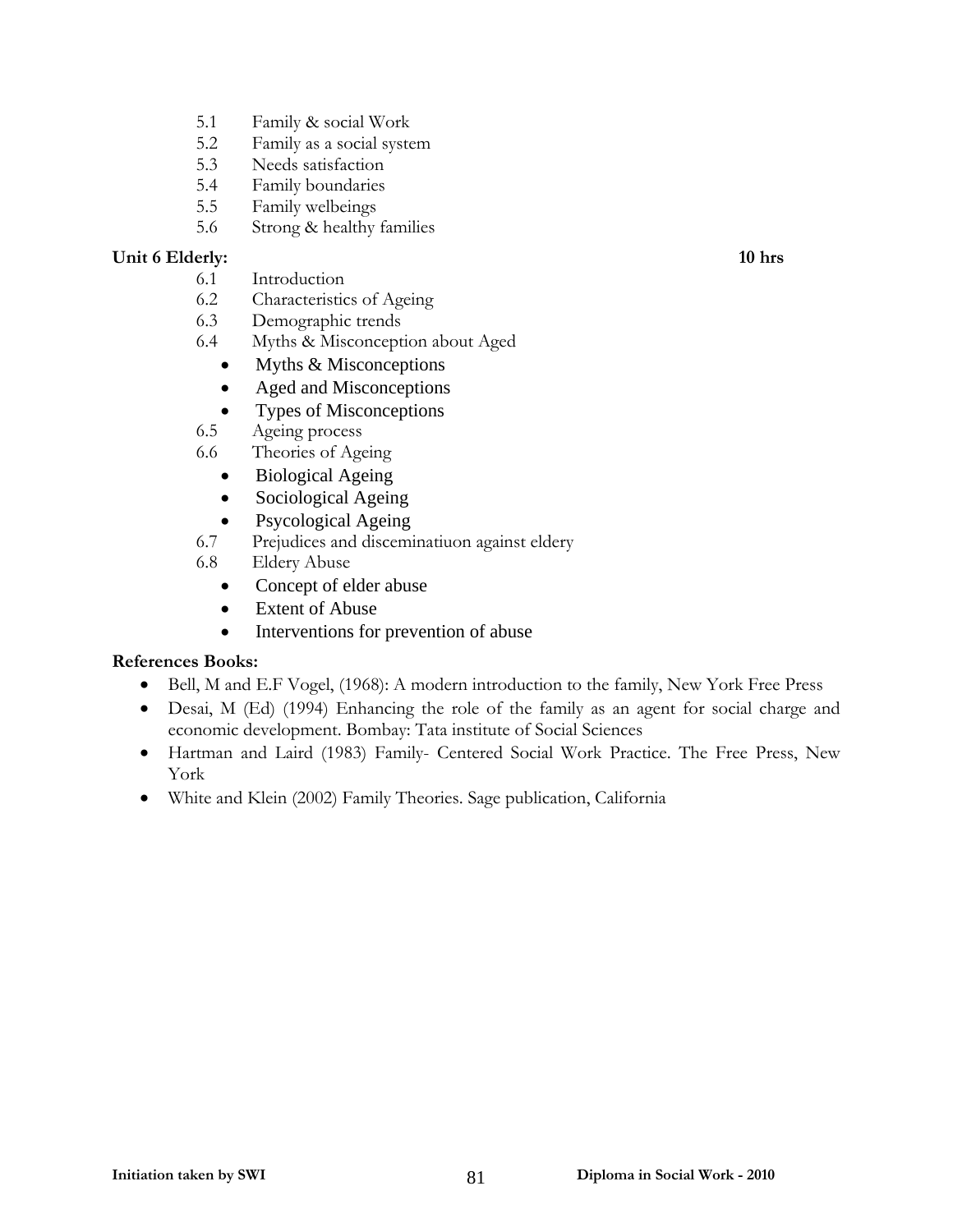- 5.1 Family & social Work
- 5.2 Family as a social system
- 5.3 Needs satisfaction
- 5.4 Family boundaries
- 5.5 Family welbeings
- 5.6 Strong & healthy families

**Unit 6 Elderly:** **10 hrs**

- 6.1 Introduction
- 6.2 Characteristics of Ageing
- 6.3 Demographic trends
- 6.4 Myths & Misconception about Aged
  - Myths & Misconceptions
  - Aged and Misconceptions
  - Types of Misconceptions
- 6.5 Ageing process
- 6.6 Theories of Ageing
  - Biological Ageing
  - Sociological Ageing
  - Psycological Ageing
- 6.7 Prejudices and disceminatiuon against eldery
- 6.8 Eldery Abuse
  - Concept of elder abuse
  - Extent of Abuse
  - Interventions for prevention of abuse

**References Books:**

- Bell, M and E.F Vogel, (1968): A modern introduction to the family, New York Free Press
- Desai, M (Ed) (1994) Enhancing the role of the family as an agent for social charge and economic development. Bombay: Tata institute of Social Sciences
- Hartman and Laird (1983) Family- Centered Social Work Practice. The Free Press, New York
- White and Klein (2002) Family Theories. Sage publication, California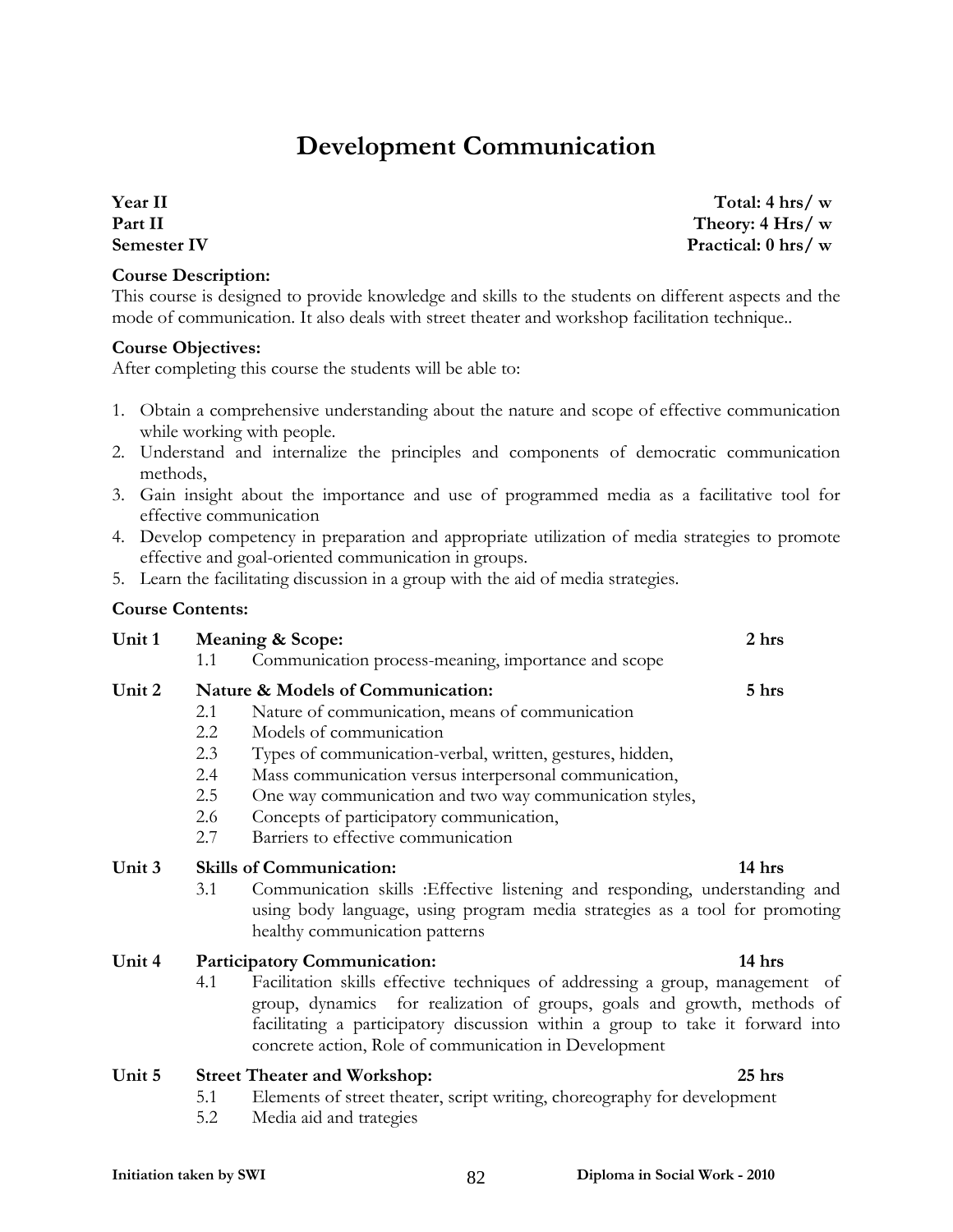# Development Communication

**Year II** **Total: 4 hrs/ w**
**Part II** **Theory: 4 Hrs/ w**
**Semester IV** **Practical: 0 hrs/ w**

**Course Description:**
This course is designed to provide knowledge and skills to the students on different aspects and the mode of communication. It also deals with street theater and workshop facilitation technique..

**Course Objectives:**
After completing this course the students will be able to:

1. Obtain a comprehensive understanding about the nature and scope of effective communication while working with people.
2. Understand and internalize the principles and components of democratic communication methods,
3. Gain insight about the importance and use of programmed media as a facilitative tool for effective communication
4. Develop competency in preparation and appropriate utilization of media strategies to promote effective and goal-oriented communication in groups.
5. Learn the facilitating discussion in a group with the aid of media strategies.

**Course Contents:**

**Unit 1 Meaning & Scope:** **2 hrs**

1.1 Communication process-meaning, importance and scope

**Unit 2 Nature & Models of Communication:** **5 hrs**

2.1 Nature of communication, means of communication
2.2 Models of communication
2.3 Types of communication-verbal, written, gestures, hidden,
2.4 Mass communication versus interpersonal communication,
2.5 One way communication and two way communication styles,
2.6 Concepts of participatory communication,
2.7 Barriers to effective communication

**Unit 3 Skills of Communication:** **14 hrs**

3.1 Communication skills :Effective listening and responding, understanding and using body language, using program media strategies as a tool for promoting healthy communication patterns

**Unit 4 Participatory Communication:** **14 hrs**

4.1 Facilitation skills effective techniques of addressing a group, management of group, dynamics for realization of groups, goals and growth, methods of facilitating a participatory discussion within a group to take it forward into concrete action, Role of communication in Development

**Unit 5 Street Theater and Workshop:** **25 hrs**

5.1 Elements of street theater, script writing, choreography for development
5.2 Media aid and trategies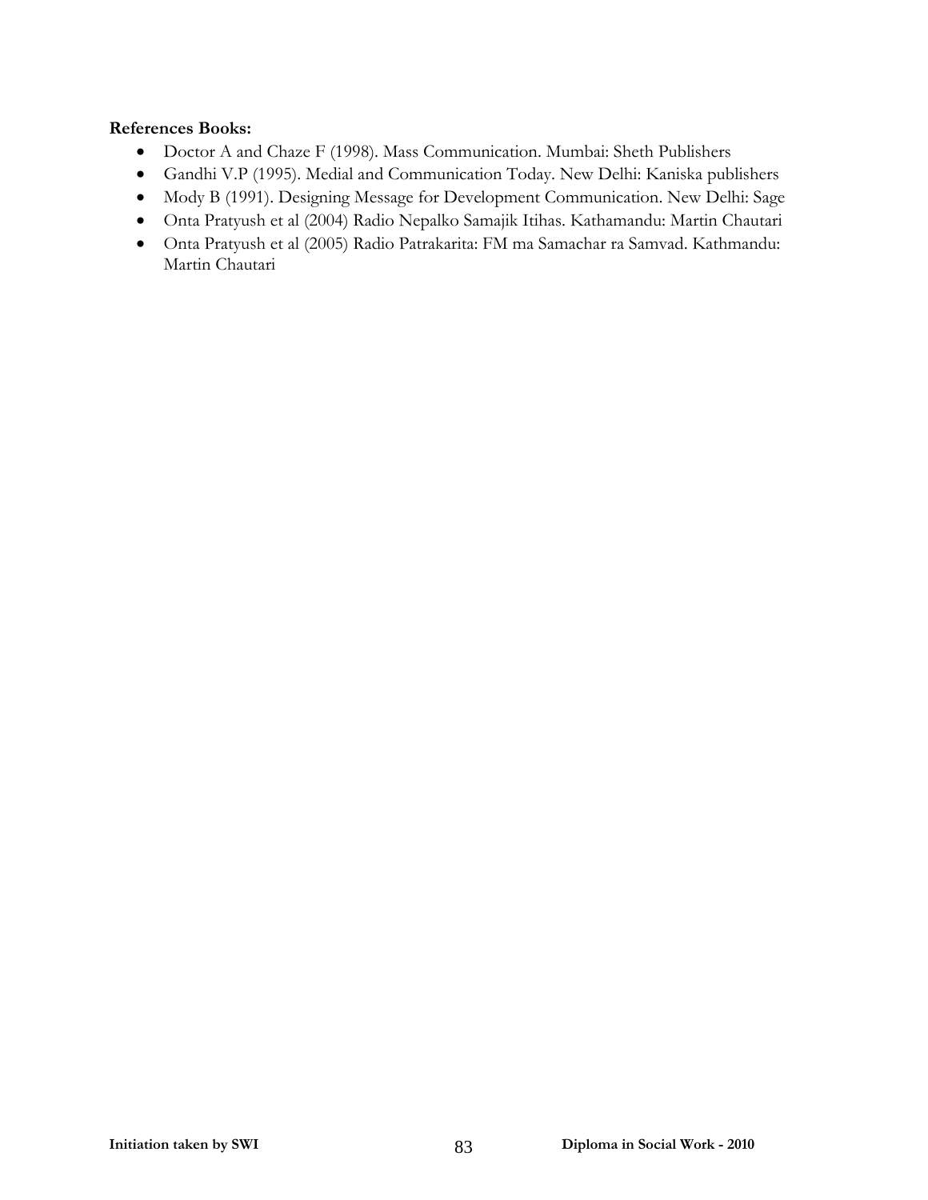**References Books:**

- Doctor A and Chaze F (1998). Mass Communication. Mumbai: Sheth Publishers
- Gandhi V.P (1995). Medial and Communication Today. New Delhi: Kaniska publishers
- Mody B (1991). Designing Message for Development Communication. New Delhi: Sage
- Onta Pratyush et al (2004) Radio Nepalko Samajik Itihas. Kathamandu: Martin Chautari
- Onta Pratyush et al (2005) Radio Patrakarita: FM ma Samachar ra Samvad. Kathmandu: Martin Chautari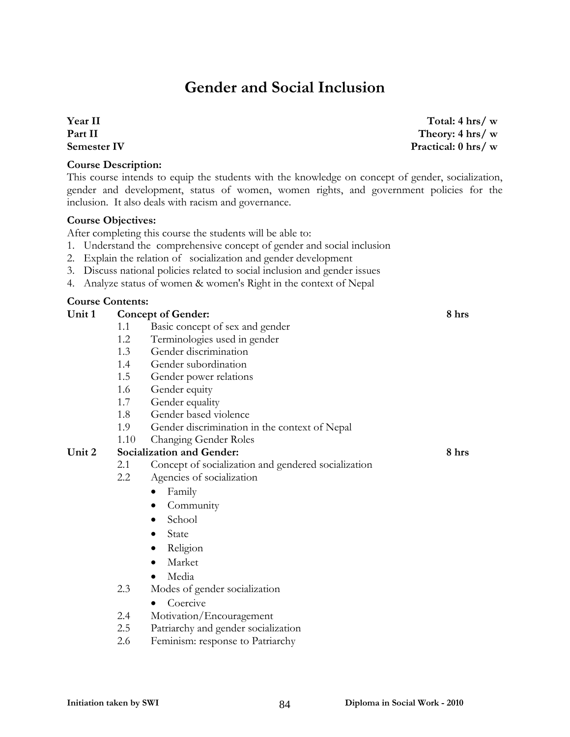# Gender and Social Inclusion

**Year II** | **Total: 4 hrs/ w**
**Part II** | **Theory: 4 hrs/ w**
**Semester IV** | **Practical: 0 hrs/ w**

**Course Description:**
This course intends to equip the students with the knowledge on concept of gender, socialization, gender and development, status of women, women rights, and government policies for the inclusion. It also deals with racism and governance.

**Course Objectives:**
After completing this course the students will be able to:
1. Understand the comprehensive concept of gender and social inclusion
2. Explain the relation of socialization and gender development
3. Discuss national policies related to social inclusion and gender issues
4. Analyze status of women & women's Right in the context of Nepal

**Course Contents:**

**Unit 1 Concept of Gender:** **8 hrs**

- 1.1 Basic concept of sex and gender
- 1.2 Terminologies used in gender
- 1.3 Gender discrimination
- 1.4 Gender subordination
- 1.5 Gender power relations
- 1.6 Gender equity
- 1.7 Gender equality
- 1.8 Gender based violence
- 1.9 Gender discrimination in the context of Nepal
- 1.10 Changing Gender Roles

**Unit 2 Socialization and Gender:** **8 hrs**

- 2.1 Concept of socialization and gendered socialization
- 2.2 Agencies of socialization
  - Family
  - Community
  - School
  - State
  - Religion
  - Market
  - Media
- 2.3 Modes of gender socialization
  - Coercive
- 2.4 Motivation/Encouragement
- 2.5 Patriarchy and gender socialization
- 2.6 Feminism: response to Patriarchy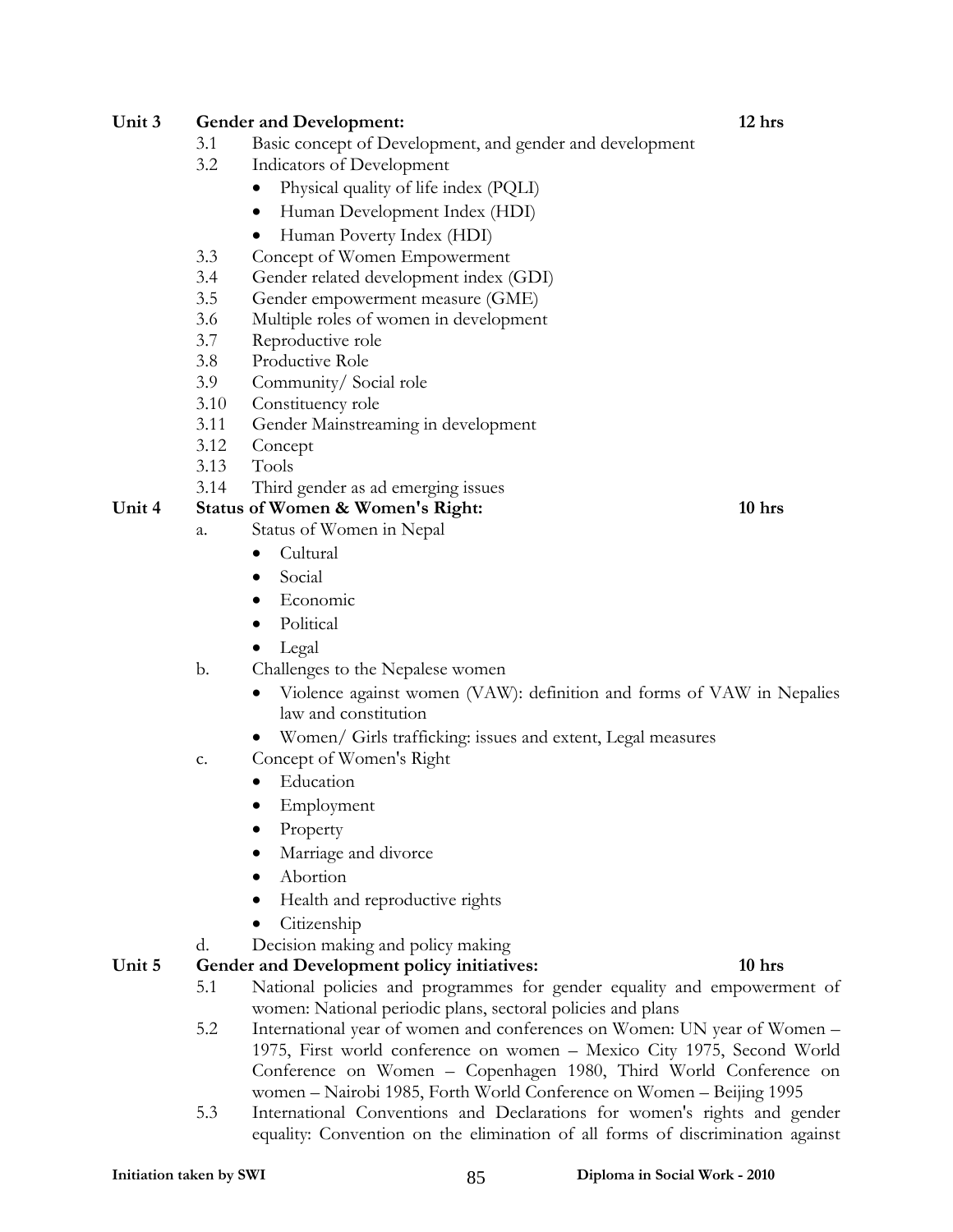**Unit 3 Gender and Development: 12 hrs**

- 3.1 Basic concept of Development, and gender and development
- 3.2 Indicators of Development
  - Physical quality of life index (PQLI)
  - Human Development Index (HDI)
  - Human Poverty Index (HDI)
- 3.3 Concept of Women Empowerment
- 3.4 Gender related development index (GDI)
- 3.5 Gender empowerment measure (GME)
- 3.6 Multiple roles of women in development
- 3.7 Reproductive role
- 3.8 Productive Role
- 3.9 Community/ Social role
- 3.10 Constituency role
- 3.11 Gender Mainstreaming in development
- 3.12 Concept
- 3.13 Tools
- 3.14 Third gender as ad emerging issues

**Unit 4 Status of Women & Women's Right: 10 hrs**

- a. Status of Women in Nepal
  - Cultural
  - Social
  - Economic
  - Political
  - Legal
- b. Challenges to the Nepalese women
  - Violence against women (VAW): definition and forms of VAW in Nepalies law and constitution
  - Women/ Girls trafficking: issues and extent, Legal measures
- c. Concept of Women's Right
  - Education
  - Employment
  - Property
  - Marriage and divorce
  - Abortion
  - Health and reproductive rights
  - Citizenship
- d. Decision making and policy making

**Unit 5 Gender and Development policy initiatives: 10 hrs**

- 5.1 National policies and programmes for gender equality and empowerment of women: National periodic plans, sectoral policies and plans
- 5.2 International year of women and conferences on Women: UN year of Women – 1975, First world conference on women – Mexico City 1975, Second World Conference on Women – Copenhagen 1980, Third World Conference on women – Nairobi 1985, Forth World Conference on Women – Beijing 1995
- 5.3 International Conventions and Declarations for women's rights and gender equality: Convention on the elimination of all forms of discrimination against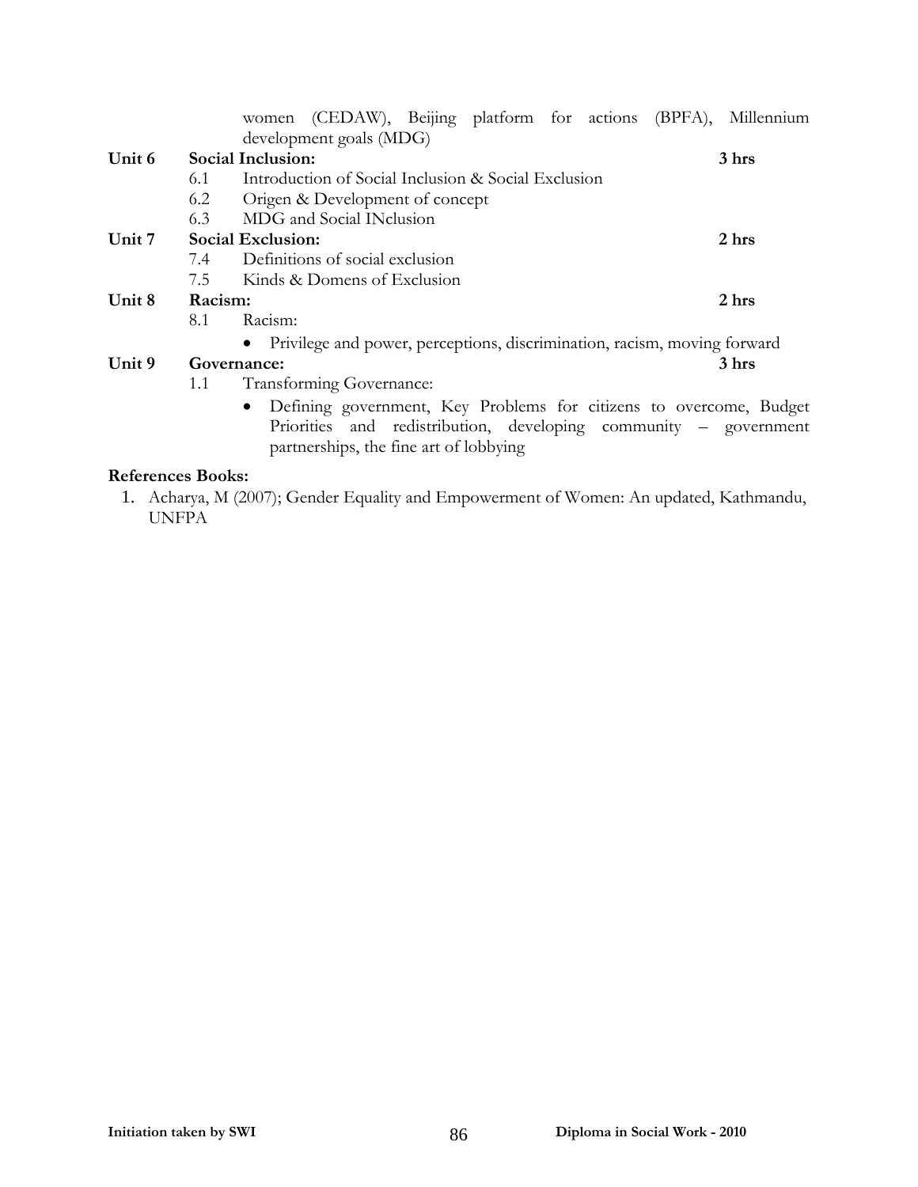women (CEDAW), Beijing platform for actions (BPFA), Millennium development goals (MDG)

**Unit 6 Social Inclusion: 3 hrs**

- 6.1 Introduction of Social Inclusion & Social Exclusion
- 6.2 Origen & Development of concept
- 6.3 MDG and Social INclusion

**Unit 7 Social Exclusion: 2 hrs**

- 7.4 Definitions of social exclusion
- 7.5 Kinds & Domens of Exclusion

**Unit 8 Racism: 2 hrs**

- 8.1 Racism:
  - Privilege and power, perceptions, discrimination, racism, moving forward

**Unit 9 Governance: 3 hrs**

- 1.1 Transforming Governance:
  - Defining government, Key Problems for citizens to overcome, Budget Priorities and redistribution, developing community – government partnerships, the fine art of lobbying

**References Books:**

1. Acharya, M (2007); Gender Equality and Empowerment of Women: An updated, Kathmandu, UNFPA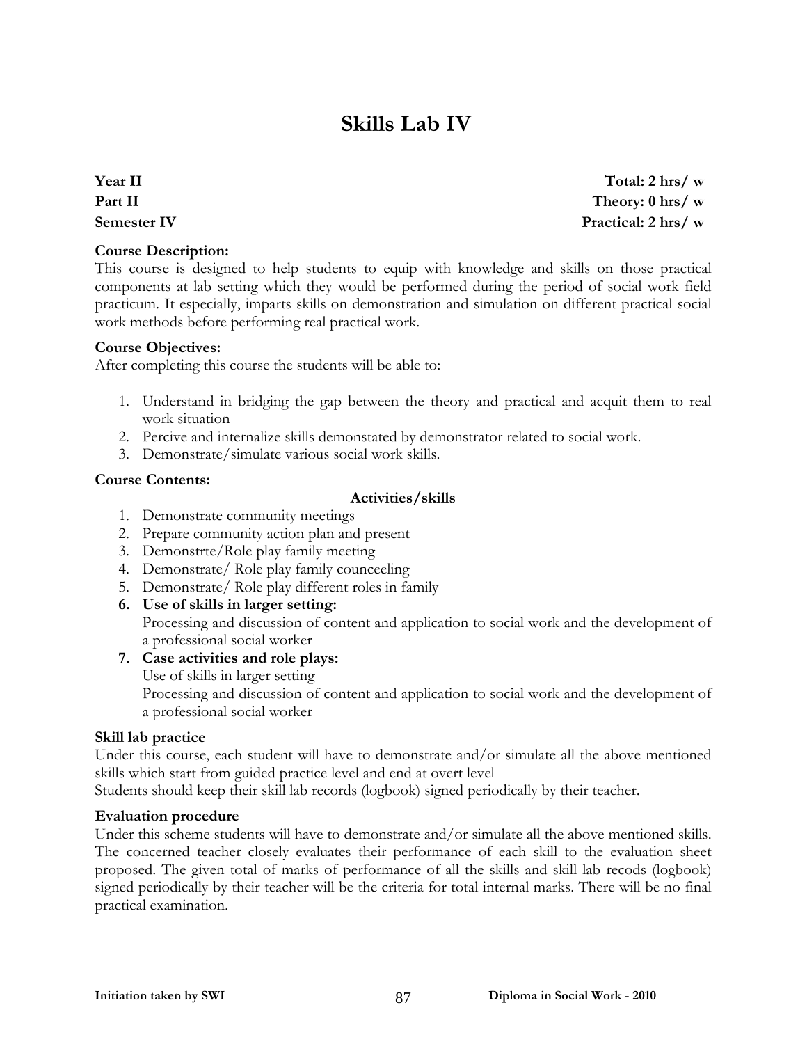# Skills Lab IV

**Year II** | **Total: 2 hrs/ w**
**Part II** | **Theory: 0 hrs/ w**
**Semester IV** | **Practical: 2 hrs/ w**

**Course Description:**
This course is designed to help students to equip with knowledge and skills on those practical components at lab setting which they would be performed during the period of social work field practicum. It especially, imparts skills on demonstration and simulation on different practical social work methods before performing real practical work.

**Course Objectives:**
After completing this course the students will be able to:

1. Understand in bridging the gap between the theory and practical and acquit them to real work situation
2. Percive and internalize skills demonstated by demonstrator related to social work.
3. Demonstrate/simulate various social work skills.

**Course Contents:**

**Activities/skills**

1. Demonstrate community meetings
2. Prepare community action plan and present
3. Demonstrte/Role play family meeting
4. Demonstrate/ Role play family counceeling
5. Demonstrate/ Role play different roles in family
6. **Use of skills in larger setting:**
   Processing and discussion of content and application to social work and the development of a professional social worker
7. **Case activities and role plays:**
   Use of skills in larger setting
   Processing and discussion of content and application to social work and the development of a professional social worker

**Skill lab practice**
Under this course, each student will have to demonstrate and/or simulate all the above mentioned skills which start from guided practice level and end at overt level
Students should keep their skill lab records (logbook) signed periodically by their teacher.

**Evaluation procedure**
Under this scheme students will have to demonstrate and/or simulate all the above mentioned skills. The concerned teacher closely evaluates their performance of each skill to the evaluation sheet proposed. The given total of marks of performance of all the skills and skill lab recods (logbook) signed periodically by their teacher will be the criteria for total internal marks. There will be no final practical examination.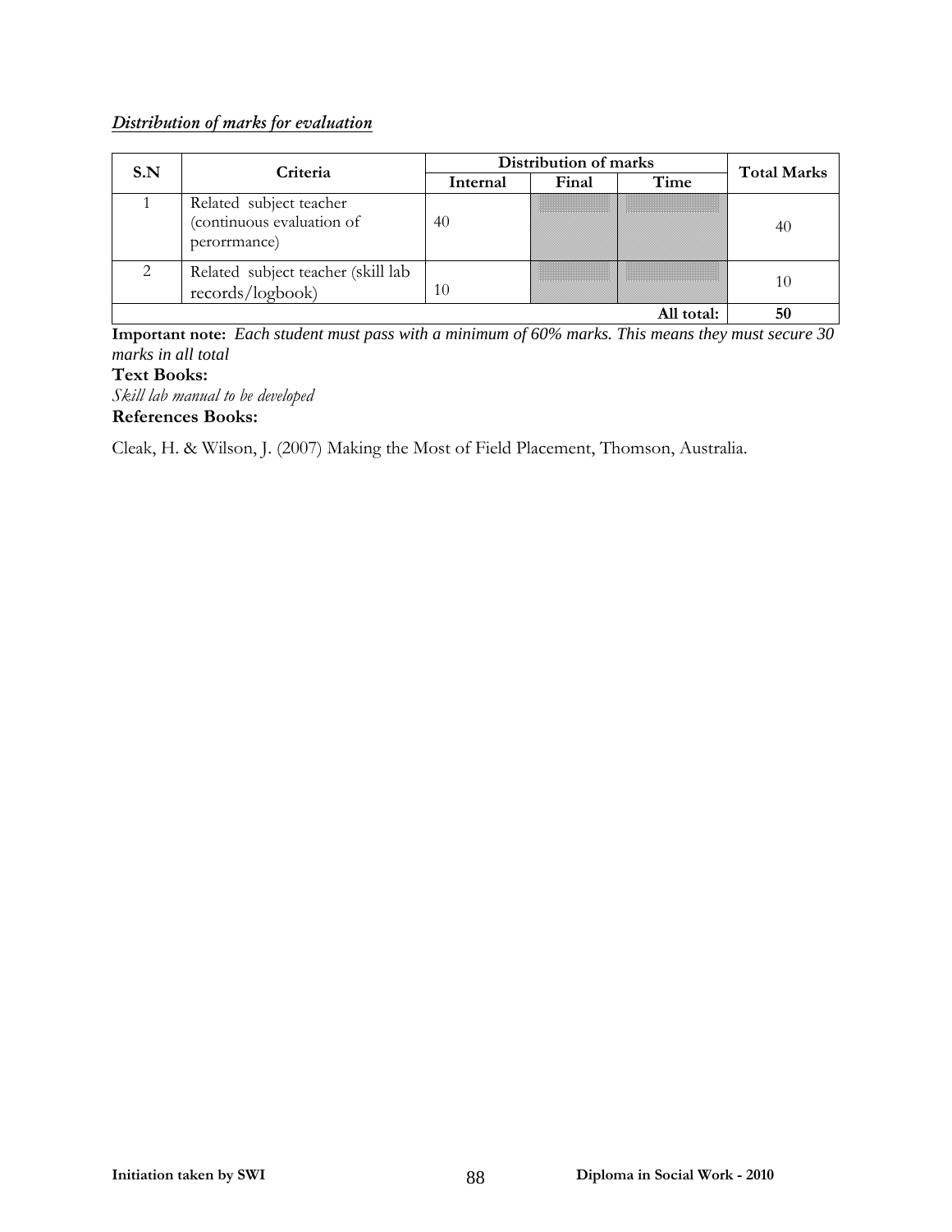***Distribution of marks for evaluation***

| S.N | Criteria | Distribution of marks | | | Total Marks |
|---|---|---|---|---|---|
| | | Internal | Final | Time | |
| 1 | Related subject teacher (continuous evaluation of perorrmance) | 40 | | | 40 |
| 2 | Related subject teacher (skill lab records/logbook) | 10 | | | 10 |
| | | | | **All total:** | **50** |

**Important note:** *Each student must pass with a minimum of 60% marks. This means they must secure 30 marks in all total*

**Text Books:**

*Skill lab manual to be developed*

**References Books:**

Cleak, H. & Wilson, J. (2007) Making the Most of Field Placement, Thomson, Australia.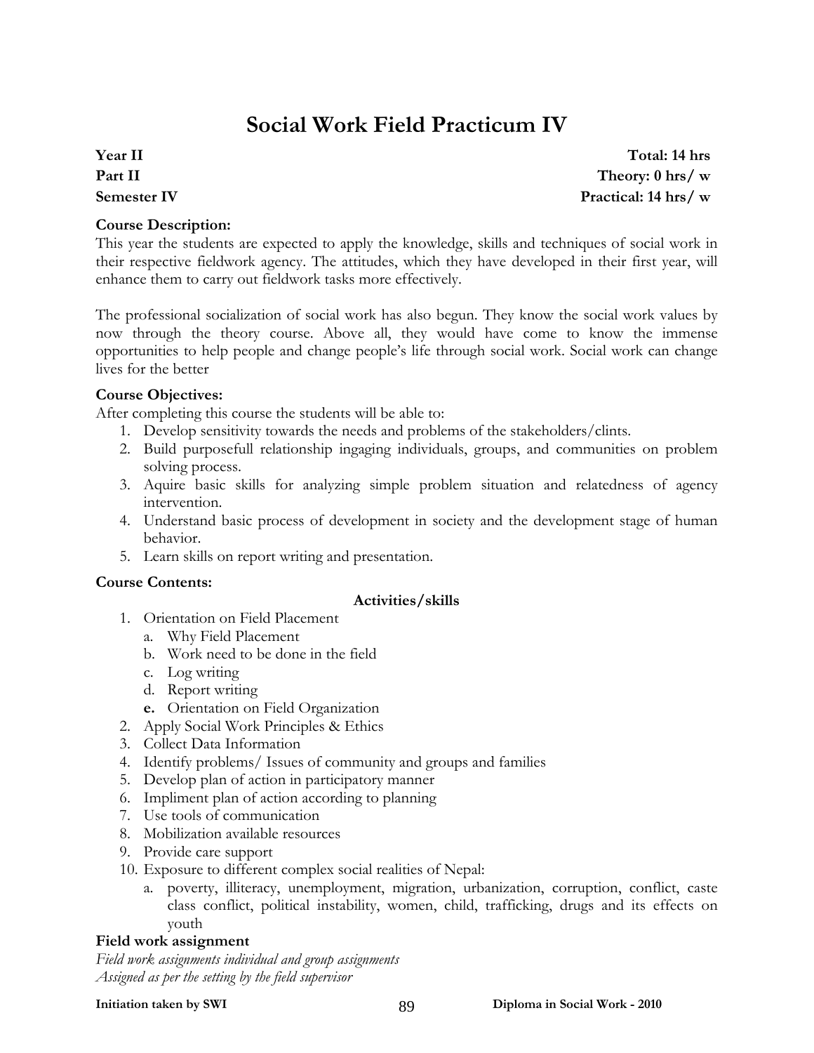# Social Work Field Practicum IV

**Year II** **Total: 14 hrs**
**Part II** **Theory: 0 hrs/ w**
**Semester IV** **Practical: 14 hrs/ w**

**Course Description:**

This year the students are expected to apply the knowledge, skills and techniques of social work in their respective fieldwork agency. The attitudes, which they have developed in their first year, will enhance them to carry out fieldwork tasks more effectively.

The professional socialization of social work has also begun. They know the social work values by now through the theory course. Above all, they would have come to know the immense opportunities to help people and change people's life through social work. Social work can change lives for the better

**Course Objectives:**

After completing this course the students will be able to:

1. Develop sensitivity towards the needs and problems of the stakeholders/clints.
2. Build purposefull relationship ingaging individuals, groups, and communities on problem solving process.
3. Aquire basic skills for analyzing simple problem situation and relatedness of agency intervention.
4. Understand basic process of development in society and the development stage of human behavior.
5. Learn skills on report writing and presentation.

**Course Contents:**

**Activities/skills**

1. Orientation on Field Placement
   a. Why Field Placement
   b. Work need to be done in the field
   c. Log writing
   d. Report writing
   **e.** Orientation on Field Organization
2. Apply Social Work Principles & Ethics
3. Collect Data Information
4. Identify problems/ Issues of community and groups and families
5. Develop plan of action in participatory manner
6. Impliment plan of action according to planning
7. Use tools of communication
8. Mobilization available resources
9. Provide care support
10. Exposure to different complex social realities of Nepal:
    a. poverty, illiteracy, unemployment, migration, urbanization, corruption, conflict, caste class conflict, political instability, women, child, trafficking, drugs and its effects on youth

**Field work assignment**

*Field work assignments individual and group assignments*
*Assigned as per the setting by the field supervisor*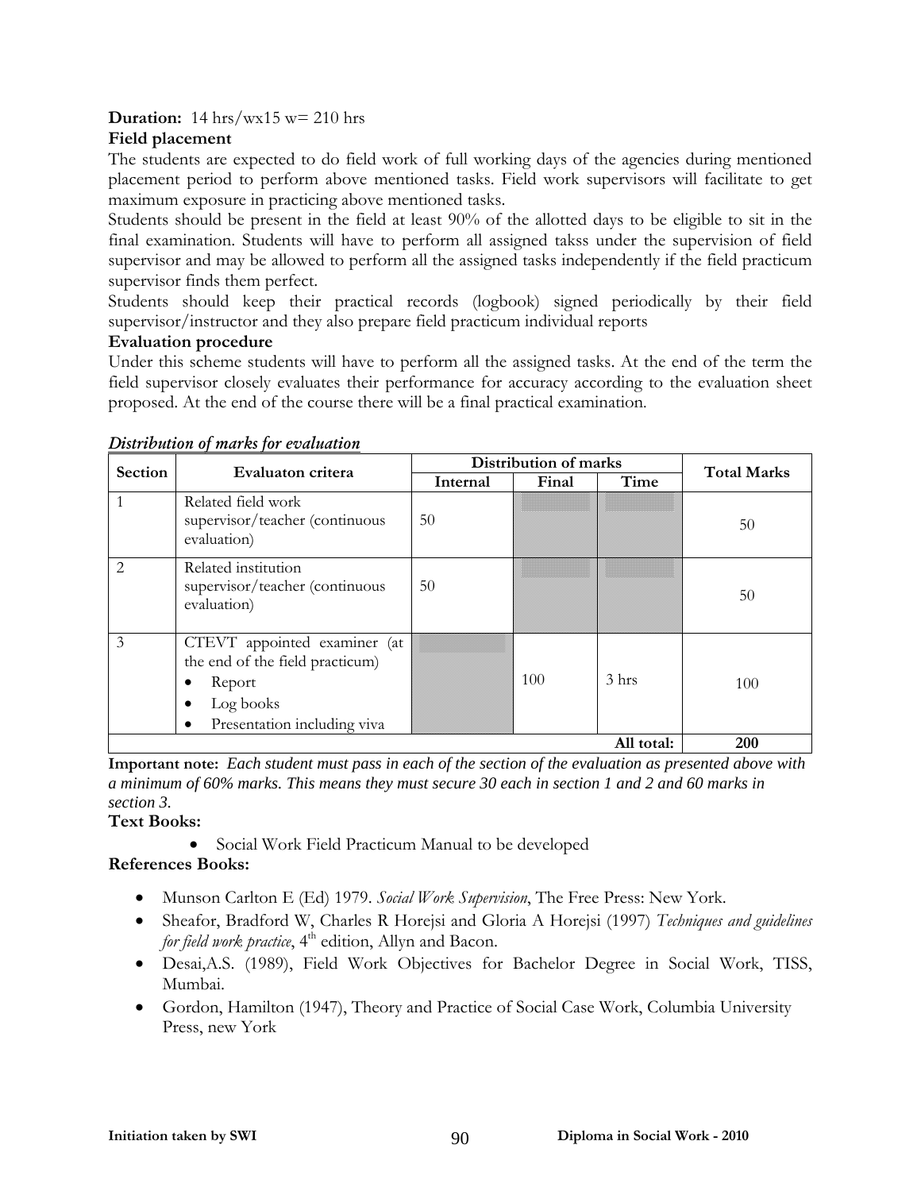**Duration:** 14 hrs/wx15 w= 210 hrs

**Field placement**

The students are expected to do field work of full working days of the agencies during mentioned placement period to perform above mentioned tasks. Field work supervisors will facilitate to get maximum exposure in practicing above mentioned tasks.

Students should be present in the field at least 90% of the allotted days to be eligible to sit in the final examination. Students will have to perform all assigned takss under the supervision of field supervisor and may be allowed to perform all the assigned tasks independently if the field practicum supervisor finds them perfect.

Students should keep their practical records (logbook) signed periodically by their field supervisor/instructor and they also prepare field practicum individual reports

**Evaluation procedure**

Under this scheme students will have to perform all the assigned tasks. At the end of the term the field supervisor closely evaluates their performance for accuracy according to the evaluation sheet proposed. At the end of the course there will be a final practical examination.

***Distribution of marks for evaluation***

| Section | Evaluaton critera | Distribution of marks | | | Total Marks |
|---|---|---|---|---|---|
| | | Internal | Final | Time | |
| 1 | Related field work supervisor/teacher (continuous evaluation) | 50 | | | 50 |
| 2 | Related institution supervisor/teacher (continuous evaluation) | 50 | | | 50 |
| 3 | CTEVT appointed examiner (at the end of the field practicum)<br>• Report<br>• Log books<br>• Presentation including viva | | 100 | 3 hrs | 100 |
| | | | | **All total:** | **200** |

**Important note:** *Each student must pass in each of the section of the evaluation as presented above with a minimum of 60% marks. This means they must secure 30 each in section 1 and 2 and 60 marks in section 3.*

**Text Books:**

- Social Work Field Practicum Manual to be developed

**References Books:**

- Munson Carlton E (Ed) 1979. *Social Work Supervision*, The Free Press: New York.
- Sheafor, Bradford W, Charles R Horejsi and Gloria A Horejsi (1997) *Techniques and guidelines for field work practice*, 4th edition, Allyn and Bacon.
- Desai,A.S. (1989), Field Work Objectives for Bachelor Degree in Social Work, TISS, Mumbai.
- Gordon, Hamilton (1947), Theory and Practice of Social Case Work, Columbia University Press, new York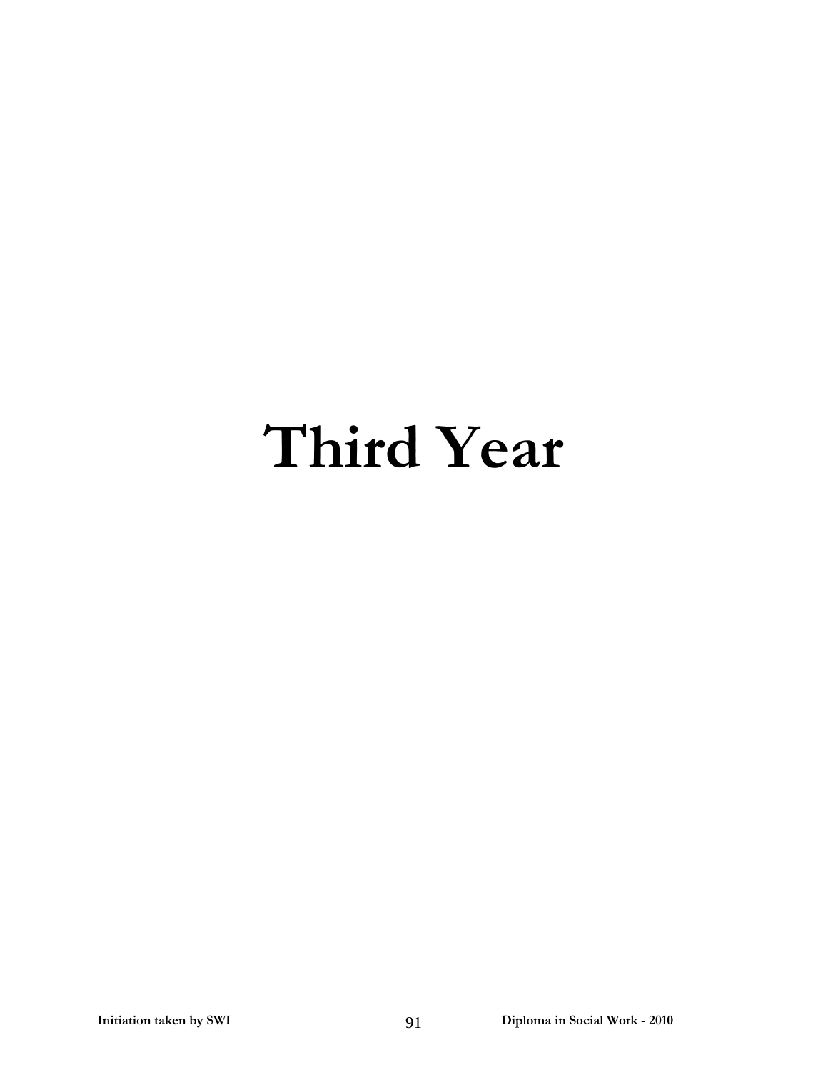# Third Year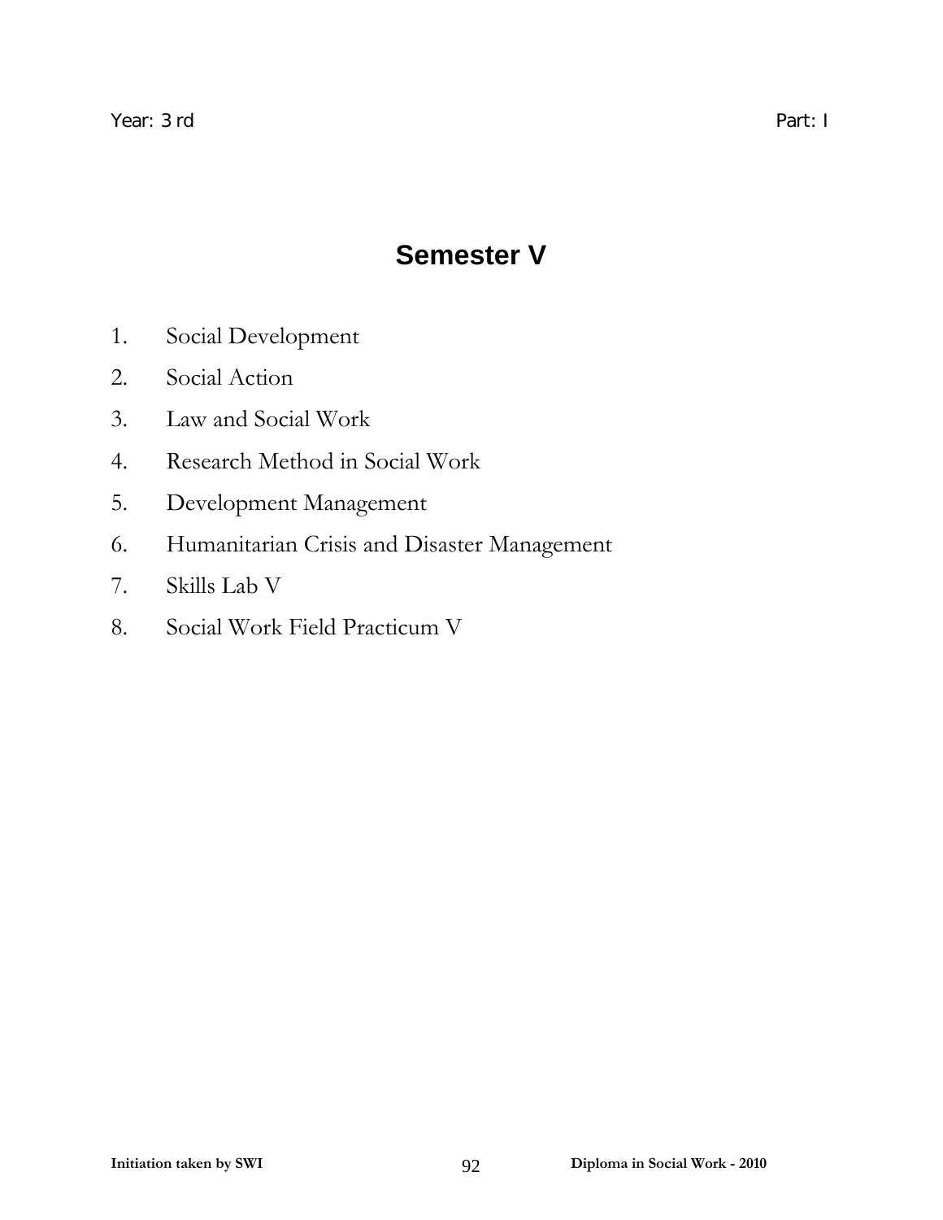Year: 3 rd Part: I

# Semester V

1. Social Development
2. Social Action
3. Law and Social Work
4. Research Method in Social Work
5. Development Management
6. Humanitarian Crisis and Disaster Management
7. Skills Lab V
8. Social Work Field Practicum V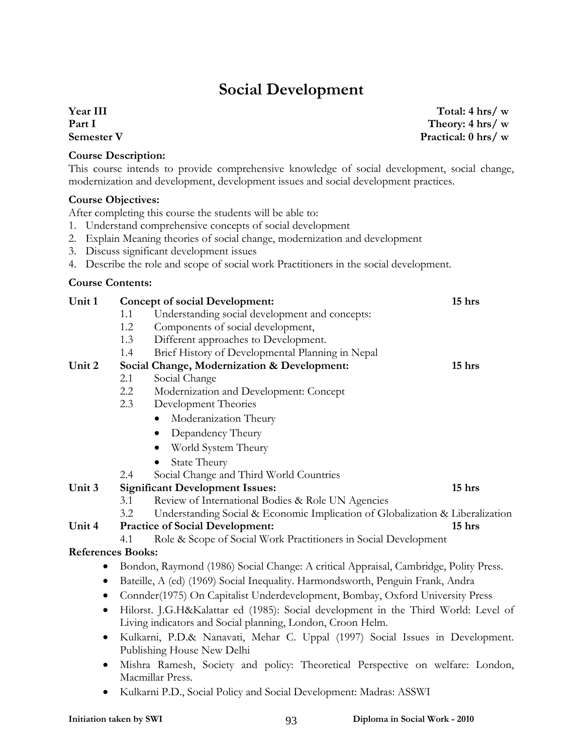# Social Development

| | |
|---|---|
| **Year III** | **Total: 4 hrs/ w** |
| **Part I** | **Theory: 4 hrs/ w** |
| **Semester V** | **Practical: 0 hrs/ w** |

**Course Description:**

This course intends to provide comprehensive knowledge of social development, social change, modernization and development, development issues and social development practices.

**Course Objectives:**

After completing this course the students will be able to:

1. Understand comprehensive concepts of social development
2. Explain Meaning theories of social change, modernization and development
3. Discuss significant development issues
4. Describe the role and scope of social work Practitioners in the social development.

**Course Contents:**

**Unit 1 Concept of social Development: 15 hrs**

- 1.1 Understanding social development and concepts:
- 1.2 Components of social development,
- 1.3 Different approaches to Development.
- 1.4 Brief History of Developmental Planning in Nepal

**Unit 2 Social Change, Modernization & Development: 15 hrs**

- 2.1 Social Change
- 2.2 Modernization and Development: Concept
- 2.3 Development Theories
  - Moderanization Theury
  - Depandency Theury
  - World System Theury
  - State Theury
- 2.4 Social Change and Third World Countries

**Unit 3 Significant Development Issues: 15 hrs**

- 3.1 Review of International Bodies & Role UN Agencies
- 3.2 Understanding Social & Economic Implication of Globalization & Liberalization

**Unit 4 Practice of Social Development: 15 hrs**

- 4.1 Role & Scope of Social Work Practitioners in Social Development

**References Books:**

- Bondon, Raymond (1986) Social Change: A critical Appraisal, Cambridge, Polity Press.
- Bateille, A (ed) (1969) Social Inequality. Harmondsworth, Penguin Frank, Andra
- Connder(1975) On Capitalist Underdevelopment, Bombay, Oxford University Press
- Hilorst. J.G.H&Kalattar ed (1985): Social development in the Third World: Level of Living indicators and Social planning, London, Croon Helm.
- Kulkarni, P.D.& Nanavati, Mehar C. Uppal (1997) Social Issues in Development. Publishing House New Delhi
- Mishra Ramesh, Society and policy: Theoretical Perspective on welfare: London, Macmillar Press.
- Kulkarni P.D., Social Policy and Social Development: Madras: ASSWI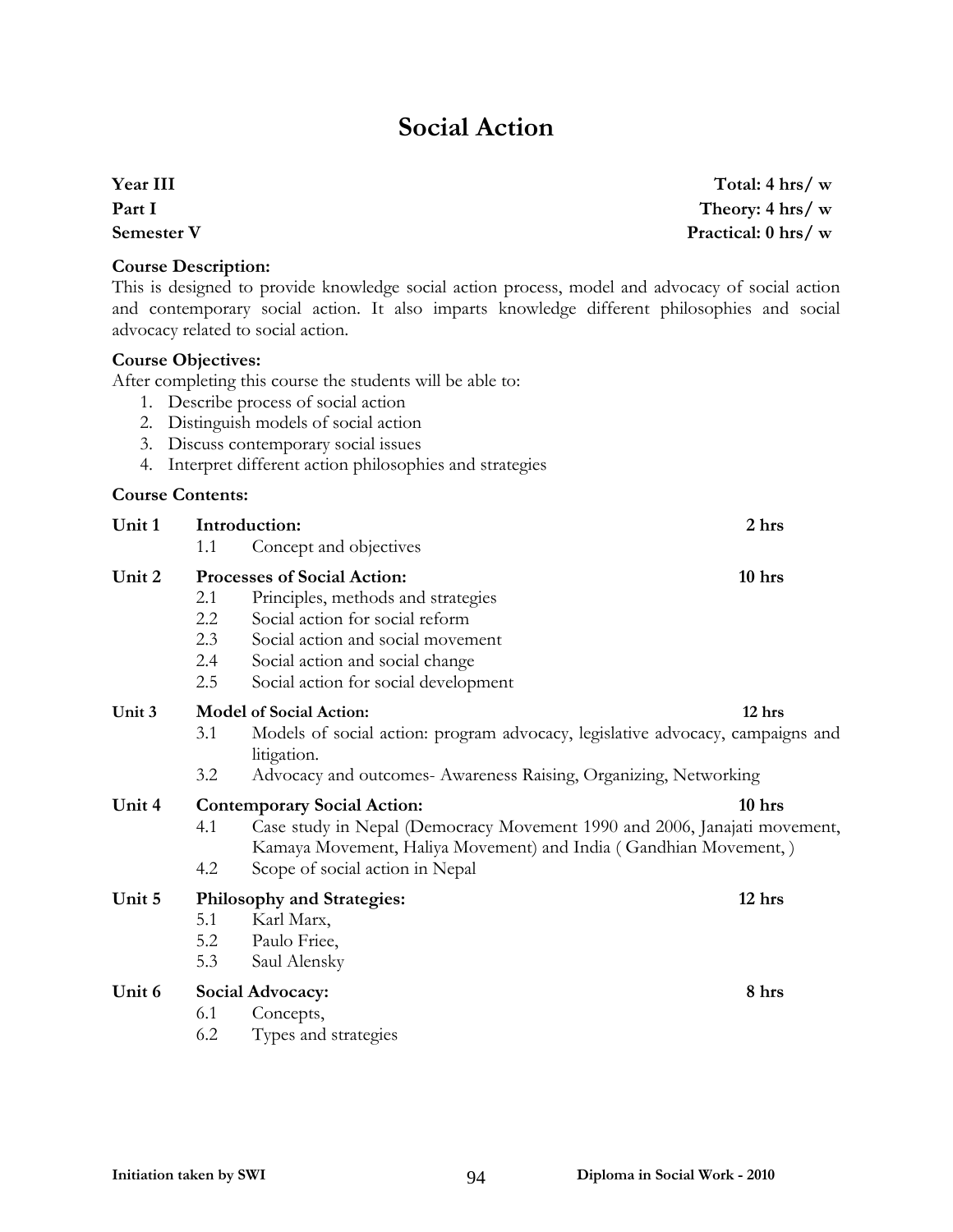# Social Action

| | |
|---|---|
| **Year III** | **Total: 4 hrs/ w** |
| **Part I** | **Theory: 4 hrs/ w** |
| **Semester V** | **Practical: 0 hrs/ w** |

**Course Description:**
This is designed to provide knowledge social action process, model and advocacy of social action and contemporary social action. It also imparts knowledge different philosophies and social advocacy related to social action.

**Course Objectives:**
After completing this course the students will be able to:
1. Describe process of social action
2. Distinguish models of social action
3. Discuss contemporary social issues
4. Interpret different action philosophies and strategies

**Course Contents:**

**Unit 1 Introduction: 2 hrs**
- 1.1 Concept and objectives

**Unit 2 Processes of Social Action: 10 hrs**
- 2.1 Principles, methods and strategies
- 2.2 Social action for social reform
- 2.3 Social action and social movement
- 2.4 Social action and social change
- 2.5 Social action for social development

**Unit 3 Model of Social Action: 12 hrs**
- 3.1 Models of social action: program advocacy, legislative advocacy, campaigns and litigation.
- 3.2 Advocacy and outcomes- Awareness Raising, Organizing, Networking

**Unit 4 Contemporary Social Action: 10 hrs**
- 4.1 Case study in Nepal (Democracy Movement 1990 and 2006, Janajati movement, Kamaya Movement, Haliya Movement) and India ( Gandhian Movement, )
- 4.2 Scope of social action in Nepal

**Unit 5 Philosophy and Strategies: 12 hrs**
- 5.1 Karl Marx,
- 5.2 Paulo Friee,
- 5.3 Saul Alensky

**Unit 6 Social Advocacy: 8 hrs**
- 6.1 Concepts,
- 6.2 Types and strategies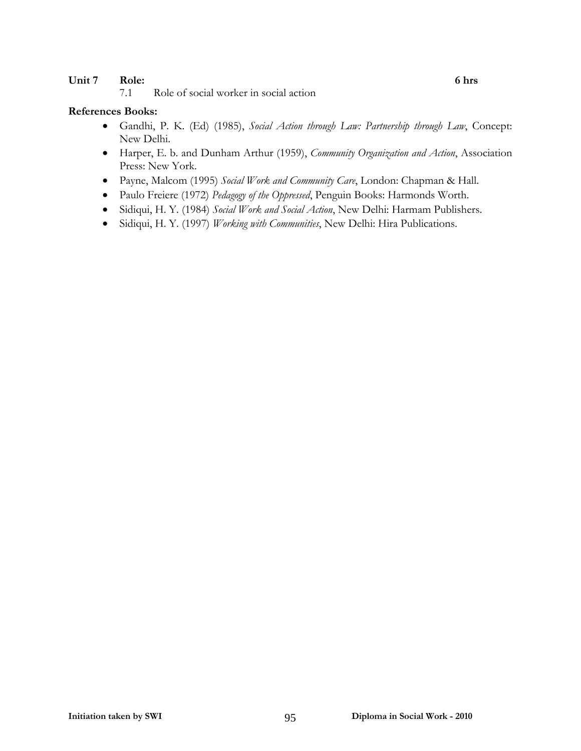**Unit 7 Role: 6 hrs**

7.1 Role of social worker in social action

**References Books:**

- Gandhi, P. K. (Ed) (1985), *Social Action through Law: Partnership through Law*, Concept: New Delhi.
- Harper, E. b. and Dunham Arthur (1959), *Community Organization and Action*, Association Press: New York.
- Payne, Malcom (1995) *Social Work and Community Care*, London: Chapman & Hall.
- Paulo Freiere (1972) *Pedagogy of the Oppressed*, Penguin Books: Harmonds Worth.
- Sidiqui, H. Y. (1984) *Social Work and Social Action*, New Delhi: Harmam Publishers.
- Sidiqui, H. Y. (1997) *Working with Communities*, New Delhi: Hira Publications.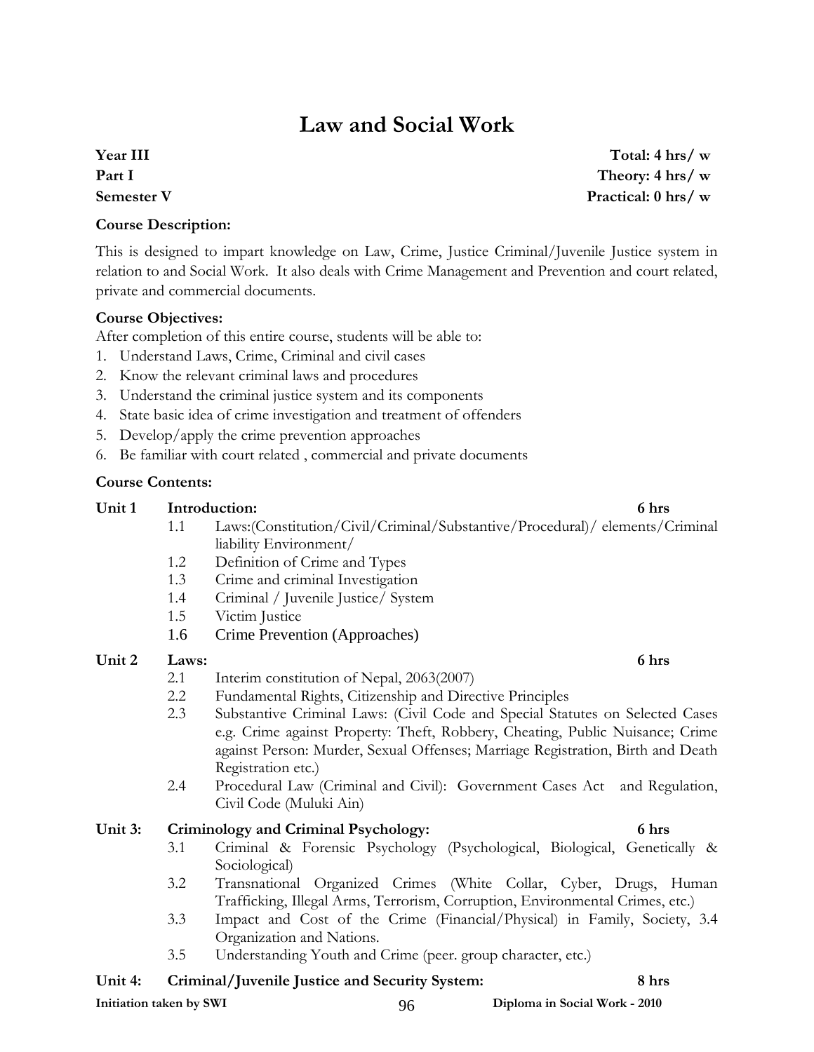# Law and Social Work

**Year III** **Total: 4 hrs/ w**
**Part I** **Theory: 4 hrs/ w**
**Semester V** **Practical: 0 hrs/ w**

**Course Description:**

This is designed to impart knowledge on Law, Crime, Justice Criminal/Juvenile Justice system in relation to and Social Work. It also deals with Crime Management and Prevention and court related, private and commercial documents.

**Course Objectives:**

After completion of this entire course, students will be able to:

1. Understand Laws, Crime, Criminal and civil cases
2. Know the relevant criminal laws and procedures
3. Understand the criminal justice system and its components
4. State basic idea of crime investigation and treatment of offenders
5. Develop/apply the crime prevention approaches
6. Be familiar with court related , commercial and private documents

**Course Contents:**

**Unit 1 Introduction: 6 hrs**

- 1.1 Laws:(Constitution/Civil/Criminal/Substantive/Procedural)/ elements/Criminal liability Environment/
- 1.2 Definition of Crime and Types
- 1.3 Crime and criminal Investigation
- 1.4 Criminal / Juvenile Justice/ System
- 1.5 Victim Justice
- 1.6 Crime Prevention (Approaches)

**Unit 2 Laws: 6 hrs**

- 2.1 Interim constitution of Nepal, 2063(2007)
- 2.2 Fundamental Rights, Citizenship and Directive Principles
- 2.3 Substantive Criminal Laws: (Civil Code and Special Statutes on Selected Cases e.g. Crime against Property: Theft, Robbery, Cheating, Public Nuisance; Crime against Person: Murder, Sexual Offenses; Marriage Registration, Birth and Death Registration etc.)
- 2.4 Procedural Law (Criminal and Civil): Government Cases Act and Regulation, Civil Code (Muluki Ain)

**Unit 3: Criminology and Criminal Psychology: 6 hrs**

- 3.1 Criminal & Forensic Psychology (Psychological, Biological, Genetically & Sociological)
- 3.2 Transnational Organized Crimes (White Collar, Cyber, Drugs, Human Trafficking, Illegal Arms, Terrorism, Corruption, Environmental Crimes, etc.)
- 3.3 Impact and Cost of the Crime (Financial/Physical) in Family, Society, 3.4 Organization and Nations.
- 3.5 Understanding Youth and Crime (peer. group character, etc.)

**Unit 4: Criminal/Juvenile Justice and Security System: 8 hrs**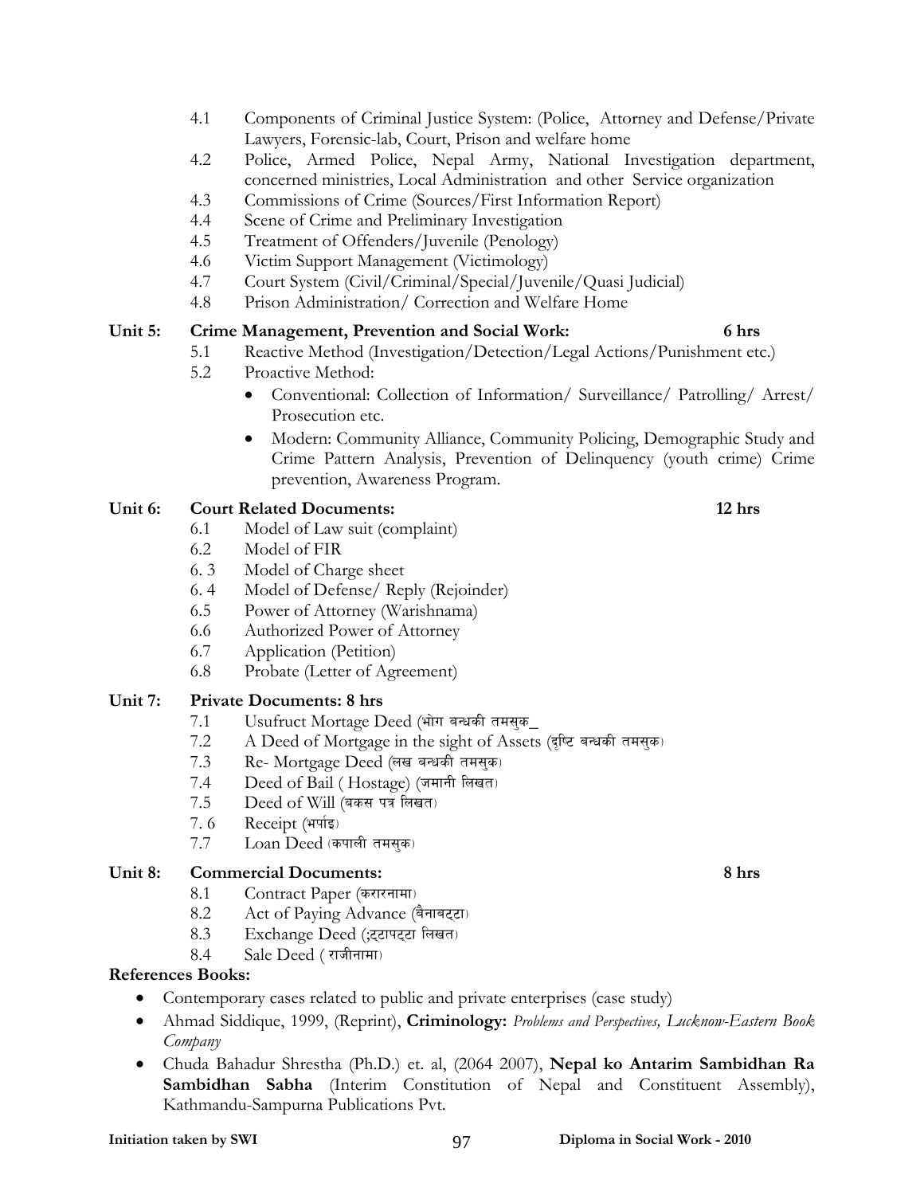- 4.1 Components of Criminal Justice System: (Police, Attorney and Defense/Private Lawyers, Forensic-lab, Court, Prison and welfare home
- 4.2 Police, Armed Police, Nepal Army, National Investigation department, concerned ministries, Local Administration and other Service organization
- 4.3 Commissions of Crime (Sources/First Information Report)
- 4.4 Scene of Crime and Preliminary Investigation
- 4.5 Treatment of Offenders/Juvenile (Penology)
- 4.6 Victim Support Management (Victimology)
- 4.7 Court System (Civil/Criminal/Special/Juvenile/Quasi Judicial)
- 4.8 Prison Administration/ Correction and Welfare Home

**Unit 5: Crime Management, Prevention and Social Work: 6 hrs**

- 5.1 Reactive Method (Investigation/Detection/Legal Actions/Punishment etc.)
- 5.2 Proactive Method:
  - Conventional: Collection of Information/ Surveillance/ Patrolling/ Arrest/ Prosecution etc.
  - Modern: Community Alliance, Community Policing, Demographic Study and Crime Pattern Analysis, Prevention of Delinquency (youth crime) Crime prevention, Awareness Program.

**Unit 6: Court Related Documents: 12 hrs**

- 6.1 Model of Law suit (complaint)
- 6.2 Model of FIR
- 6. 3 Model of Charge sheet
- 6. 4 Model of Defense/ Reply (Rejoinder)
- 6.5 Power of Attorney (Warishnama)
- 6.6 Authorized Power of Attorney
- 6.7 Application (Petition)
- 6.8 Probate (Letter of Agreement)

**Unit 7: Private Documents: 8 hrs**

- 7.1 Usufruct Mortage Deed (भोग बन्धकी तमसुक_
- 7.2 A Deed of Mortgage in the sight of Assets (दृष्टि बन्धकी तमसुक)
- 7.3 Re- Mortgage Deed (लख बन्धकी तमसुक)
- 7.4 Deed of Bail ( Hostage) (जमानी लिखत)
- 7.5 Deed of Will (बकस पत्र लिखत)
- 7. 6 Receipt (भर्पाइ)
- 7.7 Loan Deed (कपाली तमसुक)

**Unit 8: Commercial Documents: 8 hrs**

- 8.1 Contract Paper (करारनामा)
- 8.2 Act of Paying Advance (बैनाबट्टा)
- 8.3 Exchange Deed (;ट्टापट्टा लिखत)
- 8.4 Sale Deed ( राजीनामा)

**References Books:**

- Contemporary cases related to public and private enterprises (case study)
- Ahmad Siddique, 1999, (Reprint), **Criminology:** *Problems and Perspectives, Lucknow-Eastern Book Company*
- Chuda Bahadur Shrestha (Ph.D.) et. al, (2064 2007), **Nepal ko Antarim Sambidhan Ra Sambidhan Sabha** (Interim Constitution of Nepal and Constituent Assembly), Kathmandu-Sampurna Publications Pvt.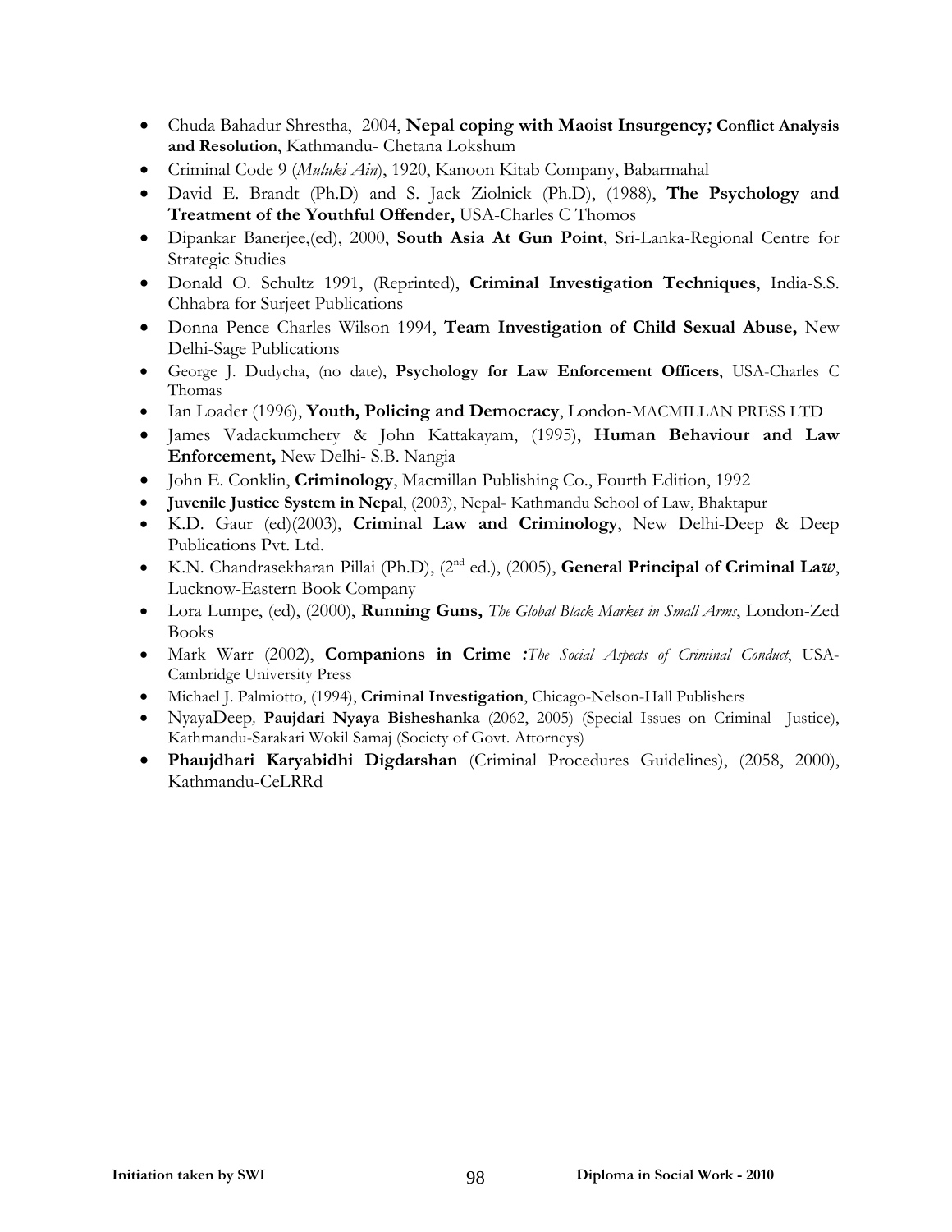- Chuda Bahadur Shrestha, 2004, **Nepal coping with Maoist Insurgency; Conflict Analysis and Resolution**, Kathmandu- Chetana Lokshum
- Criminal Code 9 (*Muluki Ain*), 1920, Kanoon Kitab Company, Babarmahal
- David E. Brandt (Ph.D) and S. Jack Ziolnick (Ph.D), (1988), **The Psychology and Treatment of the Youthful Offender,** USA-Charles C Thomos
- Dipankar Banerjee,(ed), 2000, **South Asia At Gun Point**, Sri-Lanka-Regional Centre for Strategic Studies
- Donald O. Schultz 1991, (Reprinted), **Criminal Investigation Techniques**, India-S.S. Chhabra for Surjeet Publications
- Donna Pence Charles Wilson 1994, **Team Investigation of Child Sexual Abuse,** New Delhi-Sage Publications
- George J. Dudycha, (no date), **Psychology for Law Enforcement Officers**, USA-Charles C Thomas
- Ian Loader (1996), **Youth, Policing and Democracy**, London-MACMILLAN PRESS LTD
- James Vadackumchery & John Kattakayam, (1995), **Human Behaviour and Law Enforcement,** New Delhi- S.B. Nangia
- John E. Conklin, **Criminology**, Macmillan Publishing Co., Fourth Edition, 1992
- **Juvenile Justice System in Nepal**, (2003), Nepal- Kathmandu School of Law, Bhaktapur
- K.D. Gaur (ed)(2003), **Criminal Law and Criminology**, New Delhi-Deep & Deep Publications Pvt. Ltd.
- K.N. Chandrasekharan Pillai (Ph.D), (2nd ed.), (2005), **General Principal of Criminal Law**, Lucknow-Eastern Book Company
- Lora Lumpe, (ed), (2000), **Running Guns,** *The Global Black Market in Small Arms*, London-Zed Books
- Mark Warr (2002), **Companions in Crime** *:The Social Aspects of Criminal Conduct*, USA-Cambridge University Press
- Michael J. Palmiotto, (1994), **Criminal Investigation**, Chicago-Nelson-Hall Publishers
- NyayaDeep, **Paujdari Nyaya Bisheshanka** (2062, 2005) (Special Issues on Criminal Justice), Kathmandu-Sarakari Wokil Samaj (Society of Govt. Attorneys)
- **Phaujdhari Karyabidhi Digdarshan** (Criminal Procedures Guidelines), (2058, 2000), Kathmandu-CeLRRd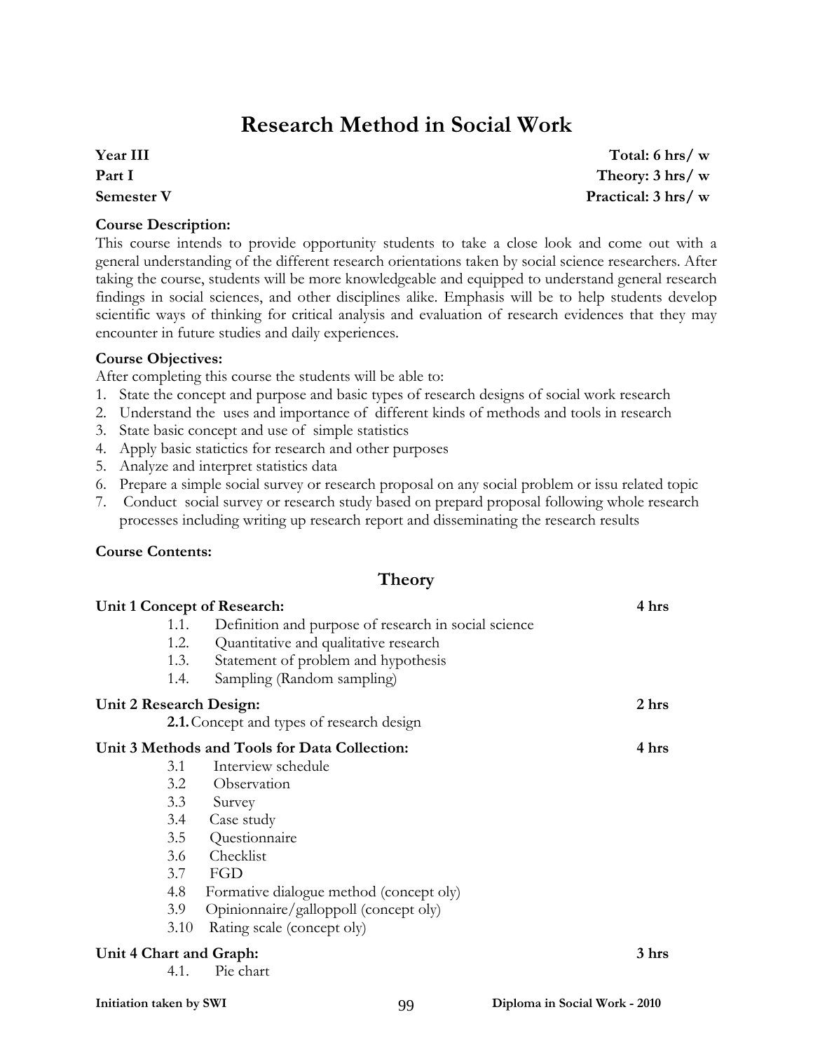# Research Method in Social Work

**Year III** **Total: 6 hrs/ w**
**Part I** **Theory: 3 hrs/ w**
**Semester V** **Practical: 3 hrs/ w**

**Course Description:**

This course intends to provide opportunity students to take a close look and come out with a general understanding of the different research orientations taken by social science researchers. After taking the course, students will be more knowledgeable and equipped to understand general research findings in social sciences, and other disciplines alike. Emphasis will be to help students develop scientific ways of thinking for critical analysis and evaluation of research evidences that they may encounter in future studies and daily experiences.

**Course Objectives:**

After completing this course the students will be able to:

1. State the concept and purpose and basic types of research designs of social work research
2. Understand the uses and importance of different kinds of methods and tools in research
3. State basic concept and use of simple statistics
4. Apply basic statictics for research and other purposes
5. Analyze and interpret statistics data
6. Prepare a simple social survey or research proposal on any social problem or issu related topic
7. Conduct social survey or research study based on prepard proposal following whole research processes including writing up research report and disseminating the research results

**Course Contents:**

## Theory

**Unit 1 Concept of Research:** **4 hrs**

- 1.1. Definition and purpose of research in social science
- 1.2. Quantitative and qualitative research
- 1.3. Statement of problem and hypothesis
- 1.4. Sampling (Random sampling)

**Unit 2 Research Design:** **2 hrs**

- **2.1.** Concept and types of research design

**Unit 3 Methods and Tools for Data Collection:** **4 hrs**

- 3.1 Interview schedule
- 3.2 Observation
- 3.3 Survey
- 3.4 Case study
- 3.5 Questionnaire
- 3.6 Checklist
- 3.7 FGD
- 4.8 Formative dialogue method (concept oly)
- 3.9 Opinionnaire/galloppoll (concept oly)
- 3.10 Rating scale (concept oly)

**Unit 4 Chart and Graph:** **3 hrs**

- 4.1. Pie chart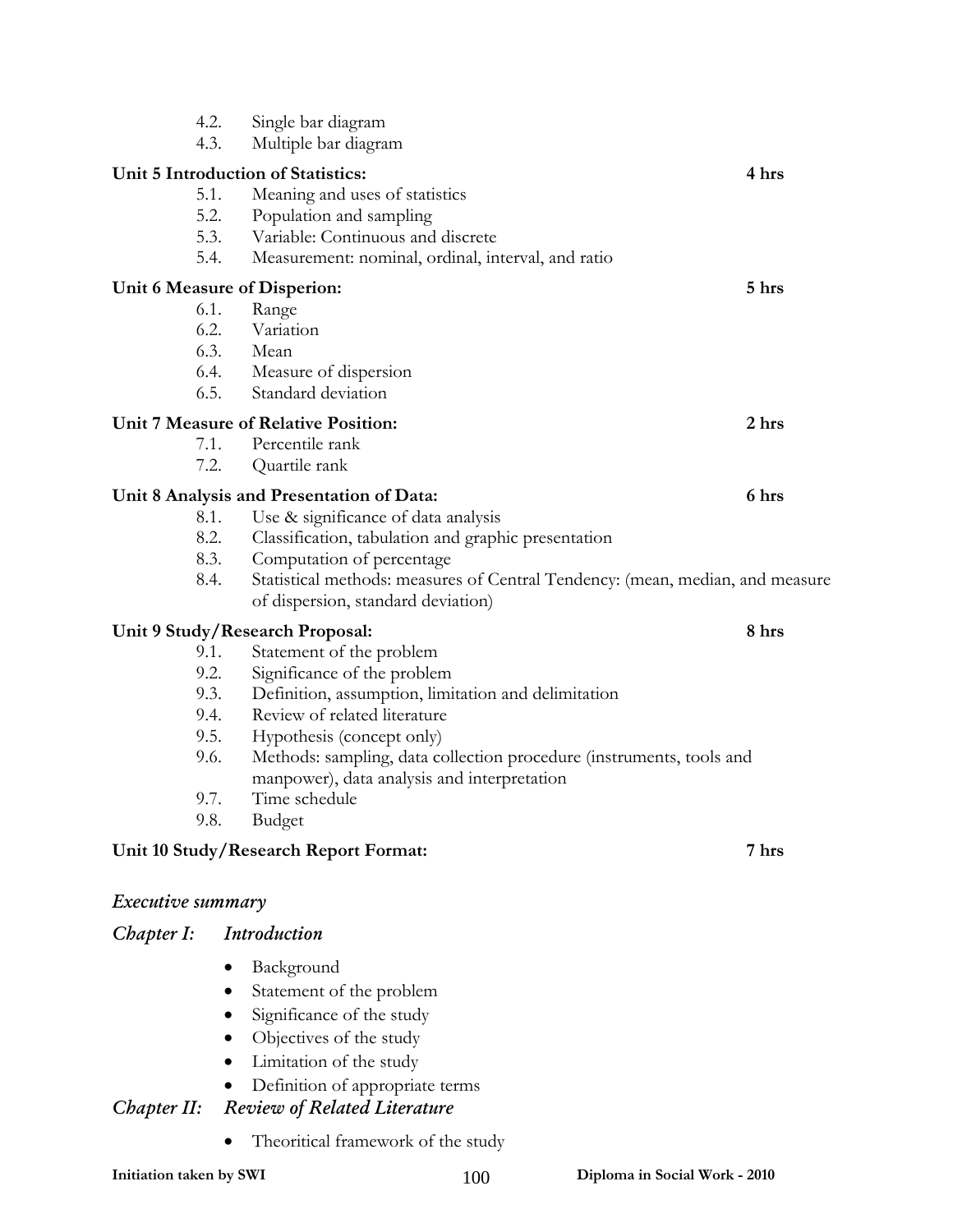4.2. Single bar diagram
4.3. Multiple bar diagram

**Unit 5 Introduction of Statistics:** **4 hrs**

5.1. Meaning and uses of statistics
5.2. Population and sampling
5.3. Variable: Continuous and discrete
5.4. Measurement: nominal, ordinal, interval, and ratio

**Unit 6 Measure of Disperion:** **5 hrs**

6.1. Range
6.2. Variation
6.3. Mean
6.4. Measure of dispersion
6.5. Standard deviation

**Unit 7 Measure of Relative Position:** **2 hrs**

7.1. Percentile rank
7.2. Quartile rank

**Unit 8 Analysis and Presentation of Data:** **6 hrs**

8.1. Use & significance of data analysis
8.2. Classification, tabulation and graphic presentation
8.3. Computation of percentage
8.4. Statistical methods: measures of Central Tendency: (mean, median, and measure of dispersion, standard deviation)

**Unit 9 Study/Research Proposal:** **8 hrs**

9.1. Statement of the problem
9.2. Significance of the problem
9.3. Definition, assumption, limitation and delimitation
9.4. Review of related literature
9.5. Hypothesis (concept only)
9.6. Methods: sampling, data collection procedure (instruments, tools and manpower), data analysis and interpretation
9.7. Time schedule
9.8. Budget

**Unit 10 Study/Research Report Format:** **7 hrs**

***Executive summary***

***Chapter I: Introduction***

- Background
- Statement of the problem
- Significance of the study
- Objectives of the study
- Limitation of the study
- Definition of appropriate terms

***Chapter II: Review of Related Literature***

- Theoritical framework of the study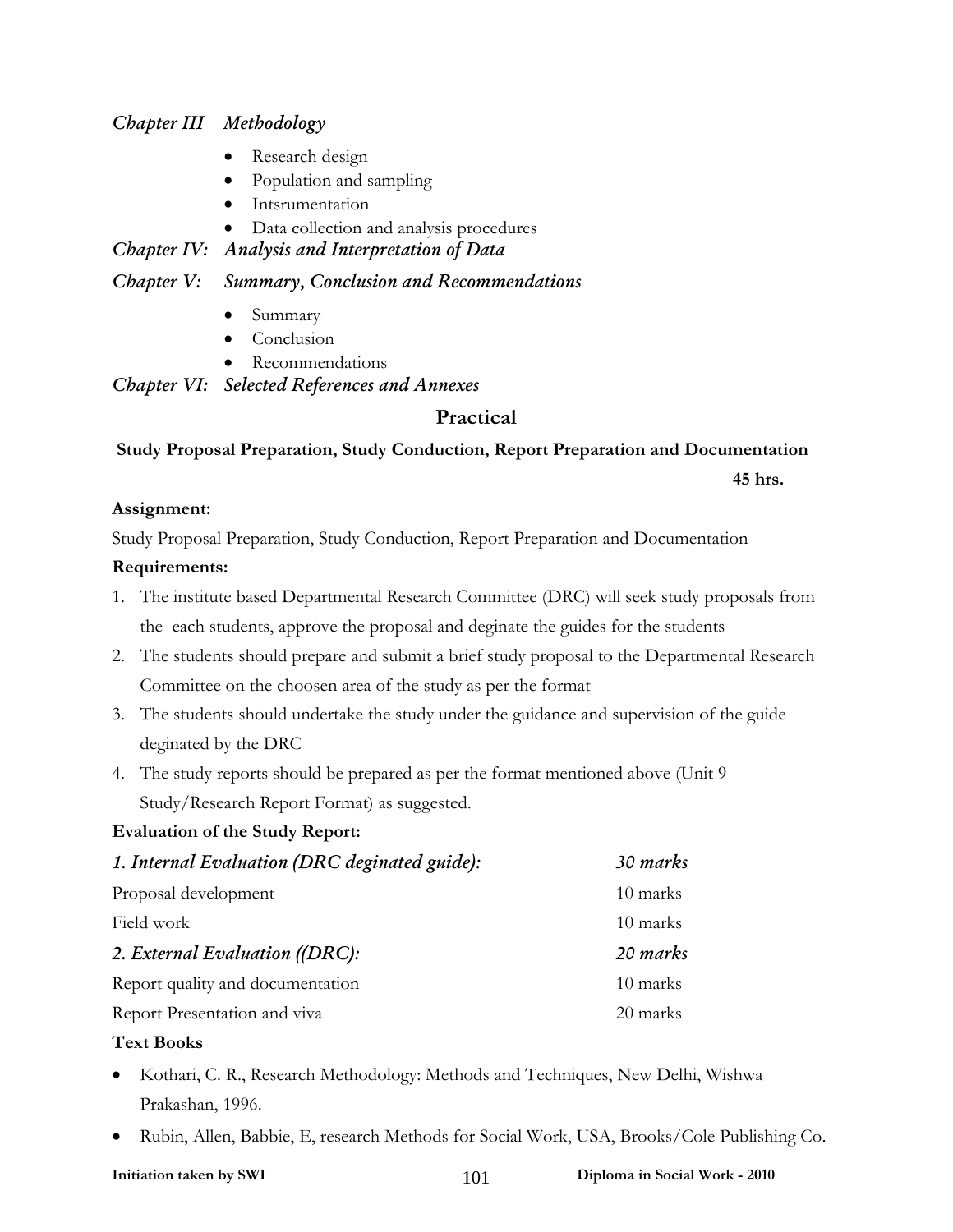*Chapter III Methodology*

- Research design
- Population and sampling
- Intsrumentation
- Data collection and analysis procedures

*Chapter IV: Analysis and Interpretation of Data*

*Chapter V: Summary, Conclusion and Recommendations*

- Summary
- Conclusion
- Recommendations

*Chapter VI: Selected References and Annexes*

## Practical

**Study Proposal Preparation, Study Conduction, Report Preparation and Documentation**

**45 hrs.**

**Assignment:**

Study Proposal Preparation, Study Conduction, Report Preparation and Documentation

**Requirements:**

1. The institute based Departmental Research Committee (DRC) will seek study proposals from the each students, approve the proposal and deginate the guides for the students
2. The students should prepare and submit a brief study proposal to the Departmental Research Committee on the choosen area of the study as per the format
3. The students should undertake the study under the guidance and supervision of the guide deginated by the DRC
4. The study reports should be prepared as per the format mentioned above (Unit 9 Study/Research Report Format) as suggested.

**Evaluation of the Study Report:**

| | |
|---|---|
| *1. Internal Evaluation (DRC deginated guide):* | *30 marks* |
| Proposal development | 10 marks |
| Field work | 10 marks |
| *2. External Evaluation ((DRC):* | *20 marks* |
| Report quality and documentation | 10 marks |
| Report Presentation and viva | 20 marks |

**Text Books**

- Kothari, C. R., Research Methodology: Methods and Techniques, New Delhi, Wishwa Prakashan, 1996.
- Rubin, Allen, Babbie, E, research Methods for Social Work, USA, Brooks/Cole Publishing Co.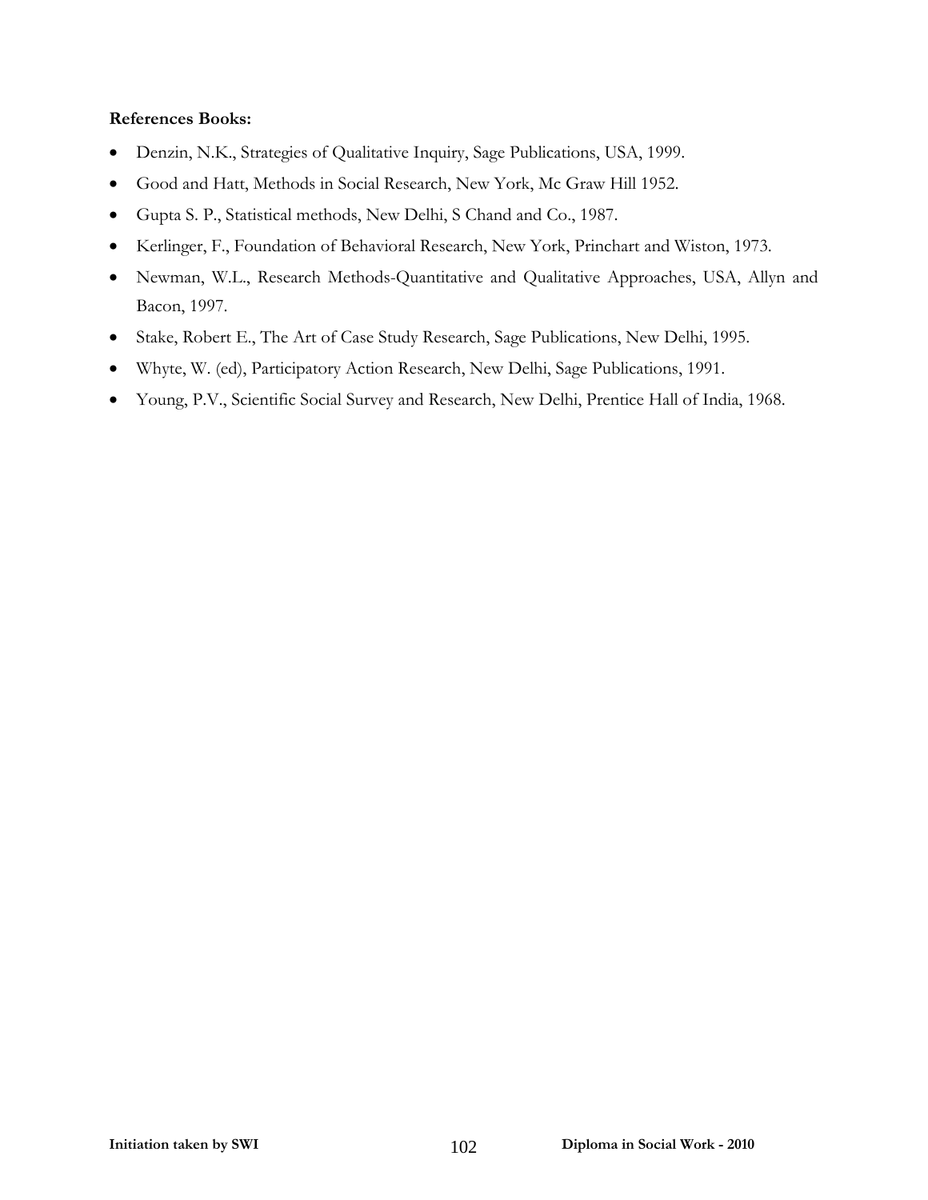**References Books:**

- Denzin, N.K., Strategies of Qualitative Inquiry, Sage Publications, USA, 1999.
- Good and Hatt, Methods in Social Research, New York, Mc Graw Hill 1952.
- Gupta S. P., Statistical methods, New Delhi, S Chand and Co., 1987.
- Kerlinger, F., Foundation of Behavioral Research, New York, Princhart and Wiston, 1973.
- Newman, W.L., Research Methods-Quantitative and Qualitative Approaches, USA, Allyn and Bacon, 1997.
- Stake, Robert E., The Art of Case Study Research, Sage Publications, New Delhi, 1995.
- Whyte, W. (ed), Participatory Action Research, New Delhi, Sage Publications, 1991.
- Young, P.V., Scientific Social Survey and Research, New Delhi, Prentice Hall of India, 1968.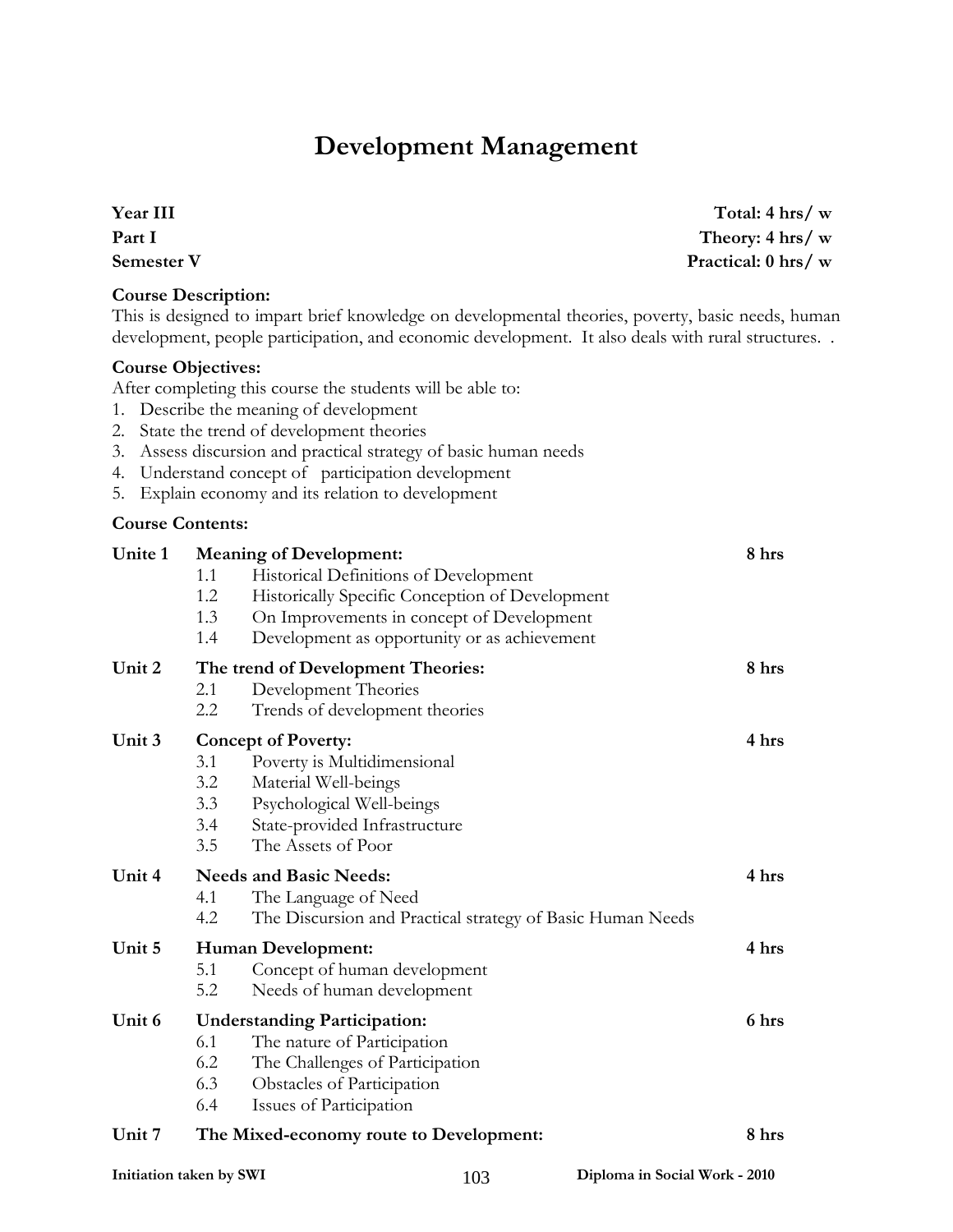# Development Management

| | |
|---|---|
| **Year III** | **Total: 4 hrs/ w** |
| **Part I** | **Theory: 4 hrs/ w** |
| **Semester V** | **Practical: 0 hrs/ w** |

**Course Description:**
This is designed to impart brief knowledge on developmental theories, poverty, basic needs, human development, people participation, and economic development. It also deals with rural structures. .

**Course Objectives:**
After completing this course the students will be able to:

1. Describe the meaning of development
2. State the trend of development theories
3. Assess discursion and practical strategy of basic human needs
4. Understand concept of participation development
5. Explain economy and its relation to development

**Course Contents:**

**Unite 1 Meaning of Development:** **8 hrs**

- 1.1 Historical Definitions of Development
- 1.2 Historically Specific Conception of Development
- 1.3 On Improvements in concept of Development
- 1.4 Development as opportunity or as achievement

**Unit 2 The trend of Development Theories:** **8 hrs**

- 2.1 Development Theories
- 2.2 Trends of development theories

**Unit 3 Concept of Poverty:** **4 hrs**

- 3.1 Poverty is Multidimensional
- 3.2 Material Well-beings
- 3.3 Psychological Well-beings
- 3.4 State-provided Infrastructure
- 3.5 The Assets of Poor

**Unit 4 Needs and Basic Needs:** **4 hrs**

- 4.1 The Language of Need
- 4.2 The Discursion and Practical strategy of Basic Human Needs

**Unit 5 Human Development:** **4 hrs**

- 5.1 Concept of human development
- 5.2 Needs of human development

**Unit 6 Understanding Participation:** **6 hrs**

- 6.1 The nature of Participation
- 6.2 The Challenges of Participation
- 6.3 Obstacles of Participation
- 6.4 Issues of Participation

**Unit 7 The Mixed-economy route to Development:** **8 hrs**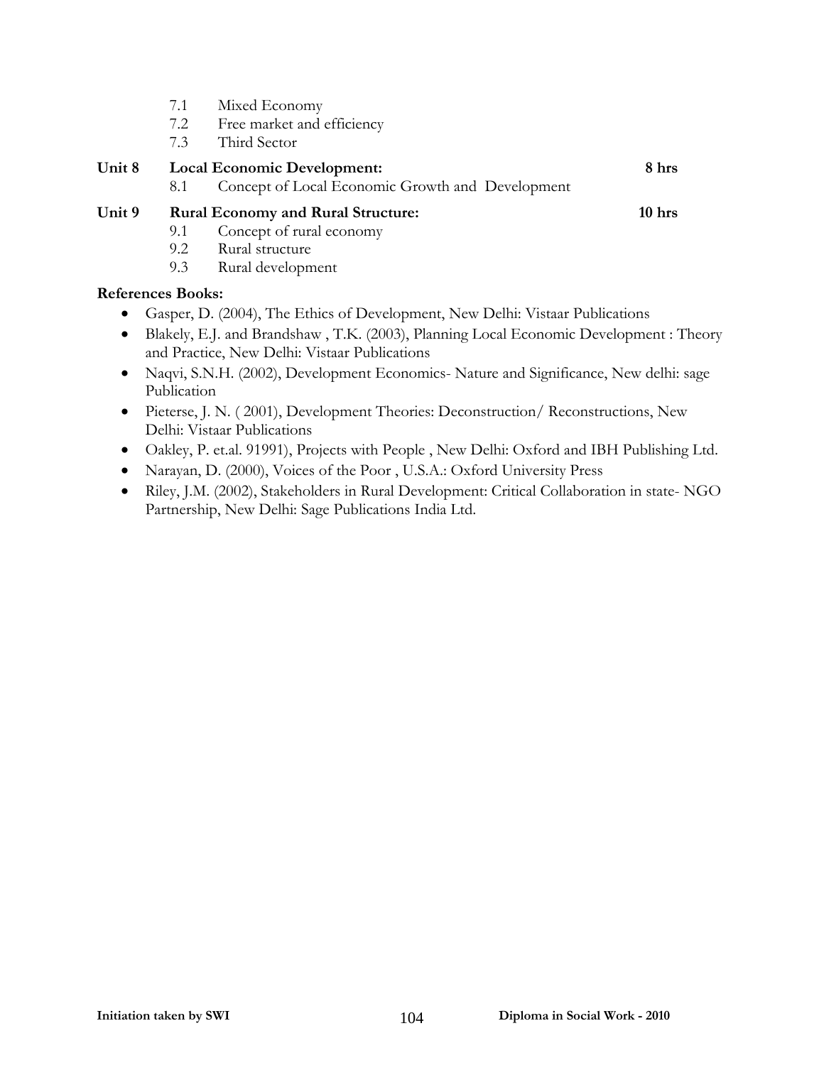7.1 Mixed Economy
7.2 Free market and efficiency
7.3 Third Sector

**Unit 8 Local Economic Development: 8 hrs**

8.1 Concept of Local Economic Growth and Development

**Unit 9 Rural Economy and Rural Structure: 10 hrs**

9.1 Concept of rural economy
9.2 Rural structure
9.3 Rural development

**References Books:**

- Gasper, D. (2004), The Ethics of Development, New Delhi: Vistaar Publications
- Blakely, E.J. and Brandshaw , T.K. (2003), Planning Local Economic Development : Theory and Practice, New Delhi: Vistaar Publications
- Naqvi, S.N.H. (2002), Development Economics- Nature and Significance, New delhi: sage Publication
- Pieterse, J. N. ( 2001), Development Theories: Deconstruction/ Reconstructions, New Delhi: Vistaar Publications
- Oakley, P. et.al. 91991), Projects with People , New Delhi: Oxford and IBH Publishing Ltd.
- Narayan, D. (2000), Voices of the Poor , U.S.A.: Oxford University Press
- Riley, J.M. (2002), Stakeholders in Rural Development: Critical Collaboration in state- NGO Partnership, New Delhi: Sage Publications India Ltd.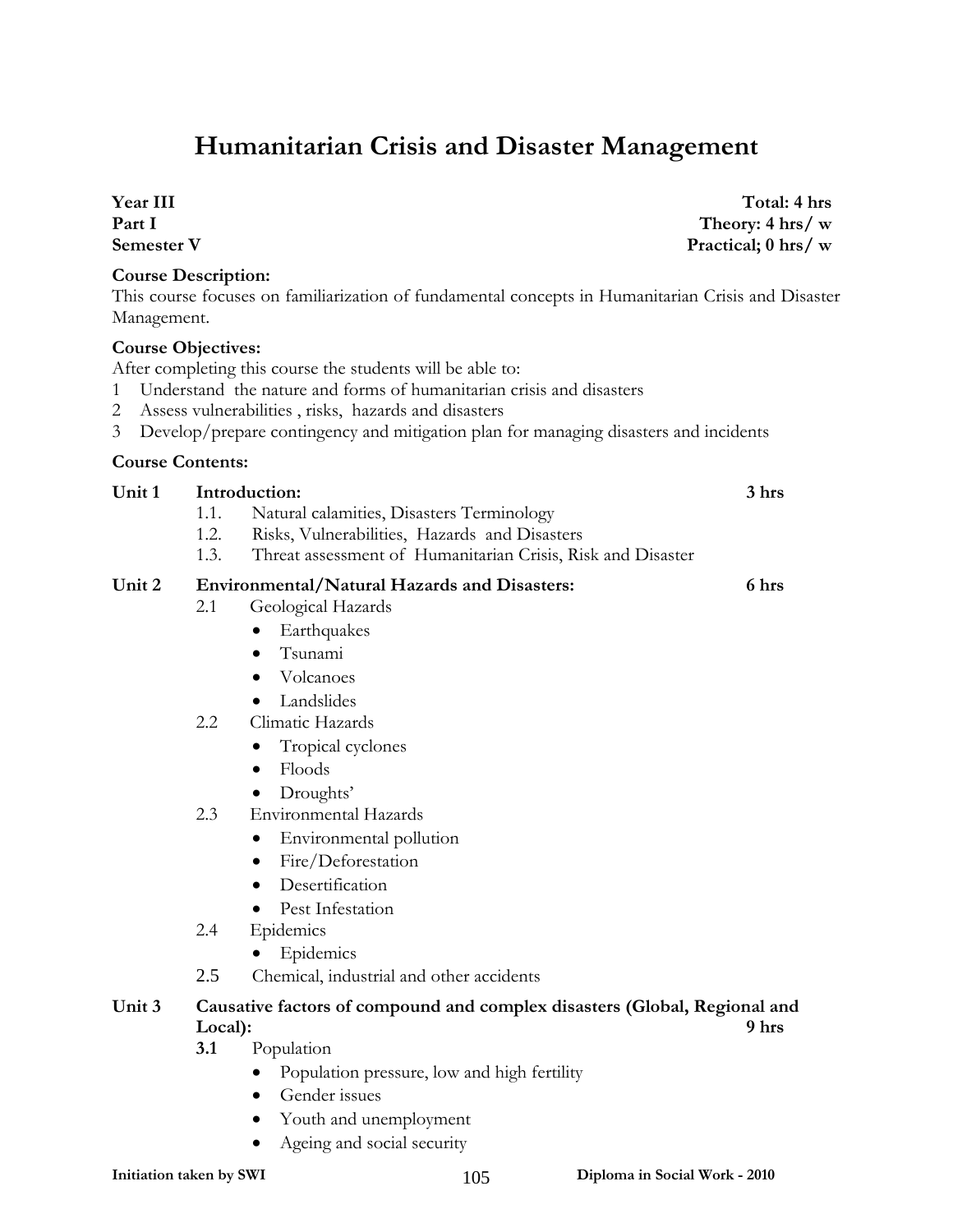# Humanitarian Crisis and Disaster Management

**Year III** **Total: 4 hrs**
**Part I** **Theory: 4 hrs/ w**
**Semester V** **Practical; 0 hrs/ w**

**Course Description:**
This course focuses on familiarization of fundamental concepts in Humanitarian Crisis and Disaster Management.

**Course Objectives:**
After completing this course the students will be able to:
1 Understand the nature and forms of humanitarian crisis and disasters
2 Assess vulnerabilities , risks, hazards and disasters
3 Develop/prepare contingency and mitigation plan for managing disasters and incidents

**Course Contents:**

**Unit 1 Introduction:** **3 hrs**

- 1.1. Natural calamities, Disasters Terminology
- 1.2. Risks, Vulnerabilities, Hazards and Disasters
- 1.3. Threat assessment of Humanitarian Crisis, Risk and Disaster

**Unit 2 Environmental/Natural Hazards and Disasters:** **6 hrs**

- 2.1 Geological Hazards
  - Earthquakes
  - Tsunami
  - Volcanoes
  - Landslides
- 2.2 Climatic Hazards
  - Tropical cyclones
  - Floods
  - Droughts'
- 2.3 Environmental Hazards
  - Environmental pollution
  - Fire/Deforestation
  - Desertification
  - Pest Infestation
- 2.4 Epidemics
  - Epidemics
- 2.5 Chemical, industrial and other accidents

**Unit 3 Causative factors of compound and complex disasters (Global, Regional and Local):** **9 hrs**

- **3.1** Population
  - Population pressure, low and high fertility
  - Gender issues
  - Youth and unemployment
  - Ageing and social security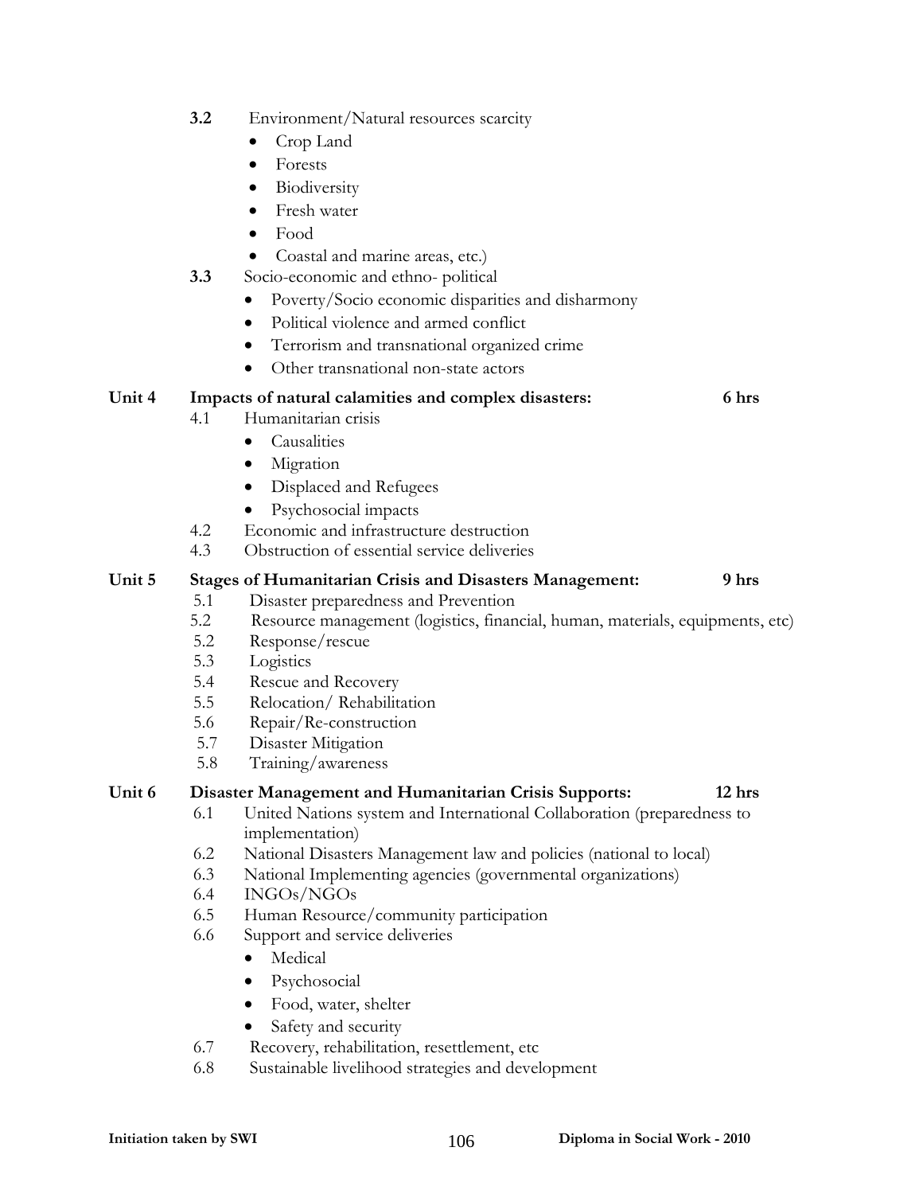**3.2** Environment/Natural resources scarcity

- Crop Land
- Forests
- Biodiversity
- Fresh water
- Food
- Coastal and marine areas, etc.)

**3.3** Socio-economic and ethno- political

- Poverty/Socio economic disparities and disharmony
- Political violence and armed conflict
- Terrorism and transnational organized crime
- Other transnational non-state actors

**Unit 4 Impacts of natural calamities and complex disasters: 6 hrs**

4.1 Humanitarian crisis

- Causalities
- Migration
- Displaced and Refugees
- Psychosocial impacts

4.2 Economic and infrastructure destruction

4.3 Obstruction of essential service deliveries

**Unit 5 Stages of Humanitarian Crisis and Disasters Management: 9 hrs**

5.1 Disaster preparedness and Prevention

5.2 Resource management (logistics, financial, human, materials, equipments, etc)

5.2 Response/rescue

5.3 Logistics

5.4 Rescue and Recovery

5.5 Relocation/ Rehabilitation

5.6 Repair/Re-construction

5.7 Disaster Mitigation

5.8 Training/awareness

**Unit 6 Disaster Management and Humanitarian Crisis Supports: 12 hrs**

6.1 United Nations system and International Collaboration (preparedness to implementation)

6.2 National Disasters Management law and policies (national to local)

6.3 National Implementing agencies (governmental organizations)

6.4 INGOs/NGOs

6.5 Human Resource/community participation

6.6 Support and service deliveries

- Medical
- Psychosocial
- Food, water, shelter
- Safety and security

6.7 Recovery, rehabilitation, resettlement, etc

6.8 Sustainable livelihood strategies and development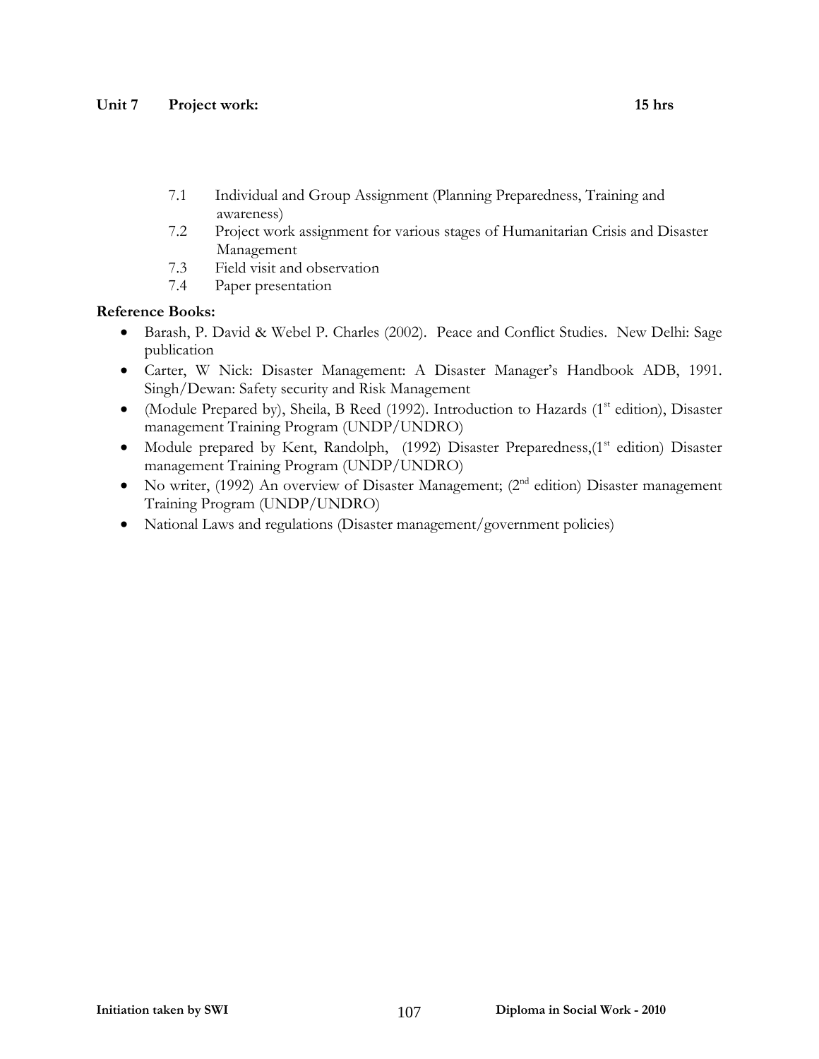**Unit 7 Project work: 15 hrs**

7.1 Individual and Group Assignment (Planning Preparedness, Training and awareness)
7.2 Project work assignment for various stages of Humanitarian Crisis and Disaster Management
7.3 Field visit and observation
7.4 Paper presentation

**Reference Books:**

- Barash, P. David & Webel P. Charles (2002). Peace and Conflict Studies. New Delhi: Sage publication
- Carter, W Nick: Disaster Management: A Disaster Manager's Handbook ADB, 1991. Singh/Dewan: Safety security and Risk Management
- (Module Prepared by), Sheila, B Reed (1992). Introduction to Hazards (1st edition), Disaster management Training Program (UNDP/UNDRO)
- Module prepared by Kent, Randolph, (1992) Disaster Preparedness,(1st edition) Disaster management Training Program (UNDP/UNDRO)
- No writer, (1992) An overview of Disaster Management; (2nd edition) Disaster management Training Program (UNDP/UNDRO)
- National Laws and regulations (Disaster management/government policies)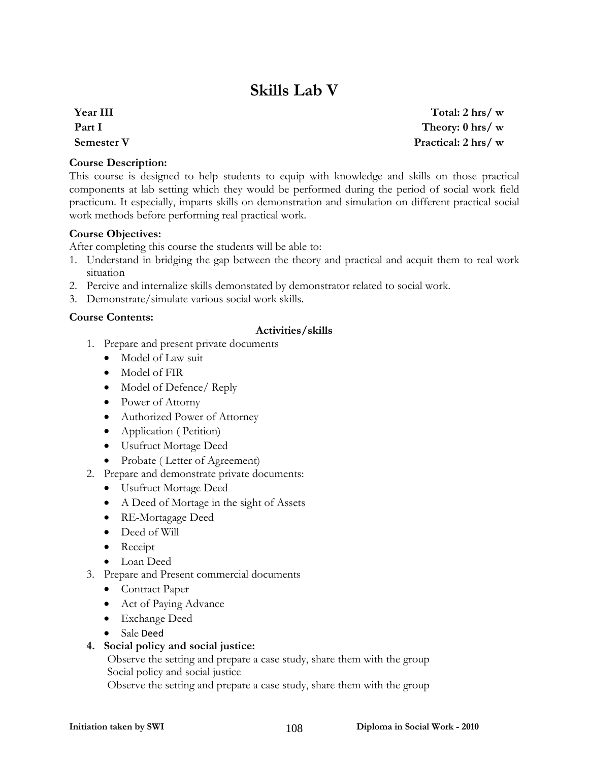# Skills Lab V

**Year III** | **Total: 2 hrs/ w**
**Part I** | **Theory: 0 hrs/ w**
**Semester V** | **Practical: 2 hrs/ w**

**Course Description:**
This course is designed to help students to equip with knowledge and skills on those practical components at lab setting which they would be performed during the period of social work field practicum. It especially, imparts skills on demonstration and simulation on different practical social work methods before performing real practical work.

**Course Objectives:**
After completing this course the students will be able to:
1. Understand in bridging the gap between the theory and practical and acquit them to real work situation
2. Percive and internalize skills demonstated by demonstrator related to social work.
3. Demonstrate/simulate various social work skills.

**Course Contents:**

**Activities/skills**

1. Prepare and present private documents
   - Model of Law suit
   - Model of FIR
   - Model of Defence/ Reply
   - Power of Attorny
   - Authorized Power of Attorny
   - Application ( Petition)
   - Usufruct Mortage Deed
   - Probate ( Letter of Agreement)
2. Prepare and demonstrate private documents:
   - Usufruct Mortage Deed
   - A Deed of Mortage in the sight of Assets
   - RE-Mortagage Deed
   - Deed of Will
   - Receipt
   - Loan Deed
3. Prepare and Present commercial documents
   - Contract Paper
   - Act of Paying Advance
   - Exchange Deed
   - Sale Deed
4. **Social policy and social justice:**
   Observe the setting and prepare a case study, share them with the group
   Social policy and social justice
   Observe the setting and prepare a case study, share them with the group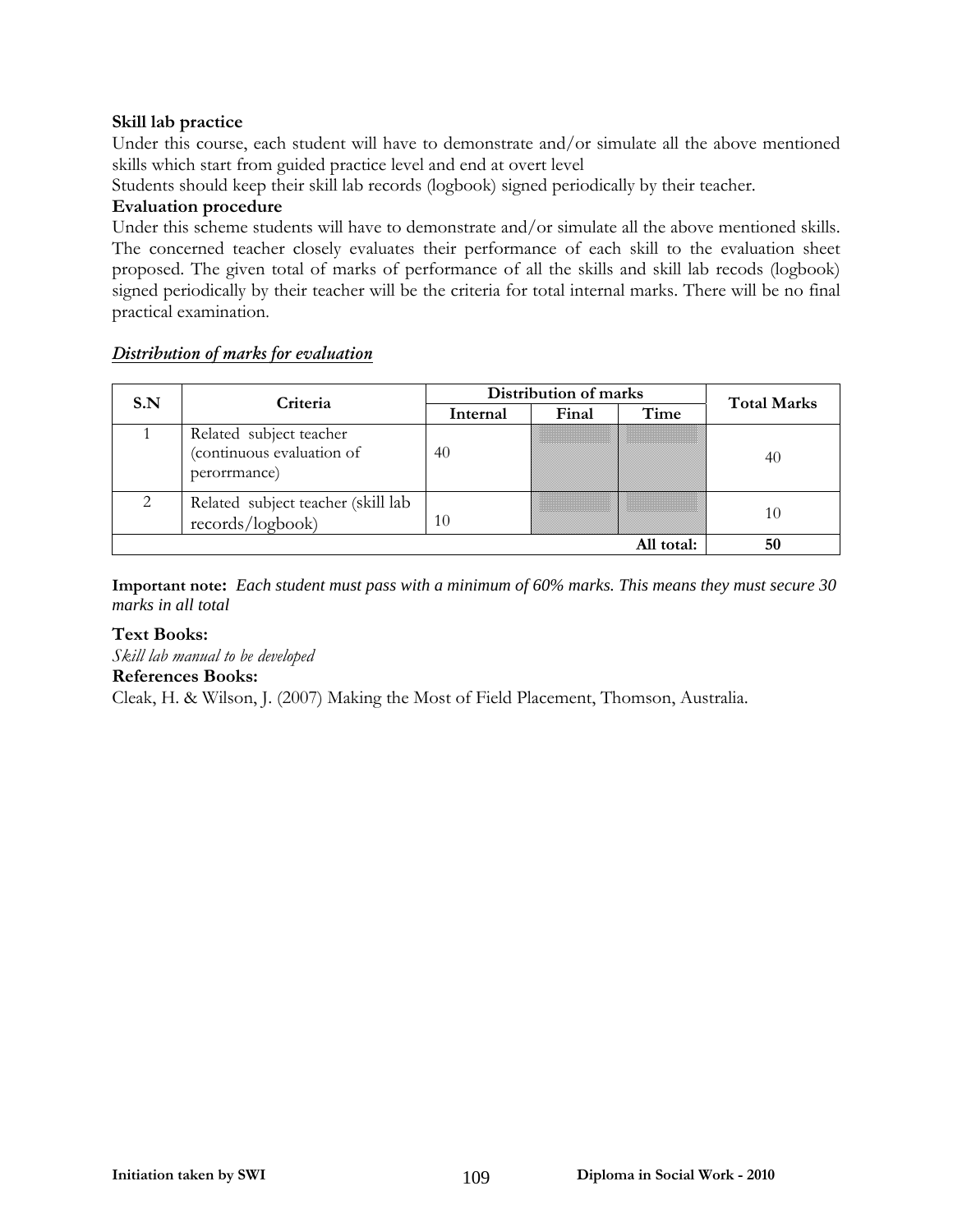**Skill lab practice**

Under this course, each student will have to demonstrate and/or simulate all the above mentioned skills which start from guided practice level and end at overt level

Students should keep their skill lab records (logbook) signed periodically by their teacher.

**Evaluation procedure**

Under this scheme students will have to demonstrate and/or simulate all the above mentioned skills. The concerned teacher closely evaluates their performance of each skill to the evaluation sheet proposed. The given total of marks of performance of all the skills and skill lab recods (logbook) signed periodically by their teacher will be the criteria for total internal marks. There will be no final practical examination.

***Distribution of marks for evaluation***

| S.N | Criteria | Distribution of marks | | | Total Marks |
|---|---|---|---|---|---|
| | | Internal | Final | Time | |
| 1 | Related subject teacher (continuous evaluation of perorrmance) | 40 | | | 40 |
| 2 | Related subject teacher (skill lab records/logbook) | 10 | | | 10 |
| | | | | All total: | 50 |

**Important note:** *Each student must pass with a minimum of 60% marks. This means they must secure 30 marks in all total*

**Text Books:**

*Skill lab manual to be developed*

**References Books:**

Cleak, H. & Wilson, J. (2007) Making the Most of Field Placement, Thomson, Australia.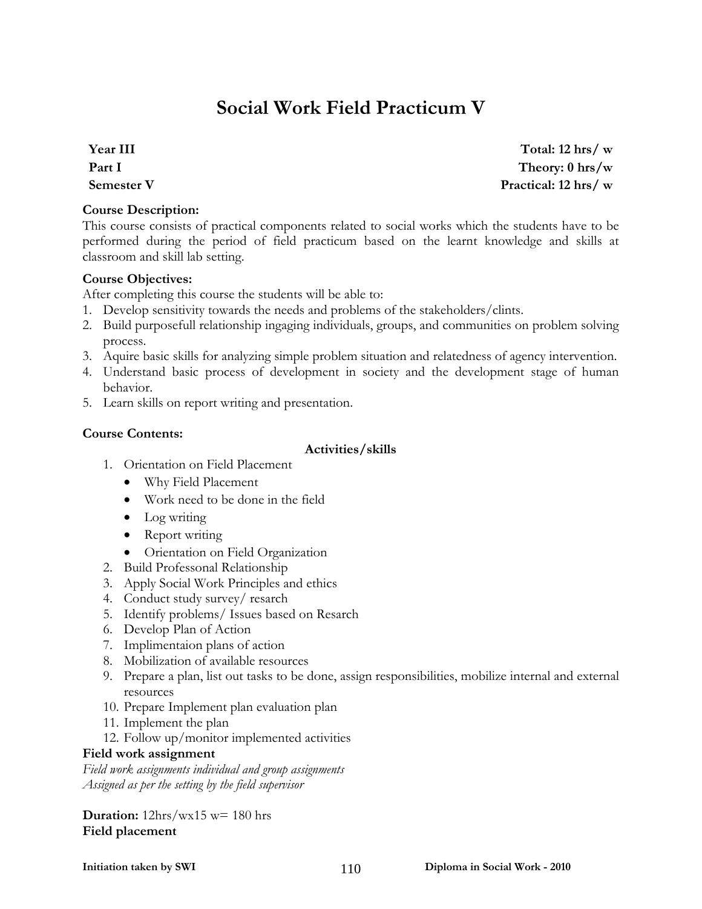# Social Work Field Practicum V

**Year III** | **Total: 12 hrs/ w**
**Part I** | **Theory: 0 hrs/w**
**Semester V** | **Practical: 12 hrs/ w**

**Course Description:**
This course consists of practical components related to social works which the students have to be performed during the period of field practicum based on the learnt knowledge and skills at classroom and skill lab setting.

**Course Objectives:**
After completing this course the students will be able to:

1. Develop sensitivity towards the needs and problems of the stakeholders/clints.
2. Build purposefull relationship ingaging individuals, groups, and communities on problem solving process.
3. Aquire basic skills for analyzing simple problem situation and relatedness of agency intervention.
4. Understand basic process of development in society and the development stage of human behavior.
5. Learn skills on report writing and presentation.

**Course Contents:**

**Activities/skills**

1. Orientation on Field Placement
   - Why Field Placement
   - Work need to be done in the field
   - Log writing
   - Report writing
   - Orientation on Field Organization
2. Build Professonal Relationship
3. Apply Social Work Principles and ethics
4. Conduct study survey/ resarch
5. Identify problems/ Issues based on Resarch
6. Develop Plan of Action
7. Implimentaion plans of action
8. Mobilization of available resources
9. Prepare a plan, list out tasks to be done, assign responsibilities, mobilize internal and external resources
10. Prepare Implement plan evaluation plan
11. Implement the plan
12. Follow up/monitor implemented activities

**Field work assignment**
*Field work assignments individual and group assignments*
*Assigned as per the setting by the field supervisor*

**Duration:** 12hrs/wx15 w= 180 hrs
**Field placement**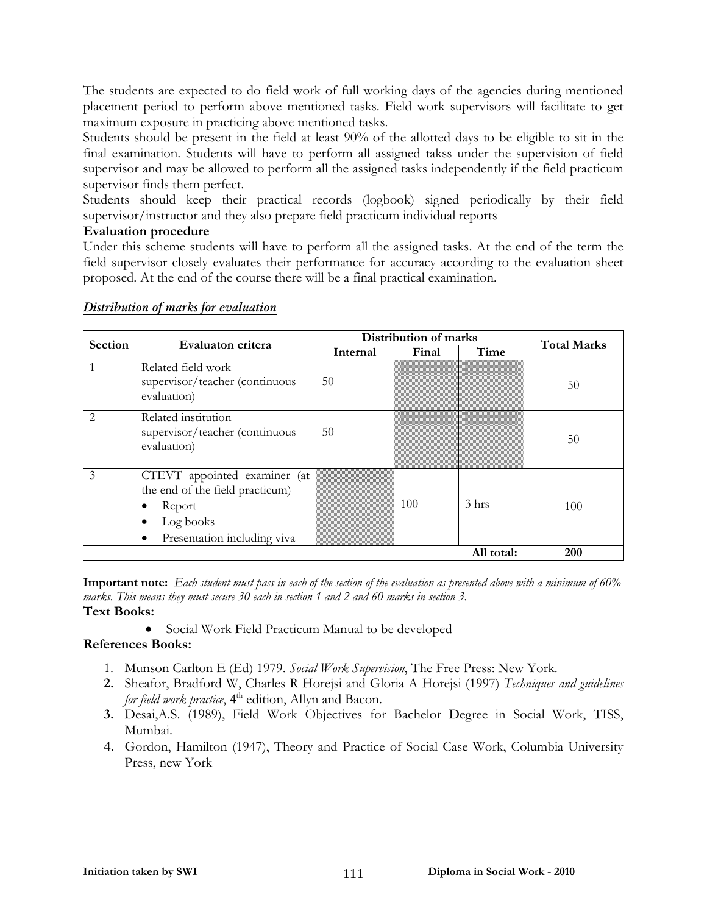The students are expected to do field work of full working days of the agencies during mentioned placement period to perform above mentioned tasks. Field work supervisors will facilitate to get maximum exposure in practicing above mentioned tasks.

Students should be present in the field at least 90% of the allotted days to be eligible to sit in the final examination. Students will have to perform all assigned takss under the supervision of field supervisor and may be allowed to perform all the assigned tasks independently if the field practicum supervisor finds them perfect.

Students should keep their practical records (logbook) signed periodically by their field supervisor/instructor and they also prepare field practicum individual reports

**Evaluation procedure**

Under this scheme students will have to perform all the assigned tasks. At the end of the term the field supervisor closely evaluates their performance for accuracy according to the evaluation sheet proposed. At the end of the course there will be a final practical examination.

***Distribution of marks for evaluation***

| Section | Evaluaton critera | Distribution of marks | | | Total Marks |
|---|---|---|---|---|---|
| | | Internal | Final | Time | |
| 1 | Related field work supervisor/teacher (continuous evaluation) | 50 | | | 50 |
| 2 | Related institution supervisor/teacher (continuous evaluation) | 50 | | | 50 |
| 3 | CTEVT appointed examiner (at the end of the field practicum)<br>• Report<br>• Log books<br>• Presentation including viva | | 100 | 3 hrs | 100 |
| | | | | All total: | **200** |

**Important note:** *Each student must pass in each of the section of the evaluation as presented above with a minimum of 60% marks. This means they must secure 30 each in section 1 and 2 and 60 marks in section 3.*

**Text Books:**

- Social Work Field Practicum Manual to be developed

**References Books:**

1. Munson Carlton E (Ed) 1979. *Social Work Supervision*, The Free Press: New York.
2. Sheafor, Bradford W, Charles R Horejsi and Gloria A Horejsi (1997) *Techniques and guidelines for field work practice*, 4th edition, Allyn and Bacon.
3. Desai,A.S. (1989), Field Work Objectives for Bachelor Degree in Social Work, TISS, Mumbai.
4. Gordon, Hamilton (1947), Theory and Practice of Social Case Work, Columbia University Press, new York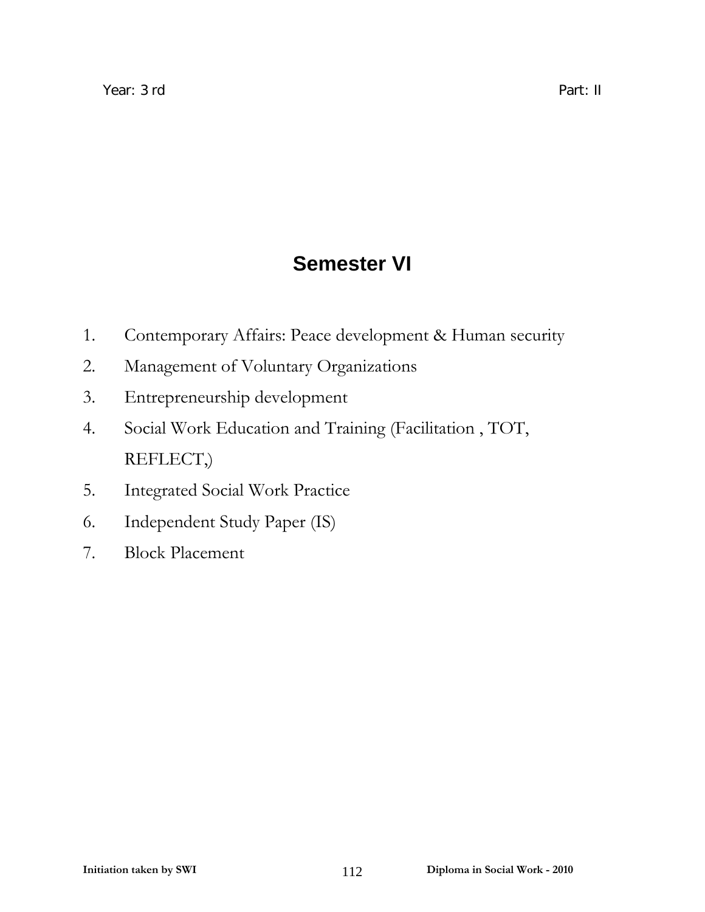Year: 3 rd Part: II

# Semester VI

1. Contemporary Affairs: Peace development & Human security
2. Management of Voluntary Organizations
3. Entrepreneurship development
4. Social Work Education and Training (Facilitation , TOT, REFLECT,)
5. Integrated Social Work Practice
6. Independent Study Paper (IS)
7. Block Placement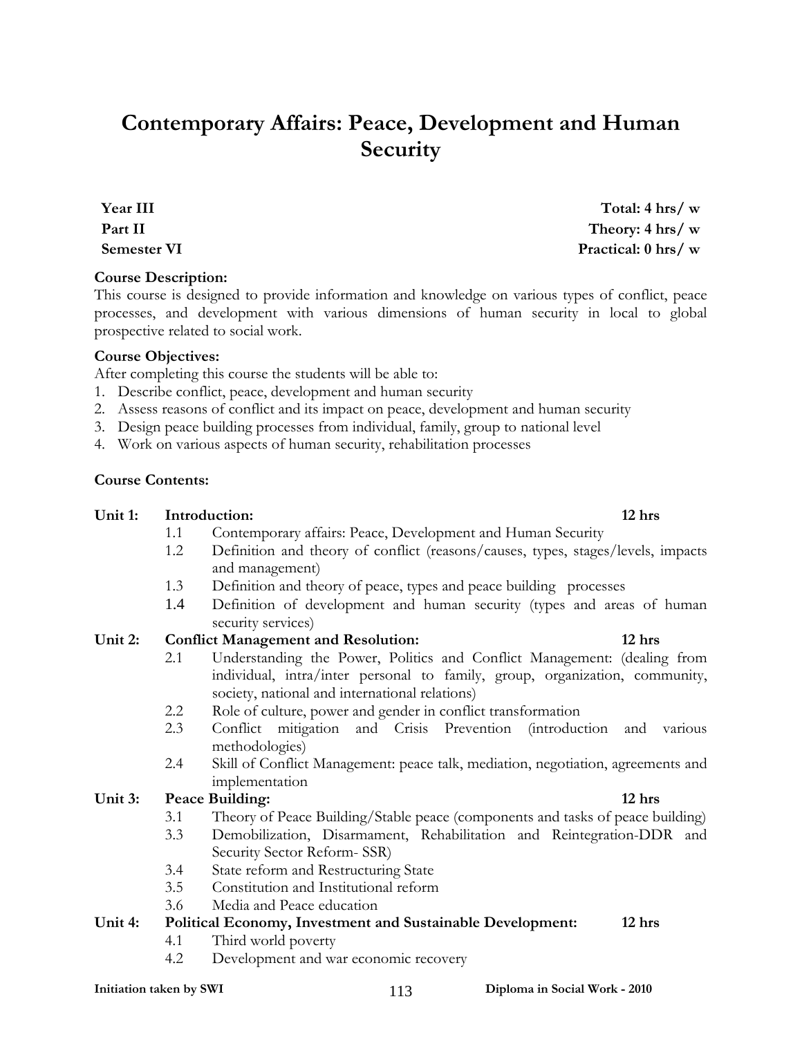# Contemporary Affairs: Peace, Development and Human Security

**Year III** | **Total: 4 hrs/ w**
**Part II** | **Theory: 4 hrs/ w**
**Semester VI** | **Practical: 0 hrs/ w**

**Course Description:**
This course is designed to provide information and knowledge on various types of conflict, peace processes, and development with various dimensions of human security in local to global prospective related to social work.

**Course Objectives:**
After completing this course the students will be able to:
1. Describe conflict, peace, development and human security
2. Assess reasons of conflict and its impact on peace, development and human security
3. Design peace building processes from individual, family, group to national level
4. Work on various aspects of human security, rehabilitation processes

**Course Contents:**

**Unit 1: Introduction: 12 hrs**

- 1.1 Contemporary affairs: Peace, Development and Human Security
- 1.2 Definition and theory of conflict (reasons/causes, types, stages/levels, impacts and management)
- 1.3 Definition and theory of peace, types and peace building processes
- 1.4 Definition of development and human security (types and areas of human security services)

**Unit 2: Conflict Management and Resolution: 12 hrs**

- 2.1 Understanding the Power, Politics and Conflict Management: (dealing from individual, intra/inter personal to family, group, organization, community, society, national and international relations)
- 2.2 Role of culture, power and gender in conflict transformation
- 2.3 Conflict mitigation and Crisis Prevention (introduction and various methodologies)
- 2.4 Skill of Conflict Management: peace talk, mediation, negotiation, agreements and implementation

**Unit 3: Peace Building: 12 hrs**

- 3.1 Theory of Peace Building/Stable peace (components and tasks of peace building)
- 3.3 Demobilization, Disarmament, Rehabilitation and Reintegration-DDR and Security Sector Reform- SSR)
- 3.4 State reform and Restructuring State
- 3.5 Constitution and Institutional reform
- 3.6 Media and Peace education

**Unit 4: Political Economy, Investment and Sustainable Development: 12 hrs**

- 4.1 Third world poverty
- 4.2 Development and war economic recovery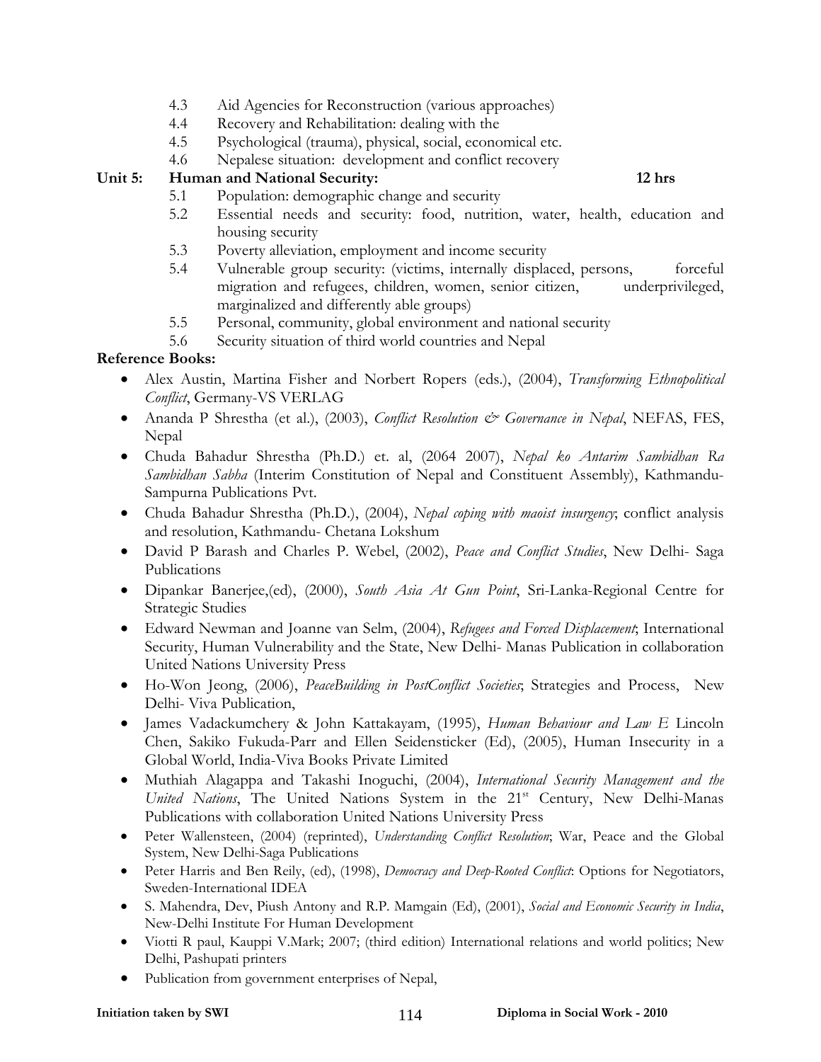4.3 Aid Agencies for Reconstruction (various approaches)
4.4 Recovery and Rehabilitation: dealing with the
4.5 Psychological (trauma), physical, social, economical etc.
4.6 Nepalese situation: development and conflict recovery

**Unit 5: Human and National Security: 12 hrs**

5.1 Population: demographic change and security
5.2 Essential needs and security: food, nutrition, water, health, education and housing security
5.3 Poverty alleviation, employment and income security
5.4 Vulnerable group security: (victims, internally displaced, persons, forceful migration and refugees, children, women, senior citizen, underprivileged, marginalized and differently able groups)
5.5 Personal, community, global environment and national security
5.6 Security situation of third world countries and Nepal

**Reference Books:**

- Alex Austin, Martina Fisher and Norbert Ropers (eds.), (2004), *Transforming Ethnopolitical Conflict*, Germany-VS VERLAG
- Ananda P Shrestha (et al.), (2003), *Conflict Resolution & Governance in Nepal*, NEFAS, FES, Nepal
- Chuda Bahadur Shrestha (Ph.D.) et. al, (2064 2007), *Nepal ko Antarim Sambidhan Ra Sambidhan Sabha* (Interim Constitution of Nepal and Constituent Assembly), Kathmandu-Sampurna Publications Pvt.
- Chuda Bahadur Shrestha (Ph.D.), (2004), *Nepal coping with maoist insurgency*; conflict analysis and resolution, Kathmandu- Chetana Lokshum
- David P Barash and Charles P. Webel, (2002), *Peace and Conflict Studies*, New Delhi- Saga Publications
- Dipankar Banerjee,(ed), (2000), *South Asia At Gun Point*, Sri-Lanka-Regional Centre for Strategic Studies
- Edward Newman and Joanne van Selm, (2004), *Refugees and Forced Displacement*; International Security, Human Vulnerability and the State, New Delhi- Manas Publication in collaboration United Nations University Press
- Ho-Won Jeong, (2006), *PeaceBuilding in PostConflict Societies*; Strategies and Process, New Delhi- Viva Publication,
- James Vadackumchery & John Kattakayam, (1995), *Human Behaviour and Law E* Lincoln Chen, Sakiko Fukuda-Parr and Ellen Seidensticker (Ed), (2005), Human Insecurity in a Global World, India-Viva Books Private Limited
- Muthiah Alagappa and Takashi Inoguchi, (2004), *International Security Management and the United Nations*, The United Nations System in the 21st Century, New Delhi-Manas Publications with collaboration United Nations University Press
- Peter Wallensteen, (2004) (reprinted), *Understanding Conflict Resolution*; War, Peace and the Global System, New Delhi-Saga Publications
- Peter Harris and Ben Reily, (ed), (1998), *Democracy and Deep-Rooted Conflict*: Options for Negotiators, Sweden-International IDEA
- S. Mahendra, Dev, Piush Antony and R.P. Mamgain (Ed), (2001), *Social and Economic Security in India*, New-Delhi Institute For Human Development
- Viotti R paul, Kauppi V.Mark; 2007; (third edition) International relations and world politics; New Delhi, Pashupati printers
- Publication from government enterprises of Nepal,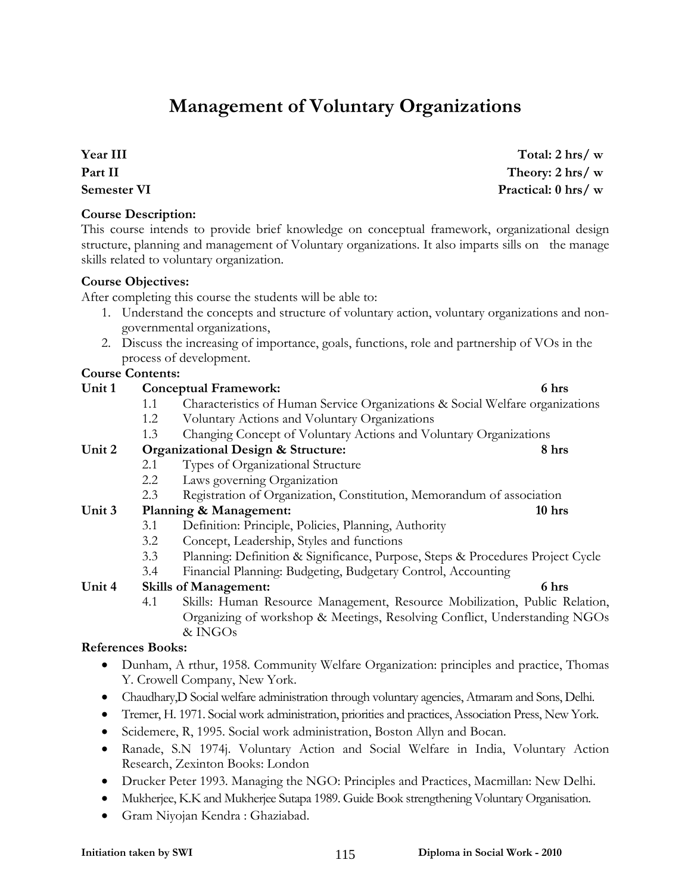# Management of Voluntary Organizations

**Year III** **Total: 2 hrs/ w**
**Part II** **Theory: 2 hrs/ w**
**Semester VI** **Practical: 0 hrs/ w**

**Course Description:**
This course intends to provide brief knowledge on conceptual framework, organizational design structure, planning and management of Voluntary organizations. It also imparts sills on the manage skills related to voluntary organization.

**Course Objectives:**
After completing this course the students will be able to:

1. Understand the concepts and structure of voluntary action, voluntary organizations and non-governmental organizations,
2. Discuss the increasing of importance, goals, functions, role and partnership of VOs in the process of development.

**Course Contents:**

**Unit 1 Conceptual Framework: 6 hrs**

- 1.1 Characteristics of Human Service Organizations & Social Welfare organizations
- 1.2 Voluntary Actions and Voluntary Organizations
- 1.3 Changing Concept of Voluntary Actions and Voluntary Organizations

**Unit 2 Organizational Design & Structure: 8 hrs**

- 2.1 Types of Organizational Structure
- 2.2 Laws governing Organization
- 2.3 Registration of Organization, Constitution, Memorandum of association

**Unit 3 Planning & Management: 10 hrs**

- 3.1 Definition: Principle, Policies, Planning, Authority
- 3.2 Concept, Leadership, Styles and functions
- 3.3 Planning: Definition & Significance, Purpose, Steps & Procedures Project Cycle
- 3.4 Financial Planning: Budgeting, Budgetary Control, Accounting

**Unit 4 Skills of Management: 6 hrs**

- 4.1 Skills: Human Resource Management, Resource Mobilization, Public Relation, Organizing of workshop & Meetings, Resolving Conflict, Understanding NGOs & INGOs

**References Books:**

- Dunham, A rthur, 1958. Community Welfare Organization: principles and practice, Thomas Y. Crowell Company, New York.
- Chaudhary,D Social welfare administration through voluntary agencies, Atmaram and Sons, Delhi.
- Tremer, H. 1971. Social work administration, priorities and practices, Association Press, New York.
- Scidemere, R, 1995. Social work administration, Boston Allyn and Bocan.
- Ranade, S.N 1974j. Voluntary Action and Social Welfare in India, Voluntary Action Research, Zexinton Books: London
- Drucker Peter 1993. Managing the NGO: Principles and Practices, Macmillan: New Delhi.
- Mukherjee, K.K and Mukherjee Sutapa 1989. Guide Book strengthening Voluntary Organisation.
- Gram Niyojan Kendra : Ghaziabad.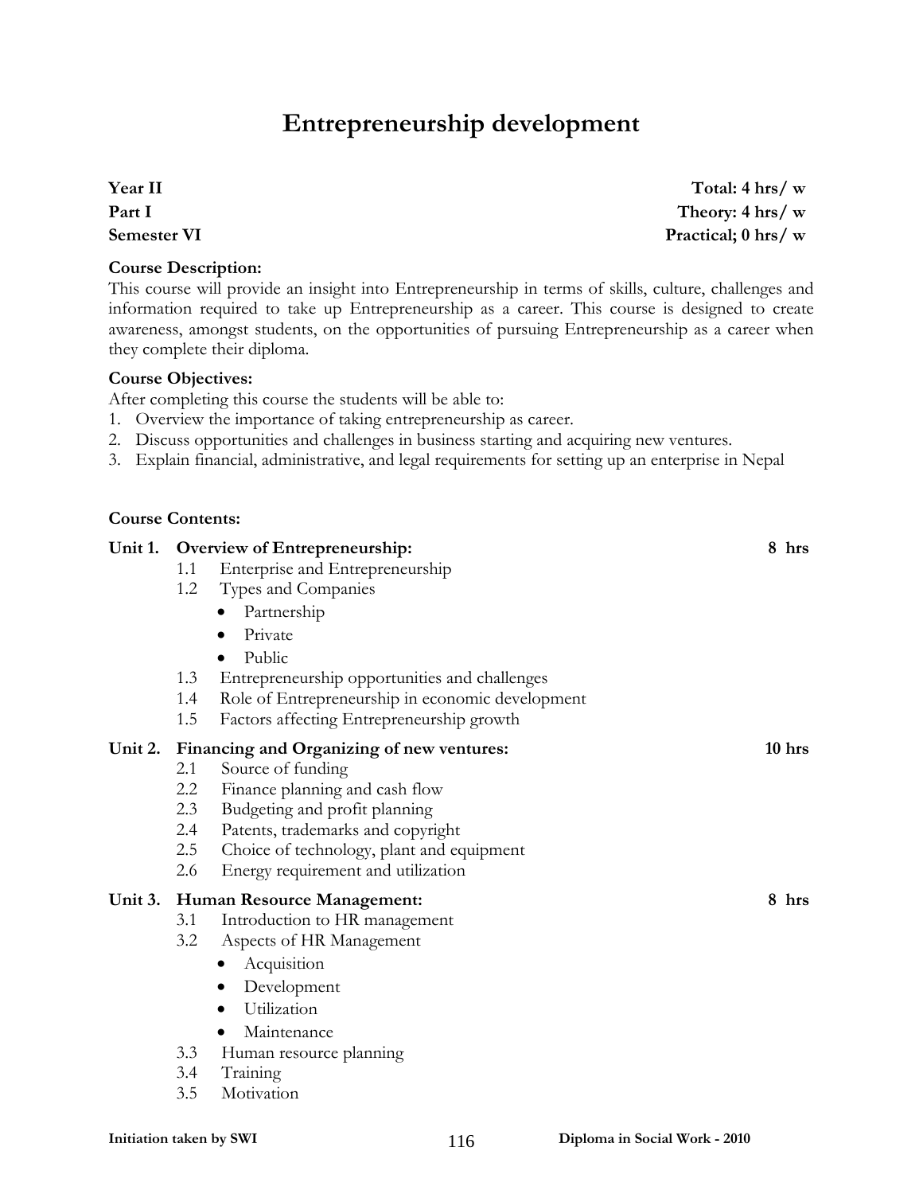# Entrepreneurship development

**Year II** **Total: 4 hrs/ w**
**Part I** **Theory: 4 hrs/ w**
**Semester VI** **Practical; 0 hrs/ w**

**Course Description:**
This course will provide an insight into Entrepreneurship in terms of skills, culture, challenges and information required to take up Entrepreneurship as a career. This course is designed to create awareness, amongst students, on the opportunities of pursuing Entrepreneurship as a career when they complete their diploma.

**Course Objectives:**
After completing this course the students will be able to:
1. Overview the importance of taking entrepreneurship as career.
2. Discuss opportunities and challenges in business starting and acquiring new ventures.
3. Explain financial, administrative, and legal requirements for setting up an enterprise in Nepal

**Course Contents:**

**Unit 1. Overview of Entrepreneurship:** **8 hrs**
- 1.1 Enterprise and Entrepreneurship
- 1.2 Types and Companies
  - Partnership
  - Private
  - Public
- 1.3 Entrepreneurship opportunities and challenges
- 1.4 Role of Entrepreneurship in economic development
- 1.5 Factors affecting Entrepreneurship growth

**Unit 2. Financing and Organizing of new ventures:** **10 hrs**
- 2.1 Source of funding
- 2.2 Finance planning and cash flow
- 2.3 Budgeting and profit planning
- 2.4 Patents, trademarks and copyright
- 2.5 Choice of technology, plant and equipment
- 2.6 Energy requirement and utilization

**Unit 3. Human Resource Management:** **8 hrs**
- 3.1 Introduction to HR management
- 3.2 Aspects of HR Management
  - Acquisition
  - Development
  - Utilization
  - Maintenance
- 3.3 Human resource planning
- 3.4 Training
- 3.5 Motivation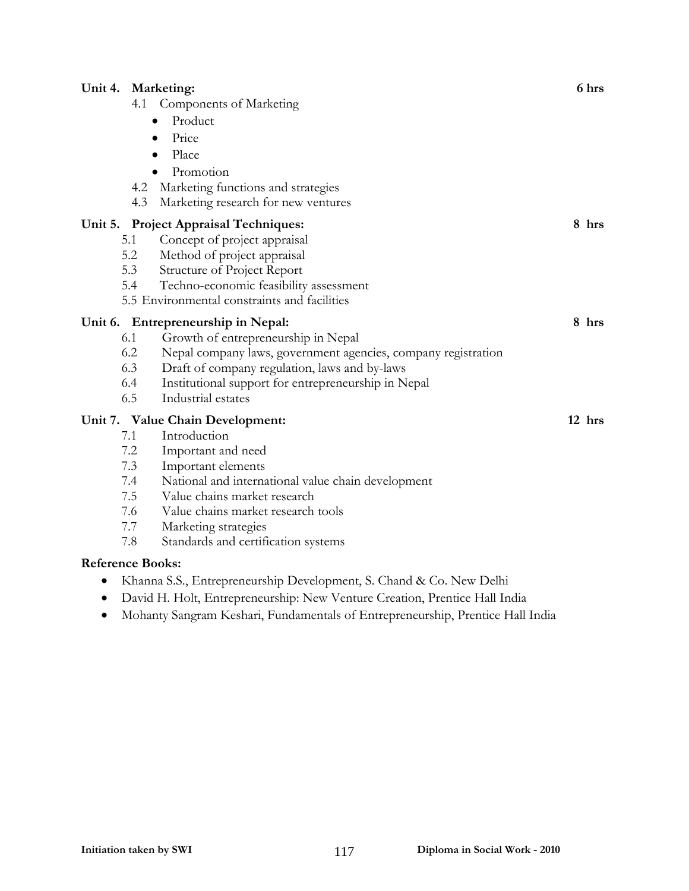**Unit 4. Marketing:** **6 hrs**

4.1 Components of Marketing
- Product
- Price
- Place
- Promotion

4.2 Marketing functions and strategies
4.3 Marketing research for new ventures

**Unit 5. Project Appraisal Techniques:** **8 hrs**

5.1 Concept of project appraisal
5.2 Method of project appraisal
5.3 Structure of Project Report
5.4 Techno-economic feasibility assessment
5.5 Environmental constraints and facilities

**Unit 6. Entrepreneurship in Nepal:** **8 hrs**

6.1 Growth of entrepreneurship in Nepal
6.2 Nepal company laws, government agencies, company registration
6.3 Draft of company regulation, laws and by-laws
6.4 Institutional support for entrepreneurship in Nepal
6.5 Industrial estates

**Unit 7. Value Chain Development:** **12 hrs**

7.1 Introduction
7.2 Important and need
7.3 Important elements
7.4 National and international value chain development
7.5 Value chains market research
7.6 Value chains market research tools
7.7 Marketing strategies
7.8 Standards and certification systems

**Reference Books:**

- Khanna S.S., Entrepreneurship Development, S. Chand & Co. New Delhi
- David H. Holt, Entrepreneurship: New Venture Creation, Prentice Hall India
- Mohanty Sangram Keshari, Fundamentals of Entrepreneurship, Prentice Hall India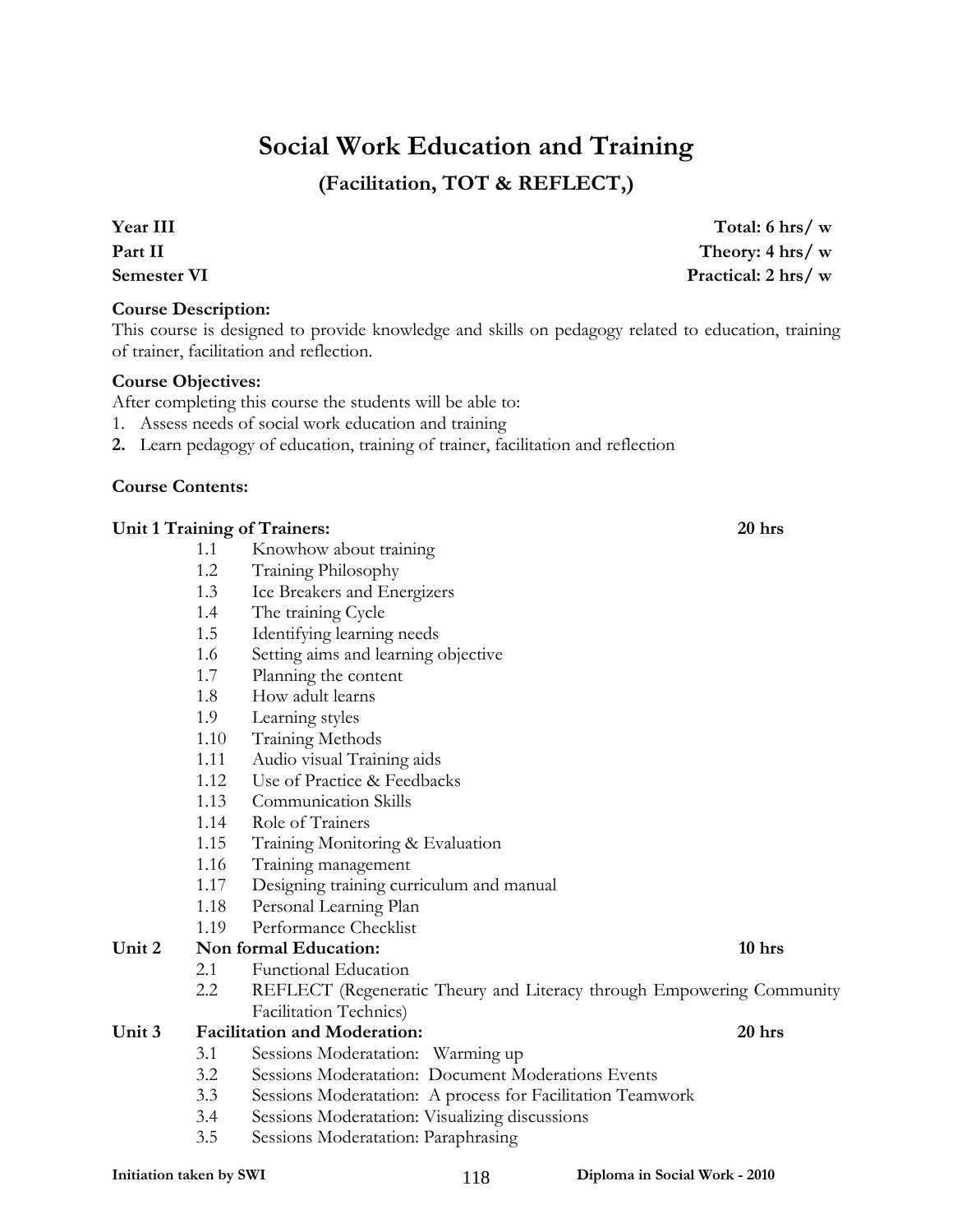# Social Work Education and Training

## (Facilitation, TOT & REFLECT,)

**Year III** — **Total: 6 hrs/ w**
**Part II** — **Theory: 4 hrs/ w**
**Semester VI** — **Practical: 2 hrs/ w**

**Course Description:**
This course is designed to provide knowledge and skills on pedagogy related to education, training of trainer, facilitation and reflection.

**Course Objectives:**
After completing this course the students will be able to:
1. Assess needs of social work education and training
2. Learn pedagogy of education, training of trainer, facilitation and reflection

**Course Contents:**

**Unit 1 Training of Trainers:** **20 hrs**

- 1.1 Knowhow about training
- 1.2 Training Philosophy
- 1.3 Ice Breakers and Energizers
- 1.4 The training Cycle
- 1.5 Identifying learning needs
- 1.6 Setting aims and learning objective
- 1.7 Planning the content
- 1.8 How adult learns
- 1.9 Learning styles
- 1.10 Training Methods
- 1.11 Audio visual Training aids
- 1.12 Use of Practice & Feedbacks
- 1.13 Communication Skills
- 1.14 Role of Trainers
- 1.15 Training Monitoring & Evaluation
- 1.16 Training management
- 1.17 Designing training curriculum and manual
- 1.18 Personal Learning Plan
- 1.19 Performance Checklist

**Unit 2 Non formal Education:** **10 hrs**

- 2.1 Functional Education
- 2.2 REFLECT (Regeneratic Theury and Literacy through Empowering Community Facilitation Technics)

**Unit 3 Facilitation and Moderation:** **20 hrs**

- 3.1 Sessions Moderatation: Warming up
- 3.2 Sessions Moderatation: Document Moderations Events
- 3.3 Sessions Moderatation: A process for Facilitation Teamwork
- 3.4 Sessions Moderatation: Visualizing discussions
- 3.5 Sessions Moderatation: Paraphrasing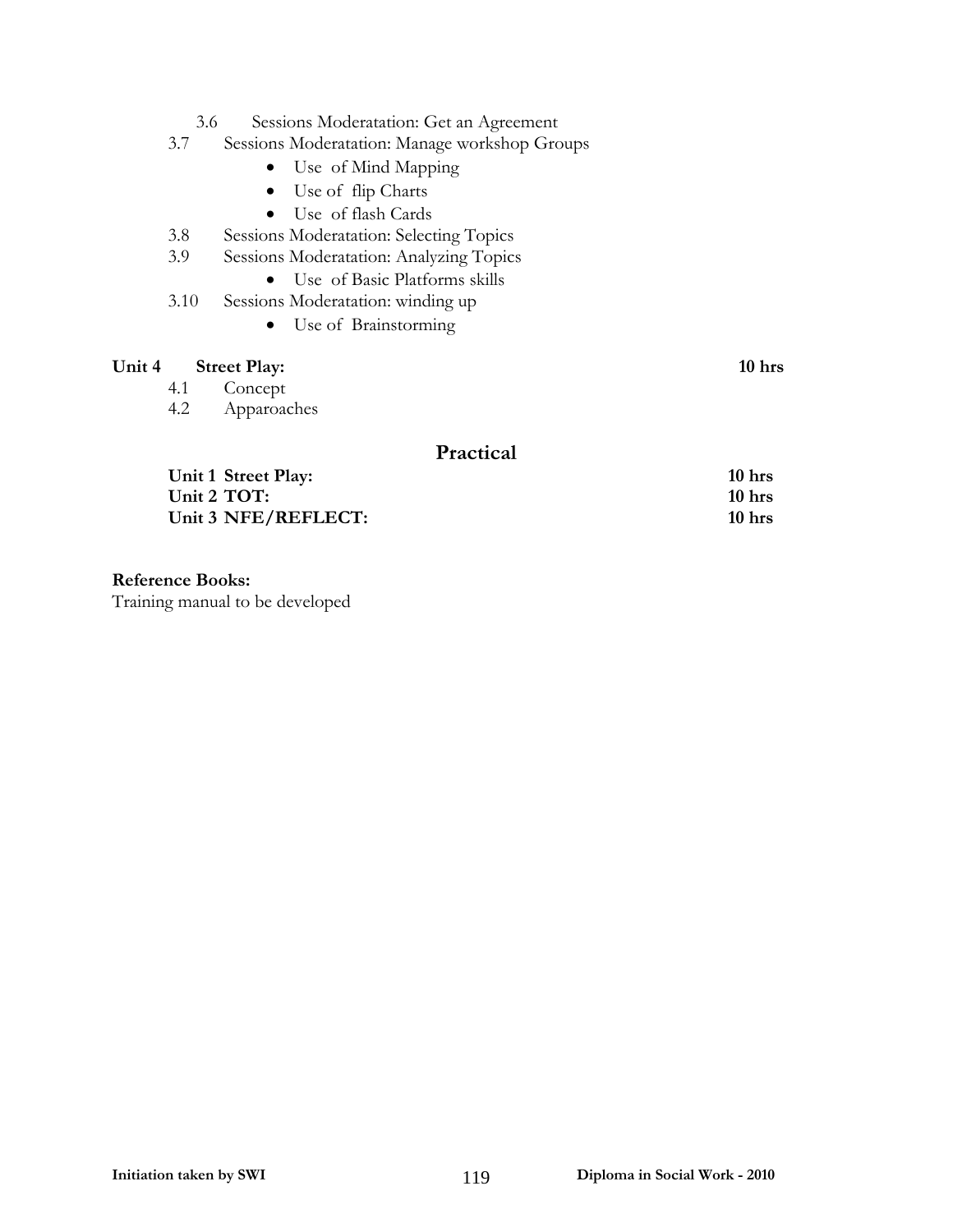3.6 Sessions Moderatation: Get an Agreement

3.7 Sessions Moderatation: Manage workshop Groups
- Use of Mind Mapping
- Use of flip Charts
- Use of flash Cards

3.8 Sessions Moderatation: Selecting Topics

3.9 Sessions Moderatation: Analyzing Topics
- Use of Basic Platforms skills

3.10 Sessions Moderatation: winding up
- Use of Brainstorming

**Unit 4 Street Play: 10 hrs**

4.1 Concept

4.2 Apparoaches

## Practical

| | |
|---|---|
| **Unit 1 Street Play:** | **10 hrs** |
| **Unit 2 TOT:** | **10 hrs** |
| **Unit 3 NFE/REFLECT:** | **10 hrs** |

**Reference Books:**

Training manual to be developed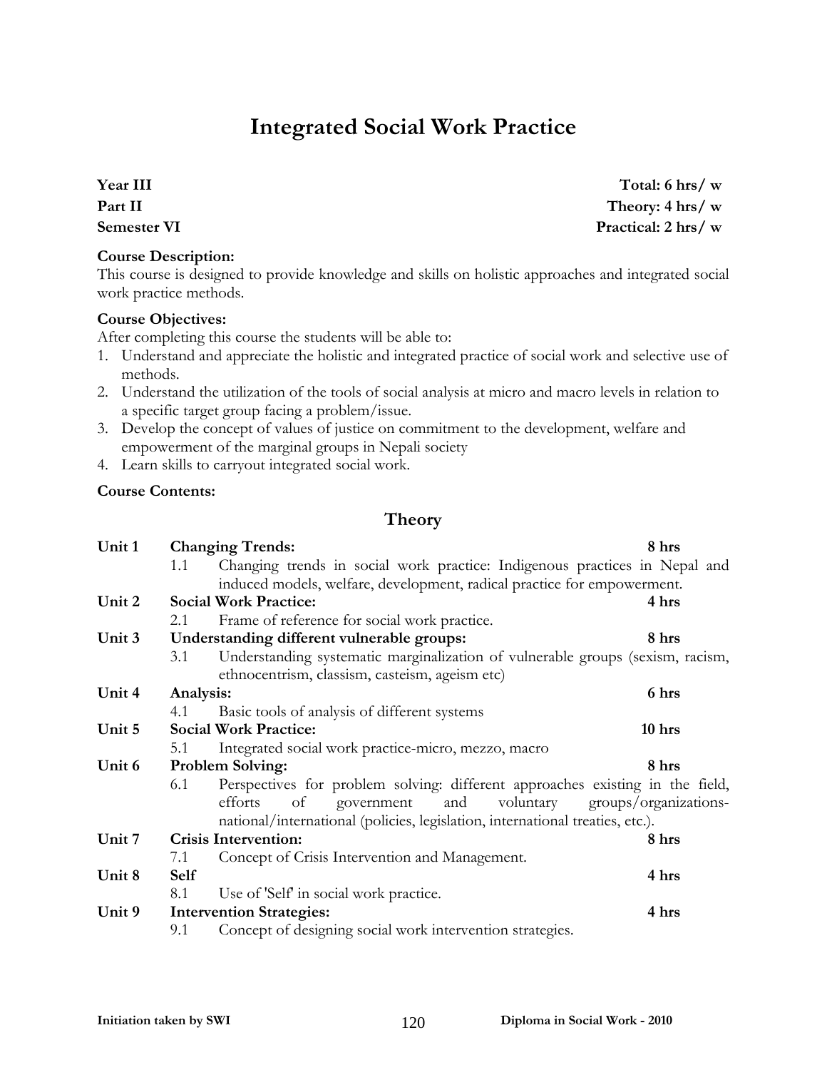# Integrated Social Work Practice

**Year III** — **Total: 6 hrs/ w**
**Part II** — **Theory: 4 hrs/ w**
**Semester VI** — **Practical: 2 hrs/ w**

**Course Description:**
This course is designed to provide knowledge and skills on holistic approaches and integrated social work practice methods.

**Course Objectives:**
After completing this course the students will be able to:

1. Understand and appreciate the holistic and integrated practice of social work and selective use of methods.
2. Understand the utilization of the tools of social analysis at micro and macro levels in relation to a specific target group facing a problem/issue.
3. Develop the concept of values of justice on commitment to the development, welfare and empowerment of the marginal groups in Nepali society
4. Learn skills to carryout integrated social work.

**Course Contents:**

## Theory

| Unit | | Content | Hours |
|---|---|---|---|
| Unit 1 | | **Changing Trends:** | 8 hrs |
| | 1.1 | Changing trends in social work practice: Indigenous practices in Nepal and induced models, welfare, development, radical practice for empowerment. | |
| Unit 2 | | **Social Work Practice:** | 4 hrs |
| | 2.1 | Frame of reference for social work practice. | |
| Unit 3 | | **Understanding different vulnerable groups:** | 8 hrs |
| | 3.1 | Understanding systematic marginalization of vulnerable groups (sexism, racism, ethnocentrism, classism, casteism, ageism etc) | |
| Unit 4 | | **Analysis:** | 6 hrs |
| | 4.1 | Basic tools of analysis of different systems | |
| Unit 5 | | **Social Work Practice:** | 10 hrs |
| | 5.1 | Integrated social work practice-micro, mezzo, macro | |
| Unit 6 | | **Problem Solving:** | 8 hrs |
| | 6.1 | Perspectives for problem solving: different approaches existing in the field, efforts of government and voluntary groups/organizations-national/international (policies, legislation, international treaties, etc.). | |
| Unit 7 | | **Crisis Intervention:** | 8 hrs |
| | 7.1 | Concept of Crisis Intervention and Management. | |
| Unit 8 | | **Self** | 4 hrs |
| | 8.1 | Use of 'Self' in social work practice. | |
| Unit 9 | | **Intervention Strategies:** | 4 hrs |
| | 9.1 | Concept of designing social work intervention strategies. | |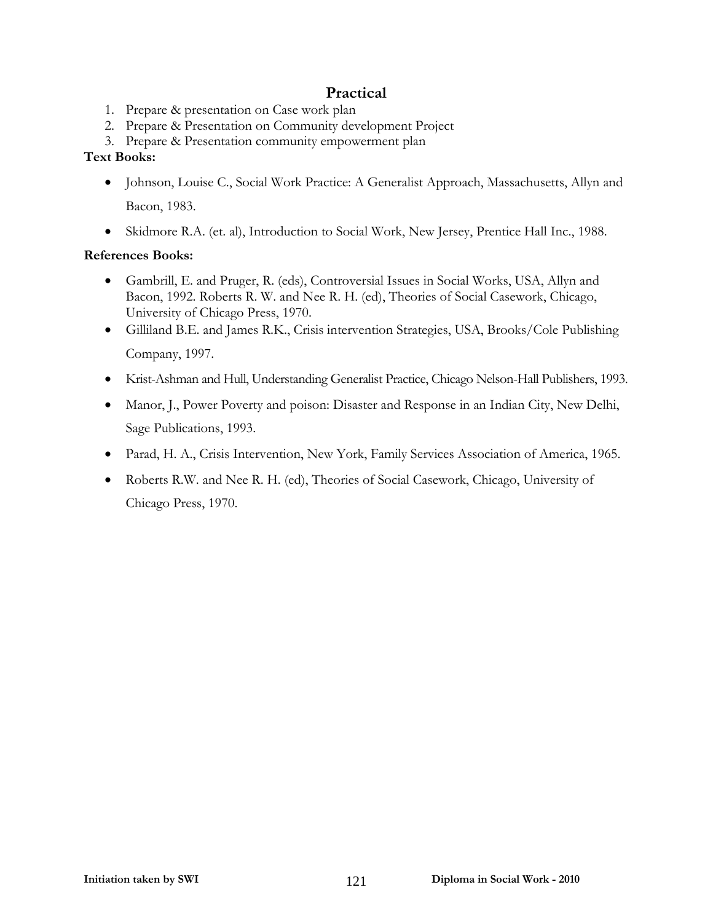## Practical

1. Prepare & presentation on Case work plan
2. Prepare & Presentation on Community development Project
3. Prepare & Presentation community empowerment plan

**Text Books:**

- Johnson, Louise C., Social Work Practice: A Generalist Approach, Massachusetts, Allyn and Bacon, 1983.
- Skidmore R.A. (et. al), Introduction to Social Work, New Jersey, Prentice Hall Inc., 1988.

**References Books:**

- Gambrill, E. and Pruger, R. (eds), Controversial Issues in Social Works, USA, Allyn and Bacon, 1992. Roberts R. W. and Nee R. H. (ed), Theories of Social Casework, Chicago, University of Chicago Press, 1970.
- Gilliland B.E. and James R.K., Crisis intervention Strategies, USA, Brooks/Cole Publishing Company, 1997.
- Krist-Ashman and Hull, Understanding Generalist Practice, Chicago Nelson-Hall Publishers, 1993.
- Manor, J., Power Poverty and poison: Disaster and Response in an Indian City, New Delhi, Sage Publications, 1993.
- Parad, H. A., Crisis Intervention, New York, Family Services Association of America, 1965.
- Roberts R.W. and Nee R. H. (ed), Theories of Social Casework, Chicago, University of Chicago Press, 1970.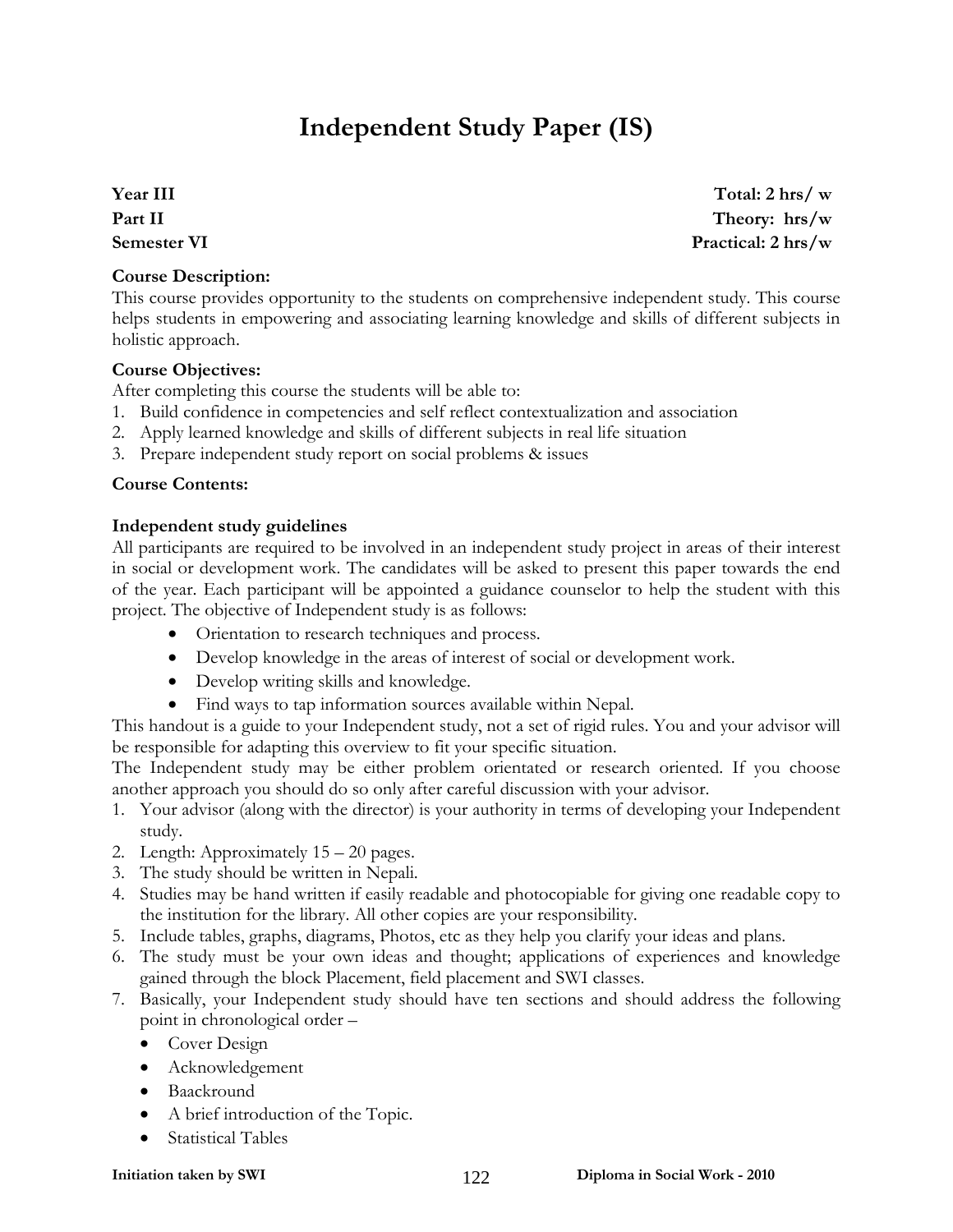# Independent Study Paper (IS)

**Year III** **Total: 2 hrs/ w**
**Part II** **Theory: hrs/w**
**Semester VI** **Practical: 2 hrs/w**

**Course Description:**
This course provides opportunity to the students on comprehensive independent study. This course helps students in empowering and associating learning knowledge and skills of different subjects in holistic approach.

**Course Objectives:**
After completing this course the students will be able to:

1. Build confidence in competencies and self reflect contextualization and association
2. Apply learned knowledge and skills of different subjects in real life situation
3. Prepare independent study report on social problems & issues

**Course Contents:**

**Independent study guidelines**
All participants are required to be involved in an independent study project in areas of their interest in social or development work. The candidates will be asked to present this paper towards the end of the year. Each participant will be appointed a guidance counselor to help the student with this project. The objective of Independent study is as follows:

- Orientation to research techniques and process.
- Develop knowledge in the areas of interest of social or development work.
- Develop writing skills and knowledge.
- Find ways to tap information sources available within Nepal.

This handout is a guide to your Independent study, not a set of rigid rules. You and your advisor will be responsible for adapting this overview to fit your specific situation.
The Independent study may be either problem orientated or research oriented. If you choose another approach you should do so only after careful discussion with your advisor.

1. Your advisor (along with the director) is your authority in terms of developing your Independent study.
2. Length: Approximately 15 – 20 pages.
3. The study should be written in Nepali.
4. Studies may be hand written if easily readable and photocopiable for giving one readable copy to the institution for the library. All other copies are your responsibility.
5. Include tables, graphs, diagrams, Photos, etc as they help you clarify your ideas and plans.
6. The study must be your own ideas and thought; applications of experiences and knowledge gained through the block Placement, field placement and SWI classes.
7. Basically, your Independent study should have ten sections and should address the following point in chronological order –
   - Cover Design
   - Acknowledgement
   - Baackround
   - A brief introduction of the Topic.
   - Statistical Tables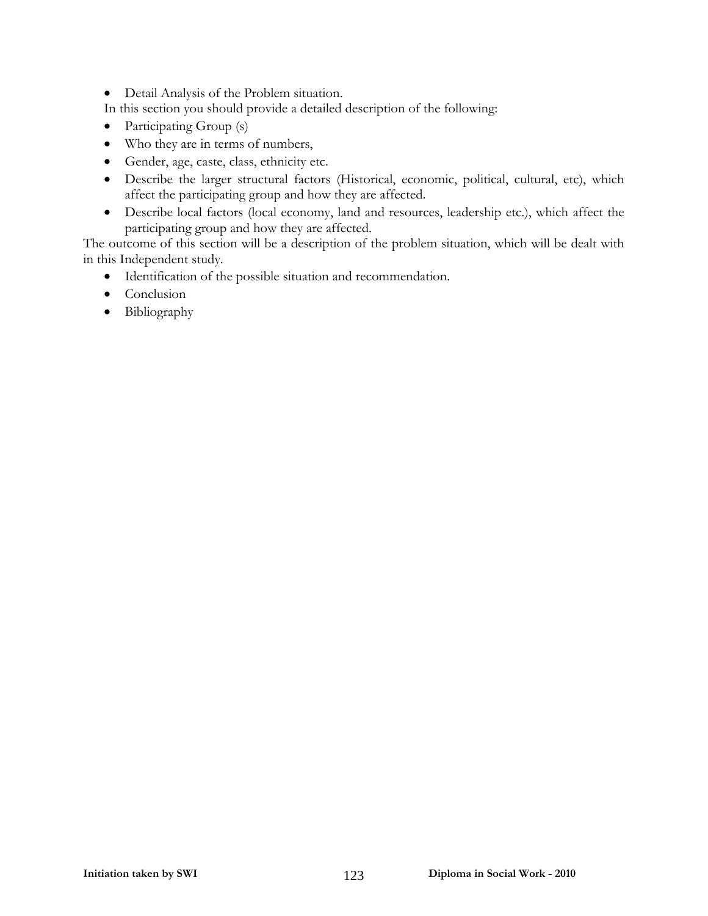- Detail Analysis of the Problem situation.

In this section you should provide a detailed description of the following:

- Participating Group (s)
- Who they are in terms of numbers,
- Gender, age, caste, class, ethnicity etc.
- Describe the larger structural factors (Historical, economic, political, cultural, etc), which affect the participating group and how they are affected.
- Describe local factors (local economy, land and resources, leadership etc.), which affect the participating group and how they are affected.

The outcome of this section will be a description of the problem situation, which will be dealt with in this Independent study.

- Identification of the possible situation and recommendation.
- Conclusion
- Bibliography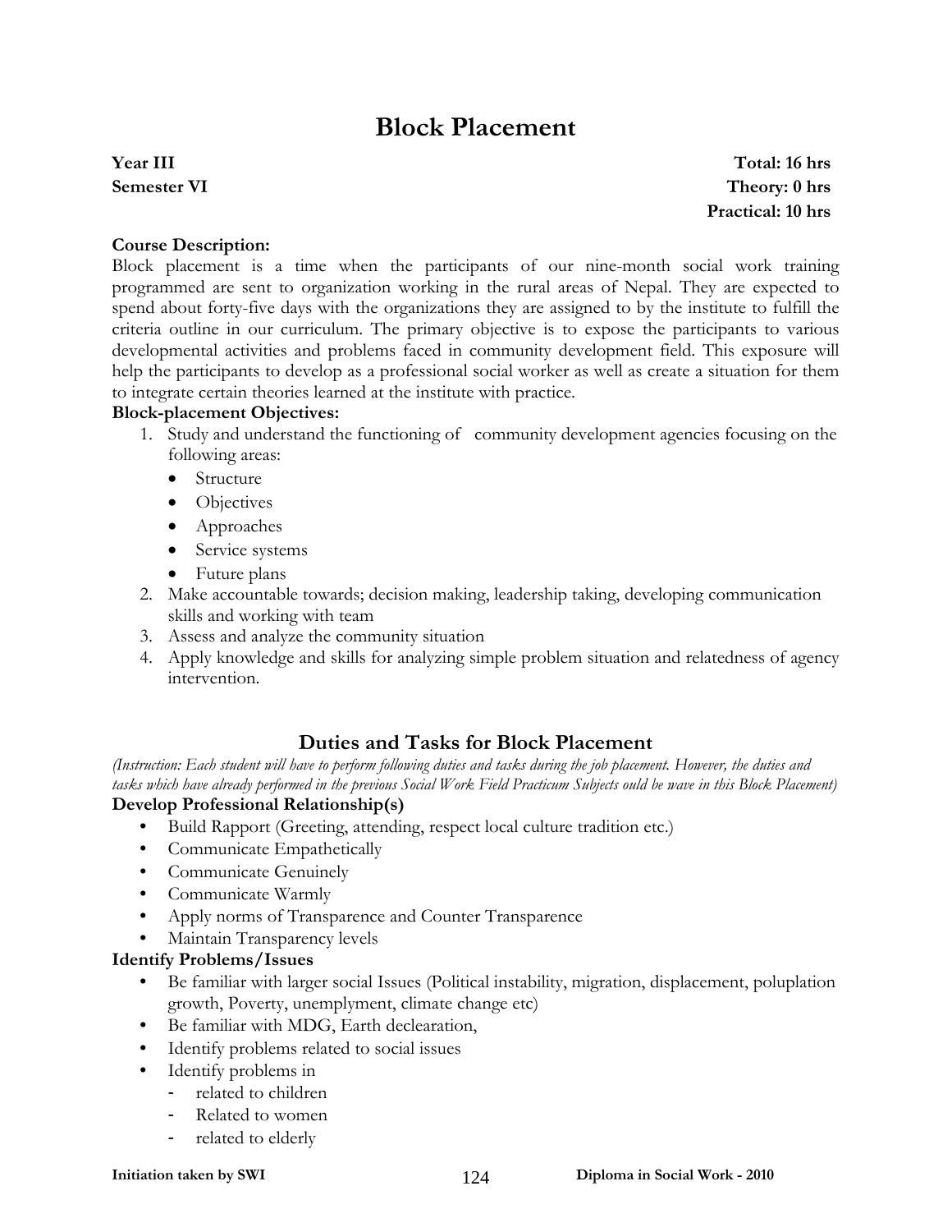# Block Placement

**Year III** **Total: 16 hrs**
**Semester VI** **Theory: 0 hrs**
**Practical: 10 hrs**

**Course Description:**
Block placement is a time when the participants of our nine-month social work training programmed are sent to organization working in the rural areas of Nepal. They are expected to spend about forty-five days with the organizations they are assigned to by the institute to fulfill the criteria outline in our curriculum. The primary objective is to expose the participants to various developmental activities and problems faced in community development field. This exposure will help the participants to develop as a professional social worker as well as create a situation for them to integrate certain theories learned at the institute with practice.

**Block-placement Objectives:**

1. Study and understand the functioning of community development agencies focusing on the following areas:
   - Structure
   - Objectives
   - Approaches
   - Service systems
   - Future plans
2. Make accountable towards; decision making, leadership taking, developing communication skills and working with team
3. Assess and analyze the community situation
4. Apply knowledge and skills for analyzing simple problem situation and relatedness of agency intervention.

## Duties and Tasks for Block Placement

*(Instruction: Each student will have to perform following duties and tasks during the job placement. However, the duties and tasks which have already performed in the previous Social Work Field Practicum Subjects ould be wave in this Block Placement)*

**Develop Professional Relationship(s)**

- Build Rapport (Greeting, attending, respect local culture tradition etc.)
- Communicate Empathetically
- Communicate Genuinely
- Communicate Warmly
- Apply norms of Transparence and Counter Transparence
- Maintain Transparency levels

**Identify Problems/Issues**

- Be familiar with larger social Issues (Political instability, migration, displacement, poluplation growth, Poverty, unemplyment, climate change etc)
- Be familiar with MDG, Earth declearation,
- Identify problems related to social issues
- Identify problems in
  - related to children
  - Related to women
  - related to elderly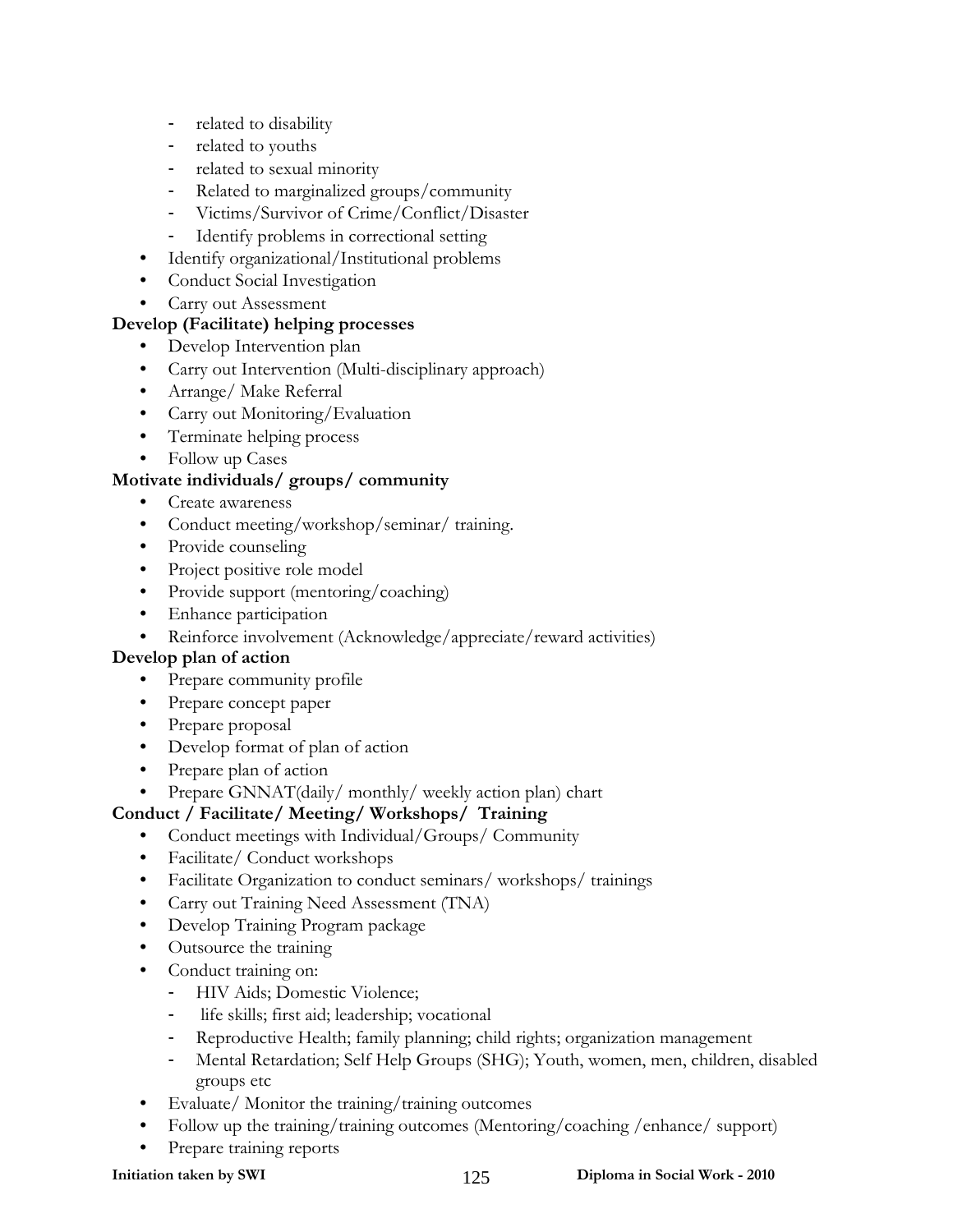- related to disability
  - related to youths
  - related to sexual minority
  - Related to marginalized groups/community
  - Victims/Survivor of Crime/Conflict/Disaster
  - Identify problems in correctional setting
- Identify organizational/Institutional problems
- Conduct Social Investigation
- Carry out Assessment

**Develop (Facilitate) helping processes**

- Develop Intervention plan
- Carry out Intervention (Multi-disciplinary approach)
- Arrange/ Make Referral
- Carry out Monitoring/Evaluation
- Terminate helping process
- Follow up Cases

**Motivate individuals/ groups/ community**

- Create awareness
- Conduct meeting/workshop/seminar/ training.
- Provide counseling
- Project positive role model
- Provide support (mentoring/coaching)
- Enhance participation
- Reinforce involvement (Acknowledge/appreciate/reward activities)

**Develop plan of action**

- Prepare community profile
- Prepare concept paper
- Prepare proposal
- Develop format of plan of action
- Prepare plan of action
- Prepare GNNAT(daily/ monthly/ weekly action plan) chart

**Conduct / Facilitate/ Meeting/ Workshops/ Training**

- Conduct meetings with Individual/Groups/ Community
- Facilitate/ Conduct workshops
- Facilitate Organization to conduct seminars/ workshops/ trainings
- Carry out Training Need Assessment (TNA)
- Develop Training Program package
- Outsource the training
- Conduct training on:
  - HIV Aids; Domestic Violence;
  - life skills; first aid; leadership; vocational
  - Reproductive Health; family planning; child rights; organization management
  - Mental Retardation; Self Help Groups (SHG); Youth, women, men, children, disabled groups etc
- Evaluate/ Monitor the training/training outcomes
- Follow up the training/training outcomes (Mentoring/coaching /enhance/ support)
- Prepare training reports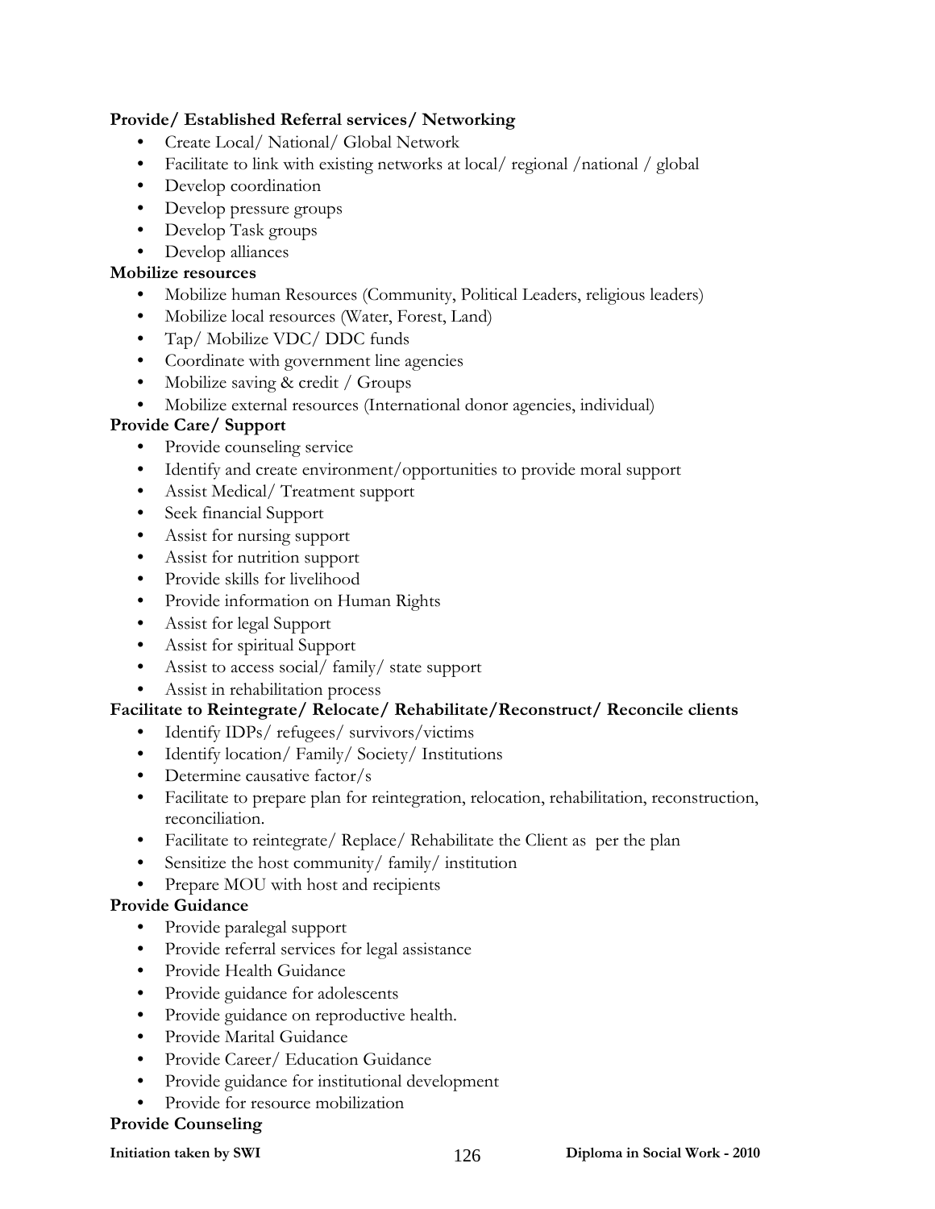**Provide/ Established Referral services/ Networking**

- Create Local/ National/ Global Network
- Facilitate to link with existing networks at local/ regional /national / global
- Develop coordination
- Develop pressure groups
- Develop Task groups
- Develop alliances

**Mobilize resources**

- Mobilize human Resources (Community, Political Leaders, religious leaders)
- Mobilize local resources (Water, Forest, Land)
- Tap/ Mobilize VDC/ DDC funds
- Coordinate with government line agencies
- Mobilize saving & credit / Groups
- Mobilize external resources (International donor agencies, individual)

**Provide Care/ Support**

- Provide counseling service
- Identify and create environment/opportunities to provide moral support
- Assist Medical/ Treatment support
- Seek financial Support
- Assist for nursing support
- Assist for nutrition support
- Provide skills for livelihood
- Provide information on Human Rights
- Assist for legal Support
- Assist for spiritual Support
- Assist to access social/ family/ state support
- Assist in rehabilitation process

**Facilitate to Reintegrate/ Relocate/ Rehabilitate/Reconstruct/ Reconcile clients**

- Identify IDPs/ refugees/ survivors/victims
- Identify location/ Family/ Society/ Institutions
- Determine causative factor/s
- Facilitate to prepare plan for reintegration, relocation, rehabilitation, reconstruction, reconciliation.
- Facilitate to reintegrate/ Replace/ Rehabilitate the Client as per the plan
- Sensitize the host community/ family/ institution
- Prepare MOU with host and recipients

**Provide Guidance**

- Provide paralegal support
- Provide referral services for legal assistance
- Provide Health Guidance
- Provide guidance for adolescents
- Provide guidance on reproductive health.
- Provide Marital Guidance
- Provide Career/ Education Guidance
- Provide guidance for institutional development
- Provide for resource mobilization

**Provide Counseling**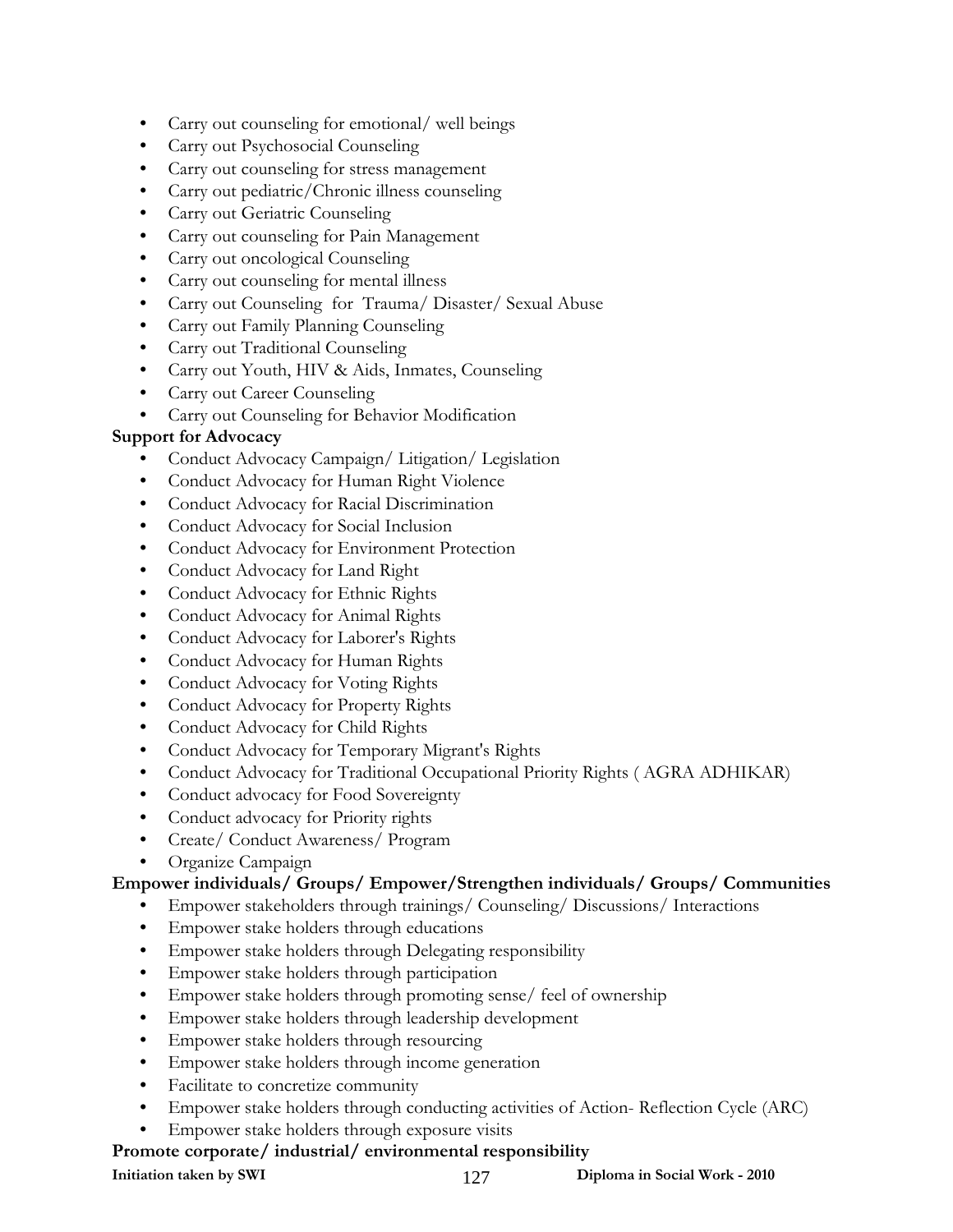- Carry out counseling for emotional/ well beings
- Carry out Psychosocial Counseling
- Carry out counseling for stress management
- Carry out pediatric/Chronic illness counseling
- Carry out Geriatric Counseling
- Carry out counseling for Pain Management
- Carry out oncological Counseling
- Carry out counseling for mental illness
- Carry out Counseling for Trauma/ Disaster/ Sexual Abuse
- Carry out Family Planning Counseling
- Carry out Traditional Counseling
- Carry out Youth, HIV & Aids, Inmates, Counseling
- Carry out Career Counseling
- Carry out Counseling for Behavior Modification

**Support for Advocacy**

- Conduct Advocacy Campaign/ Litigation/ Legislation
- Conduct Advocacy for Human Right Violence
- Conduct Advocacy for Racial Discrimination
- Conduct Advocacy for Social Inclusion
- Conduct Advocacy for Environment Protection
- Conduct Advocacy for Land Right
- Conduct Advocacy for Ethnic Rights
- Conduct Advocacy for Animal Rights
- Conduct Advocacy for Laborer's Rights
- Conduct Advocacy for Human Rights
- Conduct Advocacy for Voting Rights
- Conduct Advocacy for Property Rights
- Conduct Advocacy for Child Rights
- Conduct Advocacy for Temporary Migrant's Rights
- Conduct Advocacy for Traditional Occupational Priority Rights ( AGRA ADHIKAR)
- Conduct advocacy for Food Sovereignty
- Conduct advocacy for Priority rights
- Create/ Conduct Awareness/ Program
- Organize Campaign

**Empower individuals/ Groups/ Empower/Strengthen individuals/ Groups/ Communities**

- Empower stakeholders through trainings/ Counseling/ Discussions/ Interactions
- Empower stake holders through educations
- Empower stake holders through Delegating responsibility
- Empower stake holders through participation
- Empower stake holders through promoting sense/ feel of ownership
- Empower stake holders through leadership development
- Empower stake holders through resourcing
- Empower stake holders through income generation
- Facilitate to concretize community
- Empower stake holders through conducting activities of Action- Reflection Cycle (ARC)
- Empower stake holders through exposure visits

**Promote corporate/ industrial/ environmental responsibility**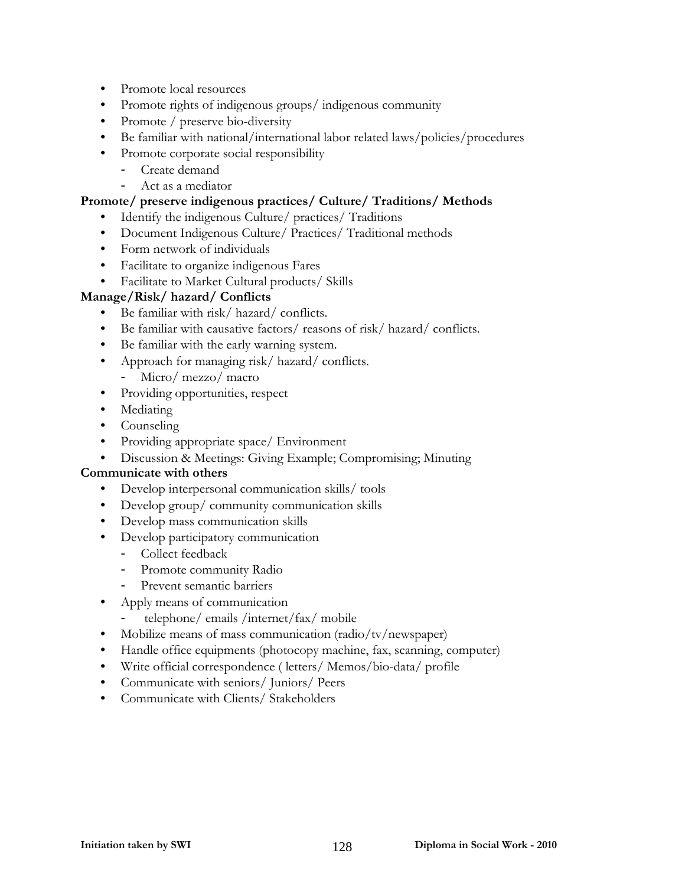- Promote local resources
- Promote rights of indigenous groups/ indigenous community
- Promote / preserve bio-diversity
- Be familiar with national/international labor related laws/policies/procedures
- Promote corporate social responsibility
  - Create demand
  - Act as a mediator

**Promote/ preserve indigenous practices/ Culture/ Traditions/ Methods**

- Identify the indigenous Culture/ practices/ Traditions
- Document Indigenous Culture/ Practices/ Traditional methods
- Form network of individuals
- Facilitate to organize indigenous Fares
- Facilitate to Market Cultural products/ Skills

**Manage/Risk/ hazard/ Conflicts**

- Be familiar with risk/ hazard/ conflicts.
- Be familiar with causative factors/ reasons of risk/ hazard/ conflicts.
- Be familiar with the early warning system.
- Approach for managing risk/ hazard/ conflicts.
  - Micro/ mezzo/ macro
- Providing opportunities, respect
- Mediating
- Counseling
- Providing appropriate space/ Environment
- Discussion & Meetings: Giving Example; Compromising; Minuting

**Communicate with others**

- Develop interpersonal communication skills/ tools
- Develop group/ community communication skills
- Develop mass communication skills
- Develop participatory communication
  - Collect feedback
  - Promote community Radio
  - Prevent semantic barriers
- Apply means of communication
  - telephone/ emails /internet/fax/ mobile
- Mobilize means of mass communication (radio/tv/newspaper)
- Handle office equipments (photocopy machine, fax, scanning, computer)
- Write official correspondence ( letters/ Memos/bio-data/ profile
- Communicate with seniors/ Juniors/ Peers
- Communicate with Clients/ Stakeholders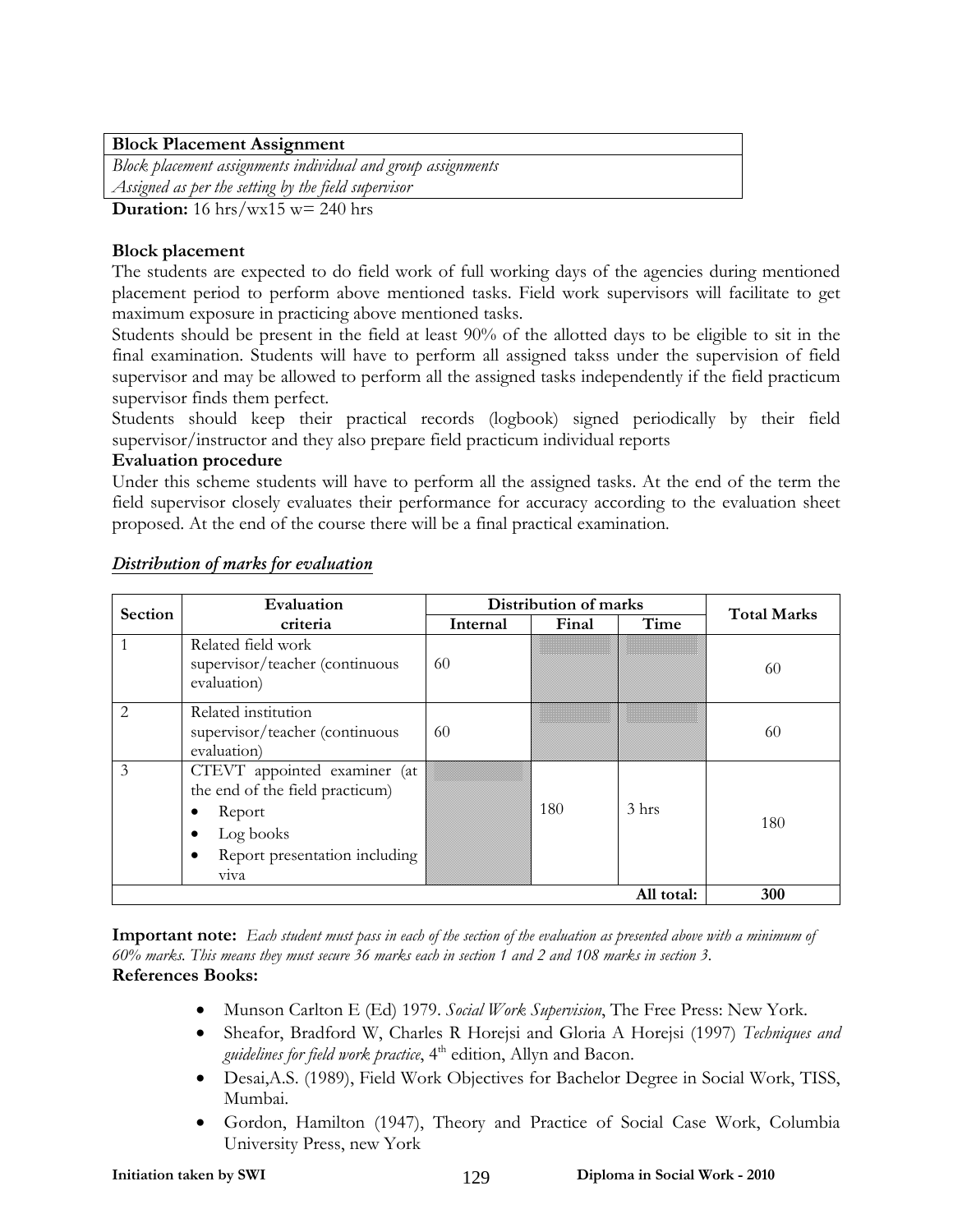| Block Placement Assignment |
|---|
| *Block placement assignments individual and group assignments* |
| *Assigned as per the setting by the field supervisor* |

**Duration:** 16 hrs/wx15 w= 240 hrs

**Block placement**

The students are expected to do field work of full working days of the agencies during mentioned placement period to perform above mentioned tasks. Field work supervisors will facilitate to get maximum exposure in practicing above mentioned tasks.

Students should be present in the field at least 90% of the allotted days to be eligible to sit in the final examination. Students will have to perform all assigned takss under the supervision of field supervisor and may be allowed to perform all the assigned tasks independently if the field practicum supervisor finds them perfect.

Students should keep their practical records (logbook) signed periodically by their field supervisor/instructor and they also prepare field practicum individual reports

**Evaluation procedure**

Under this scheme students will have to perform all the assigned tasks. At the end of the term the field supervisor closely evaluates their performance for accuracy according to the evaluation sheet proposed. At the end of the course there will be a final practical examination.

***Distribution of marks for evaluation***

| Section | Evaluation criteria | Distribution of marks | | | Total Marks |
|---|---|---|---|---|---|
| | | Internal | Final | Time | |
| 1 | Related field work supervisor/teacher (continuous evaluation) | 60 | | | 60 |
| 2 | Related institution supervisor/teacher (continuous evaluation) | 60 | | | 60 |
| 3 | CTEVT appointed examiner (at the end of the field practicum)<br>• Report<br>• Log books<br>• Report presentation including viva | | 180 | 3 hrs | 180 |
| | | | | **All total:** | **300** |

**Important note:** *Each student must pass in each of the section of the evaluation as presented above with a minimum of 60% marks. This means they must secure 36 marks each in section 1 and 2 and 108 marks in section 3.*

**References Books:**

- Munson Carlton E (Ed) 1979. *Social Work Supervision*, The Free Press: New York.
- Sheafor, Bradford W, Charles R Horejsi and Gloria A Horejsi (1997) *Techniques and guidelines for field work practice*, 4th edition, Allyn and Bacon.
- Desai,A.S. (1989), Field Work Objectives for Bachelor Degree in Social Work, TISS, Mumbai.
- Gordon, Hamilton (1947), Theory and Practice of Social Case Work, Columbia University Press, new York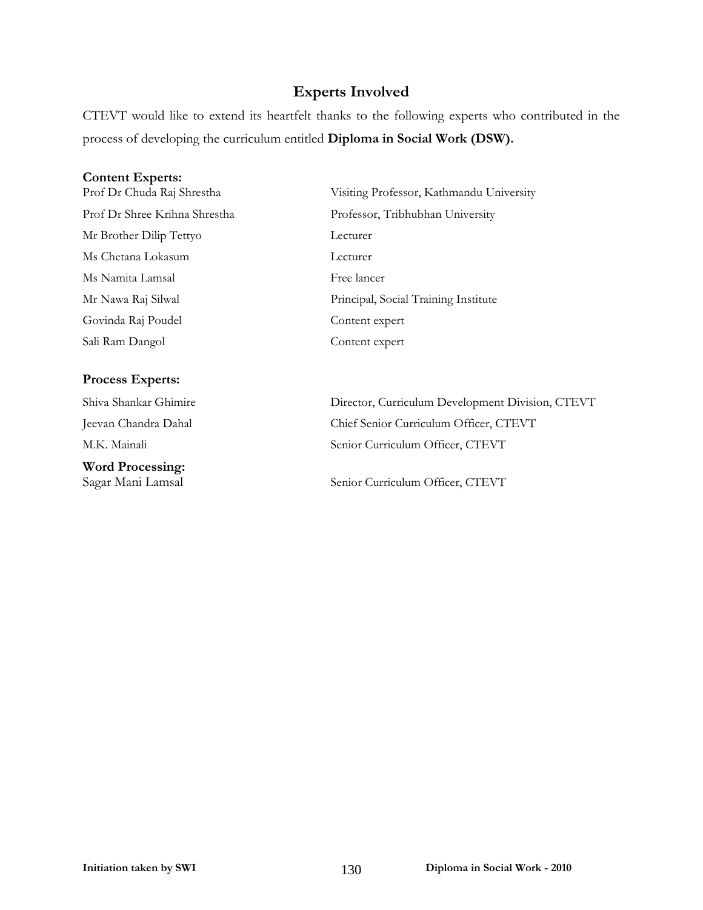## Experts Involved

CTEVT would like to extend its heartfelt thanks to the following experts who contributed in the process of developing the curriculum entitled **Diploma in Social Work (DSW).**

**Content Experts:**

| | |
|---|---|
| Prof Dr Chuda Raj Shrestha | Visiting Professor, Kathmandu University |
| Prof Dr Shree Krihna Shrestha | Professor, Tribhubhan University |
| Mr Brother Dilip Tettyo | Lecturer |
| Ms Chetana Lokasum | Lecturer |
| Ms Namita Lamsal | Free lancer |
| Mr Nawa Raj Silwal | Principal, Social Training Institute |
| Govinda Raj Poudel | Content expert |
| Sali Ram Dangol | Content expert |

**Process Experts:**

| | |
|---|---|
| Shiva Shankar Ghimire | Director, Curriculum Development Division, CTEVT |
| Jeevan Chandra Dahal | Chief Senior Curriculum Officer, CTEVT |
| M.K. Mainali | Senior Curriculum Officer, CTEVT |

**Word Processing:**

| | |
|---|---|
| Sagar Mani Lamsal | Senior Curriculum Officer, CTEVT |